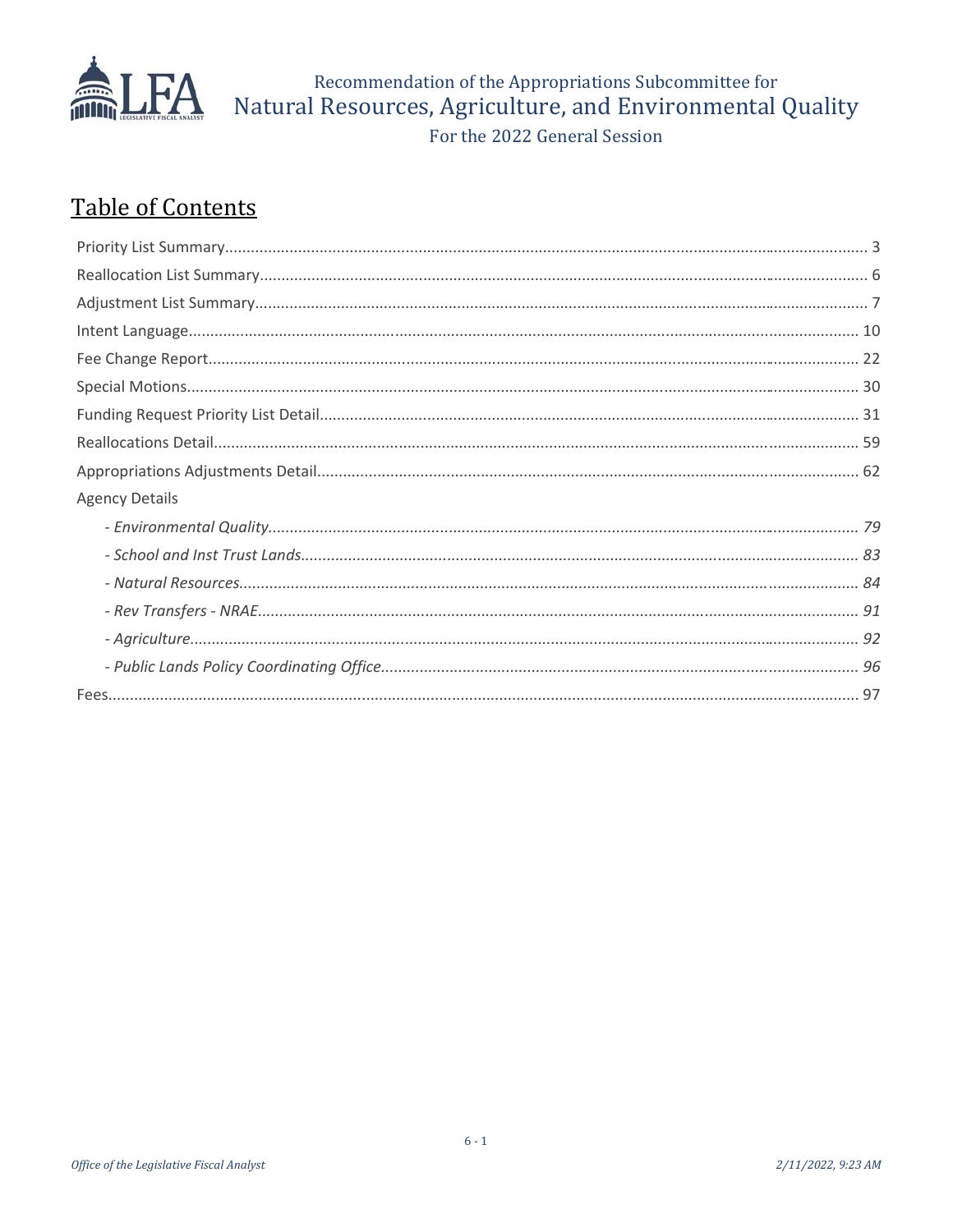Recommendation of the Appropriations Subcommittee for
# Natural Resources, Agriculture, and Environmental Quality
For the 2022 General Session

## Table of Contents

Priority List Summary ..... 3
Reallocation List Summary ..... 6
Adjustment List Summary ..... 7
Intent Language ..... 10
Fee Change Report ..... 22
Special Motions ..... 30
Funding Request Priority List Detail ..... 31
Reallocations Detail ..... 59
Appropriations Adjustments Detail ..... 62
Agency Details
- *- Environmental Quality ..... 79*
- *- School and Inst Trust Lands ..... 83*
- *- Natural Resources ..... 84*
- *- Rev Transfers - NRAE ..... 91*
- *- Agriculture ..... 92*
- *- Public Lands Policy Coordinating Office ..... 96*

Fees ..... 97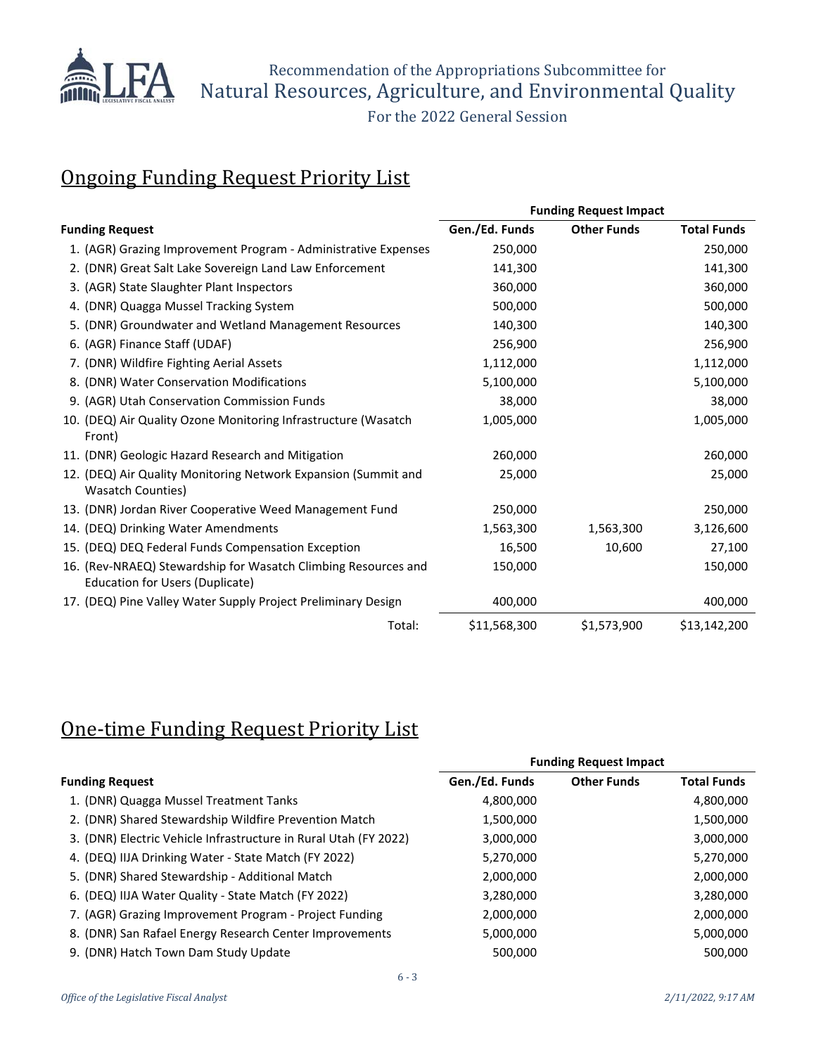Recommendation of the Appropriations Subcommittee for
# Natural Resources, Agriculture, and Environmental Quality
For the 2022 General Session

## Ongoing Funding Request Priority List

| Funding Request | Funding Request Impact | | |
|---|---|---|---|
| | Gen./Ed. Funds | Other Funds | Total Funds |
| 1. (AGR) Grazing Improvement Program - Administrative Expenses | 250,000 | | 250,000 |
| 2. (DNR) Great Salt Lake Sovereign Land Law Enforcement | 141,300 | | 141,300 |
| 3. (AGR) State Slaughter Plant Inspectors | 360,000 | | 360,000 |
| 4. (DNR) Quagga Mussel Tracking System | 500,000 | | 500,000 |
| 5. (DNR) Groundwater and Wetland Management Resources | 140,300 | | 140,300 |
| 6. (AGR) Finance Staff (UDAF) | 256,900 | | 256,900 |
| 7. (DNR) Wildfire Fighting Aerial Assets | 1,112,000 | | 1,112,000 |
| 8. (DNR) Water Conservation Modifications | 5,100,000 | | 5,100,000 |
| 9. (AGR) Utah Conservation Commission Funds | 38,000 | | 38,000 |
| 10. (DEQ) Air Quality Ozone Monitoring Infrastructure (Wasatch Front) | 1,005,000 | | 1,005,000 |
| 11. (DNR) Geologic Hazard Research and Mitigation | 260,000 | | 260,000 |
| 12. (DEQ) Air Quality Monitoring Network Expansion (Summit and Wasatch Counties) | 25,000 | | 25,000 |
| 13. (DNR) Jordan River Cooperative Weed Management Fund | 250,000 | | 250,000 |
| 14. (DEQ) Drinking Water Amendments | 1,563,300 | 1,563,300 | 3,126,600 |
| 15. (DEQ) DEQ Federal Funds Compensation Exception | 16,500 | 10,600 | 27,100 |
| 16. (Rev-NRAEQ) Stewardship for Wasatch Climbing Resources and Education for Users (Duplicate) | 150,000 | | 150,000 |
| 17. (DEQ) Pine Valley Water Supply Project Preliminary Design | 400,000 | | 400,000 |
| Total: | $11,568,300 | $1,573,900 | $13,142,200 |

## One-time Funding Request Priority List

| Funding Request | Funding Request Impact | | |
|---|---|---|---|
| | Gen./Ed. Funds | Other Funds | Total Funds |
| 1. (DNR) Quagga Mussel Treatment Tanks | 4,800,000 | | 4,800,000 |
| 2. (DNR) Shared Stewardship Wildfire Prevention Match | 1,500,000 | | 1,500,000 |
| 3. (DNR) Electric Vehicle Infrastructure in Rural Utah (FY 2022) | 3,000,000 | | 3,000,000 |
| 4. (DEQ) IIJA Drinking Water - State Match (FY 2022) | 5,270,000 | | 5,270,000 |
| 5. (DNR) Shared Stewardship - Additional Match | 2,000,000 | | 2,000,000 |
| 6. (DEQ) IIJA Water Quality - State Match (FY 2022) | 3,280,000 | | 3,280,000 |
| 7. (AGR) Grazing Improvement Program - Project Funding | 2,000,000 | | 2,000,000 |
| 8. (DNR) San Rafael Energy Research Center Improvements | 5,000,000 | | 5,000,000 |
| 9. (DNR) Hatch Town Dam Study Update | 500,000 | | 500,000 |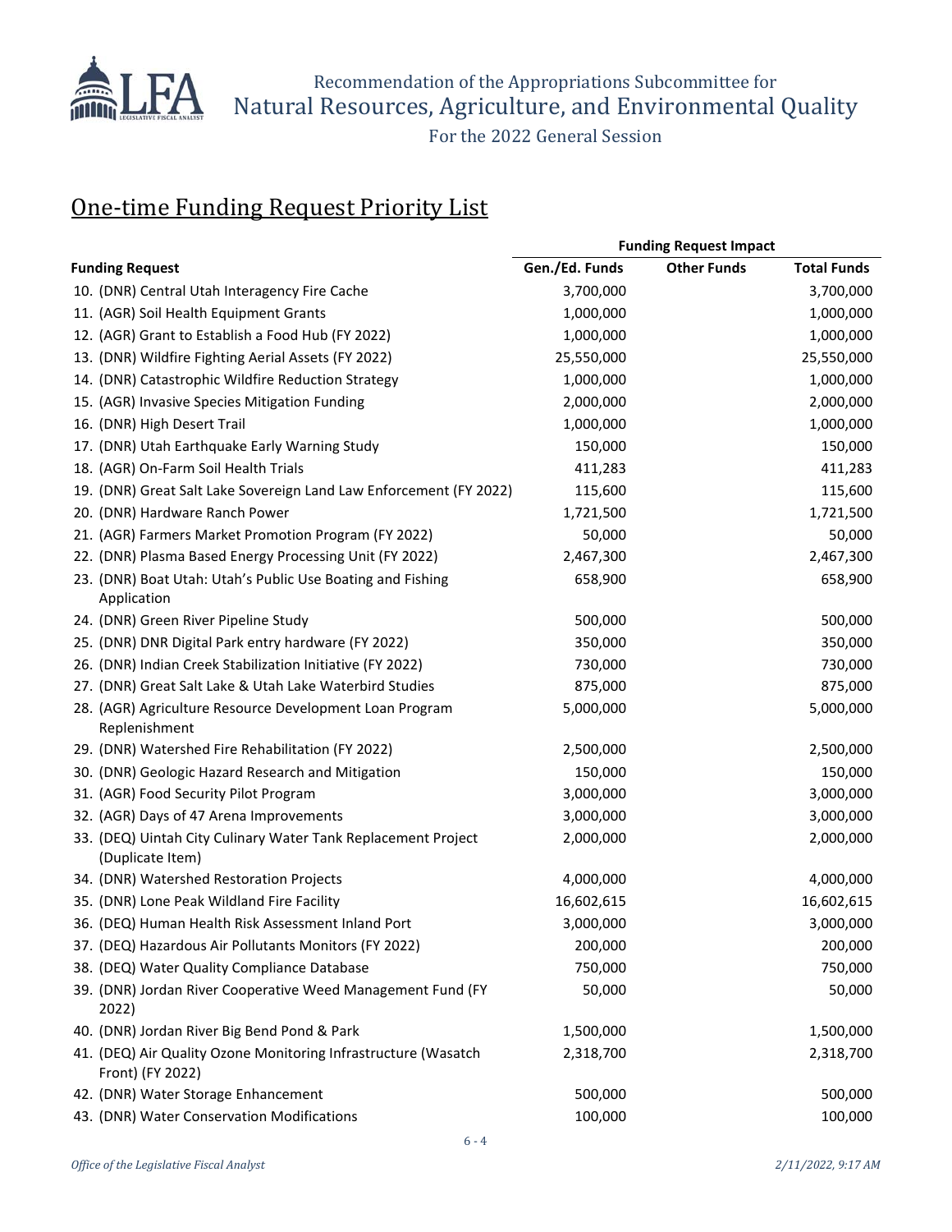Recommendation of the Appropriations Subcommittee for
Natural Resources, Agriculture, and Environmental Quality
For the 2022 General Session

# One-time Funding Request Priority List

| Funding Request | Gen./Ed. Funds | Other Funds | Total Funds |
|---|---|---|---|
| | **Funding Request Impact** | | |
| 10. (DNR) Central Utah Interagency Fire Cache | 3,700,000 | | 3,700,000 |
| 11. (AGR) Soil Health Equipment Grants | 1,000,000 | | 1,000,000 |
| 12. (AGR) Grant to Establish a Food Hub (FY 2022) | 1,000,000 | | 1,000,000 |
| 13. (DNR) Wildfire Fighting Aerial Assets (FY 2022) | 25,550,000 | | 25,550,000 |
| 14. (DNR) Catastrophic Wildfire Reduction Strategy | 1,000,000 | | 1,000,000 |
| 15. (AGR) Invasive Species Mitigation Funding | 2,000,000 | | 2,000,000 |
| 16. (DNR) High Desert Trail | 1,000,000 | | 1,000,000 |
| 17. (DNR) Utah Earthquake Early Warning Study | 150,000 | | 150,000 |
| 18. (AGR) On-Farm Soil Health Trials | 411,283 | | 411,283 |
| 19. (DNR) Great Salt Lake Sovereign Land Law Enforcement (FY 2022) | 115,600 | | 115,600 |
| 20. (DNR) Hardware Ranch Power | 1,721,500 | | 1,721,500 |
| 21. (AGR) Farmers Market Promotion Program (FY 2022) | 50,000 | | 50,000 |
| 22. (DNR) Plasma Based Energy Processing Unit (FY 2022) | 2,467,300 | | 2,467,300 |
| 23. (DNR) Boat Utah: Utah's Public Use Boating and Fishing Application | 658,900 | | 658,900 |
| 24. (DNR) Green River Pipeline Study | 500,000 | | 500,000 |
| 25. (DNR) DNR Digital Park entry hardware (FY 2022) | 350,000 | | 350,000 |
| 26. (DNR) Indian Creek Stabilization Initiative (FY 2022) | 730,000 | | 730,000 |
| 27. (DNR) Great Salt Lake & Utah Lake Waterbird Studies | 875,000 | | 875,000 |
| 28. (AGR) Agriculture Resource Development Loan Program Replenishment | 5,000,000 | | 5,000,000 |
| 29. (DNR) Watershed Fire Rehabilitation (FY 2022) | 2,500,000 | | 2,500,000 |
| 30. (DNR) Geologic Hazard Research and Mitigation | 150,000 | | 150,000 |
| 31. (AGR) Food Security Pilot Program | 3,000,000 | | 3,000,000 |
| 32. (AGR) Days of 47 Arena Improvements | 3,000,000 | | 3,000,000 |
| 33. (DEQ) Uintah City Culinary Water Tank Replacement Project (Duplicate Item) | 2,000,000 | | 2,000,000 |
| 34. (DNR) Watershed Restoration Projects | 4,000,000 | | 4,000,000 |
| 35. (DNR) Lone Peak Wildland Fire Facility | 16,602,615 | | 16,602,615 |
| 36. (DEQ) Human Health Risk Assessment Inland Port | 3,000,000 | | 3,000,000 |
| 37. (DEQ) Hazardous Air Pollutants Monitors (FY 2022) | 200,000 | | 200,000 |
| 38. (DEQ) Water Quality Compliance Database | 750,000 | | 750,000 |
| 39. (DNR) Jordan River Cooperative Weed Management Fund (FY 2022) | 50,000 | | 50,000 |
| 40. (DNR) Jordan River Big Bend Pond & Park | 1,500,000 | | 1,500,000 |
| 41. (DEQ) Air Quality Ozone Monitoring Infrastructure (Wasatch Front) (FY 2022) | 2,318,700 | | 2,318,700 |
| 42. (DNR) Water Storage Enhancement | 500,000 | | 500,000 |
| 43. (DNR) Water Conservation Modifications | 100,000 | | 100,000 |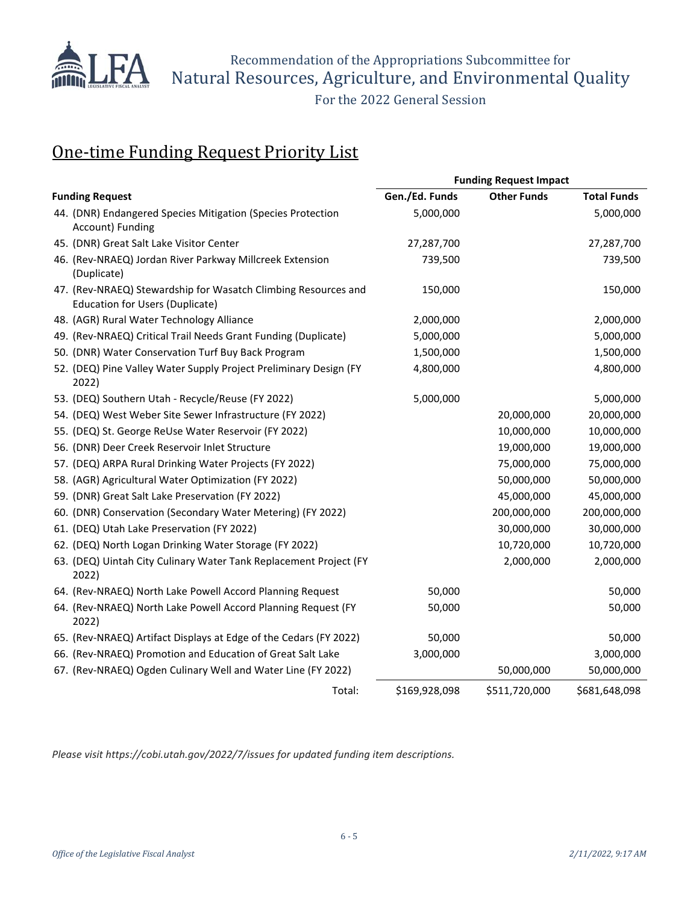Recommendation of the Appropriations Subcommittee for
Natural Resources, Agriculture, and Environmental Quality
For the 2022 General Session

## One-time Funding Request Priority List

| Funding Request | Funding Request Impact | | |
|---|---|---|---|
| | Gen./Ed. Funds | Other Funds | Total Funds |
| 44. (DNR) Endangered Species Mitigation (Species Protection Account) Funding | 5,000,000 | | 5,000,000 |
| 45. (DNR) Great Salt Lake Visitor Center | 27,287,700 | | 27,287,700 |
| 46. (Rev-NRAEQ) Jordan River Parkway Millcreek Extension (Duplicate) | 739,500 | | 739,500 |
| 47. (Rev-NRAEQ) Stewardship for Wasatch Climbing Resources and Education for Users (Duplicate) | 150,000 | | 150,000 |
| 48. (AGR) Rural Water Technology Alliance | 2,000,000 | | 2,000,000 |
| 49. (Rev-NRAEQ) Critical Trail Needs Grant Funding (Duplicate) | 5,000,000 | | 5,000,000 |
| 50. (DNR) Water Conservation Turf Buy Back Program | 1,500,000 | | 1,500,000 |
| 52. (DEQ) Pine Valley Water Supply Project Preliminary Design (FY 2022) | 4,800,000 | | 4,800,000 |
| 53. (DEQ) Southern Utah - Recycle/Reuse (FY 2022) | 5,000,000 | | 5,000,000 |
| 54. (DEQ) West Weber Site Sewer Infrastructure (FY 2022) | | 20,000,000 | 20,000,000 |
| 55. (DEQ) St. George ReUse Water Reservoir (FY 2022) | | 10,000,000 | 10,000,000 |
| 56. (DNR) Deer Creek Reservoir Inlet Structure | | 19,000,000 | 19,000,000 |
| 57. (DEQ) ARPA Rural Drinking Water Projects (FY 2022) | | 75,000,000 | 75,000,000 |
| 58. (AGR) Agricultural Water Optimization (FY 2022) | | 50,000,000 | 50,000,000 |
| 59. (DNR) Great Salt Lake Preservation (FY 2022) | | 45,000,000 | 45,000,000 |
| 60. (DNR) Conservation (Secondary Water Metering) (FY 2022) | | 200,000,000 | 200,000,000 |
| 61. (DEQ) Utah Lake Preservation (FY 2022) | | 30,000,000 | 30,000,000 |
| 62. (DEQ) North Logan Drinking Water Storage (FY 2022) | | 10,720,000 | 10,720,000 |
| 63. (DEQ) Uintah City Culinary Water Tank Replacement Project (FY 2022) | | 2,000,000 | 2,000,000 |
| 64. (Rev-NRAEQ) North Lake Powell Accord Planning Request | 50,000 | | 50,000 |
| 64. (Rev-NRAEQ) North Lake Powell Accord Planning Request (FY 2022) | 50,000 | | 50,000 |
| 65. (Rev-NRAEQ) Artifact Displays at Edge of the Cedars (FY 2022) | 50,000 | | 50,000 |
| 66. (Rev-NRAEQ) Promotion and Education of Great Salt Lake | 3,000,000 | | 3,000,000 |
| 67. (Rev-NRAEQ) Ogden Culinary Well and Water Line (FY 2022) | | 50,000,000 | 50,000,000 |
| Total: | $169,928,098 | $511,720,000 | $681,648,098 |

*Please visit https://cobi.utah.gov/2022/7/issues for updated funding item descriptions.*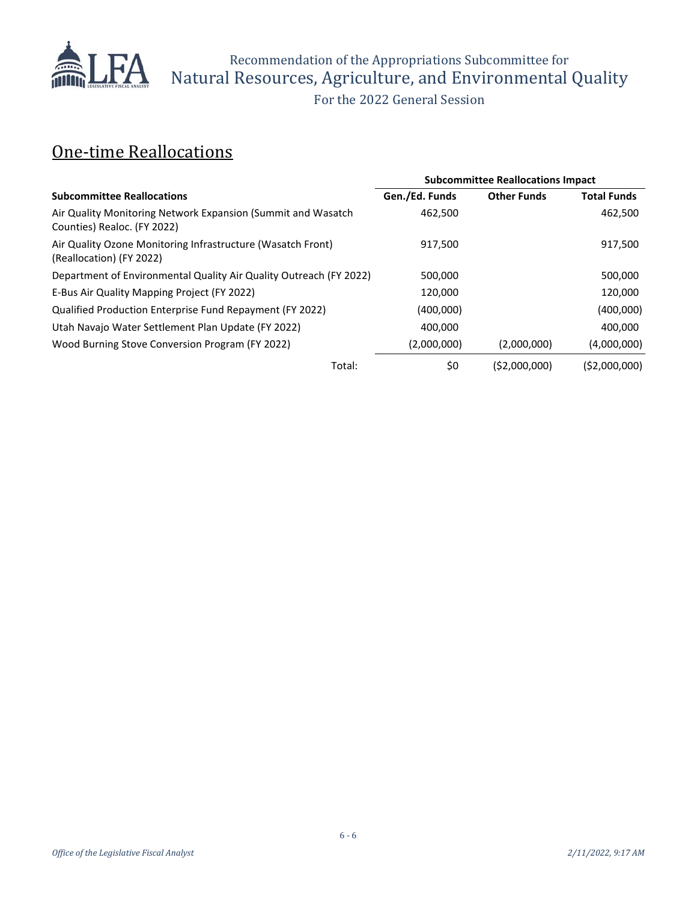# One-time Reallocations

| Subcommittee Reallocations | Subcommittee Reallocations Impact | | |
|---|---|---|---|
| | Gen./Ed. Funds | Other Funds | Total Funds |
| Air Quality Monitoring Network Expansion (Summit and Wasatch Counties) Realoc. (FY 2022) | 462,500 | | 462,500 |
| Air Quality Ozone Monitoring Infrastructure (Wasatch Front) (Reallocation) (FY 2022) | 917,500 | | 917,500 |
| Department of Environmental Quality Air Quality Outreach (FY 2022) | 500,000 | | 500,000 |
| E-Bus Air Quality Mapping Project (FY 2022) | 120,000 | | 120,000 |
| Qualified Production Enterprise Fund Repayment (FY 2022) | (400,000) | | (400,000) |
| Utah Navajo Water Settlement Plan Update (FY 2022) | 400,000 | | 400,000 |
| Wood Burning Stove Conversion Program (FY 2022) | (2,000,000) | (2,000,000) | (4,000,000) |
| Total: | $0 | ($2,000,000) | ($2,000,000) |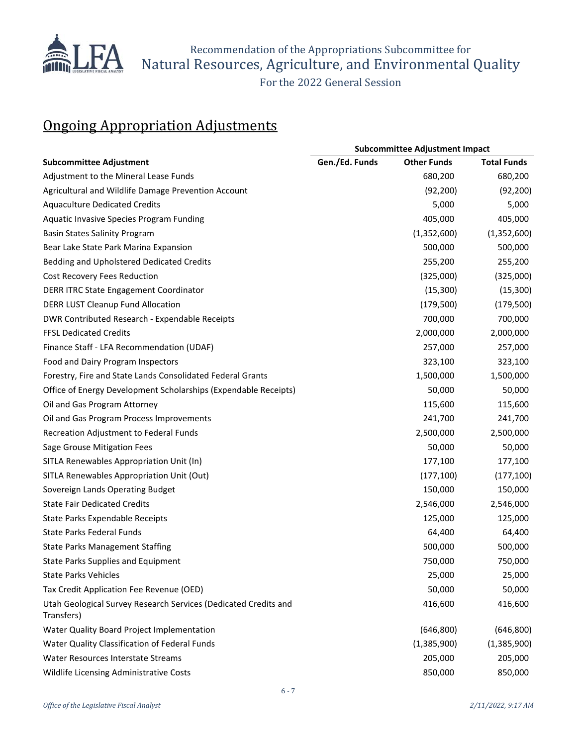## Ongoing Appropriation Adjustments

| Subcommittee Adjustment | Subcommittee Adjustment Impact | | |
|---|---|---|---|
| | Gen./Ed. Funds | Other Funds | Total Funds |
| Adjustment to the Mineral Lease Funds | | 680,200 | 680,200 |
| Agricultural and Wildlife Damage Prevention Account | | (92,200) | (92,200) |
| Aquaculture Dedicated Credits | | 5,000 | 5,000 |
| Aquatic Invasive Species Program Funding | | 405,000 | 405,000 |
| Basin States Salinity Program | | (1,352,600) | (1,352,600) |
| Bear Lake State Park Marina Expansion | | 500,000 | 500,000 |
| Bedding and Upholstered Dedicated Credits | | 255,200 | 255,200 |
| Cost Recovery Fees Reduction | | (325,000) | (325,000) |
| DERR ITRC State Engagement Coordinator | | (15,300) | (15,300) |
| DERR LUST Cleanup Fund Allocation | | (179,500) | (179,500) |
| DWR Contributed Research - Expendable Receipts | | 700,000 | 700,000 |
| FFSL Dedicated Credits | | 2,000,000 | 2,000,000 |
| Finance Staff - LFA Recommendation (UDAF) | | 257,000 | 257,000 |
| Food and Dairy Program Inspectors | | 323,100 | 323,100 |
| Forestry, Fire and State Lands Consolidated Federal Grants | | 1,500,000 | 1,500,000 |
| Office of Energy Development Scholarships (Expendable Receipts) | | 50,000 | 50,000 |
| Oil and Gas Program Attorney | | 115,600 | 115,600 |
| Oil and Gas Program Process Improvements | | 241,700 | 241,700 |
| Recreation Adjustment to Federal Funds | | 2,500,000 | 2,500,000 |
| Sage Grouse Mitigation Fees | | 50,000 | 50,000 |
| SITLA Renewables Appropriation Unit (In) | | 177,100 | 177,100 |
| SITLA Renewables Appropriation Unit (Out) | | (177,100) | (177,100) |
| Sovereign Lands Operating Budget | | 150,000 | 150,000 |
| State Fair Dedicated Credits | | 2,546,000 | 2,546,000 |
| State Parks Expendable Receipts | | 125,000 | 125,000 |
| State Parks Federal Funds | | 64,400 | 64,400 |
| State Parks Management Staffing | | 500,000 | 500,000 |
| State Parks Supplies and Equipment | | 750,000 | 750,000 |
| State Parks Vehicles | | 25,000 | 25,000 |
| Tax Credit Application Fee Revenue (OED) | | 50,000 | 50,000 |
| Utah Geological Survey Research Services (Dedicated Credits and Transfers) | | 416,600 | 416,600 |
| Water Quality Board Project Implementation | | (646,800) | (646,800) |
| Water Quality Classification of Federal Funds | | (1,385,900) | (1,385,900) |
| Water Resources Interstate Streams | | 205,000 | 205,000 |
| Wildlife Licensing Administrative Costs | | 850,000 | 850,000 |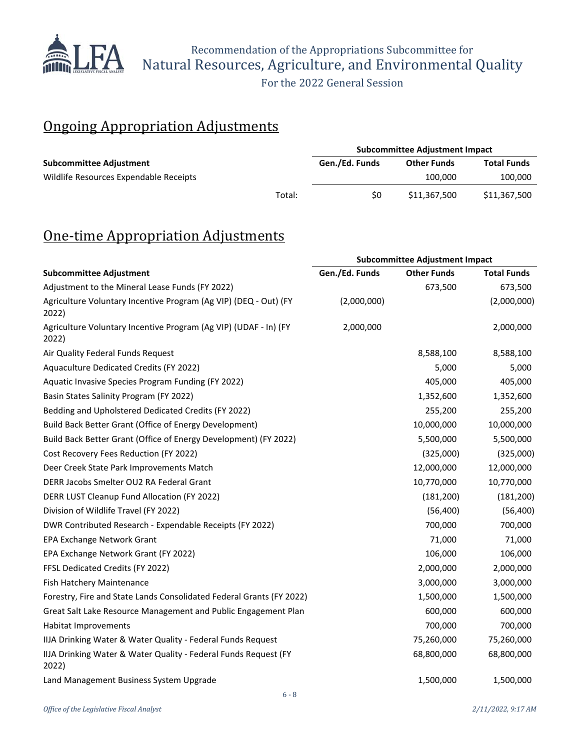## Ongoing Appropriation Adjustments

| Subcommittee Adjustment | Gen./Ed. Funds | Other Funds | Total Funds |
|---|---|---|---|
| | Subcommittee Adjustment Impact | | |
| Wildlife Resources Expendable Receipts | | 100,000 | 100,000 |
| Total: | $0 | $11,367,500 | $11,367,500 |

## One-time Appropriation Adjustments

| Subcommittee Adjustment | Gen./Ed. Funds | Other Funds | Total Funds |
|---|---|---|---|
| | Subcommittee Adjustment Impact | | |
| Adjustment to the Mineral Lease Funds (FY 2022) | | 673,500 | 673,500 |
| Agriculture Voluntary Incentive Program (Ag VIP) (DEQ - Out) (FY 2022) | (2,000,000) | | (2,000,000) |
| Agriculture Voluntary Incentive Program (Ag VIP) (UDAF - In) (FY 2022) | 2,000,000 | | 2,000,000 |
| Air Quality Federal Funds Request | | 8,588,100 | 8,588,100 |
| Aquaculture Dedicated Credits (FY 2022) | | 5,000 | 5,000 |
| Aquatic Invasive Species Program Funding (FY 2022) | | 405,000 | 405,000 |
| Basin States Salinity Program (FY 2022) | | 1,352,600 | 1,352,600 |
| Bedding and Upholstered Dedicated Credits (FY 2022) | | 255,200 | 255,200 |
| Build Back Better Grant (Office of Energy Development) | | 10,000,000 | 10,000,000 |
| Build Back Better Grant (Office of Energy Development) (FY 2022) | | 5,500,000 | 5,500,000 |
| Cost Recovery Fees Reduction (FY 2022) | | (325,000) | (325,000) |
| Deer Creek State Park Improvements Match | | 12,000,000 | 12,000,000 |
| DERR Jacobs Smelter OU2 RA Federal Grant | | 10,770,000 | 10,770,000 |
| DERR LUST Cleanup Fund Allocation (FY 2022) | | (181,200) | (181,200) |
| Division of Wildlife Travel (FY 2022) | | (56,400) | (56,400) |
| DWR Contributed Research - Expendable Receipts (FY 2022) | | 700,000 | 700,000 |
| EPA Exchange Network Grant | | 71,000 | 71,000 |
| EPA Exchange Network Grant (FY 2022) | | 106,000 | 106,000 |
| FFSL Dedicated Credits (FY 2022) | | 2,000,000 | 2,000,000 |
| Fish Hatchery Maintenance | | 3,000,000 | 3,000,000 |
| Forestry, Fire and State Lands Consolidated Federal Grants (FY 2022) | | 1,500,000 | 1,500,000 |
| Great Salt Lake Resource Management and Public Engagement Plan | | 600,000 | 600,000 |
| Habitat Improvements | | 700,000 | 700,000 |
| IIJA Drinking Water & Water Quality - Federal Funds Request | | 75,260,000 | 75,260,000 |
| IIJA Drinking Water & Water Quality - Federal Funds Request (FY 2022) | | 68,800,000 | 68,800,000 |
| Land Management Business System Upgrade | | 1,500,000 | 1,500,000 |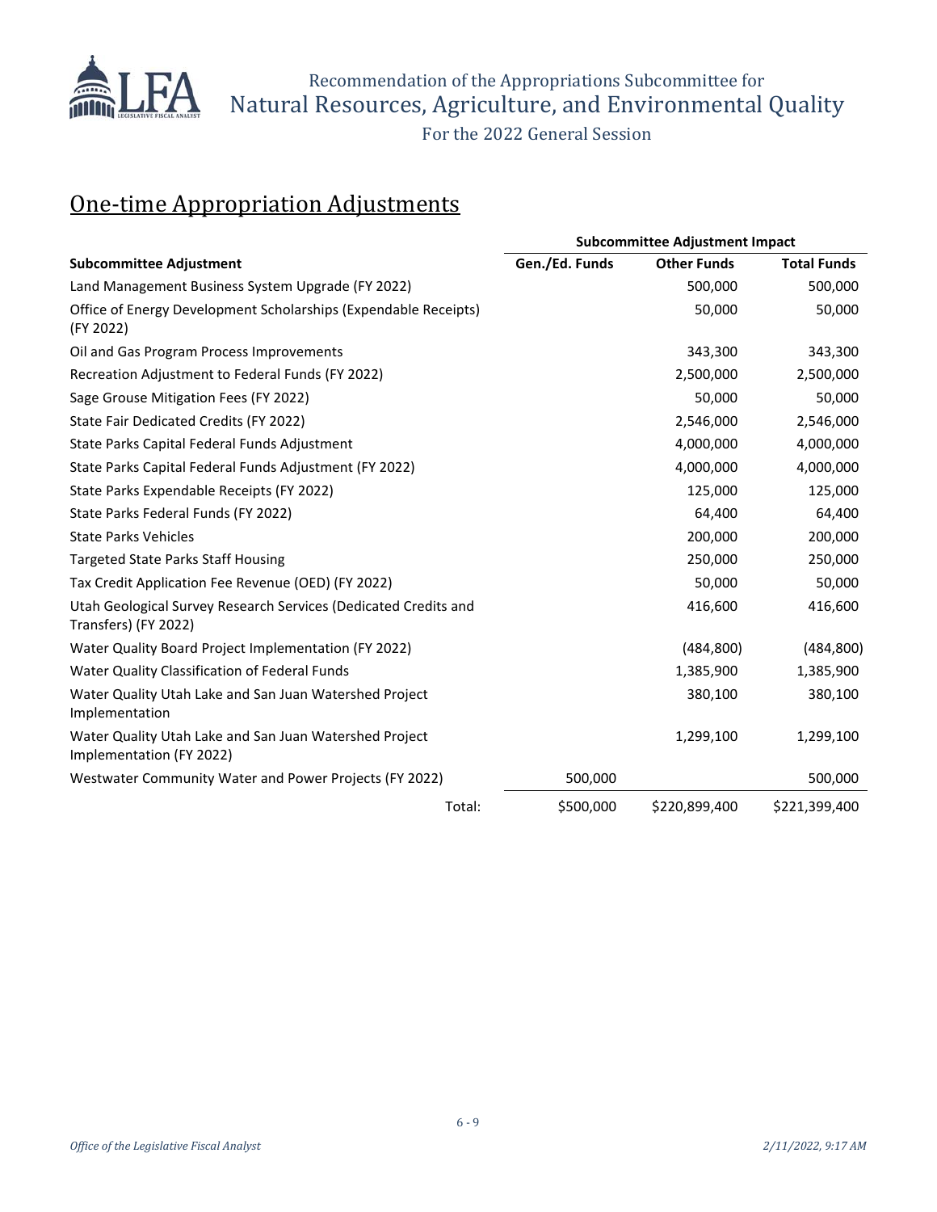## One-time Appropriation Adjustments

| Subcommittee Adjustment | Subcommittee Adjustment Impact | | |
|---|---|---|---|
| | Gen./Ed. Funds | Other Funds | Total Funds |
| Land Management Business System Upgrade (FY 2022) | | 500,000 | 500,000 |
| Office of Energy Development Scholarships (Expendable Receipts) (FY 2022) | | 50,000 | 50,000 |
| Oil and Gas Program Process Improvements | | 343,300 | 343,300 |
| Recreation Adjustment to Federal Funds (FY 2022) | | 2,500,000 | 2,500,000 |
| Sage Grouse Mitigation Fees (FY 2022) | | 50,000 | 50,000 |
| State Fair Dedicated Credits (FY 2022) | | 2,546,000 | 2,546,000 |
| State Parks Capital Federal Funds Adjustment | | 4,000,000 | 4,000,000 |
| State Parks Capital Federal Funds Adjustment (FY 2022) | | 4,000,000 | 4,000,000 |
| State Parks Expendable Receipts (FY 2022) | | 125,000 | 125,000 |
| State Parks Federal Funds (FY 2022) | | 64,400 | 64,400 |
| State Parks Vehicles | | 200,000 | 200,000 |
| Targeted State Parks Staff Housing | | 250,000 | 250,000 |
| Tax Credit Application Fee Revenue (OED) (FY 2022) | | 50,000 | 50,000 |
| Utah Geological Survey Research Services (Dedicated Credits and Transfers) (FY 2022) | | 416,600 | 416,600 |
| Water Quality Board Project Implementation (FY 2022) | | (484,800) | (484,800) |
| Water Quality Classification of Federal Funds | | 1,385,900 | 1,385,900 |
| Water Quality Utah Lake and San Juan Watershed Project Implementation | | 380,100 | 380,100 |
| Water Quality Utah Lake and San Juan Watershed Project Implementation (FY 2022) | | 1,299,100 | 1,299,100 |
| Westwater Community Water and Power Projects (FY 2022) | 500,000 | | 500,000 |
| Total: | $500,000 | $220,899,400 | $221,399,400 |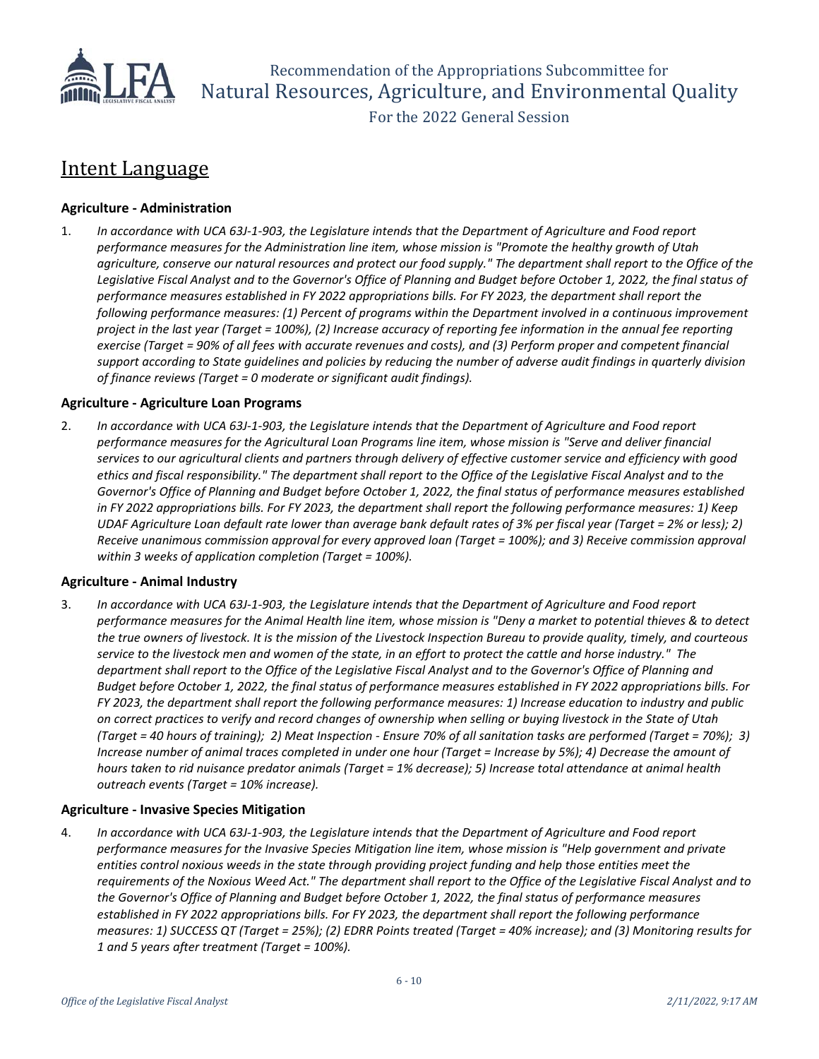## Intent Language

### Agriculture - Administration

1. *In accordance with UCA 63J-1-903, the Legislature intends that the Department of Agriculture and Food report performance measures for the Administration line item, whose mission is "Promote the healthy growth of Utah agriculture, conserve our natural resources and protect our food supply." The department shall report to the Office of the Legislative Fiscal Analyst and to the Governor's Office of Planning and Budget before October 1, 2022, the final status of performance measures established in FY 2022 appropriations bills. For FY 2023, the department shall report the following performance measures: (1) Percent of programs within the Department involved in a continuous improvement project in the last year (Target = 100%), (2) Increase accuracy of reporting fee information in the annual fee reporting exercise (Target = 90% of all fees with accurate revenues and costs), and (3) Perform proper and competent financial support according to State guidelines and policies by reducing the number of adverse audit findings in quarterly division of finance reviews (Target = 0 moderate or significant audit findings).*

### Agriculture - Agriculture Loan Programs

2. *In accordance with UCA 63J-1-903, the Legislature intends that the Department of Agriculture and Food report performance measures for the Agricultural Loan Programs line item, whose mission is "Serve and deliver financial services to our agricultural clients and partners through delivery of effective customer service and efficiency with good ethics and fiscal responsibility." The department shall report to the Office of the Legislative Fiscal Analyst and to the Governor's Office of Planning and Budget before October 1, 2022, the final status of performance measures established in FY 2022 appropriations bills. For FY 2023, the department shall report the following performance measures: 1) Keep UDAF Agriculture Loan default rate lower than average bank default rates of 3% per fiscal year (Target = 2% or less); 2) Receive unanimous commission approval for every approved loan (Target = 100%); and 3) Receive commission approval within 3 weeks of application completion (Target = 100%).*

### Agriculture - Animal Industry

3. *In accordance with UCA 63J-1-903, the Legislature intends that the Department of Agriculture and Food report performance measures for the Animal Health line item, whose mission is "Deny a market to potential thieves & to detect the true owners of livestock. It is the mission of the Livestock Inspection Bureau to provide quality, timely, and courteous service to the livestock men and women of the state, in an effort to protect the cattle and horse industry." The department shall report to the Office of the Legislative Fiscal Analyst and to the Governor's Office of Planning and Budget before October 1, 2022, the final status of performance measures established in FY 2022 appropriations bills. For FY 2023, the department shall report the following performance measures: 1) Increase education to industry and public on correct practices to verify and record changes of ownership when selling or buying livestock in the State of Utah (Target = 40 hours of training); 2) Meat Inspection - Ensure 70% of all sanitation tasks are performed (Target = 70%); 3) Increase number of animal traces completed in under one hour (Target = Increase by 5%); 4) Decrease the amount of hours taken to rid nuisance predator animals (Target = 1% decrease); 5) Increase total attendance at animal health outreach events (Target = 10% increase).*

### Agriculture - Invasive Species Mitigation

4. *In accordance with UCA 63J-1-903, the Legislature intends that the Department of Agriculture and Food report performance measures for the Invasive Species Mitigation line item, whose mission is "Help government and private entities control noxious weeds in the state through providing project funding and help those entities meet the requirements of the Noxious Weed Act." The department shall report to the Office of the Legislative Fiscal Analyst and to the Governor's Office of Planning and Budget before October 1, 2022, the final status of performance measures established in FY 2022 appropriations bills. For FY 2023, the department shall report the following performance measures: 1) SUCCESS QT (Target = 25%); (2) EDRR Points treated (Target = 40% increase); and (3) Monitoring results for 1 and 5 years after treatment (Target = 100%).*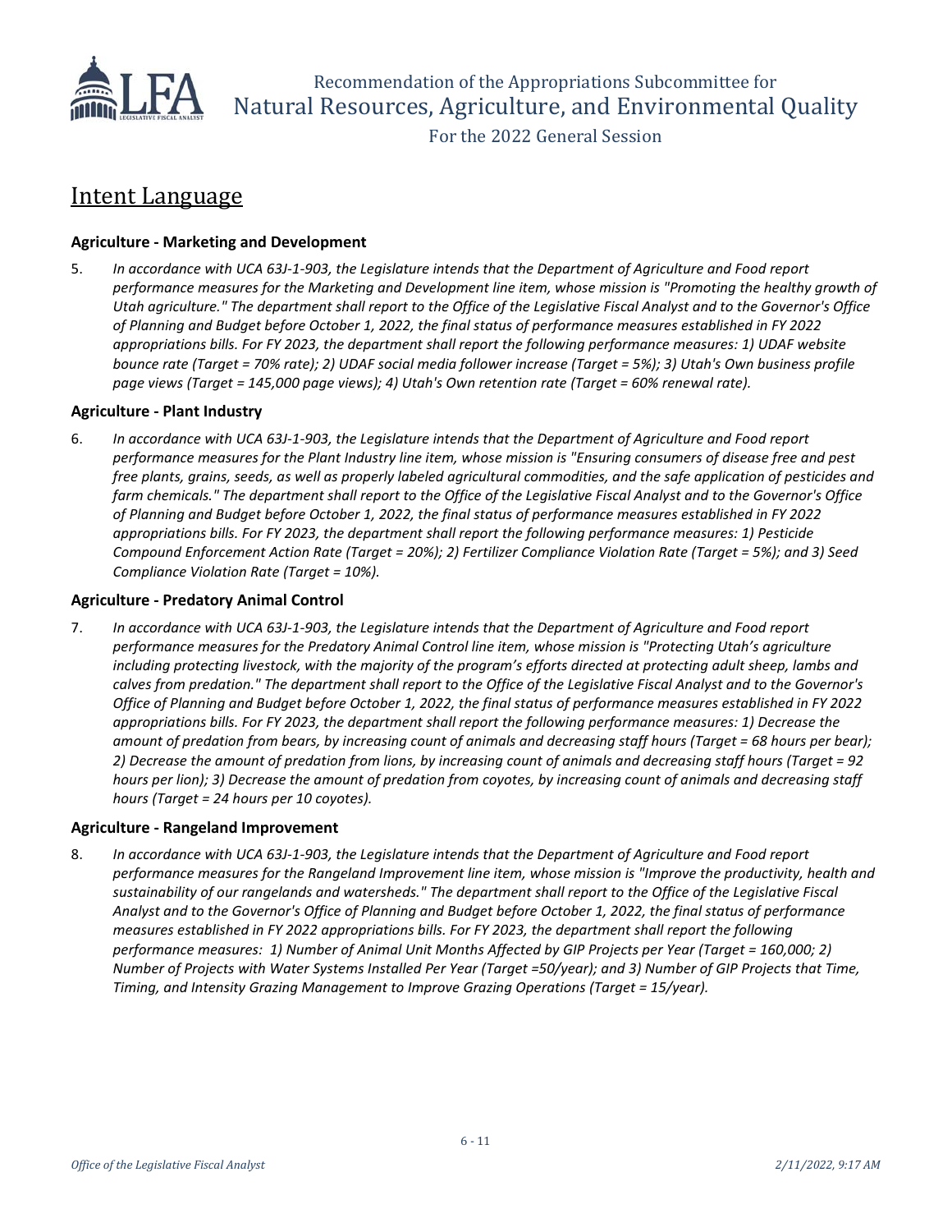## Intent Language

### Agriculture - Marketing and Development

5. *In accordance with UCA 63J-1-903, the Legislature intends that the Department of Agriculture and Food report performance measures for the Marketing and Development line item, whose mission is "Promoting the healthy growth of Utah agriculture." The department shall report to the Office of the Legislative Fiscal Analyst and to the Governor's Office of Planning and Budget before October 1, 2022, the final status of performance measures established in FY 2022 appropriations bills. For FY 2023, the department shall report the following performance measures: 1) UDAF website bounce rate (Target = 70% rate); 2) UDAF social media follower increase (Target = 5%); 3) Utah's Own business profile page views (Target = 145,000 page views); 4) Utah's Own retention rate (Target = 60% renewal rate).*

### Agriculture - Plant Industry

6. *In accordance with UCA 63J-1-903, the Legislature intends that the Department of Agriculture and Food report performance measures for the Plant Industry line item, whose mission is "Ensuring consumers of disease free and pest free plants, grains, seeds, as well as properly labeled agricultural commodities, and the safe application of pesticides and farm chemicals." The department shall report to the Office of the Legislative Fiscal Analyst and to the Governor's Office of Planning and Budget before October 1, 2022, the final status of performance measures established in FY 2022 appropriations bills. For FY 2023, the department shall report the following performance measures: 1) Pesticide Compound Enforcement Action Rate (Target = 20%); 2) Fertilizer Compliance Violation Rate (Target = 5%); and 3) Seed Compliance Violation Rate (Target = 10%).*

### Agriculture - Predatory Animal Control

7. *In accordance with UCA 63J-1-903, the Legislature intends that the Department of Agriculture and Food report performance measures for the Predatory Animal Control line item, whose mission is "Protecting Utah's agriculture including protecting livestock, with the majority of the program's efforts directed at protecting adult sheep, lambs and calves from predation." The department shall report to the Office of the Legislative Fiscal Analyst and to the Governor's Office of Planning and Budget before October 1, 2022, the final status of performance measures established in FY 2022 appropriations bills. For FY 2023, the department shall report the following performance measures: 1) Decrease the amount of predation from bears, by increasing count of animals and decreasing staff hours (Target = 68 hours per bear); 2) Decrease the amount of predation from lions, by increasing count of animals and decreasing staff hours (Target = 92 hours per lion); 3) Decrease the amount of predation from coyotes, by increasing count of animals and decreasing staff hours (Target = 24 hours per 10 coyotes).*

### Agriculture - Rangeland Improvement

8. *In accordance with UCA 63J-1-903, the Legislature intends that the Department of Agriculture and Food report performance measures for the Rangeland Improvement line item, whose mission is "Improve the productivity, health and sustainability of our rangelands and watersheds." The department shall report to the Office of the Legislative Fiscal Analyst and to the Governor's Office of Planning and Budget before October 1, 2022, the final status of performance measures established in FY 2022 appropriations bills. For FY 2023, the department shall report the following performance measures: 1) Number of Animal Unit Months Affected by GIP Projects per Year (Target = 160,000; 2) Number of Projects with Water Systems Installed Per Year (Target =50/year); and 3) Number of GIP Projects that Time, Timing, and Intensity Grazing Management to Improve Grazing Operations (Target = 15/year).*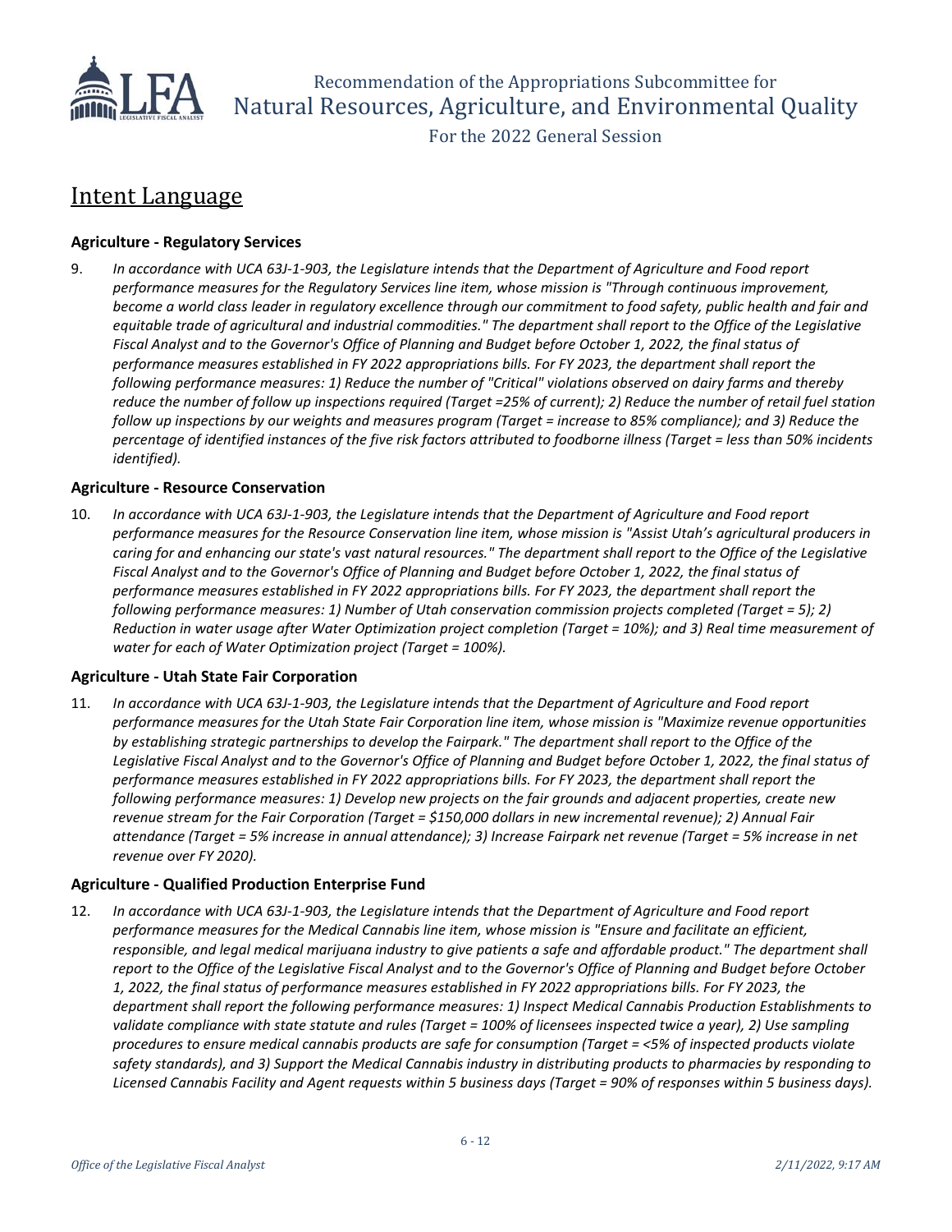## Intent Language

### Agriculture - Regulatory Services

9. *In accordance with UCA 63J-1-903, the Legislature intends that the Department of Agriculture and Food report performance measures for the Regulatory Services line item, whose mission is "Through continuous improvement, become a world class leader in regulatory excellence through our commitment to food safety, public health and fair and equitable trade of agricultural and industrial commodities." The department shall report to the Office of the Legislative Fiscal Analyst and to the Governor's Office of Planning and Budget before October 1, 2022, the final status of performance measures established in FY 2022 appropriations bills. For FY 2023, the department shall report the following performance measures: 1) Reduce the number of "Critical" violations observed on dairy farms and thereby reduce the number of follow up inspections required (Target =25% of current); 2) Reduce the number of retail fuel station follow up inspections by our weights and measures program (Target = increase to 85% compliance); and 3) Reduce the percentage of identified instances of the five risk factors attributed to foodborne illness (Target = less than 50% incidents identified).*

### Agriculture - Resource Conservation

10. *In accordance with UCA 63J-1-903, the Legislature intends that the Department of Agriculture and Food report performance measures for the Resource Conservation line item, whose mission is "Assist Utah's agricultural producers in caring for and enhancing our state's vast natural resources." The department shall report to the Office of the Legislative Fiscal Analyst and to the Governor's Office of Planning and Budget before October 1, 2022, the final status of performance measures established in FY 2022 appropriations bills. For FY 2023, the department shall report the following performance measures: 1) Number of Utah conservation commission projects completed (Target = 5); 2) Reduction in water usage after Water Optimization project completion (Target = 10%); and 3) Real time measurement of water for each of Water Optimization project (Target = 100%).*

### Agriculture - Utah State Fair Corporation

11. *In accordance with UCA 63J-1-903, the Legislature intends that the Department of Agriculture and Food report performance measures for the Utah State Fair Corporation line item, whose mission is "Maximize revenue opportunities by establishing strategic partnerships to develop the Fairpark." The department shall report to the Office of the Legislative Fiscal Analyst and to the Governor's Office of Planning and Budget before October 1, 2022, the final status of performance measures established in FY 2022 appropriations bills. For FY 2023, the department shall report the following performance measures: 1) Develop new projects on the fair grounds and adjacent properties, create new revenue stream for the Fair Corporation (Target = $150,000 dollars in new incremental revenue); 2) Annual Fair attendance (Target = 5% increase in annual attendance); 3) Increase Fairpark net revenue (Target = 5% increase in net revenue over FY 2020).*

### Agriculture - Qualified Production Enterprise Fund

12. *In accordance with UCA 63J-1-903, the Legislature intends that the Department of Agriculture and Food report performance measures for the Medical Cannabis line item, whose mission is "Ensure and facilitate an efficient, responsible, and legal medical marijuana industry to give patients a safe and affordable product." The department shall report to the Office of the Legislative Fiscal Analyst and to the Governor's Office of Planning and Budget before October 1, 2022, the final status of performance measures established in FY 2022 appropriations bills. For FY 2023, the department shall report the following performance measures: 1) Inspect Medical Cannabis Production Establishments to validate compliance with state statute and rules (Target = 100% of licensees inspected twice a year), 2) Use sampling procedures to ensure medical cannabis products are safe for consumption (Target = <5% of inspected products violate safety standards), and 3) Support the Medical Cannabis industry in distributing products to pharmacies by responding to Licensed Cannabis Facility and Agent requests within 5 business days (Target = 90% of responses within 5 business days).*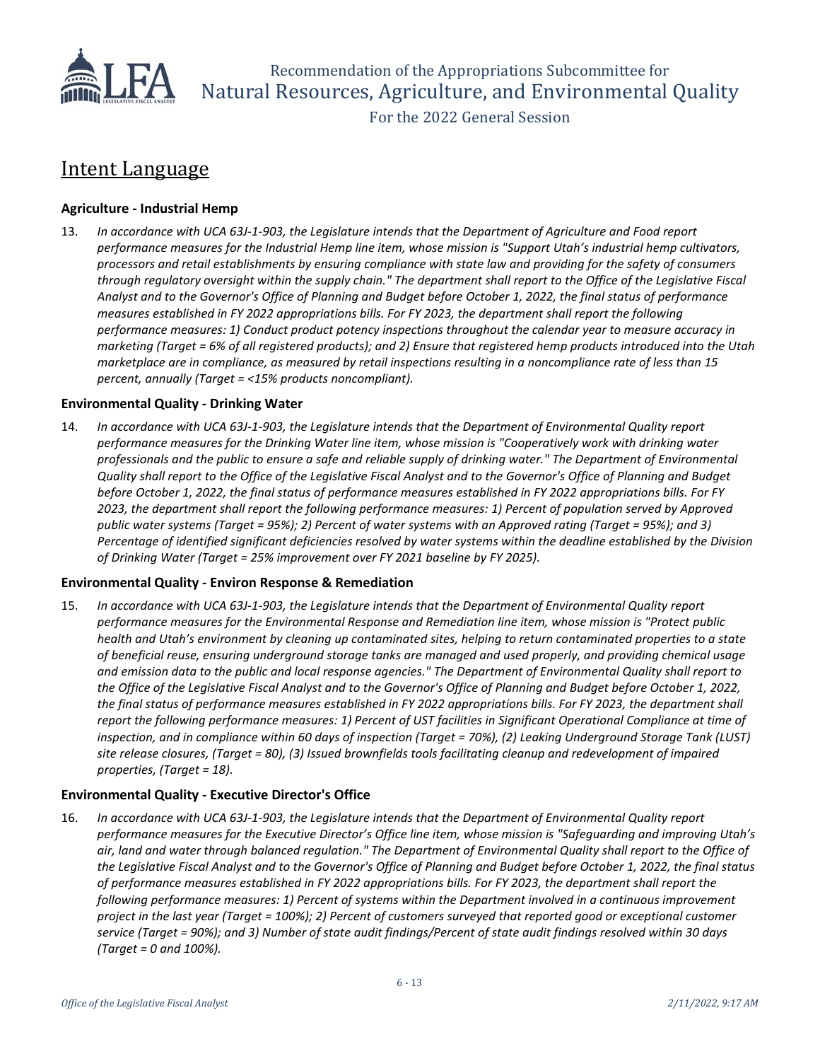## Intent Language

### Agriculture - Industrial Hemp

13. *In accordance with UCA 63J-1-903, the Legislature intends that the Department of Agriculture and Food report performance measures for the Industrial Hemp line item, whose mission is "Support Utah's industrial hemp cultivators, processors and retail establishments by ensuring compliance with state law and providing for the safety of consumers through regulatory oversight within the supply chain." The department shall report to the Office of the Legislative Fiscal Analyst and to the Governor's Office of Planning and Budget before October 1, 2022, the final status of performance measures established in FY 2022 appropriations bills. For FY 2023, the department shall report the following performance measures: 1) Conduct product potency inspections throughout the calendar year to measure accuracy in marketing (Target = 6% of all registered products); and 2) Ensure that registered hemp products introduced into the Utah marketplace are in compliance, as measured by retail inspections resulting in a noncompliance rate of less than 15 percent, annually (Target = <15% products noncompliant).*

### Environmental Quality - Drinking Water

14. *In accordance with UCA 63J-1-903, the Legislature intends that the Department of Environmental Quality report performance measures for the Drinking Water line item, whose mission is "Cooperatively work with drinking water professionals and the public to ensure a safe and reliable supply of drinking water." The Department of Environmental Quality shall report to the Office of the Legislative Fiscal Analyst and to the Governor's Office of Planning and Budget before October 1, 2022, the final status of performance measures established in FY 2022 appropriations bills. For FY 2023, the department shall report the following performance measures: 1) Percent of population served by Approved public water systems (Target = 95%); 2) Percent of water systems with an Approved rating (Target = 95%); and 3) Percentage of identified significant deficiencies resolved by water systems within the deadline established by the Division of Drinking Water (Target = 25% improvement over FY 2021 baseline by FY 2025).*

### Environmental Quality - Environ Response & Remediation

15. *In accordance with UCA 63J-1-903, the Legislature intends that the Department of Environmental Quality report performance measures for the Environmental Response and Remediation line item, whose mission is "Protect public health and Utah's environment by cleaning up contaminated sites, helping to return contaminated properties to a state of beneficial reuse, ensuring underground storage tanks are managed and used properly, and providing chemical usage and emission data to the public and local response agencies." The Department of Environmental Quality shall report to the Office of the Legislative Fiscal Analyst and to the Governor's Office of Planning and Budget before October 1, 2022, the final status of performance measures established in FY 2022 appropriations bills. For FY 2023, the department shall report the following performance measures: 1) Percent of UST facilities in Significant Operational Compliance at time of inspection, and in compliance within 60 days of inspection (Target = 70%), (2) Leaking Underground Storage Tank (LUST) site release closures, (Target = 80), (3) Issued brownfields tools facilitating cleanup and redevelopment of impaired properties, (Target = 18).*

### Environmental Quality - Executive Director's Office

16. *In accordance with UCA 63J-1-903, the Legislature intends that the Department of Environmental Quality report performance measures for the Executive Director's Office line item, whose mission is "Safeguarding and improving Utah's air, land and water through balanced regulation." The Department of Environmental Quality shall report to the Office of the Legislative Fiscal Analyst and to the Governor's Office of Planning and Budget before October 1, 2022, the final status of performance measures established in FY 2022 appropriations bills. For FY 2023, the department shall report the following performance measures: 1) Percent of systems within the Department involved in a continuous improvement project in the last year (Target = 100%); 2) Percent of customers surveyed that reported good or exceptional customer service (Target = 90%); and 3) Number of state audit findings/Percent of state audit findings resolved within 30 days (Target = 0 and 100%).*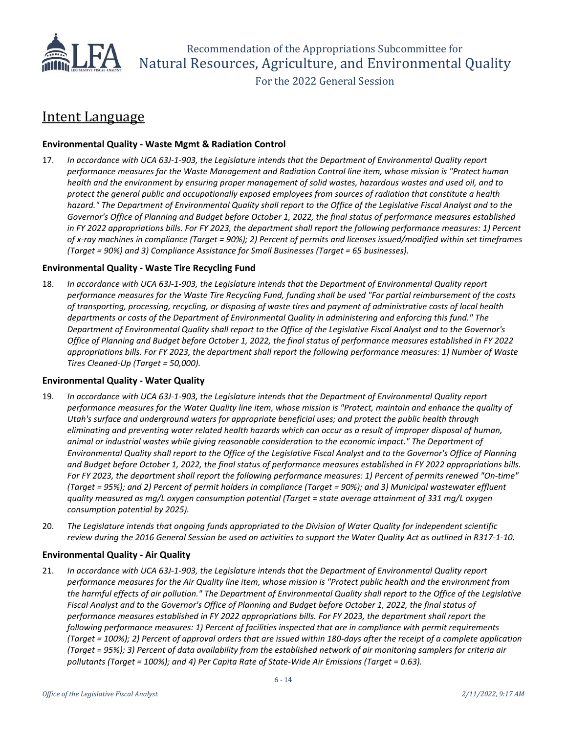## Intent Language

### Environmental Quality - Waste Mgmt & Radiation Control

17. *In accordance with UCA 63J-1-903, the Legislature intends that the Department of Environmental Quality report performance measures for the Waste Management and Radiation Control line item, whose mission is "Protect human health and the environment by ensuring proper management of solid wastes, hazardous wastes and used oil, and to protect the general public and occupationally exposed employees from sources of radiation that constitute a health hazard." The Department of Environmental Quality shall report to the Office of the Legislative Fiscal Analyst and to the Governor's Office of Planning and Budget before October 1, 2022, the final status of performance measures established in FY 2022 appropriations bills. For FY 2023, the department shall report the following performance measures: 1) Percent of x-ray machines in compliance (Target = 90%); 2) Percent of permits and licenses issued/modified within set timeframes (Target = 90%) and 3) Compliance Assistance for Small Businesses (Target = 65 businesses).*

### Environmental Quality - Waste Tire Recycling Fund

18. *In accordance with UCA 63J-1-903, the Legislature intends that the Department of Environmental Quality report performance measures for the Waste Tire Recycling Fund, funding shall be used "For partial reimbursement of the costs of transporting, processing, recycling, or disposing of waste tires and payment of administrative costs of local health departments or costs of the Department of Environmental Quality in administering and enforcing this fund." The Department of Environmental Quality shall report to the Office of the Legislative Fiscal Analyst and to the Governor's Office of Planning and Budget before October 1, 2022, the final status of performance measures established in FY 2022 appropriations bills. For FY 2023, the department shall report the following performance measures: 1) Number of Waste Tires Cleaned-Up (Target = 50,000).*

### Environmental Quality - Water Quality

19. *In accordance with UCA 63J-1-903, the Legislature intends that the Department of Environmental Quality report performance measures for the Water Quality line item, whose mission is "Protect, maintain and enhance the quality of Utah's surface and underground waters for appropriate beneficial uses; and protect the public health through eliminating and preventing water related health hazards which can occur as a result of improper disposal of human, animal or industrial wastes while giving reasonable consideration to the economic impact." The Department of Environmental Quality shall report to the Office of the Legislative Fiscal Analyst and to the Governor's Office of Planning and Budget before October 1, 2022, the final status of performance measures established in FY 2022 appropriations bills. For FY 2023, the department shall report the following performance measures: 1) Percent of permits renewed "On-time" (Target = 95%); and 2) Percent of permit holders in compliance (Target = 90%); and 3) Municipal wastewater effluent quality measured as mg/L oxygen consumption potential (Target = state average attainment of 331 mg/L oxygen consumption potential by 2025).*

20. *The Legislature intends that ongoing funds appropriated to the Division of Water Quality for independent scientific review during the 2016 General Session be used on activities to support the Water Quality Act as outlined in R317-1-10.*

### Environmental Quality - Air Quality

21. *In accordance with UCA 63J-1-903, the Legislature intends that the Department of Environmental Quality report performance measures for the Air Quality line item, whose mission is "Protect public health and the environment from the harmful effects of air pollution." The Department of Environmental Quality shall report to the Office of the Legislative Fiscal Analyst and to the Governor's Office of Planning and Budget before October 1, 2022, the final status of performance measures established in FY 2022 appropriations bills. For FY 2023, the department shall report the following performance measures: 1) Percent of facilities inspected that are in compliance with permit requirements (Target = 100%); 2) Percent of approval orders that are issued within 180-days after the receipt of a complete application (Target = 95%); 3) Percent of data availability from the established network of air monitoring samplers for criteria air pollutants (Target = 100%); and 4) Per Capita Rate of State-Wide Air Emissions (Target = 0.63).*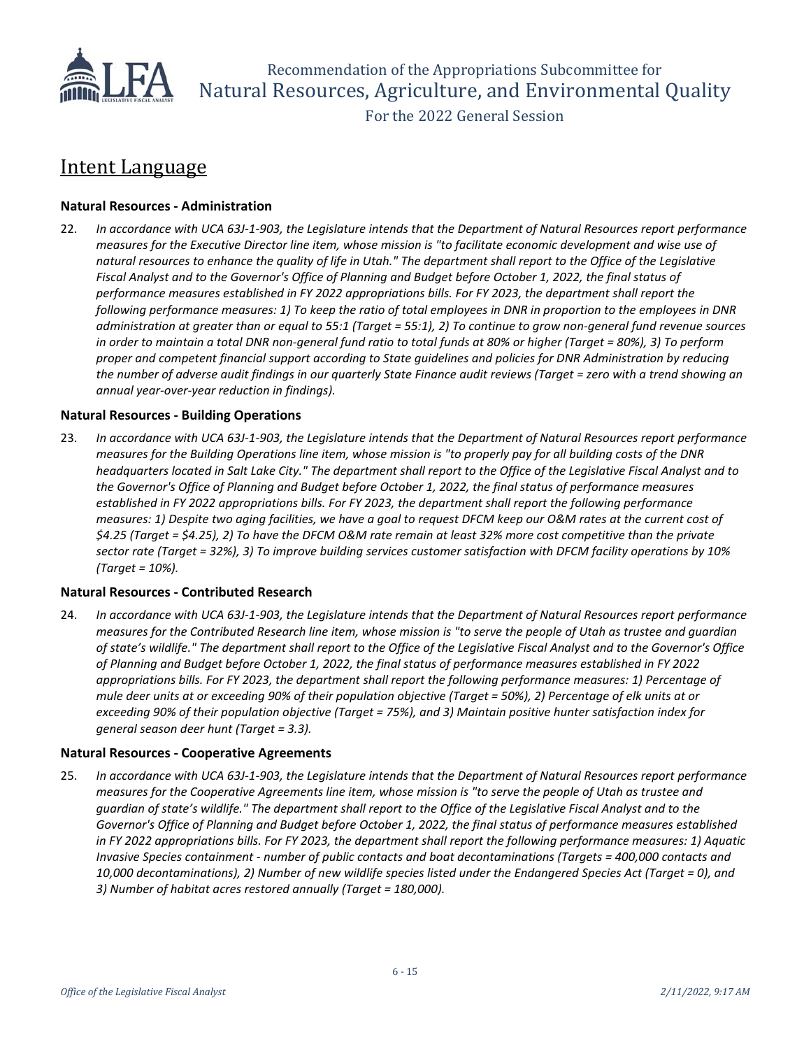## Intent Language

### Natural Resources - Administration

22. *In accordance with UCA 63J-1-903, the Legislature intends that the Department of Natural Resources report performance measures for the Executive Director line item, whose mission is "to facilitate economic development and wise use of natural resources to enhance the quality of life in Utah." The department shall report to the Office of the Legislative Fiscal Analyst and to the Governor's Office of Planning and Budget before October 1, 2022, the final status of performance measures established in FY 2022 appropriations bills. For FY 2023, the department shall report the following performance measures: 1) To keep the ratio of total employees in DNR in proportion to the employees in DNR administration at greater than or equal to 55:1 (Target = 55:1), 2) To continue to grow non-general fund revenue sources in order to maintain a total DNR non-general fund ratio to total funds at 80% or higher (Target = 80%), 3) To perform proper and competent financial support according to State guidelines and policies for DNR Administration by reducing the number of adverse audit findings in our quarterly State Finance audit reviews (Target = zero with a trend showing an annual year-over-year reduction in findings).*

### Natural Resources - Building Operations

23. *In accordance with UCA 63J-1-903, the Legislature intends that the Department of Natural Resources report performance measures for the Building Operations line item, whose mission is "to properly pay for all building costs of the DNR headquarters located in Salt Lake City." The department shall report to the Office of the Legislative Fiscal Analyst and to the Governor's Office of Planning and Budget before October 1, 2022, the final status of performance measures established in FY 2022 appropriations bills. For FY 2023, the department shall report the following performance measures: 1) Despite two aging facilities, we have a goal to request DFCM keep our O&M rates at the current cost of $4.25 (Target = $4.25), 2) To have the DFCM O&M rate remain at least 32% more cost competitive than the private sector rate (Target = 32%), 3) To improve building services customer satisfaction with DFCM facility operations by 10% (Target = 10%).*

### Natural Resources - Contributed Research

24. *In accordance with UCA 63J-1-903, the Legislature intends that the Department of Natural Resources report performance measures for the Contributed Research line item, whose mission is "to serve the people of Utah as trustee and guardian of state's wildlife." The department shall report to the Office of the Legislative Fiscal Analyst and to the Governor's Office of Planning and Budget before October 1, 2022, the final status of performance measures established in FY 2022 appropriations bills. For FY 2023, the department shall report the following performance measures: 1) Percentage of mule deer units at or exceeding 90% of their population objective (Target = 50%), 2) Percentage of elk units at or exceeding 90% of their population objective (Target = 75%), and 3) Maintain positive hunter satisfaction index for general season deer hunt (Target = 3.3).*

### Natural Resources - Cooperative Agreements

25. *In accordance with UCA 63J-1-903, the Legislature intends that the Department of Natural Resources report performance measures for the Cooperative Agreements line item, whose mission is "to serve the people of Utah as trustee and guardian of state's wildlife." The department shall report to the Office of the Legislative Fiscal Analyst and to the Governor's Office of Planning and Budget before October 1, 2022, the final status of performance measures established in FY 2022 appropriations bills. For FY 2023, the department shall report the following performance measures: 1) Aquatic Invasive Species containment - number of public contacts and boat decontaminations (Targets = 400,000 contacts and 10,000 decontaminations), 2) Number of new wildlife species listed under the Endangered Species Act (Target = 0), and 3) Number of habitat acres restored annually (Target = 180,000).*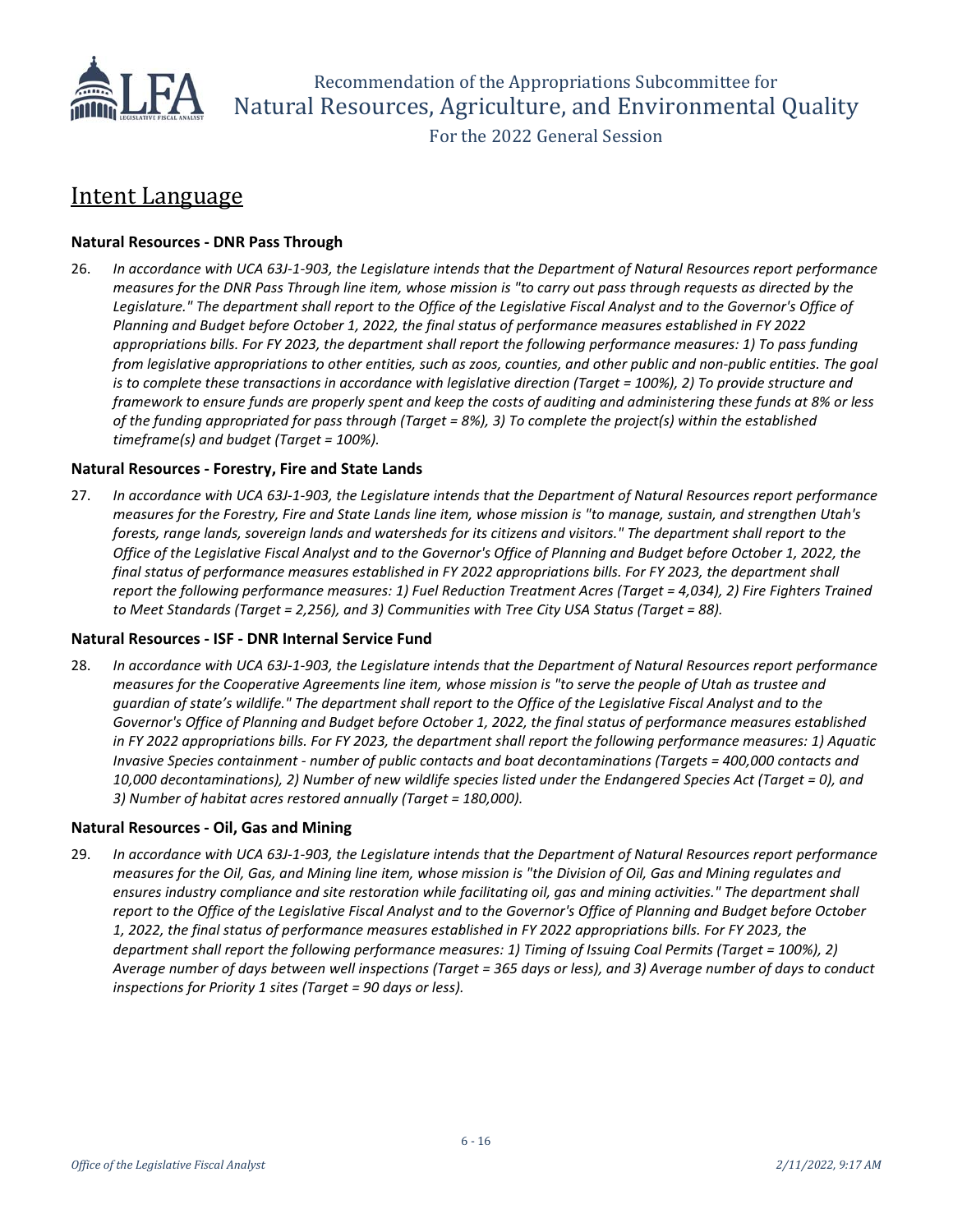## Intent Language

### Natural Resources - DNR Pass Through

26. *In accordance with UCA 63J-1-903, the Legislature intends that the Department of Natural Resources report performance measures for the DNR Pass Through line item, whose mission is "to carry out pass through requests as directed by the Legislature." The department shall report to the Office of the Legislative Fiscal Analyst and to the Governor's Office of Planning and Budget before October 1, 2022, the final status of performance measures established in FY 2022 appropriations bills. For FY 2023, the department shall report the following performance measures: 1) To pass funding from legislative appropriations to other entities, such as zoos, counties, and other public and non-public entities. The goal is to complete these transactions in accordance with legislative direction (Target = 100%), 2) To provide structure and framework to ensure funds are properly spent and keep the costs of auditing and administering these funds at 8% or less of the funding appropriated for pass through (Target = 8%), 3) To complete the project(s) within the established timeframe(s) and budget (Target = 100%).*

### Natural Resources - Forestry, Fire and State Lands

27. *In accordance with UCA 63J-1-903, the Legislature intends that the Department of Natural Resources report performance measures for the Forestry, Fire and State Lands line item, whose mission is "to manage, sustain, and strengthen Utah's forests, range lands, sovereign lands and watersheds for its citizens and visitors." The department shall report to the Office of the Legislative Fiscal Analyst and to the Governor's Office of Planning and Budget before October 1, 2022, the final status of performance measures established in FY 2022 appropriations bills. For FY 2023, the department shall report the following performance measures: 1) Fuel Reduction Treatment Acres (Target = 4,034), 2) Fire Fighters Trained to Meet Standards (Target = 2,256), and 3) Communities with Tree City USA Status (Target = 88).*

### Natural Resources - ISF - DNR Internal Service Fund

28. *In accordance with UCA 63J-1-903, the Legislature intends that the Department of Natural Resources report performance measures for the Cooperative Agreements line item, whose mission is "to serve the people of Utah as trustee and guardian of state's wildlife." The department shall report to the Office of the Legislative Fiscal Analyst and to the Governor's Office of Planning and Budget before October 1, 2022, the final status of performance measures established in FY 2022 appropriations bills. For FY 2023, the department shall report the following performance measures: 1) Aquatic Invasive Species containment - number of public contacts and boat decontaminations (Targets = 400,000 contacts and 10,000 decontaminations), 2) Number of new wildlife species listed under the Endangered Species Act (Target = 0), and 3) Number of habitat acres restored annually (Target = 180,000).*

### Natural Resources - Oil, Gas and Mining

29. *In accordance with UCA 63J-1-903, the Legislature intends that the Department of Natural Resources report performance measures for the Oil, Gas, and Mining line item, whose mission is "the Division of Oil, Gas and Mining regulates and ensures industry compliance and site restoration while facilitating oil, gas and mining activities." The department shall report to the Office of the Legislative Fiscal Analyst and to the Governor's Office of Planning and Budget before October 1, 2022, the final status of performance measures established in FY 2022 appropriations bills. For FY 2023, the department shall report the following performance measures: 1) Timing of Issuing Coal Permits (Target = 100%), 2) Average number of days between well inspections (Target = 365 days or less), and 3) Average number of days to conduct inspections for Priority 1 sites (Target = 90 days or less).*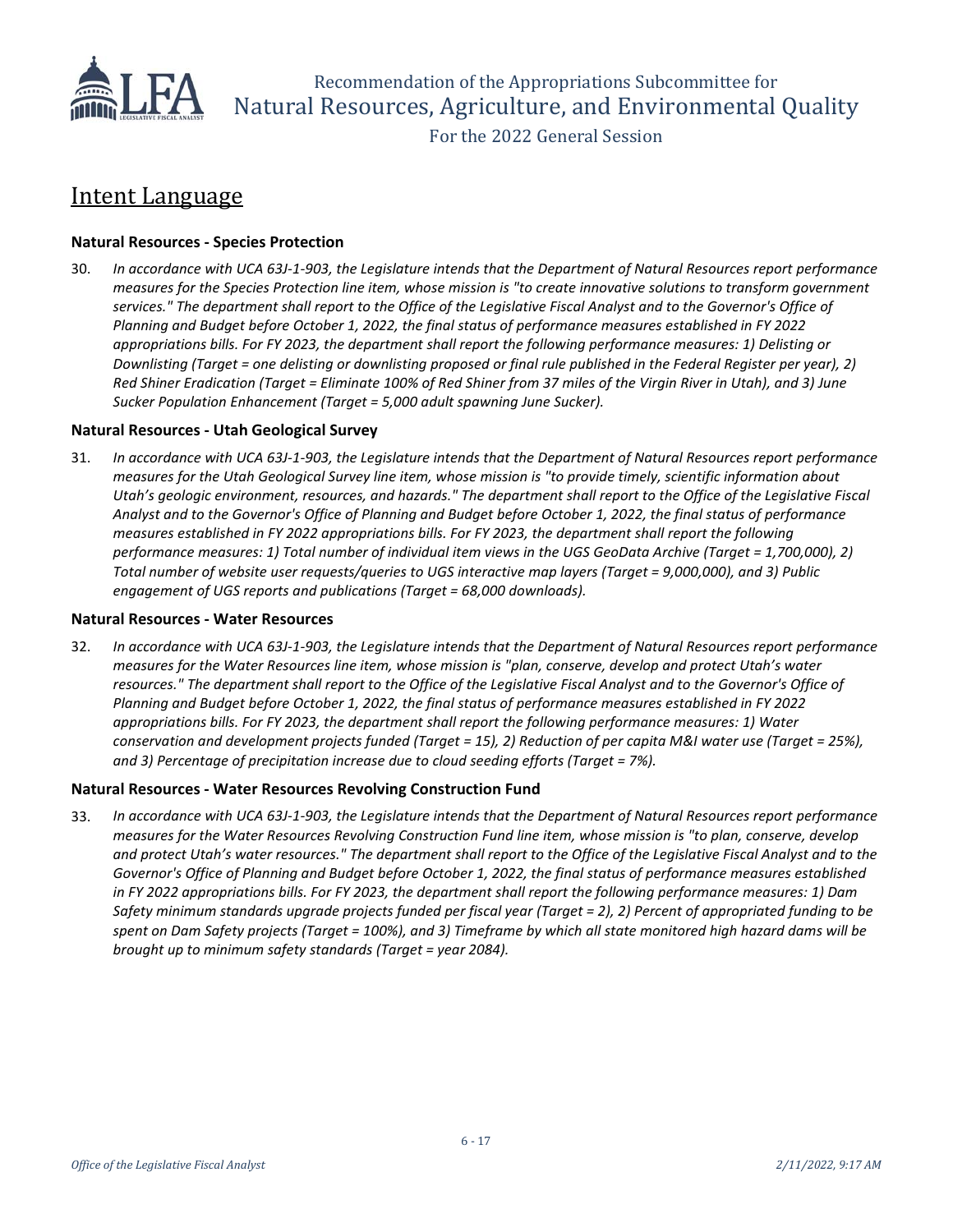## Intent Language

### Natural Resources - Species Protection

30. *In accordance with UCA 63J-1-903, the Legislature intends that the Department of Natural Resources report performance measures for the Species Protection line item, whose mission is "to create innovative solutions to transform government services." The department shall report to the Office of the Legislative Fiscal Analyst and to the Governor's Office of Planning and Budget before October 1, 2022, the final status of performance measures established in FY 2022 appropriations bills. For FY 2023, the department shall report the following performance measures: 1) Delisting or Downlisting (Target = one delisting or downlisting proposed or final rule published in the Federal Register per year), 2) Red Shiner Eradication (Target = Eliminate 100% of Red Shiner from 37 miles of the Virgin River in Utah), and 3) June Sucker Population Enhancement (Target = 5,000 adult spawning June Sucker).*

### Natural Resources - Utah Geological Survey

31. *In accordance with UCA 63J-1-903, the Legislature intends that the Department of Natural Resources report performance measures for the Utah Geological Survey line item, whose mission is "to provide timely, scientific information about Utah's geologic environment, resources, and hazards." The department shall report to the Office of the Legislative Fiscal Analyst and to the Governor's Office of Planning and Budget before October 1, 2022, the final status of performance measures established in FY 2022 appropriations bills. For FY 2023, the department shall report the following performance measures: 1) Total number of individual item views in the UGS GeoData Archive (Target = 1,700,000), 2) Total number of website user requests/queries to UGS interactive map layers (Target = 9,000,000), and 3) Public engagement of UGS reports and publications (Target = 68,000 downloads).*

### Natural Resources - Water Resources

32. *In accordance with UCA 63J-1-903, the Legislature intends that the Department of Natural Resources report performance measures for the Water Resources line item, whose mission is "plan, conserve, develop and protect Utah's water resources." The department shall report to the Office of the Legislative Fiscal Analyst and to the Governor's Office of Planning and Budget before October 1, 2022, the final status of performance measures established in FY 2022 appropriations bills. For FY 2023, the department shall report the following performance measures: 1) Water conservation and development projects funded (Target = 15), 2) Reduction of per capita M&I water use (Target = 25%), and 3) Percentage of precipitation increase due to cloud seeding efforts (Target = 7%).*

### Natural Resources - Water Resources Revolving Construction Fund

33. *In accordance with UCA 63J-1-903, the Legislature intends that the Department of Natural Resources report performance measures for the Water Resources Revolving Construction Fund line item, whose mission is "to plan, conserve, develop and protect Utah's water resources." The department shall report to the Office of the Legislative Fiscal Analyst and to the Governor's Office of Planning and Budget before October 1, 2022, the final status of performance measures established in FY 2022 appropriations bills. For FY 2023, the department shall report the following performance measures: 1) Dam Safety minimum standards upgrade projects funded per fiscal year (Target = 2), 2) Percent of appropriated funding to be spent on Dam Safety projects (Target = 100%), and 3) Timeframe by which all state monitored high hazard dams will be brought up to minimum safety standards (Target = year 2084).*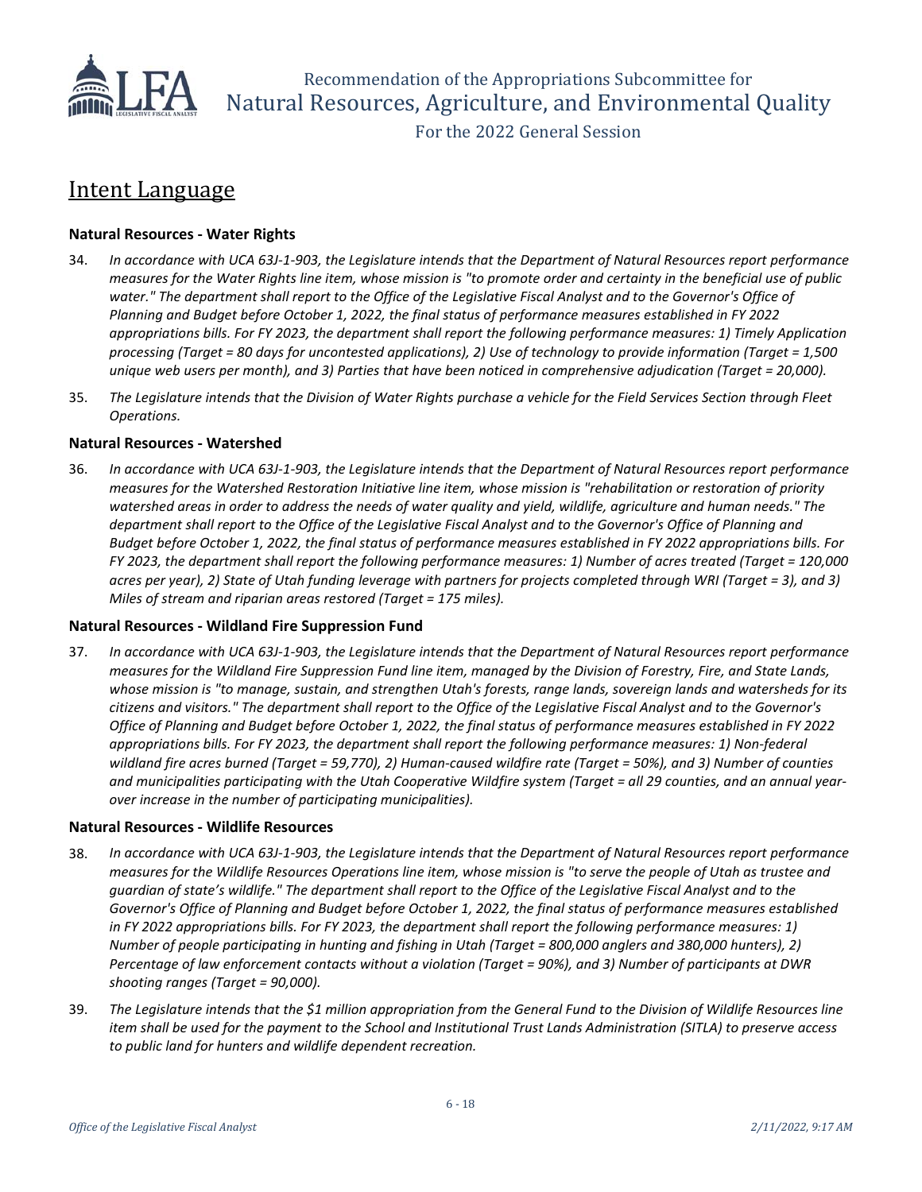## Intent Language

### Natural Resources - Water Rights

34. *In accordance with UCA 63J-1-903, the Legislature intends that the Department of Natural Resources report performance measures for the Water Rights line item, whose mission is "to promote order and certainty in the beneficial use of public water." The department shall report to the Office of the Legislative Fiscal Analyst and to the Governor's Office of Planning and Budget before October 1, 2022, the final status of performance measures established in FY 2022 appropriations bills. For FY 2023, the department shall report the following performance measures: 1) Timely Application processing (Target = 80 days for uncontested applications), 2) Use of technology to provide information (Target = 1,500 unique web users per month), and 3) Parties that have been noticed in comprehensive adjudication (Target = 20,000).*

35. *The Legislature intends that the Division of Water Rights purchase a vehicle for the Field Services Section through Fleet Operations.*

### Natural Resources - Watershed

36. *In accordance with UCA 63J-1-903, the Legislature intends that the Department of Natural Resources report performance measures for the Watershed Restoration Initiative line item, whose mission is "rehabilitation or restoration of priority watershed areas in order to address the needs of water quality and yield, wildlife, agriculture and human needs." The department shall report to the Office of the Legislative Fiscal Analyst and to the Governor's Office of Planning and Budget before October 1, 2022, the final status of performance measures established in FY 2022 appropriations bills. For FY 2023, the department shall report the following performance measures: 1) Number of acres treated (Target = 120,000 acres per year), 2) State of Utah funding leverage with partners for projects completed through WRI (Target = 3), and 3) Miles of stream and riparian areas restored (Target = 175 miles).*

### Natural Resources - Wildland Fire Suppression Fund

37. *In accordance with UCA 63J-1-903, the Legislature intends that the Department of Natural Resources report performance measures for the Wildland Fire Suppression Fund line item, managed by the Division of Forestry, Fire, and State Lands, whose mission is "to manage, sustain, and strengthen Utah's forests, range lands, sovereign lands and watersheds for its citizens and visitors." The department shall report to the Office of the Legislative Fiscal Analyst and to the Governor's Office of Planning and Budget before October 1, 2022, the final status of performance measures established in FY 2022 appropriations bills. For FY 2023, the department shall report the following performance measures: 1) Non-federal wildland fire acres burned (Target = 59,770), 2) Human-caused wildfire rate (Target = 50%), and 3) Number of counties and municipalities participating with the Utah Cooperative Wildfire system (Target = all 29 counties, and an annual year-over increase in the number of participating municipalities).*

### Natural Resources - Wildlife Resources

38. *In accordance with UCA 63J-1-903, the Legislature intends that the Department of Natural Resources report performance measures for the Wildlife Resources Operations line item, whose mission is "to serve the people of Utah as trustee and guardian of state's wildlife." The department shall report to the Office of the Legislative Fiscal Analyst and to the Governor's Office of Planning and Budget before October 1, 2022, the final status of performance measures established in FY 2022 appropriations bills. For FY 2023, the department shall report the following performance measures: 1) Number of people participating in hunting and fishing in Utah (Target = 800,000 anglers and 380,000 hunters), 2) Percentage of law enforcement contacts without a violation (Target = 90%), and 3) Number of participants at DWR shooting ranges (Target = 90,000).*

39. *The Legislature intends that the $1 million appropriation from the General Fund to the Division of Wildlife Resources line item shall be used for the payment to the School and Institutional Trust Lands Administration (SITLA) to preserve access to public land for hunters and wildlife dependent recreation.*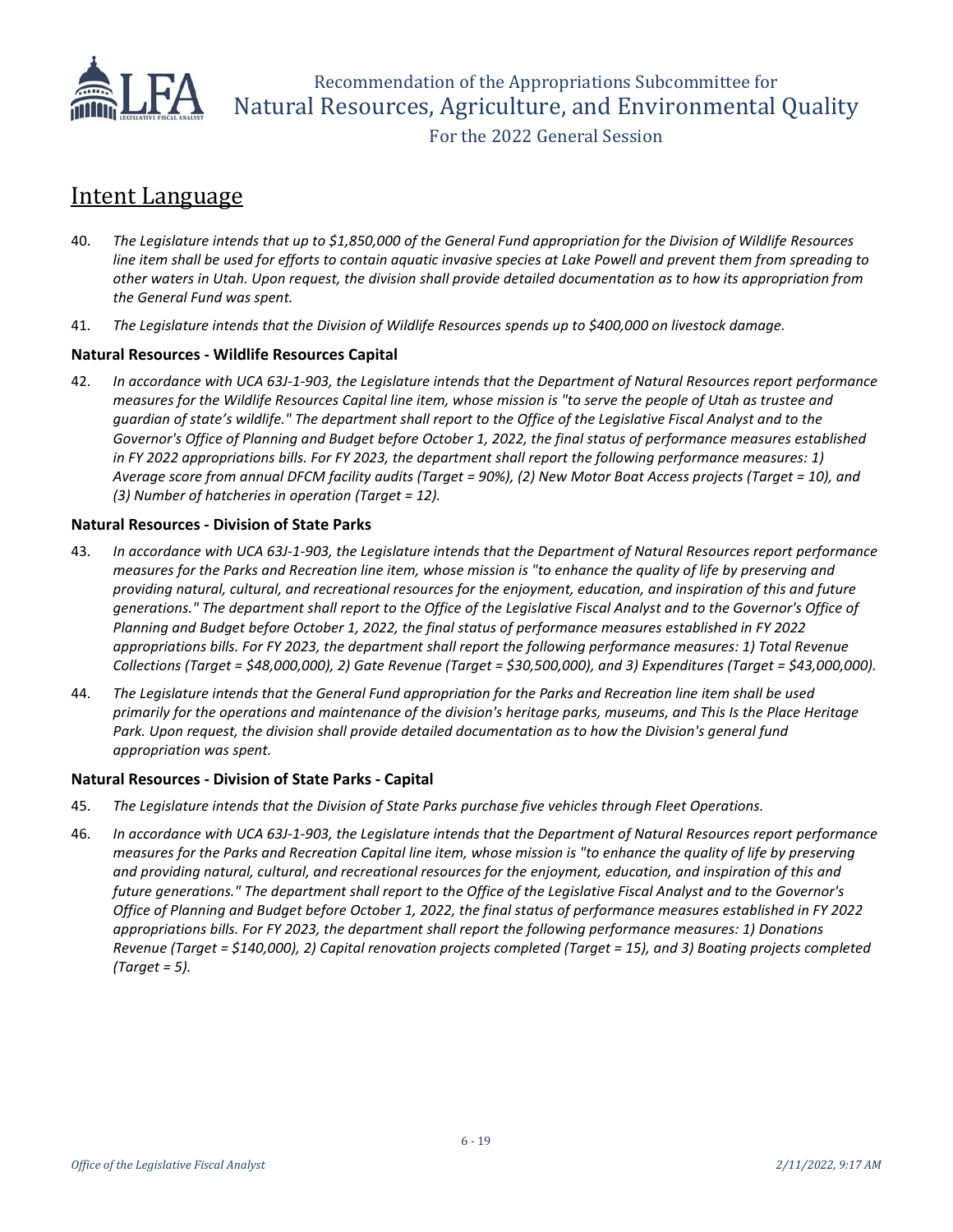## Intent Language

40. *The Legislature intends that up to $1,850,000 of the General Fund appropriation for the Division of Wildlife Resources line item shall be used for efforts to contain aquatic invasive species at Lake Powell and prevent them from spreading to other waters in Utah. Upon request, the division shall provide detailed documentation as to how its appropriation from the General Fund was spent.*

41. *The Legislature intends that the Division of Wildlife Resources spends up to $400,000 on livestock damage.*

**Natural Resources - Wildlife Resources Capital**

42. *In accordance with UCA 63J-1-903, the Legislature intends that the Department of Natural Resources report performance measures for the Wildlife Resources Capital line item, whose mission is "to serve the people of Utah as trustee and guardian of state's wildlife." The department shall report to the Office of the Legislative Fiscal Analyst and to the Governor's Office of Planning and Budget before October 1, 2022, the final status of performance measures established in FY 2022 appropriations bills. For FY 2023, the department shall report the following performance measures: 1) Average score from annual DFCM facility audits (Target = 90%), (2) New Motor Boat Access projects (Target = 10), and (3) Number of hatcheries in operation (Target = 12).*

**Natural Resources - Division of State Parks**

43. *In accordance with UCA 63J-1-903, the Legislature intends that the Department of Natural Resources report performance measures for the Parks and Recreation line item, whose mission is "to enhance the quality of life by preserving and providing natural, cultural, and recreational resources for the enjoyment, education, and inspiration of this and future generations." The department shall report to the Office of the Legislative Fiscal Analyst and to the Governor's Office of Planning and Budget before October 1, 2022, the final status of performance measures established in FY 2022 appropriations bills. For FY 2023, the department shall report the following performance measures: 1) Total Revenue Collections (Target = $48,000,000), 2) Gate Revenue (Target = $30,500,000), and 3) Expenditures (Target = $43,000,000).*

44. *The Legislature intends that the General Fund appropriation for the Parks and Recreation line item shall be used primarily for the operations and maintenance of the division's heritage parks, museums, and This Is the Place Heritage Park. Upon request, the division shall provide detailed documentation as to how the Division's general fund appropriation was spent.*

**Natural Resources - Division of State Parks - Capital**

45. *The Legislature intends that the Division of State Parks purchase five vehicles through Fleet Operations.*

46. *In accordance with UCA 63J-1-903, the Legislature intends that the Department of Natural Resources report performance measures for the Parks and Recreation Capital line item, whose mission is "to enhance the quality of life by preserving and providing natural, cultural, and recreational resources for the enjoyment, education, and inspiration of this and future generations." The department shall report to the Office of the Legislative Fiscal Analyst and to the Governor's Office of Planning and Budget before October 1, 2022, the final status of performance measures established in FY 2022 appropriations bills. For FY 2023, the department shall report the following performance measures: 1) Donations Revenue (Target = $140,000), 2) Capital renovation projects completed (Target = 15), and 3) Boating projects completed (Target = 5).*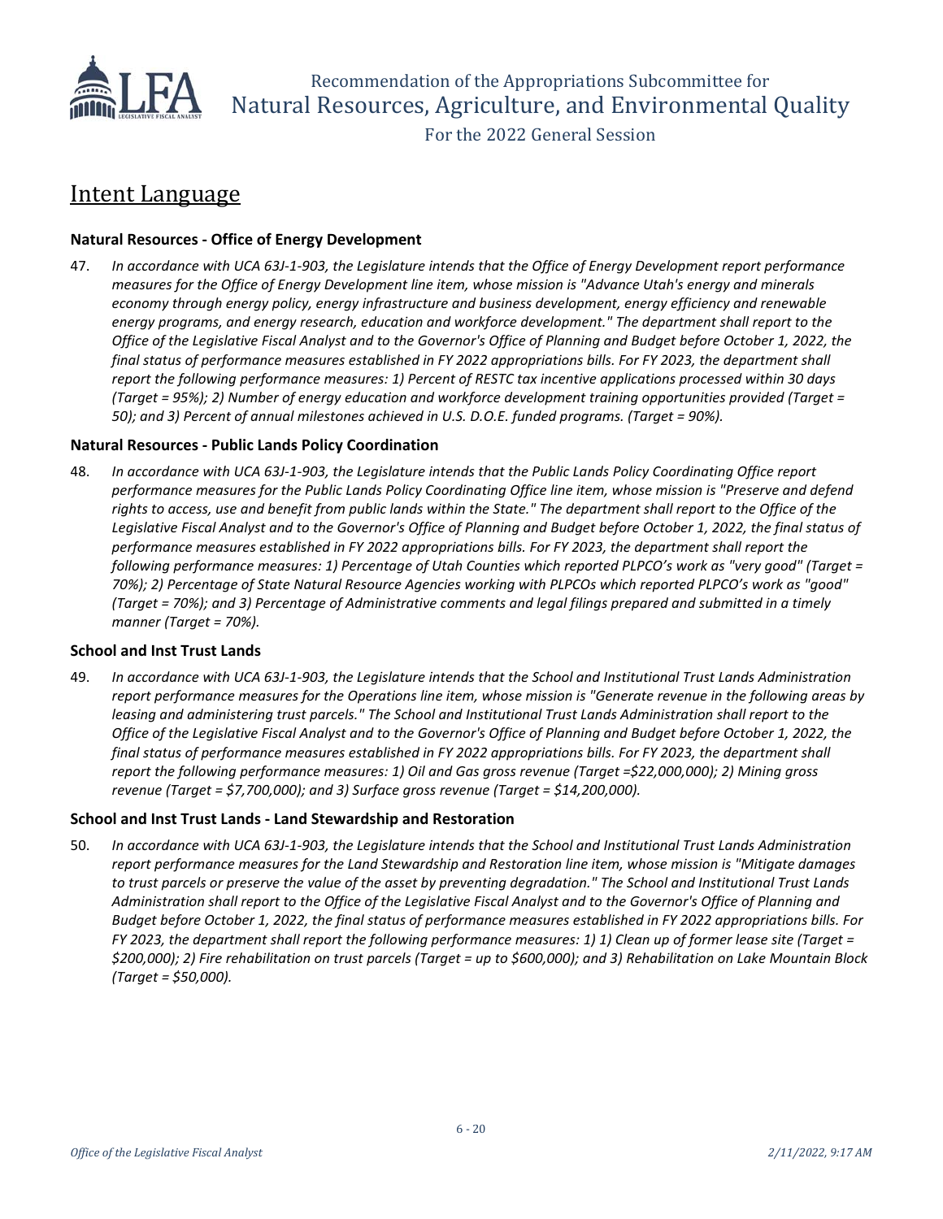## Intent Language

### Natural Resources - Office of Energy Development

47. *In accordance with UCA 63J-1-903, the Legislature intends that the Office of Energy Development report performance measures for the Office of Energy Development line item, whose mission is "Advance Utah's energy and minerals economy through energy policy, energy infrastructure and business development, energy efficiency and renewable energy programs, and energy research, education and workforce development." The department shall report to the Office of the Legislative Fiscal Analyst and to the Governor's Office of Planning and Budget before October 1, 2022, the final status of performance measures established in FY 2022 appropriations bills. For FY 2023, the department shall report the following performance measures: 1) Percent of RESTC tax incentive applications processed within 30 days (Target = 95%); 2) Number of energy education and workforce development training opportunities provided (Target = 50); and 3) Percent of annual milestones achieved in U.S. D.O.E. funded programs. (Target = 90%).*

### Natural Resources - Public Lands Policy Coordination

48. *In accordance with UCA 63J-1-903, the Legislature intends that the Public Lands Policy Coordinating Office report performance measures for the Public Lands Policy Coordinating Office line item, whose mission is "Preserve and defend rights to access, use and benefit from public lands within the State." The department shall report to the Office of the Legislative Fiscal Analyst and to the Governor's Office of Planning and Budget before October 1, 2022, the final status of performance measures established in FY 2022 appropriations bills. For FY 2023, the department shall report the following performance measures: 1) Percentage of Utah Counties which reported PLPCO's work as "very good" (Target = 70%); 2) Percentage of State Natural Resource Agencies working with PLPCOs which reported PLPCO's work as "good" (Target = 70%); and 3) Percentage of Administrative comments and legal filings prepared and submitted in a timely manner (Target = 70%).*

### School and Inst Trust Lands

49. *In accordance with UCA 63J-1-903, the Legislature intends that the School and Institutional Trust Lands Administration report performance measures for the Operations line item, whose mission is "Generate revenue in the following areas by leasing and administering trust parcels." The School and Institutional Trust Lands Administration shall report to the Office of the Legislative Fiscal Analyst and to the Governor's Office of Planning and Budget before October 1, 2022, the final status of performance measures established in FY 2022 appropriations bills. For FY 2023, the department shall report the following performance measures: 1) Oil and Gas gross revenue (Target =$22,000,000); 2) Mining gross revenue (Target = $7,700,000); and 3) Surface gross revenue (Target = $14,200,000).*

### School and Inst Trust Lands - Land Stewardship and Restoration

50. *In accordance with UCA 63J-1-903, the Legislature intends that the School and Institutional Trust Lands Administration report performance measures for the Land Stewardship and Restoration line item, whose mission is "Mitigate damages to trust parcels or preserve the value of the asset by preventing degradation." The School and Institutional Trust Lands Administration shall report to the Office of the Legislative Fiscal Analyst and to the Governor's Office of Planning and Budget before October 1, 2022, the final status of performance measures established in FY 2022 appropriations bills. For FY 2023, the department shall report the following performance measures: 1) 1) Clean up of former lease site (Target = $200,000); 2) Fire rehabilitation on trust parcels (Target = up to $600,000); and 3) Rehabilitation on Lake Mountain Block (Target = $50,000).*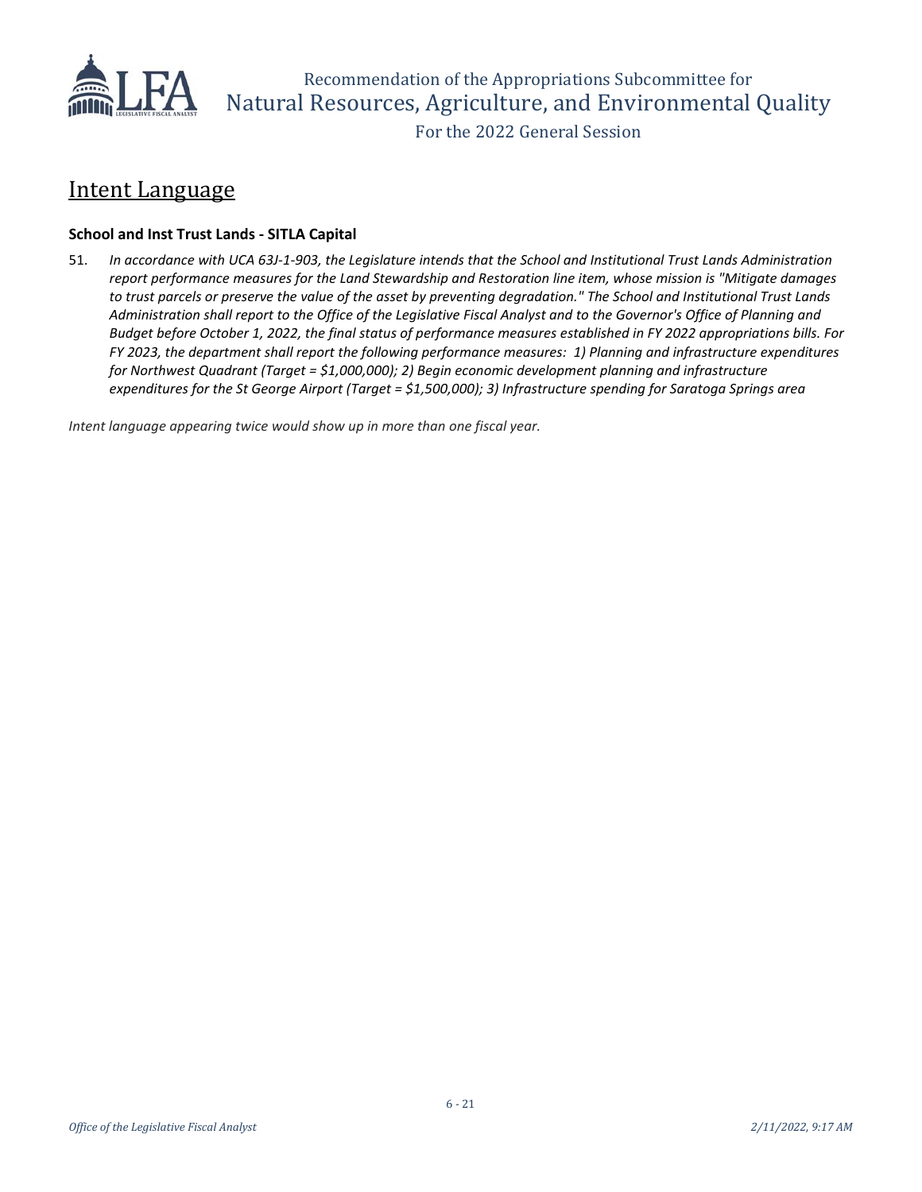## Intent Language

### School and Inst Trust Lands - SITLA Capital

51. *In accordance with UCA 63J-1-903, the Legislature intends that the School and Institutional Trust Lands Administration report performance measures for the Land Stewardship and Restoration line item, whose mission is "Mitigate damages to trust parcels or preserve the value of the asset by preventing degradation." The School and Institutional Trust Lands Administration shall report to the Office of the Legislative Fiscal Analyst and to the Governor's Office of Planning and Budget before October 1, 2022, the final status of performance measures established in FY 2022 appropriations bills. For FY 2023, the department shall report the following performance measures: 1) Planning and infrastructure expenditures for Northwest Quadrant (Target = $1,000,000); 2) Begin economic development planning and infrastructure expenditures for the St George Airport (Target = $1,500,000); 3) Infrastructure spending for Saratoga Springs area*

*Intent language appearing twice would show up in more than one fiscal year.*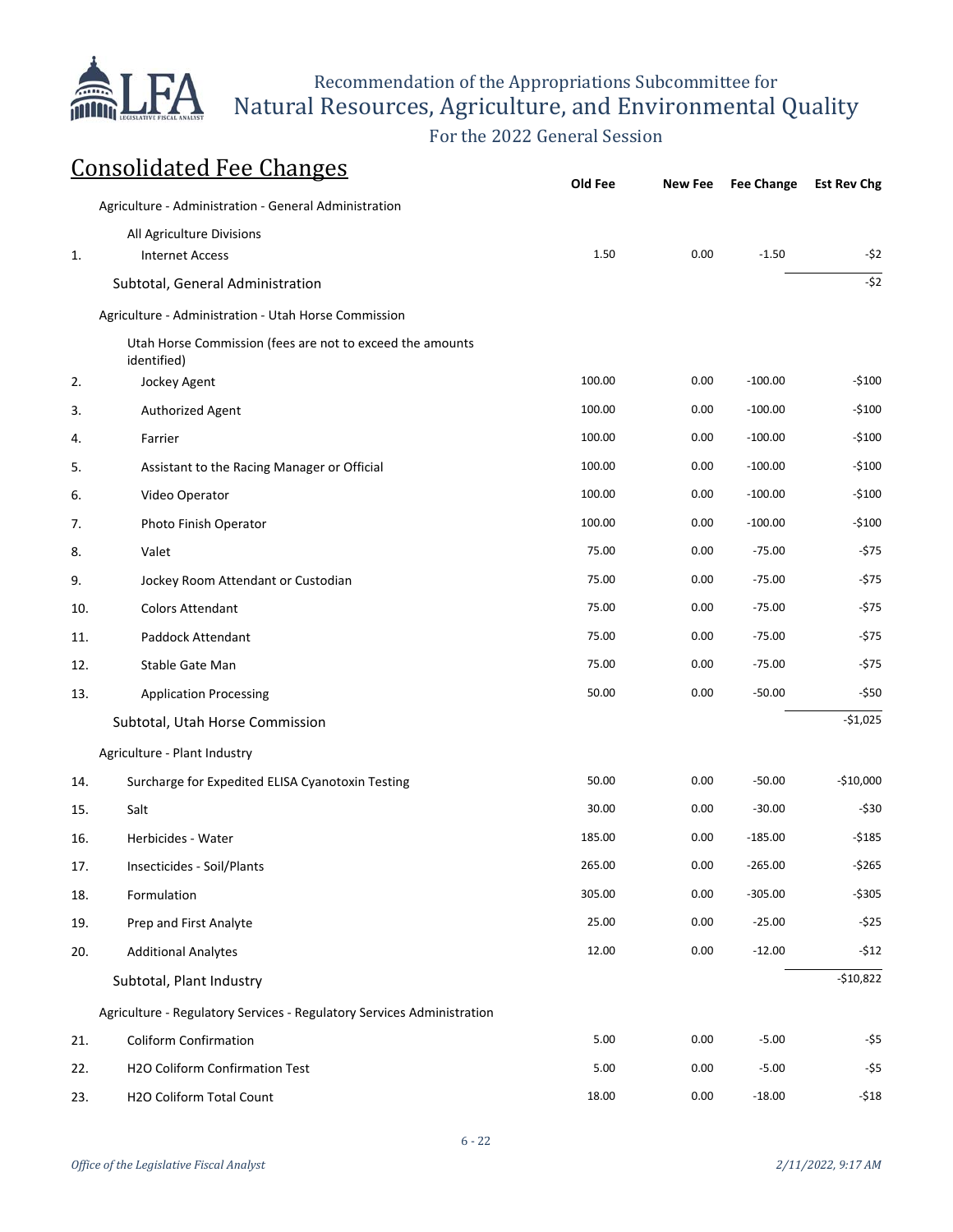## Consolidated Fee Changes

| | | Old Fee | New Fee | Fee Change | Est Rev Chg |
|---|---|---|---|---|---|
| | Agriculture - Administration - General Administration | | | | |
| | All Agriculture Divisions | | | | |
| 1. | Internet Access | 1.50 | 0.00 | -1.50 | -$2 |
| | Subtotal, General Administration | | | | -$2 |
| | Agriculture - Administration - Utah Horse Commission | | | | |
| | Utah Horse Commission (fees are not to exceed the amounts identified) | | | | |
| 2. | Jockey Agent | 100.00 | 0.00 | -100.00 | -$100 |
| 3. | Authorized Agent | 100.00 | 0.00 | -100.00 | -$100 |
| 4. | Farrier | 100.00 | 0.00 | -100.00 | -$100 |
| 5. | Assistant to the Racing Manager or Official | 100.00 | 0.00 | -100.00 | -$100 |
| 6. | Video Operator | 100.00 | 0.00 | -100.00 | -$100 |
| 7. | Photo Finish Operator | 100.00 | 0.00 | -100.00 | -$100 |
| 8. | Valet | 75.00 | 0.00 | -75.00 | -$75 |
| 9. | Jockey Room Attendant or Custodian | 75.00 | 0.00 | -75.00 | -$75 |
| 10. | Colors Attendant | 75.00 | 0.00 | -75.00 | -$75 |
| 11. | Paddock Attendant | 75.00 | 0.00 | -75.00 | -$75 |
| 12. | Stable Gate Man | 75.00 | 0.00 | -75.00 | -$75 |
| 13. | Application Processing | 50.00 | 0.00 | -50.00 | -$50 |
| | Subtotal, Utah Horse Commission | | | | -$1,025 |
| | Agriculture - Plant Industry | | | | |
| 14. | Surcharge for Expedited ELISA Cyanotoxin Testing | 50.00 | 0.00 | -50.00 | -$10,000 |
| 15. | Salt | 30.00 | 0.00 | -30.00 | -$30 |
| 16. | Herbicides - Water | 185.00 | 0.00 | -185.00 | -$185 |
| 17. | Insecticides - Soil/Plants | 265.00 | 0.00 | -265.00 | -$265 |
| 18. | Formulation | 305.00 | 0.00 | -305.00 | -$305 |
| 19. | Prep and First Analyte | 25.00 | 0.00 | -25.00 | -$25 |
| 20. | Additional Analytes | 12.00 | 0.00 | -12.00 | -$12 |
| | Subtotal, Plant Industry | | | | -$10,822 |
| | Agriculture - Regulatory Services - Regulatory Services Administration | | | | |
| 21. | Coliform Confirmation | 5.00 | 0.00 | -5.00 | -$5 |
| 22. | H2O Coliform Confirmation Test | 5.00 | 0.00 | -5.00 | -$5 |
| 23. | H2O Coliform Total Count | 18.00 | 0.00 | -18.00 | -$18 |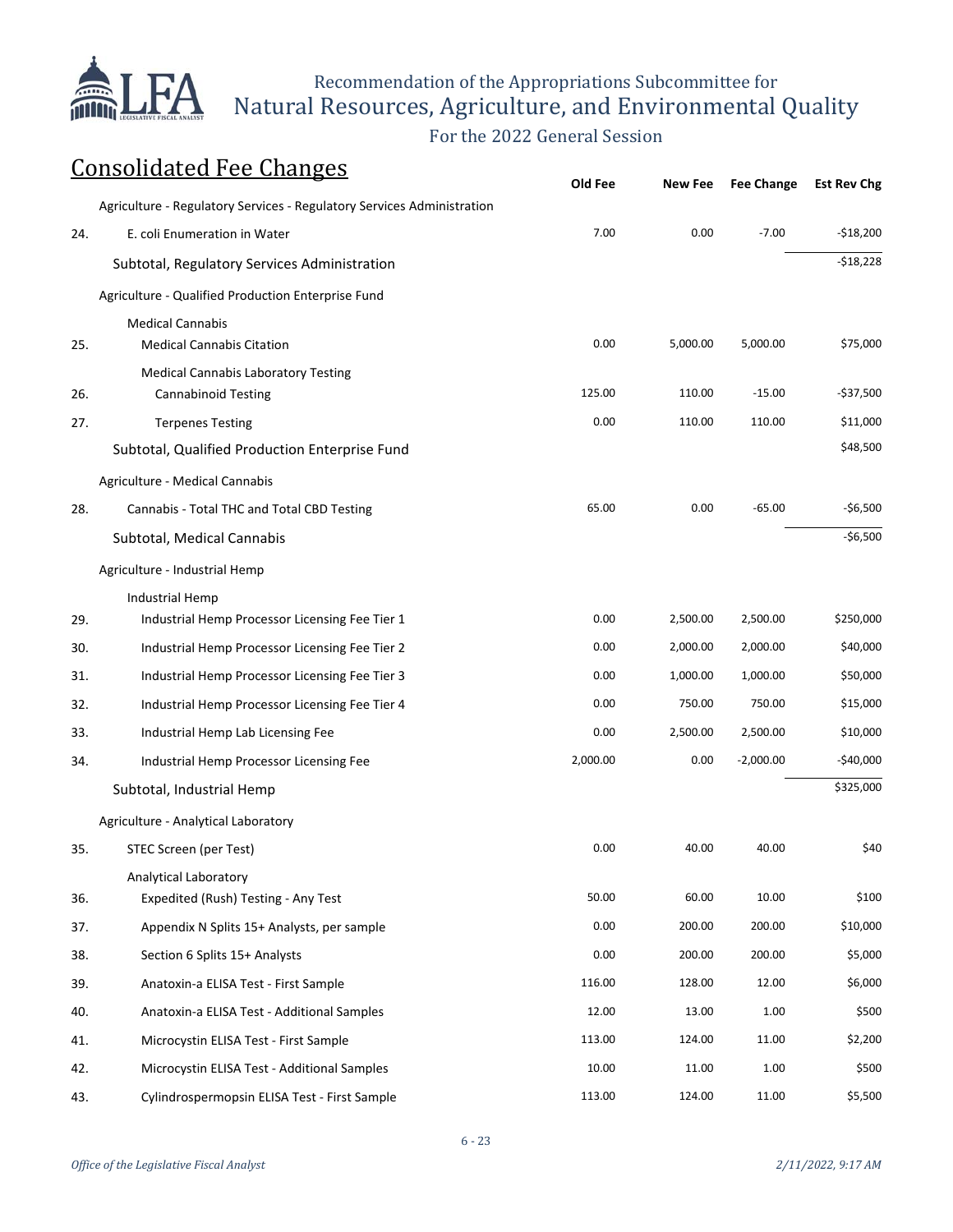## Consolidated Fee Changes

| | | Old Fee | New Fee | Fee Change | Est Rev Chg |
|---|---|---|---|---|---|
| | Agriculture - Regulatory Services - Regulatory Services Administration | | | | |
| 24. | E. coli Enumeration in Water | 7.00 | 0.00 | -7.00 | -$18,200 |
| | Subtotal, Regulatory Services Administration | | | | -$18,228 |
| | Agriculture - Qualified Production Enterprise Fund | | | | |
| | Medical Cannabis | | | | |
| 25. | Medical Cannabis Citation | 0.00 | 5,000.00 | 5,000.00 | $75,000 |
| | Medical Cannabis Laboratory Testing | | | | |
| 26. | Cannabinoid Testing | 125.00 | 110.00 | -15.00 | -$37,500 |
| 27. | Terpenes Testing | 0.00 | 110.00 | 110.00 | $11,000 |
| | Subtotal, Qualified Production Enterprise Fund | | | | $48,500 |
| | Agriculture - Medical Cannabis | | | | |
| 28. | Cannabis - Total THC and Total CBD Testing | 65.00 | 0.00 | -65.00 | -$6,500 |
| | Subtotal, Medical Cannabis | | | | -$6,500 |
| | Agriculture - Industrial Hemp | | | | |
| | Industrial Hemp | | | | |
| 29. | Industrial Hemp Processor Licensing Fee Tier 1 | 0.00 | 2,500.00 | 2,500.00 | $250,000 |
| 30. | Industrial Hemp Processor Licensing Fee Tier 2 | 0.00 | 2,000.00 | 2,000.00 | $40,000 |
| 31. | Industrial Hemp Processor Licensing Fee Tier 3 | 0.00 | 1,000.00 | 1,000.00 | $50,000 |
| 32. | Industrial Hemp Processor Licensing Fee Tier 4 | 0.00 | 750.00 | 750.00 | $15,000 |
| 33. | Industrial Hemp Lab Licensing Fee | 0.00 | 2,500.00 | 2,500.00 | $10,000 |
| 34. | Industrial Hemp Processor Licensing Fee | 2,000.00 | 0.00 | -2,000.00 | -$40,000 |
| | Subtotal, Industrial Hemp | | | | $325,000 |
| | Agriculture - Analytical Laboratory | | | | |
| 35. | STEC Screen (per Test) | 0.00 | 40.00 | 40.00 | $40 |
| | Analytical Laboratory | | | | |
| 36. | Expedited (Rush) Testing - Any Test | 50.00 | 60.00 | 10.00 | $100 |
| 37. | Appendix N Splits 15+ Analysts, per sample | 0.00 | 200.00 | 200.00 | $10,000 |
| 38. | Section 6 Splits 15+ Analysts | 0.00 | 200.00 | 200.00 | $5,000 |
| 39. | Anatoxin-a ELISA Test - First Sample | 116.00 | 128.00 | 12.00 | $6,000 |
| 40. | Anatoxin-a ELISA Test - Additional Samples | 12.00 | 13.00 | 1.00 | $500 |
| 41. | Microcystin ELISA Test - First Sample | 113.00 | 124.00 | 11.00 | $2,200 |
| 42. | Microcystin ELISA Test - Additional Samples | 10.00 | 11.00 | 1.00 | $500 |
| 43. | Cylindrospermopsin ELISA Test - First Sample | 113.00 | 124.00 | 11.00 | $5,500 |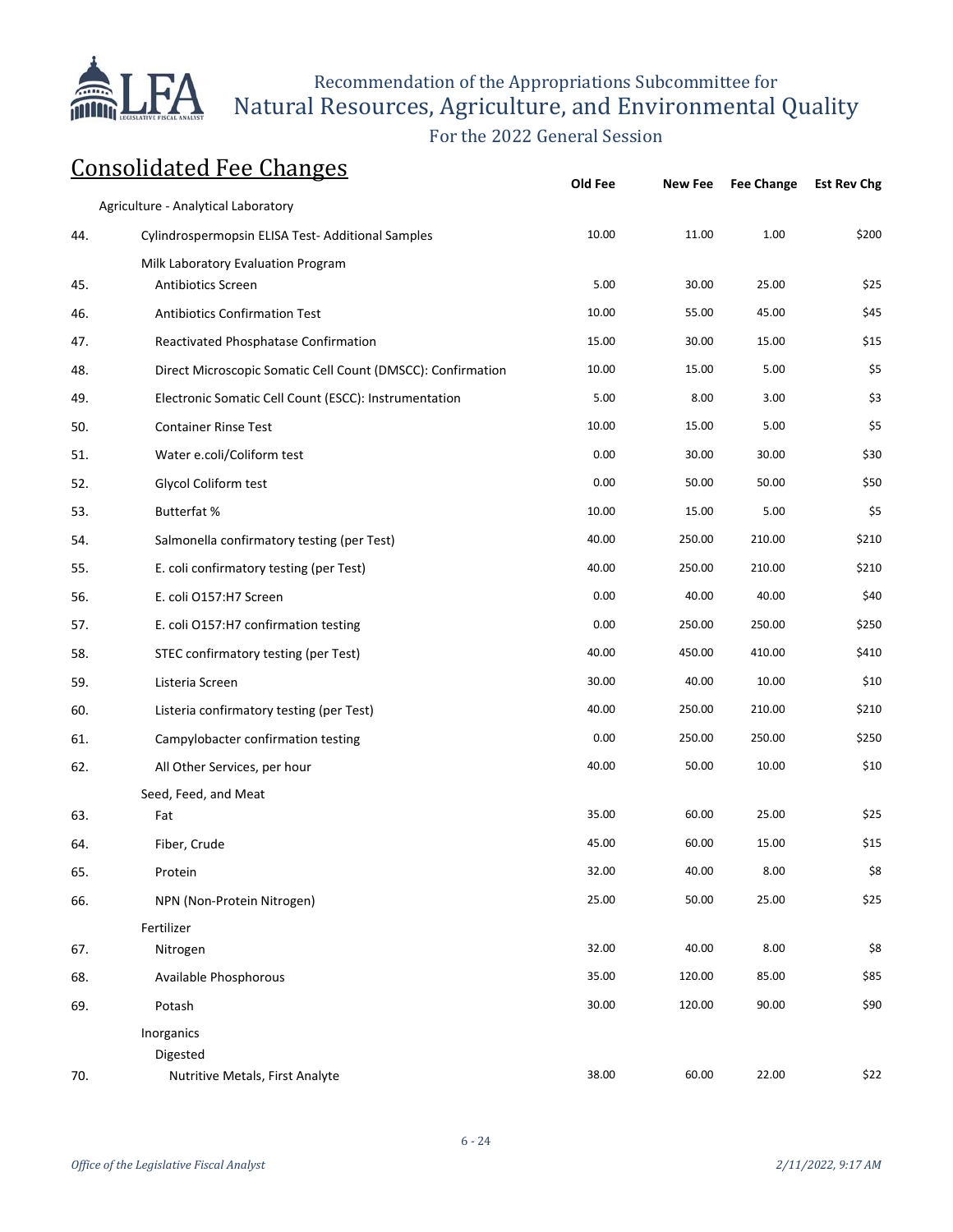## Consolidated Fee Changes

| | | Old Fee | New Fee | Fee Change | Est Rev Chg |
|---|---|---|---|---|---|
| | Agriculture - Analytical Laboratory | | | | |
| 44. | Cylindrospermopsin ELISA Test- Additional Samples | 10.00 | 11.00 | 1.00 | $200 |
| | Milk Laboratory Evaluation Program | | | | |
| 45. | Antibiotics Screen | 5.00 | 30.00 | 25.00 | $25 |
| 46. | Antibiotics Confirmation Test | 10.00 | 55.00 | 45.00 | $45 |
| 47. | Reactivated Phosphatase Confirmation | 15.00 | 30.00 | 15.00 | $15 |
| 48. | Direct Microscopic Somatic Cell Count (DMSCC): Confirmation | 10.00 | 15.00 | 5.00 | $5 |
| 49. | Electronic Somatic Cell Count (ESCC): Instrumentation | 5.00 | 8.00 | 3.00 | $3 |
| 50. | Container Rinse Test | 10.00 | 15.00 | 5.00 | $5 |
| 51. | Water e.coli/Coliform test | 0.00 | 30.00 | 30.00 | $30 |
| 52. | Glycol Coliform test | 0.00 | 50.00 | 50.00 | $50 |
| 53. | Butterfat % | 10.00 | 15.00 | 5.00 | $5 |
| 54. | Salmonella confirmatory testing (per Test) | 40.00 | 250.00 | 210.00 | $210 |
| 55. | E. coli confirmatory testing (per Test) | 40.00 | 250.00 | 210.00 | $210 |
| 56. | E. coli O157:H7 Screen | 0.00 | 40.00 | 40.00 | $40 |
| 57. | E. coli O157:H7 confirmation testing | 0.00 | 250.00 | 250.00 | $250 |
| 58. | STEC confirmatory testing (per Test) | 40.00 | 450.00 | 410.00 | $410 |
| 59. | Listeria Screen | 30.00 | 40.00 | 10.00 | $10 |
| 60. | Listeria confirmatory testing (per Test) | 40.00 | 250.00 | 210.00 | $210 |
| 61. | Campylobacter confirmation testing | 0.00 | 250.00 | 250.00 | $250 |
| 62. | All Other Services, per hour | 40.00 | 50.00 | 10.00 | $10 |
| | Seed, Feed, and Meat | | | | |
| 63. | Fat | 35.00 | 60.00 | 25.00 | $25 |
| 64. | Fiber, Crude | 45.00 | 60.00 | 15.00 | $15 |
| 65. | Protein | 32.00 | 40.00 | 8.00 | $8 |
| 66. | NPN (Non-Protein Nitrogen) | 25.00 | 50.00 | 25.00 | $25 |
| | Fertilizer | | | | |
| 67. | Nitrogen | 32.00 | 40.00 | 8.00 | $8 |
| 68. | Available Phosphorous | 35.00 | 120.00 | 85.00 | $85 |
| 69. | Potash | 30.00 | 120.00 | 90.00 | $90 |
| | Inorganics | | | | |
| | Digested | | | | |
| 70. | Nutritive Metals, First Analyte | 38.00 | 60.00 | 22.00 | $22 |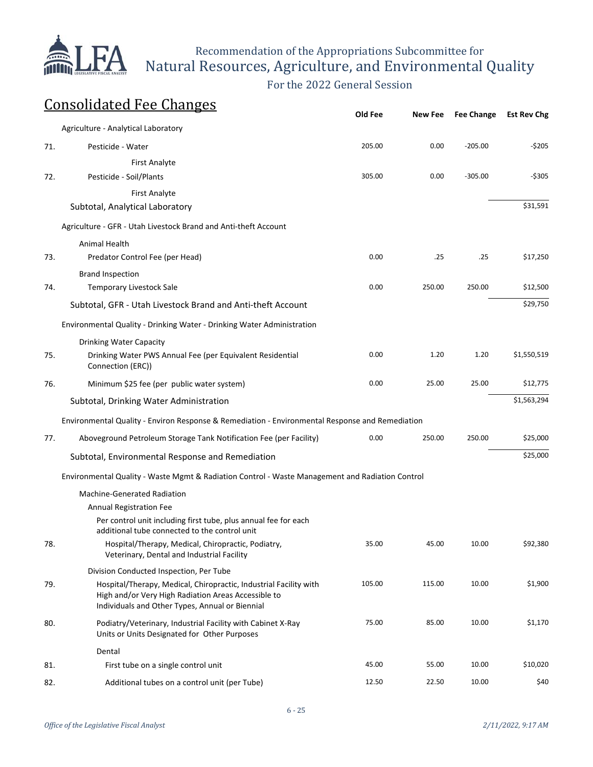## Consolidated Fee Changes

| | | Old Fee | New Fee | Fee Change | Est Rev Chg |
|---|---|---|---|---|---|
| | **Agriculture - Analytical Laboratory** | | | | |
| 71. | Pesticide - Water | 205.00 | 0.00 | -205.00 | -$205 |
| | First Analyte | | | | |
| 72. | Pesticide - Soil/Plants | 305.00 | 0.00 | -305.00 | -$305 |
| | First Analyte | | | | |
| | Subtotal, Analytical Laboratory | | | | $31,591 |
| | **Agriculture - GFR - Utah Livestock Brand and Anti-theft Account** | | | | |
| | Animal Health | | | | |
| 73. | Predator Control Fee (per Head) | 0.00 | .25 | .25 | $17,250 |
| | Brand Inspection | | | | |
| 74. | Temporary Livestock Sale | 0.00 | 250.00 | 250.00 | $12,500 |
| | Subtotal, GFR - Utah Livestock Brand and Anti-theft Account | | | | $29,750 |
| | **Environmental Quality - Drinking Water - Drinking Water Administration** | | | | |
| | Drinking Water Capacity | | | | |
| 75. | Drinking Water PWS Annual Fee (per Equivalent Residential Connection (ERC)) | 0.00 | 1.20 | 1.20 | $1,550,519 |
| 76. | Minimum $25 fee (per public water system) | 0.00 | 25.00 | 25.00 | $12,775 |
| | Subtotal, Drinking Water Administration | | | | $1,563,294 |
| | **Environmental Quality - Environ Response & Remediation - Environmental Response and Remediation** | | | | |
| 77. | Aboveground Petroleum Storage Tank Notification Fee (per Facility) | 0.00 | 250.00 | 250.00 | $25,000 |
| | Subtotal, Environmental Response and Remediation | | | | $25,000 |
| | **Environmental Quality - Waste Mgmt & Radiation Control - Waste Management and Radiation Control** | | | | |
| | Machine-Generated Radiation | | | | |
| | Annual Registration Fee | | | | |
| | Per control unit including first tube, plus annual fee for each additional tube connected to the control unit | | | | |
| 78. | Hospital/Therapy, Medical, Chiropractic, Podiatry, Veterinary, Dental and Industrial Facility | 35.00 | 45.00 | 10.00 | $92,380 |
| | Division Conducted Inspection, Per Tube | | | | |
| 79. | Hospital/Therapy, Medical, Chiropractic, Industrial Facility with High and/or Very High Radiation Areas Accessible to Individuals and Other Types, Annual or Biennial | 105.00 | 115.00 | 10.00 | $1,900 |
| 80. | Podiatry/Veterinary, Industrial Facility with Cabinet X-Ray Units or Units Designated for Other Purposes | 75.00 | 85.00 | 10.00 | $1,170 |
| | Dental | | | | |
| 81. | First tube on a single control unit | 45.00 | 55.00 | 10.00 | $10,020 |
| 82. | Additional tubes on a control unit (per Tube) | 12.50 | 22.50 | 10.00 | $40 |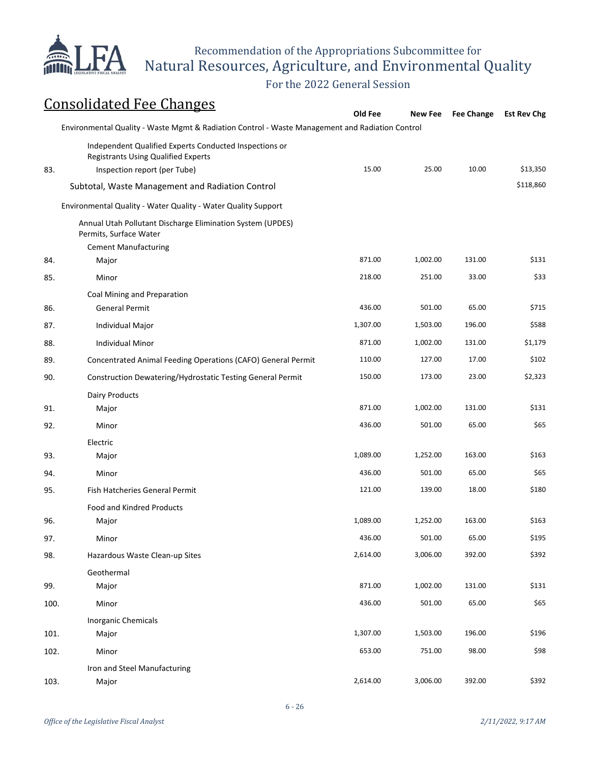## Consolidated Fee Changes

| | | Old Fee | New Fee | Fee Change | Est Rev Chg |
|---|---|---|---|---|---|
| | **Environmental Quality - Waste Mgmt & Radiation Control - Waste Management and Radiation Control** | | | | |
| | Independent Qualified Experts Conducted Inspections or Registrants Using Qualified Experts | | | | |
| 83. | Inspection report (per Tube) | 15.00 | 25.00 | 10.00 | $13,350 |
| | **Subtotal, Waste Management and Radiation Control** | | | | $118,860 |
| | **Environmental Quality - Water Quality - Water Quality Support** | | | | |
| | Annual Utah Pollutant Discharge Elimination System (UPDES) Permits, Surface Water | | | | |
| | Cement Manufacturing | | | | |
| 84. | Major | 871.00 | 1,002.00 | 131.00 | $131 |
| 85. | Minor | 218.00 | 251.00 | 33.00 | $33 |
| | Coal Mining and Preparation | | | | |
| 86. | General Permit | 436.00 | 501.00 | 65.00 | $715 |
| 87. | Individual Major | 1,307.00 | 1,503.00 | 196.00 | $588 |
| 88. | Individual Minor | 871.00 | 1,002.00 | 131.00 | $1,179 |
| 89. | Concentrated Animal Feeding Operations (CAFO) General Permit | 110.00 | 127.00 | 17.00 | $102 |
| 90. | Construction Dewatering/Hydrostatic Testing General Permit | 150.00 | 173.00 | 23.00 | $2,323 |
| | Dairy Products | | | | |
| 91. | Major | 871.00 | 1,002.00 | 131.00 | $131 |
| 92. | Minor | 436.00 | 501.00 | 65.00 | $65 |
| | Electric | | | | |
| 93. | Major | 1,089.00 | 1,252.00 | 163.00 | $163 |
| 94. | Minor | 436.00 | 501.00 | 65.00 | $65 |
| 95. | Fish Hatcheries General Permit | 121.00 | 139.00 | 18.00 | $180 |
| | Food and Kindred Products | | | | |
| 96. | Major | 1,089.00 | 1,252.00 | 163.00 | $163 |
| 97. | Minor | 436.00 | 501.00 | 65.00 | $195 |
| 98. | Hazardous Waste Clean-up Sites | 2,614.00 | 3,006.00 | 392.00 | $392 |
| | Geothermal | | | | |
| 99. | Major | 871.00 | 1,002.00 | 131.00 | $131 |
| 100. | Minor | 436.00 | 501.00 | 65.00 | $65 |
| | Inorganic Chemicals | | | | |
| 101. | Major | 1,307.00 | 1,503.00 | 196.00 | $196 |
| 102. | Minor | 653.00 | 751.00 | 98.00 | $98 |
| | Iron and Steel Manufacturing | | | | |
| 103. | Major | 2,614.00 | 3,006.00 | 392.00 | $392 |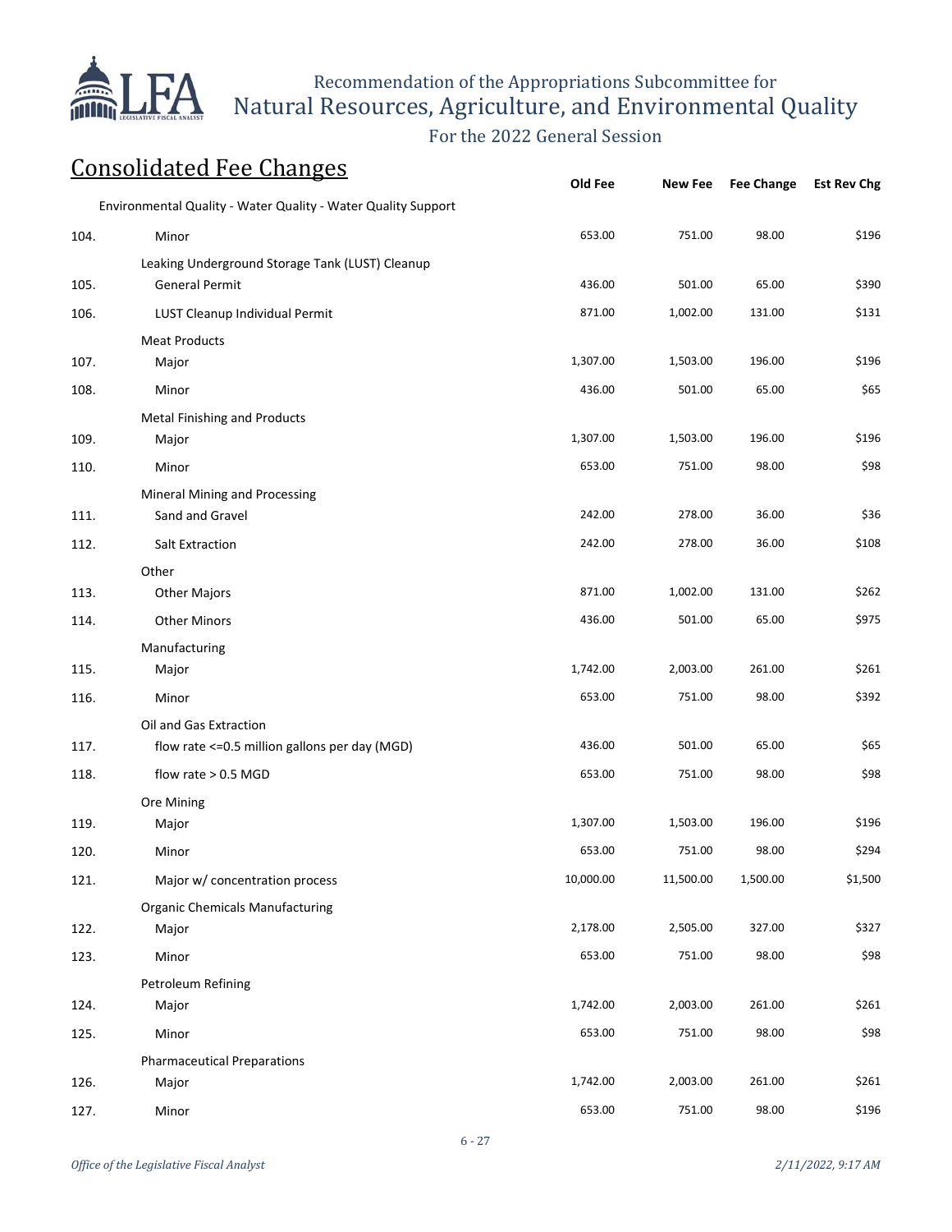## Consolidated Fee Changes

| | | Old Fee | New Fee | Fee Change | Est Rev Chg |
|---|---|---|---|---|---|
| | Environmental Quality - Water Quality - Water Quality Support | | | | |
| 104. | Minor | 653.00 | 751.00 | 98.00 | $196 |
| | Leaking Underground Storage Tank (LUST) Cleanup | | | | |
| 105. | General Permit | 436.00 | 501.00 | 65.00 | $390 |
| 106. | LUST Cleanup Individual Permit | 871.00 | 1,002.00 | 131.00 | $131 |
| | Meat Products | | | | |
| 107. | Major | 1,307.00 | 1,503.00 | 196.00 | $196 |
| 108. | Minor | 436.00 | 501.00 | 65.00 | $65 |
| | Metal Finishing and Products | | | | |
| 109. | Major | 1,307.00 | 1,503.00 | 196.00 | $196 |
| 110. | Minor | 653.00 | 751.00 | 98.00 | $98 |
| | Mineral Mining and Processing | | | | |
| 111. | Sand and Gravel | 242.00 | 278.00 | 36.00 | $36 |
| 112. | Salt Extraction | 242.00 | 278.00 | 36.00 | $108 |
| | Other | | | | |
| 113. | Other Majors | 871.00 | 1,002.00 | 131.00 | $262 |
| 114. | Other Minors | 436.00 | 501.00 | 65.00 | $975 |
| | Manufacturing | | | | |
| 115. | Major | 1,742.00 | 2,003.00 | 261.00 | $261 |
| 116. | Minor | 653.00 | 751.00 | 98.00 | $392 |
| | Oil and Gas Extraction | | | | |
| 117. | flow rate <=0.5 million gallons per day (MGD) | 436.00 | 501.00 | 65.00 | $65 |
| 118. | flow rate > 0.5 MGD | 653.00 | 751.00 | 98.00 | $98 |
| | Ore Mining | | | | |
| 119. | Major | 1,307.00 | 1,503.00 | 196.00 | $196 |
| 120. | Minor | 653.00 | 751.00 | 98.00 | $294 |
| 121. | Major w/ concentration process | 10,000.00 | 11,500.00 | 1,500.00 | $1,500 |
| | Organic Chemicals Manufacturing | | | | |
| 122. | Major | 2,178.00 | 2,505.00 | 327.00 | $327 |
| 123. | Minor | 653.00 | 751.00 | 98.00 | $98 |
| | Petroleum Refining | | | | |
| 124. | Major | 1,742.00 | 2,003.00 | 261.00 | $261 |
| 125. | Minor | 653.00 | 751.00 | 98.00 | $98 |
| | Pharmaceutical Preparations | | | | |
| 126. | Major | 1,742.00 | 2,003.00 | 261.00 | $261 |
| 127. | Minor | 653.00 | 751.00 | 98.00 | $196 |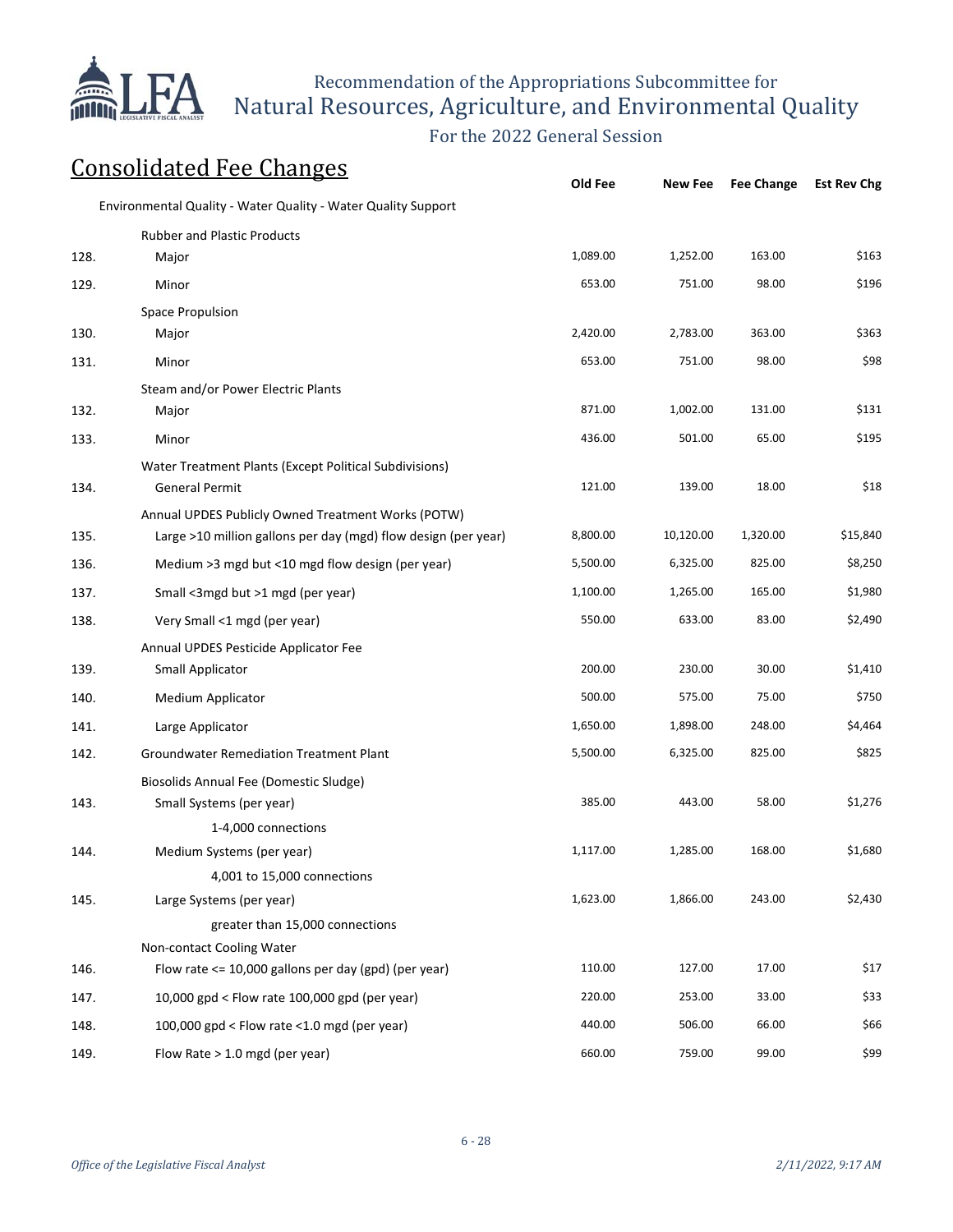Recommendation of the Appropriations Subcommittee for
Natural Resources, Agriculture, and Environmental Quality

For the 2022 General Session

## Consolidated Fee Changes

| | | Old Fee | New Fee | Fee Change | Est Rev Chg |
|---|---|---|---|---|---|
| | **Environmental Quality - Water Quality - Water Quality Support** | | | | |
| | Rubber and Plastic Products | | | | |
| 128. | Major | 1,089.00 | 1,252.00 | 163.00 | $163 |
| 129. | Minor | 653.00 | 751.00 | 98.00 | $196 |
| | Space Propulsion | | | | |
| 130. | Major | 2,420.00 | 2,783.00 | 363.00 | $363 |
| 131. | Minor | 653.00 | 751.00 | 98.00 | $98 |
| | Steam and/or Power Electric Plants | | | | |
| 132. | Major | 871.00 | 1,002.00 | 131.00 | $131 |
| 133. | Minor | 436.00 | 501.00 | 65.00 | $195 |
| | Water Treatment Plants (Except Political Subdivisions) | | | | |
| 134. | General Permit | 121.00 | 139.00 | 18.00 | $18 |
| | Annual UPDES Publicly Owned Treatment Works (POTW) | | | | |
| 135. | Large >10 million gallons per day (mgd) flow design (per year) | 8,800.00 | 10,120.00 | 1,320.00 | $15,840 |
| 136. | Medium >3 mgd but <10 mgd flow design (per year) | 5,500.00 | 6,325.00 | 825.00 | $8,250 |
| 137. | Small <3mgd but >1 mgd (per year) | 1,100.00 | 1,265.00 | 165.00 | $1,980 |
| 138. | Very Small <1 mgd (per year) | 550.00 | 633.00 | 83.00 | $2,490 |
| | Annual UPDES Pesticide Applicator Fee | | | | |
| 139. | Small Applicator | 200.00 | 230.00 | 30.00 | $1,410 |
| 140. | Medium Applicator | 500.00 | 575.00 | 75.00 | $750 |
| 141. | Large Applicator | 1,650.00 | 1,898.00 | 248.00 | $4,464 |
| 142. | Groundwater Remediation Treatment Plant | 5,500.00 | 6,325.00 | 825.00 | $825 |
| | Biosolids Annual Fee (Domestic Sludge) | | | | |
| 143. | Small Systems (per year)<br>1-4,000 connections | 385.00 | 443.00 | 58.00 | $1,276 |
| 144. | Medium Systems (per year)<br>4,001 to 15,000 connections | 1,117.00 | 1,285.00 | 168.00 | $1,680 |
| 145. | Large Systems (per year)<br>greater than 15,000 connections | 1,623.00 | 1,866.00 | 243.00 | $2,430 |
| | Non-contact Cooling Water | | | | |
| 146. | Flow rate <= 10,000 gallons per day (gpd) (per year) | 110.00 | 127.00 | 17.00 | $17 |
| 147. | 10,000 gpd < Flow rate 100,000 gpd (per year) | 220.00 | 253.00 | 33.00 | $33 |
| 148. | 100,000 gpd < Flow rate <1.0 mgd (per year) | 440.00 | 506.00 | 66.00 | $66 |
| 149. | Flow Rate > 1.0 mgd (per year) | 660.00 | 759.00 | 99.00 | $99 |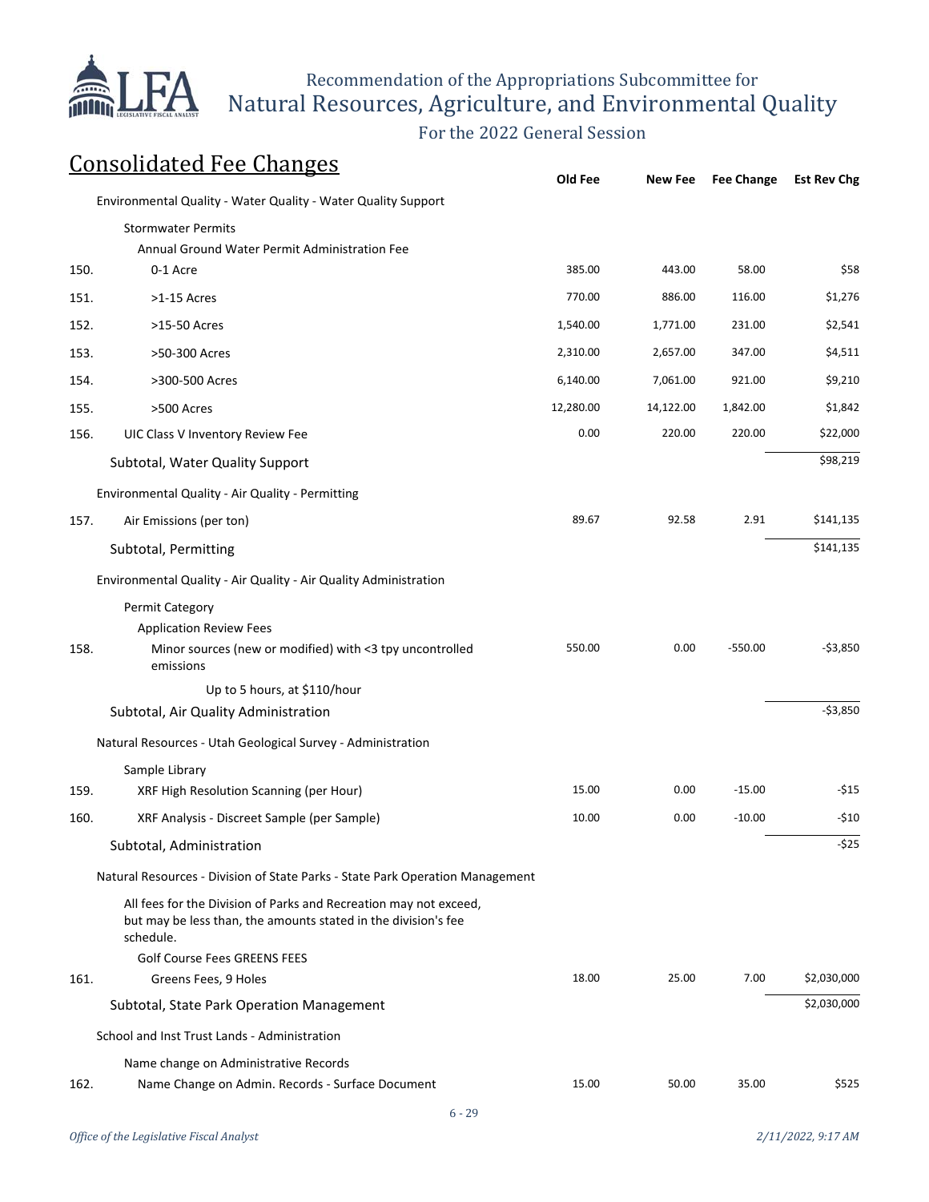## Consolidated Fee Changes

| | | Old Fee | New Fee | Fee Change | Est Rev Chg |
|---|---|---|---|---|---|
| | Environmental Quality - Water Quality - Water Quality Support | | | | |
| | Stormwater Permits | | | | |
| | Annual Ground Water Permit Administration Fee | | | | |
| 150. | 0-1 Acre | 385.00 | 443.00 | 58.00 | $58 |
| 151. | >1-15 Acres | 770.00 | 886.00 | 116.00 | $1,276 |
| 152. | >15-50 Acres | 1,540.00 | 1,771.00 | 231.00 | $2,541 |
| 153. | >50-300 Acres | 2,310.00 | 2,657.00 | 347.00 | $4,511 |
| 154. | >300-500 Acres | 6,140.00 | 7,061.00 | 921.00 | $9,210 |
| 155. | >500 Acres | 12,280.00 | 14,122.00 | 1,842.00 | $1,842 |
| 156. | UIC Class V Inventory Review Fee | 0.00 | 220.00 | 220.00 | $22,000 |
| | Subtotal, Water Quality Support | | | | $98,219 |
| | Environmental Quality - Air Quality - Permitting | | | | |
| 157. | Air Emissions (per ton) | 89.67 | 92.58 | 2.91 | $141,135 |
| | Subtotal, Permitting | | | | $141,135 |
| | Environmental Quality - Air Quality - Air Quality Administration | | | | |
| | Permit Category | | | | |
| | Application Review Fees | | | | |
| 158. | Minor sources (new or modified) with <3 tpy uncontrolled emissions | 550.00 | 0.00 | -550.00 | -$3,850 |
| | Up to 5 hours, at $110/hour | | | | |
| | Subtotal, Air Quality Administration | | | | -$3,850 |
| | Natural Resources - Utah Geological Survey - Administration | | | | |
| | Sample Library | | | | |
| 159. | XRF High Resolution Scanning (per Hour) | 15.00 | 0.00 | -15.00 | -$15 |
| 160. | XRF Analysis - Discreet Sample (per Sample) | 10.00 | 0.00 | -10.00 | -$10 |
| | Subtotal, Administration | | | | -$25 |
| | Natural Resources - Division of State Parks - State Park Operation Management | | | | |
| | All fees for the Division of Parks and Recreation may not exceed, but may be less than, the amounts stated in the division's fee schedule. | | | | |
| | Golf Course Fees GREENS FEES | | | | |
| 161. | Greens Fees, 9 Holes | 18.00 | 25.00 | 7.00 | $2,030,000 |
| | Subtotal, State Park Operation Management | | | | $2,030,000 |
| | School and Inst Trust Lands - Administration | | | | |
| | Name change on Administrative Records | | | | |
| 162. | Name Change on Admin. Records - Surface Document | 15.00 | 50.00 | 35.00 | $525 |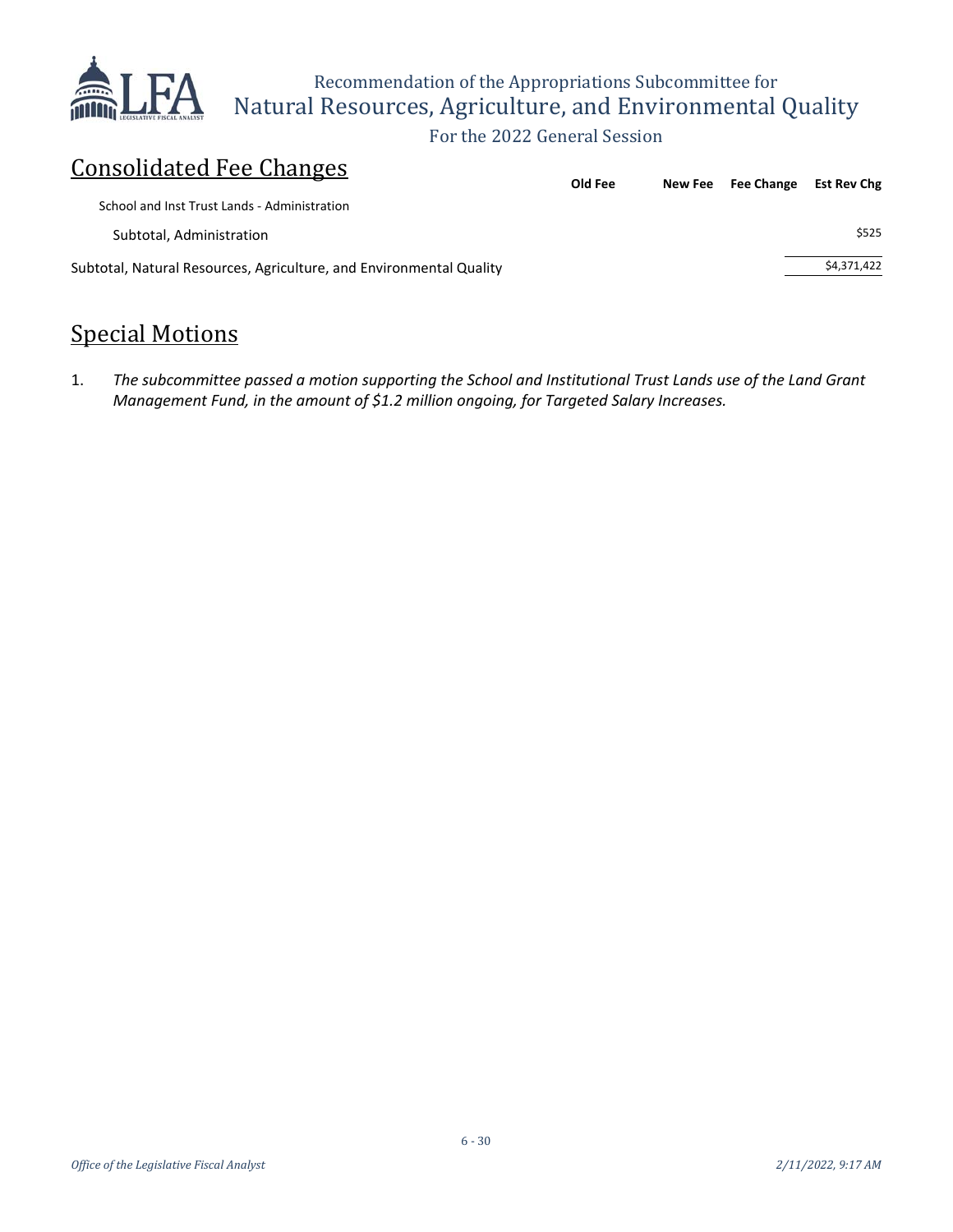## Consolidated Fee Changes

| | Old Fee | New Fee | Fee Change | Est Rev Chg |
|---|---|---|---|---|
| School and Inst Trust Lands - Administration | | | | |
| Subtotal, Administration | | | | $525 |
| Subtotal, Natural Resources, Agriculture, and Environmental Quality | | | | $4,371,422 |

## Special Motions

1. *The subcommittee passed a motion supporting the School and Institutional Trust Lands use of the Land Grant Management Fund, in the amount of $1.2 million ongoing, for Targeted Salary Increases.*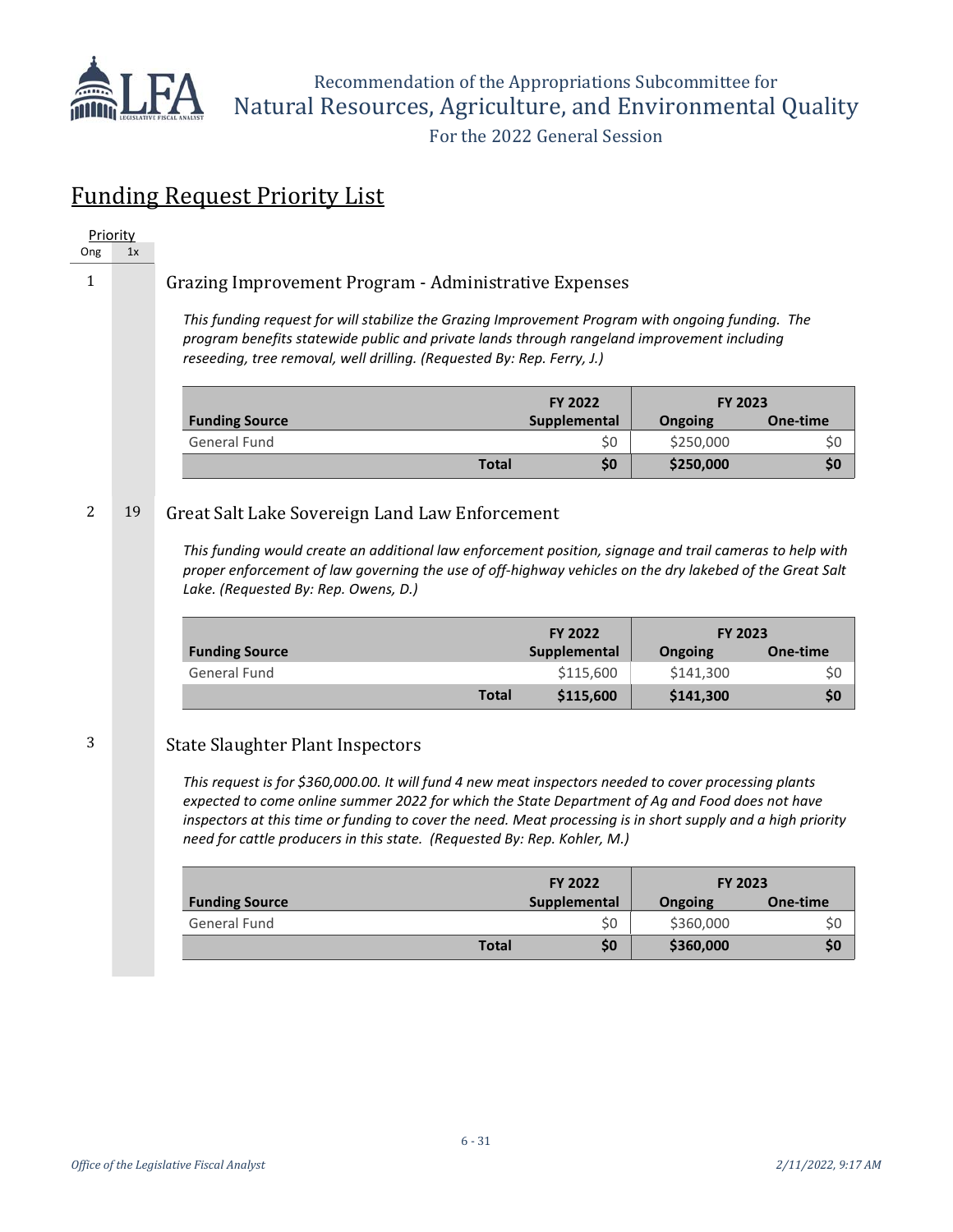Recommendation of the Appropriations Subcommittee for
Natural Resources, Agriculture, and Environmental Quality
For the 2022 General Session

# Funding Request Priority List

| Priority | |
|---|---|
| Ong | 1x |

## 1 — Grazing Improvement Program - Administrative Expenses

*This funding request for will stabilize the Grazing Improvement Program with ongoing funding. The program benefits statewide public and private lands through rangeland improvement including reseeding, tree removal, well drilling. (Requested By: Rep. Ferry, J.)*

| Funding Source | FY 2022 Supplemental | FY 2023 Ongoing | FY 2023 One-time |
|---|---|---|---|
| General Fund | $0 | $250,000 | $0 |
| **Total** | **$0** | **$250,000** | **$0** |

## 2 | 19 — Great Salt Lake Sovereign Land Law Enforcement

*This funding would create an additional law enforcement position, signage and trail cameras to help with proper enforcement of law governing the use of off-highway vehicles on the dry lakebed of the Great Salt Lake. (Requested By: Rep. Owens, D.)*

| Funding Source | FY 2022 Supplemental | FY 2023 Ongoing | FY 2023 One-time |
|---|---|---|---|
| General Fund | $115,600 | $141,300 | $0 |
| **Total** | **$115,600** | **$141,300** | **$0** |

## 3 — State Slaughter Plant Inspectors

*This request is for $360,000.00. It will fund 4 new meat inspectors needed to cover processing plants expected to come online summer 2022 for which the State Department of Ag and Food does not have inspectors at this time or funding to cover the need. Meat processing is in short supply and a high priority need for cattle producers in this state. (Requested By: Rep. Kohler, M.)*

| Funding Source | FY 2022 Supplemental | FY 2023 Ongoing | FY 2023 One-time |
|---|---|---|---|
| General Fund | $0 | $360,000 | $0 |
| **Total** | **$0** | **$360,000** | **$0** |

*Office of the Legislative Fiscal Analyst* — *2/11/2022, 9:17 AM*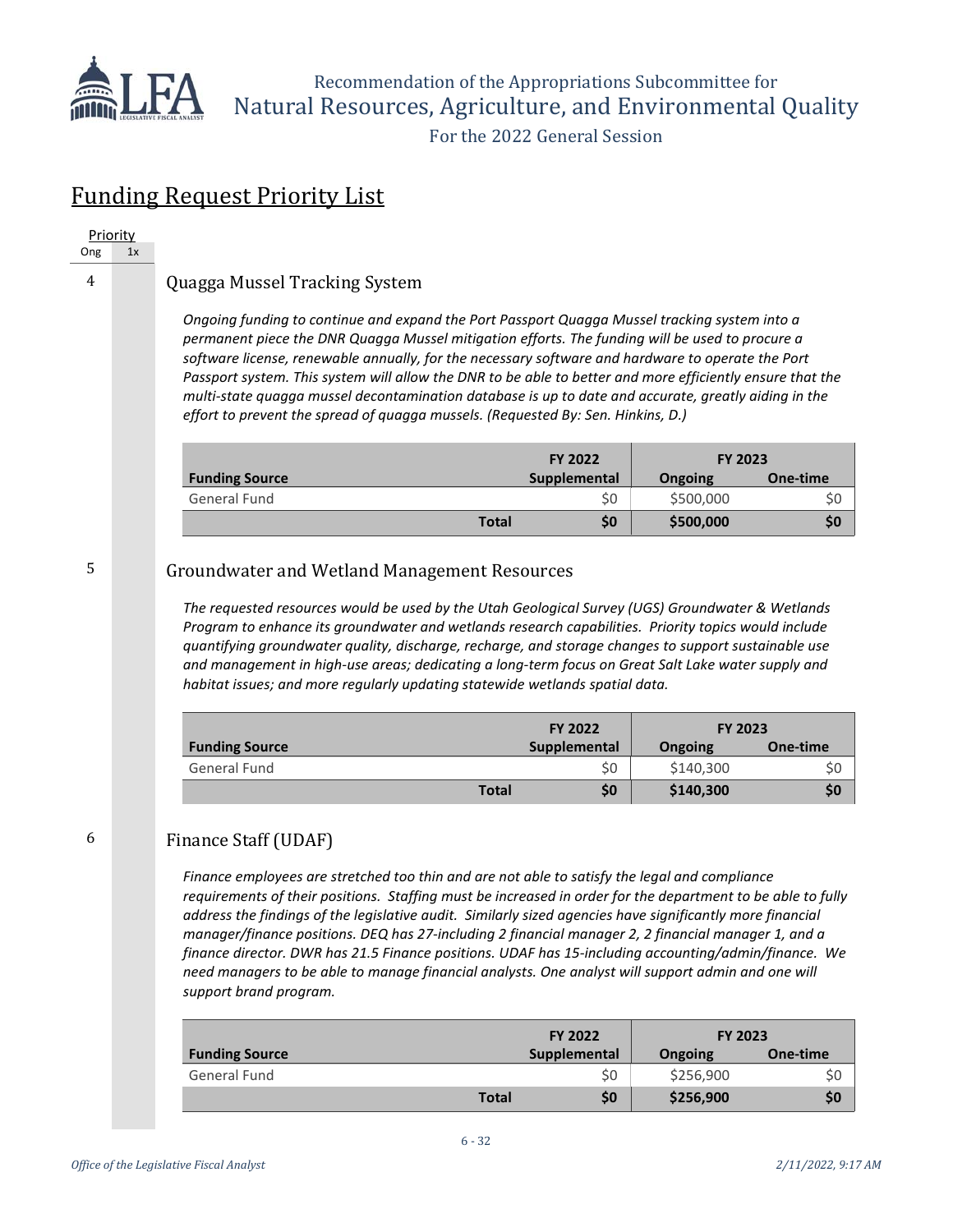## Funding Request Priority List

Priority
Ong | 1x

4

### Quagga Mussel Tracking System

*Ongoing funding to continue and expand the Port Passport Quagga Mussel tracking system into a permanent piece the DNR Quagga Mussel mitigation efforts. The funding will be used to procure a software license, renewable annually, for the necessary software and hardware to operate the Port Passport system. This system will allow the DNR to be able to better and more efficiently ensure that the multi-state quagga mussel decontamination database is up to date and accurate, greatly aiding in the effort to prevent the spread of quagga mussels. (Requested By: Sen. Hinkins, D.)*

| Funding Source | FY 2022 Supplemental | FY 2023 Ongoing | FY 2023 One-time |
|---|---|---|---|
| General Fund | $0 | $500,000 | $0 |
| **Total** | **$0** | **$500,000** | **$0** |

5

### Groundwater and Wetland Management Resources

*The requested resources would be used by the Utah Geological Survey (UGS) Groundwater & Wetlands Program to enhance its groundwater and wetlands research capabilities. Priority topics would include quantifying groundwater quality, discharge, recharge, and storage changes to support sustainable use and management in high-use areas; dedicating a long-term focus on Great Salt Lake water supply and habitat issues; and more regularly updating statewide wetlands spatial data.*

| Funding Source | FY 2022 Supplemental | FY 2023 Ongoing | FY 2023 One-time |
|---|---|---|---|
| General Fund | $0 | $140,300 | $0 |
| **Total** | **$0** | **$140,300** | **$0** |

6

### Finance Staff (UDAF)

*Finance employees are stretched too thin and are not able to satisfy the legal and compliance requirements of their positions. Staffing must be increased in order for the department to be able to fully address the findings of the legislative audit. Similarly sized agencies have significantly more financial manager/finance positions. DEQ has 27-including 2 financial manager 2, 2 financial manager 1, and a finance director. DWR has 21.5 Finance positions. UDAF has 15-including accounting/admin/finance. We need managers to be able to manage financial analysts. One analyst will support admin and one will support brand program.*

| Funding Source | FY 2022 Supplemental | FY 2023 Ongoing | FY 2023 One-time |
|---|---|---|---|
| General Fund | $0 | $256,900 | $0 |
| **Total** | **$0** | **$256,900** | **$0** |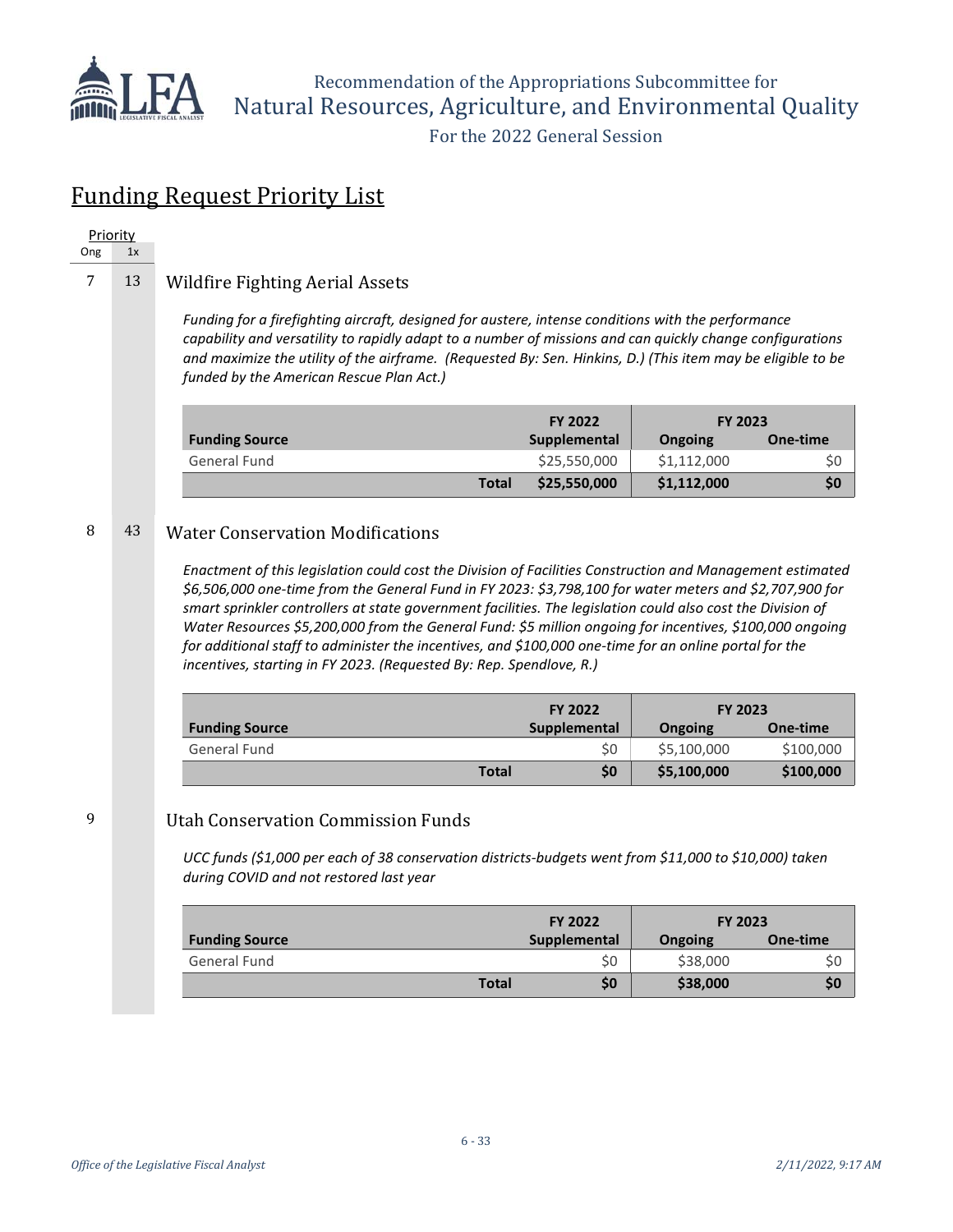## Funding Request Priority List

| Priority Ong | Priority 1x |
|---|---|

7 | 13

### Wildfire Fighting Aerial Assets

*Funding for a firefighting aircraft, designed for austere, intense conditions with the performance capability and versatility to rapidly adapt to a number of missions and can quickly change configurations and maximize the utility of the airframe. (Requested By: Sen. Hinkins, D.) (This item may be eligible to be funded by the American Rescue Plan Act.)*

| Funding Source | FY 2022 Supplemental | FY 2023 Ongoing | FY 2023 One-time |
|---|---|---|---|
| General Fund | $25,550,000 | $1,112,000 | $0 |
| **Total** | **$25,550,000** | **$1,112,000** | **$0** |

8 | 43

### Water Conservation Modifications

*Enactment of this legislation could cost the Division of Facilities Construction and Management estimated $6,506,000 one-time from the General Fund in FY 2023: $3,798,100 for water meters and $2,707,900 for smart sprinkler controllers at state government facilities. The legislation could also cost the Division of Water Resources $5,200,000 from the General Fund: $5 million ongoing for incentives, $100,000 ongoing for additional staff to administer the incentives, and $100,000 one-time for an online portal for the incentives, starting in FY 2023. (Requested By: Rep. Spendlove, R.)*

| Funding Source | FY 2022 Supplemental | FY 2023 Ongoing | FY 2023 One-time |
|---|---|---|---|
| General Fund | $0 | $5,100,000 | $100,000 |
| **Total** | **$0** | **$5,100,000** | **$100,000** |

9

### Utah Conservation Commission Funds

*UCC funds ($1,000 per each of 38 conservation districts-budgets went from $11,000 to $10,000) taken during COVID and not restored last year*

| Funding Source | FY 2022 Supplemental | FY 2023 Ongoing | FY 2023 One-time |
|---|---|---|---|
| General Fund | $0 | $38,000 | $0 |
| **Total** | **$0** | **$38,000** | **$0** |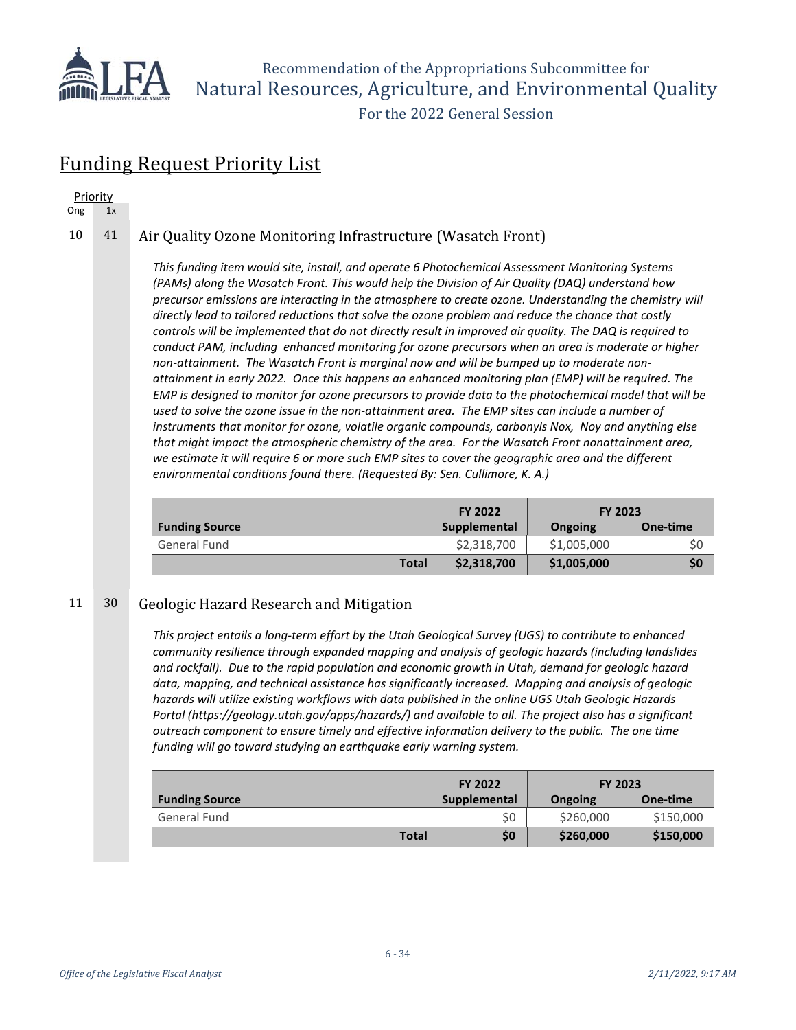## Funding Request Priority List

| Priority Ong | Priority 1x |
|---|---|

### 10 | 41 — Air Quality Ozone Monitoring Infrastructure (Wasatch Front)

*This funding item would site, install, and operate 6 Photochemical Assessment Monitoring Systems (PAMs) along the Wasatch Front. This would help the Division of Air Quality (DAQ) understand how precursor emissions are interacting in the atmosphere to create ozone. Understanding the chemistry will directly lead to tailored reductions that solve the ozone problem and reduce the chance that costly controls will be implemented that do not directly result in improved air quality. The DAQ is required to conduct PAM, including enhanced monitoring for ozone precursors when an area is moderate or higher non-attainment. The Wasatch Front is marginal now and will be bumped up to moderate non-attainment in early 2022. Once this happens an enhanced monitoring plan (EMP) will be required. The EMP is designed to monitor for ozone precursors to provide data to the photochemical model that will be used to solve the ozone issue in the non-attainment area. The EMP sites can include a number of instruments that monitor for ozone, volatile organic compounds, carbonyls Nox, Noy and anything else that might impact the atmospheric chemistry of the area. For the Wasatch Front nonattainment area, we estimate it will require 6 or more such EMP sites to cover the geographic area and the different environmental conditions found there. (Requested By: Sen. Cullimore, K. A.)*

| Funding Source | FY 2022 Supplemental | FY 2023 Ongoing | FY 2023 One-time |
|---|---|---|---|
| General Fund | $2,318,700 | $1,005,000 | $0 |
| **Total** | **$2,318,700** | **$1,005,000** | **$0** |

### 11 | 30 — Geologic Hazard Research and Mitigation

*This project entails a long-term effort by the Utah Geological Survey (UGS) to contribute to enhanced community resilience through expanded mapping and analysis of geologic hazards (including landslides and rockfall). Due to the rapid population and economic growth in Utah, demand for geologic hazard data, mapping, and technical assistance has significantly increased. Mapping and analysis of geologic hazards will utilize existing workflows with data published in the online UGS Utah Geologic Hazards Portal (https://geology.utah.gov/apps/hazards/) and available to all. The project also has a significant outreach component to ensure timely and effective information delivery to the public. The one time funding will go toward studying an earthquake early warning system.*

| Funding Source | FY 2022 Supplemental | FY 2023 Ongoing | FY 2023 One-time |
|---|---|---|---|
| General Fund | $0 | $260,000 | $150,000 |
| **Total** | **$0** | **$260,000** | **$150,000** |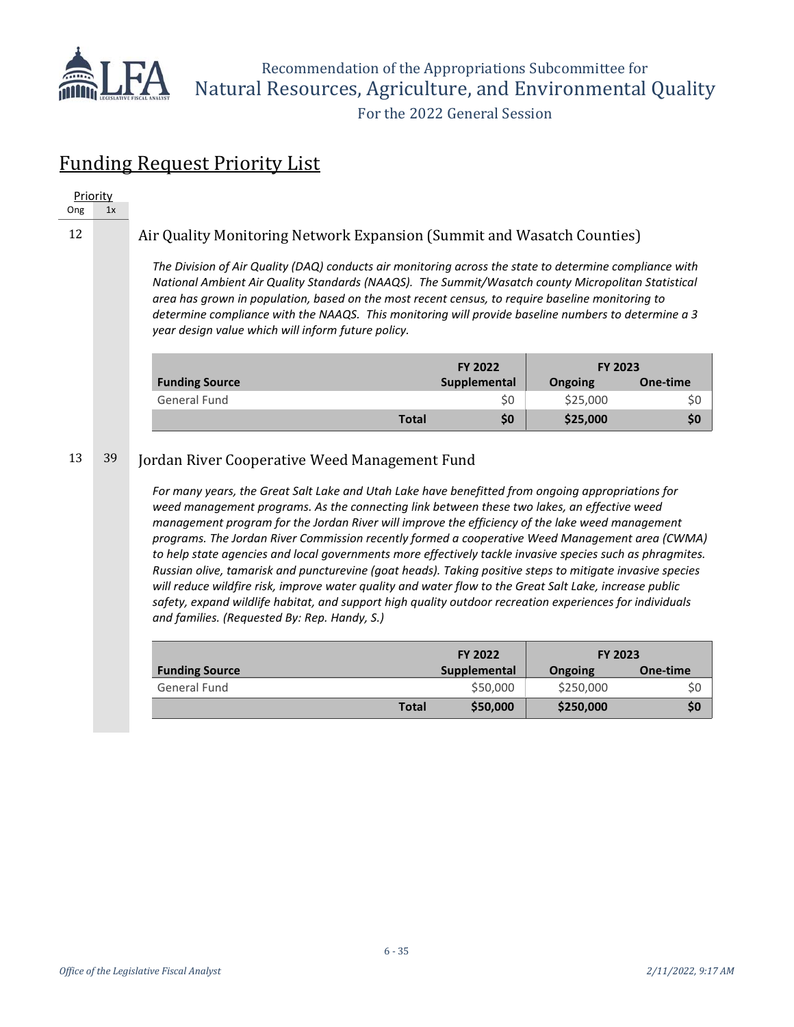## Funding Request Priority List

Priority

Ong | 1x

12 &nbsp;&nbsp;&nbsp; **Air Quality Monitoring Network Expansion (Summit and Wasatch Counties)**

*The Division of Air Quality (DAQ) conducts air monitoring across the state to determine compliance with National Ambient Air Quality Standards (NAAQS). The Summit/Wasatch county Micropolitan Statistical area has grown in population, based on the most recent census, to require baseline monitoring to determine compliance with the NAAQS. This monitoring will provide baseline numbers to determine a 3 year design value which will inform future policy.*

| Funding Source | FY 2022 Supplemental | FY 2023 Ongoing | FY 2023 One-time |
|---|---|---|---|
| General Fund | $0 | $25,000 | $0 |
| **Total** | **$0** | **$25,000** | **$0** |

13 &nbsp;&nbsp;&nbsp; 39 &nbsp;&nbsp;&nbsp; **Jordan River Cooperative Weed Management Fund**

*For many years, the Great Salt Lake and Utah Lake have benefitted from ongoing appropriations for weed management programs. As the connecting link between these two lakes, an effective weed management program for the Jordan River will improve the efficiency of the lake weed management programs. The Jordan River Commission recently formed a cooperative Weed Management area (CWMA) to help state agencies and local governments more effectively tackle invasive species such as phragmites. Russian olive, tamarisk and puncturevine (goat heads). Taking positive steps to mitigate invasive species will reduce wildfire risk, improve water quality and water flow to the Great Salt Lake, increase public safety, expand wildlife habitat, and support high quality outdoor recreation experiences for individuals and families. (Requested By: Rep. Handy, S.)*

| Funding Source | FY 2022 Supplemental | FY 2023 Ongoing | FY 2023 One-time |
|---|---|---|---|
| General Fund | $50,000 | $250,000 | $0 |
| **Total** | **$50,000** | **$250,000** | **$0** |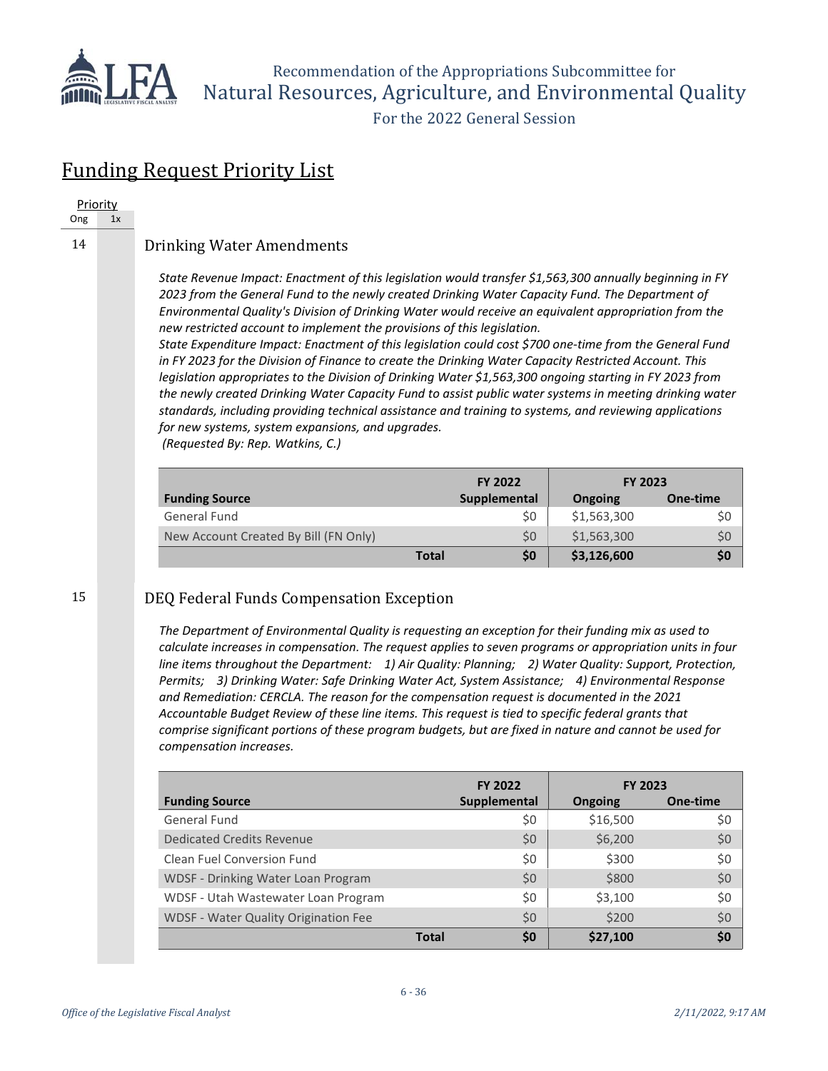## Funding Request Priority List

| Priority | |
|---|---|
| Ong | 1x |

### 14 Drinking Water Amendments

*State Revenue Impact: Enactment of this legislation would transfer $1,563,300 annually beginning in FY 2023 from the General Fund to the newly created Drinking Water Capacity Fund. The Department of Environmental Quality's Division of Drinking Water would receive an equivalent appropriation from the new restricted account to implement the provisions of this legislation.*
*State Expenditure Impact: Enactment of this legislation could cost $700 one-time from the General Fund in FY 2023 for the Division of Finance to create the Drinking Water Capacity Restricted Account. This legislation appropriates to the Division of Drinking Water $1,563,300 ongoing starting in FY 2023 from the newly created Drinking Water Capacity Fund to assist public water systems in meeting drinking water standards, including providing technical assistance and training to systems, and reviewing applications for new systems, system expansions, and upgrades.*
*(Requested By: Rep. Watkins, C.)*

| Funding Source | FY 2022 Supplemental | FY 2023 Ongoing | FY 2023 One-time |
|---|---|---|---|
| General Fund | $0 | $1,563,300 | $0 |
| New Account Created By Bill (FN Only) | $0 | $1,563,300 | $0 |
| **Total** | **$0** | **$3,126,600** | **$0** |

### 15 DEQ Federal Funds Compensation Exception

*The Department of Environmental Quality is requesting an exception for their funding mix as used to calculate increases in compensation. The request applies to seven programs or appropriation units in four line items throughout the Department: 1) Air Quality: Planning; 2) Water Quality: Support, Protection, Permits; 3) Drinking Water: Safe Drinking Water Act, System Assistance; 4) Environmental Response and Remediation: CERCLA. The reason for the compensation request is documented in the 2021 Accountable Budget Review of these line items. This request is tied to specific federal grants that comprise significant portions of these program budgets, but are fixed in nature and cannot be used for compensation increases.*

| Funding Source | FY 2022 Supplemental | FY 2023 Ongoing | FY 2023 One-time |
|---|---|---|---|
| General Fund | $0 | $16,500 | $0 |
| Dedicated Credits Revenue | $0 | $6,200 | $0 |
| Clean Fuel Conversion Fund | $0 | $300 | $0 |
| WDSF - Drinking Water Loan Program | $0 | $800 | $0 |
| WDSF - Utah Wastewater Loan Program | $0 | $3,100 | $0 |
| WDSF - Water Quality Origination Fee | $0 | $200 | $0 |
| **Total** | **$0** | **$27,100** | **$0** |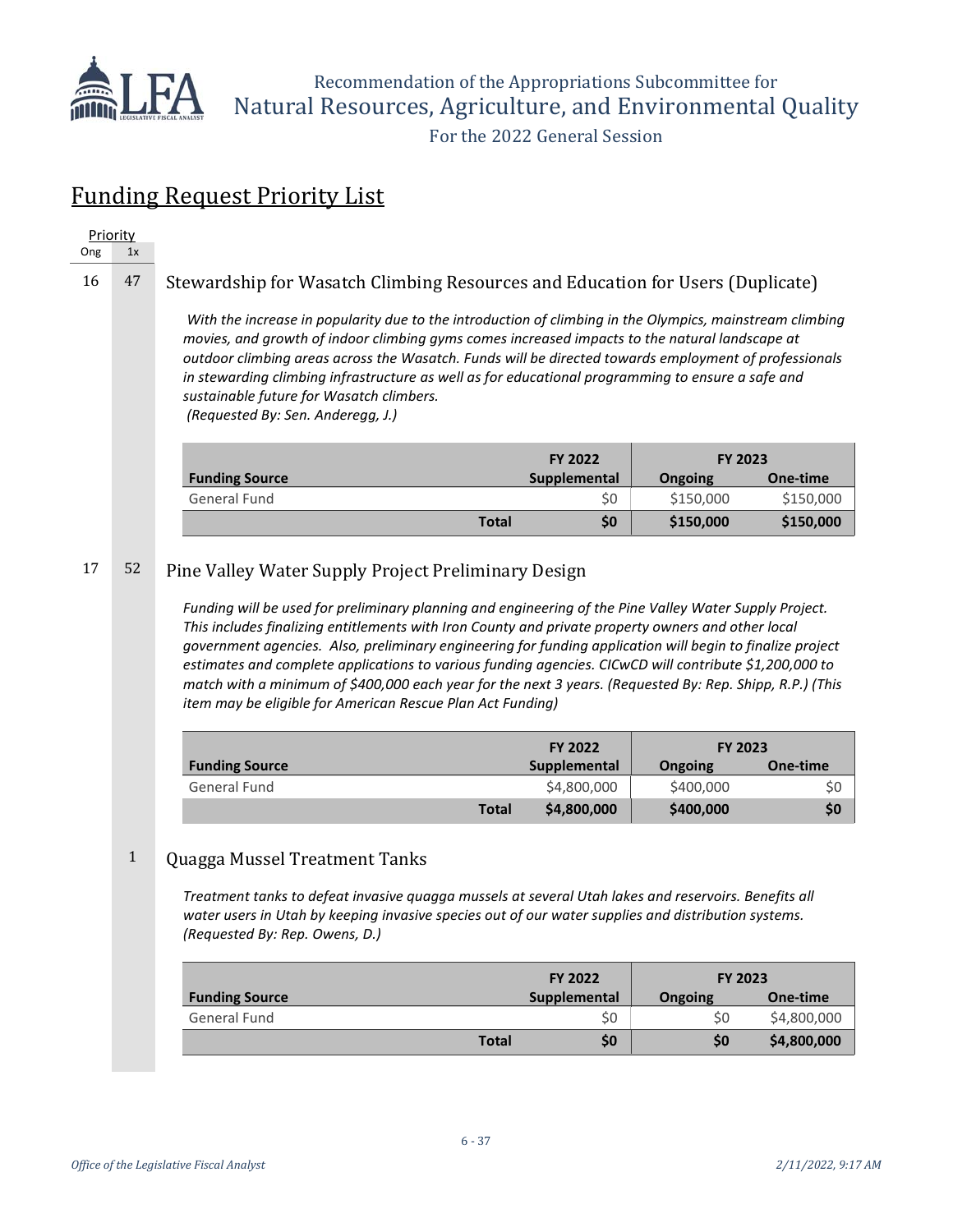# Funding Request Priority List

| Priority Ong | Priority 1x |
|---|---|

16 | 47

## Stewardship for Wasatch Climbing Resources and Education for Users (Duplicate)

*With the increase in popularity due to the introduction of climbing in the Olympics, mainstream climbing movies, and growth of indoor climbing gyms comes increased impacts to the natural landscape at outdoor climbing areas across the Wasatch. Funds will be directed towards employment of professionals in stewarding climbing infrastructure as well as for educational programming to ensure a safe and sustainable future for Wasatch climbers.*
*(Requested By: Sen. Anderegg, J.)*

| | FY 2022 | FY 2023 | |
|---|---|---|---|
| **Funding Source** | **Supplemental** | **Ongoing** | **One-time** |
| General Fund | $0 | $150,000 | $150,000 |
| **Total** | **$0** | **$150,000** | **$150,000** |

17 | 52

## Pine Valley Water Supply Project Preliminary Design

*Funding will be used for preliminary planning and engineering of the Pine Valley Water Supply Project. This includes finalizing entitlements with Iron County and private property owners and other local government agencies. Also, preliminary engineering for funding application will begin to finalize project estimates and complete applications to various funding agencies. CICwCD will contribute $1,200,000 to match with a minimum of $400,000 each year for the next 3 years. (Requested By: Rep. Shipp, R.P.) (This item may be eligible for American Rescue Plan Act Funding)*

| | FY 2022 | FY 2023 | |
|---|---|---|---|
| **Funding Source** | **Supplemental** | **Ongoing** | **One-time** |
| General Fund | $4,800,000 | $400,000 | $0 |
| **Total** | **$4,800,000** | **$400,000** | **$0** |

1

## Quagga Mussel Treatment Tanks

*Treatment tanks to defeat invasive quagga mussels at several Utah lakes and reservoirs. Benefits all water users in Utah by keeping invasive species out of our water supplies and distribution systems. (Requested By: Rep. Owens, D.)*

| | FY 2022 | FY 2023 | |
|---|---|---|---|
| **Funding Source** | **Supplemental** | **Ongoing** | **One-time** |
| General Fund | $0 | $0 | $4,800,000 |
| **Total** | **$0** | **$0** | **$4,800,000** |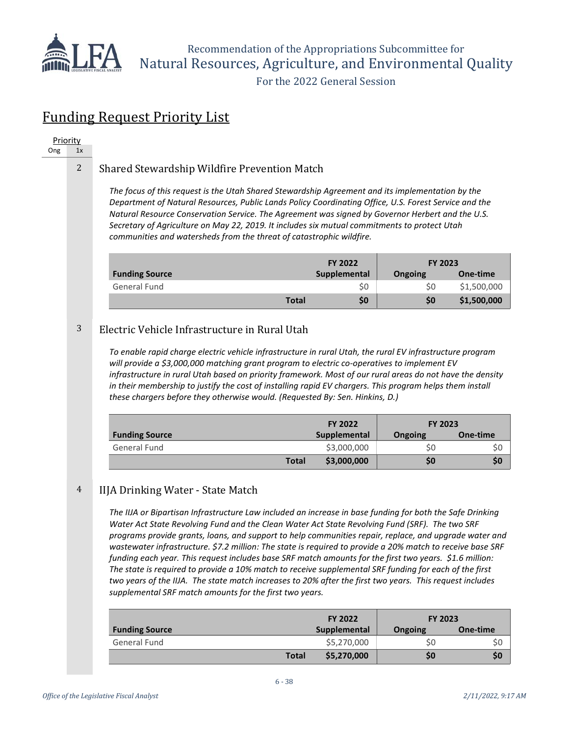## Funding Request Priority List

| Priority | |
|---|---|
| Ong | 1x |

### 2 Shared Stewardship Wildfire Prevention Match

*The focus of this request is the Utah Shared Stewardship Agreement and its implementation by the Department of Natural Resources, Public Lands Policy Coordinating Office, U.S. Forest Service and the Natural Resource Conservation Service. The Agreement was signed by Governor Herbert and the U.S. Secretary of Agriculture on May 22, 2019. It includes six mutual commitments to protect Utah communities and watersheds from the threat of catastrophic wildfire.*

| | FY 2022 | FY 2023 | |
|---|---|---|---|
| **Funding Source** | **Supplemental** | **Ongoing** | **One-time** |
| General Fund | $0 | $0 | $1,500,000 |
| **Total** | **$0** | **$0** | **$1,500,000** |

### 3 Electric Vehicle Infrastructure in Rural Utah

*To enable rapid charge electric vehicle infrastructure in rural Utah, the rural EV infrastructure program will provide a $3,000,000 matching grant program to electric co-operatives to implement EV infrastructure in rural Utah based on priority framework. Most of our rural areas do not have the density in their membership to justify the cost of installing rapid EV chargers. This program helps them install these chargers before they otherwise would. (Requested By: Sen. Hinkins, D.)*

| | FY 2022 | FY 2023 | |
|---|---|---|---|
| **Funding Source** | **Supplemental** | **Ongoing** | **One-time** |
| General Fund | $3,000,000 | $0 | $0 |
| **Total** | **$3,000,000** | **$0** | **$0** |

### 4 IIJA Drinking Water - State Match

*The IIJA or Bipartisan Infrastructure Law included an increase in base funding for both the Safe Drinking Water Act State Revolving Fund and the Clean Water Act State Revolving Fund (SRF). The two SRF programs provide grants, loans, and support to help communities repair, replace, and upgrade water and wastewater infrastructure. $7.2 million: The state is required to provide a 20% match to receive base SRF funding each year. This request includes base SRF match amounts for the first two years. $1.6 million: The state is required to provide a 10% match to receive supplemental SRF funding for each of the first two years of the IIJA. The state match increases to 20% after the first two years. This request includes supplemental SRF match amounts for the first two years.*

| | FY 2022 | FY 2023 | |
|---|---|---|---|
| **Funding Source** | **Supplemental** | **Ongoing** | **One-time** |
| General Fund | $5,270,000 | $0 | $0 |
| **Total** | **$5,270,000** | **$0** | **$0** |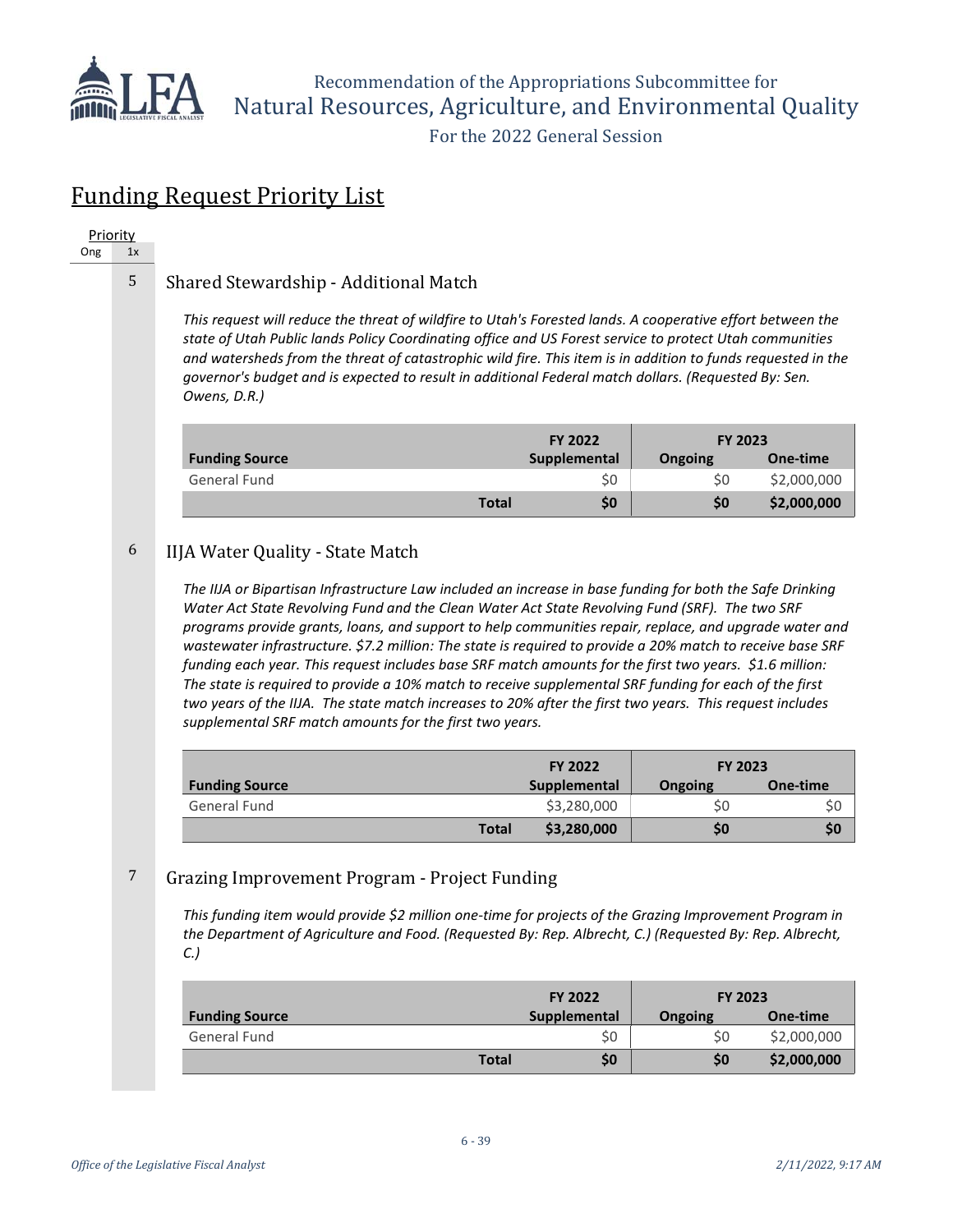## Funding Request Priority List

| Priority | |
|---|---|
| Ong | 1x |

5 ### Shared Stewardship - Additional Match

*This request will reduce the threat of wildfire to Utah's Forested lands. A cooperative effort between the state of Utah Public lands Policy Coordinating office and US Forest service to protect Utah communities and watersheds from the threat of catastrophic wild fire. This item is in addition to funds requested in the governor's budget and is expected to result in additional Federal match dollars. (Requested By: Sen. Owens, D.R.)*

| Funding Source | FY 2022 Supplemental | FY 2023 Ongoing | FY 2023 One-time |
|---|---|---|---|
| General Fund | $0 | $0 | $2,000,000 |
| **Total** | **$0** | **$0** | **$2,000,000** |

6 ### IIJA Water Quality - State Match

*The IIJA or Bipartisan Infrastructure Law included an increase in base funding for both the Safe Drinking Water Act State Revolving Fund and the Clean Water Act State Revolving Fund (SRF). The two SRF programs provide grants, loans, and support to help communities repair, replace, and upgrade water and wastewater infrastructure. $7.2 million: The state is required to provide a 20% match to receive base SRF funding each year. This request includes base SRF match amounts for the first two years. $1.6 million: The state is required to provide a 10% match to receive supplemental SRF funding for each of the first two years of the IIJA. The state match increases to 20% after the first two years. This request includes supplemental SRF match amounts for the first two years.*

| Funding Source | FY 2022 Supplemental | FY 2023 Ongoing | FY 2023 One-time |
|---|---|---|---|
| General Fund | $3,280,000 | $0 | $0 |
| **Total** | **$3,280,000** | **$0** | **$0** |

7 ### Grazing Improvement Program - Project Funding

*This funding item would provide $2 million one-time for projects of the Grazing Improvement Program in the Department of Agriculture and Food. (Requested By: Rep. Albrecht, C.) (Requested By: Rep. Albrecht, C.)*

| Funding Source | FY 2022 Supplemental | FY 2023 Ongoing | FY 2023 One-time |
|---|---|---|---|
| General Fund | $0 | $0 | $2,000,000 |
| **Total** | **$0** | **$0** | **$2,000,000** |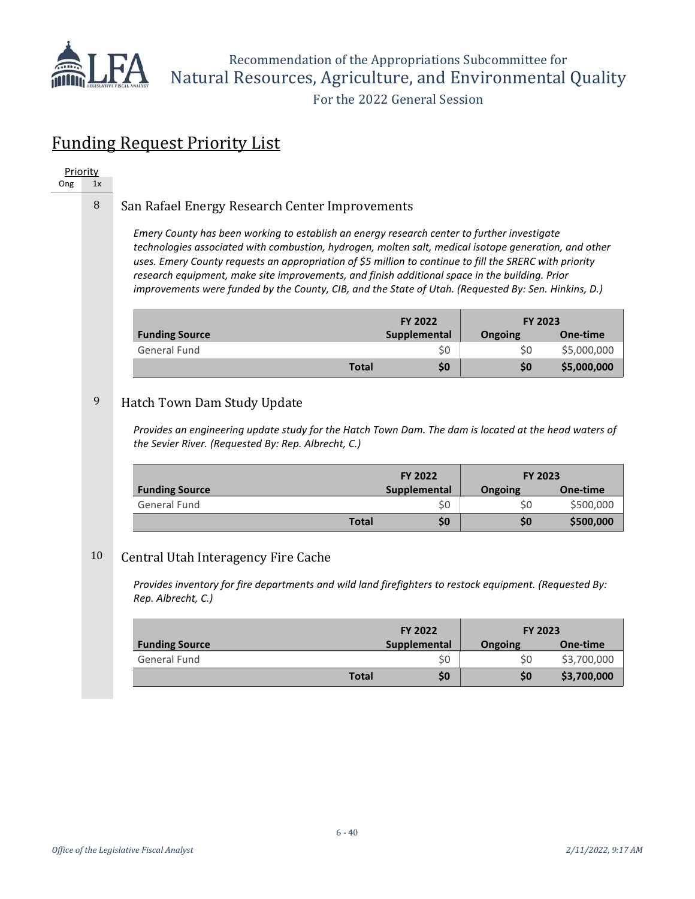## Funding Request Priority List

Priority

| Ong | 1x |
|---|---|

8

### San Rafael Energy Research Center Improvements

*Emery County has been working to establish an energy research center to further investigate technologies associated with combustion, hydrogen, molten salt, medical isotope generation, and other uses. Emery County requests an appropriation of $5 million to continue to fill the SRERC with priority research equipment, make site improvements, and finish additional space in the building. Prior improvements were funded by the County, CIB, and the State of Utah. (Requested By: Sen. Hinkins, D.)*

| Funding Source | FY 2022 Supplemental | FY 2023 Ongoing | FY 2023 One-time |
|---|---|---|---|
| General Fund | $0 | $0 | $5,000,000 |
| **Total** | **$0** | **$0** | **$5,000,000** |

9

### Hatch Town Dam Study Update

*Provides an engineering update study for the Hatch Town Dam. The dam is located at the head waters of the Sevier River. (Requested By: Rep. Albrecht, C.)*

| Funding Source | FY 2022 Supplemental | FY 2023 Ongoing | FY 2023 One-time |
|---|---|---|---|
| General Fund | $0 | $0 | $500,000 |
| **Total** | **$0** | **$0** | **$500,000** |

10

### Central Utah Interagency Fire Cache

*Provides inventory for fire departments and wild land firefighters to restock equipment. (Requested By: Rep. Albrecht, C.)*

| Funding Source | FY 2022 Supplemental | FY 2023 Ongoing | FY 2023 One-time |
|---|---|---|---|
| General Fund | $0 | $0 | $3,700,000 |
| **Total** | **$0** | **$0** | **$3,700,000** |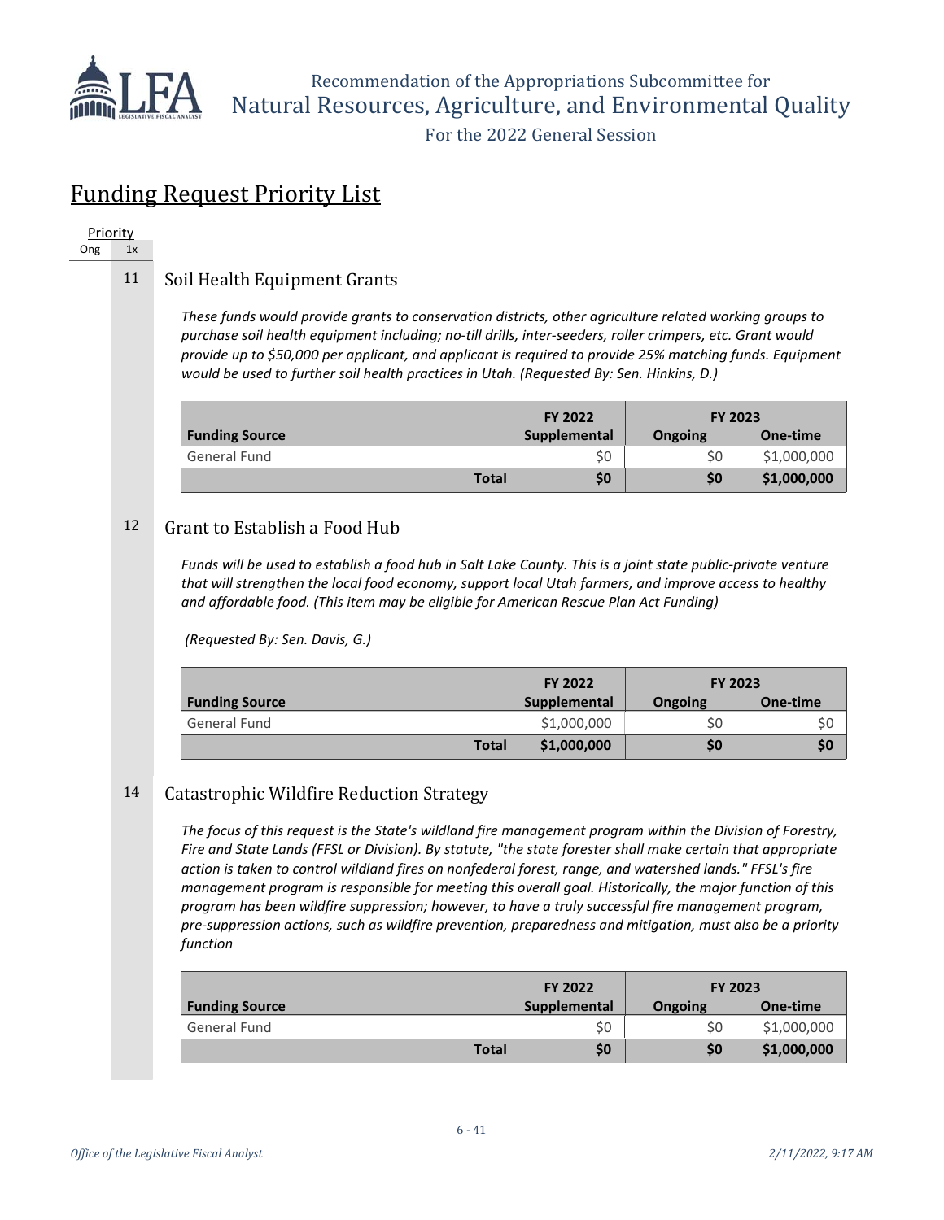## Funding Request Priority List

Priority
Ong | 1x

### 11 Soil Health Equipment Grants

*These funds would provide grants to conservation districts, other agriculture related working groups to purchase soil health equipment including; no-till drills, inter-seeders, roller crimpers, etc. Grant would provide up to $50,000 per applicant, and applicant is required to provide 25% matching funds. Equipment would be used to further soil health practices in Utah. (Requested By: Sen. Hinkins, D.)*

| | FY 2022 | FY 2023 | |
|---|---|---|---|
| **Funding Source** | **Supplemental** | **Ongoing** | **One-time** |
| General Fund | $0 | $0 | $1,000,000 |
| **Total** | **$0** | **$0** | **$1,000,000** |

### 12 Grant to Establish a Food Hub

*Funds will be used to establish a food hub in Salt Lake County. This is a joint state public-private venture that will strengthen the local food economy, support local Utah farmers, and improve access to healthy and affordable food. (This item may be eligible for American Rescue Plan Act Funding)*

*(Requested By: Sen. Davis, G.)*

| | FY 2022 | FY 2023 | |
|---|---|---|---|
| **Funding Source** | **Supplemental** | **Ongoing** | **One-time** |
| General Fund | $1,000,000 | $0 | $0 |
| **Total** | **$1,000,000** | **$0** | **$0** |

### 14 Catastrophic Wildfire Reduction Strategy

*The focus of this request is the State's wildland fire management program within the Division of Forestry, Fire and State Lands (FFSL or Division). By statute, "the state forester shall make certain that appropriate action is taken to control wildland fires on nonfederal forest, range, and watershed lands." FFSL's fire management program is responsible for meeting this overall goal. Historically, the major function of this program has been wildfire suppression; however, to have a truly successful fire management program, pre-suppression actions, such as wildfire prevention, preparedness and mitigation, must also be a priority function*

| | FY 2022 | FY 2023 | |
|---|---|---|---|
| **Funding Source** | **Supplemental** | **Ongoing** | **One-time** |
| General Fund | $0 | $0 | $1,000,000 |
| **Total** | **$0** | **$0** | **$1,000,000** |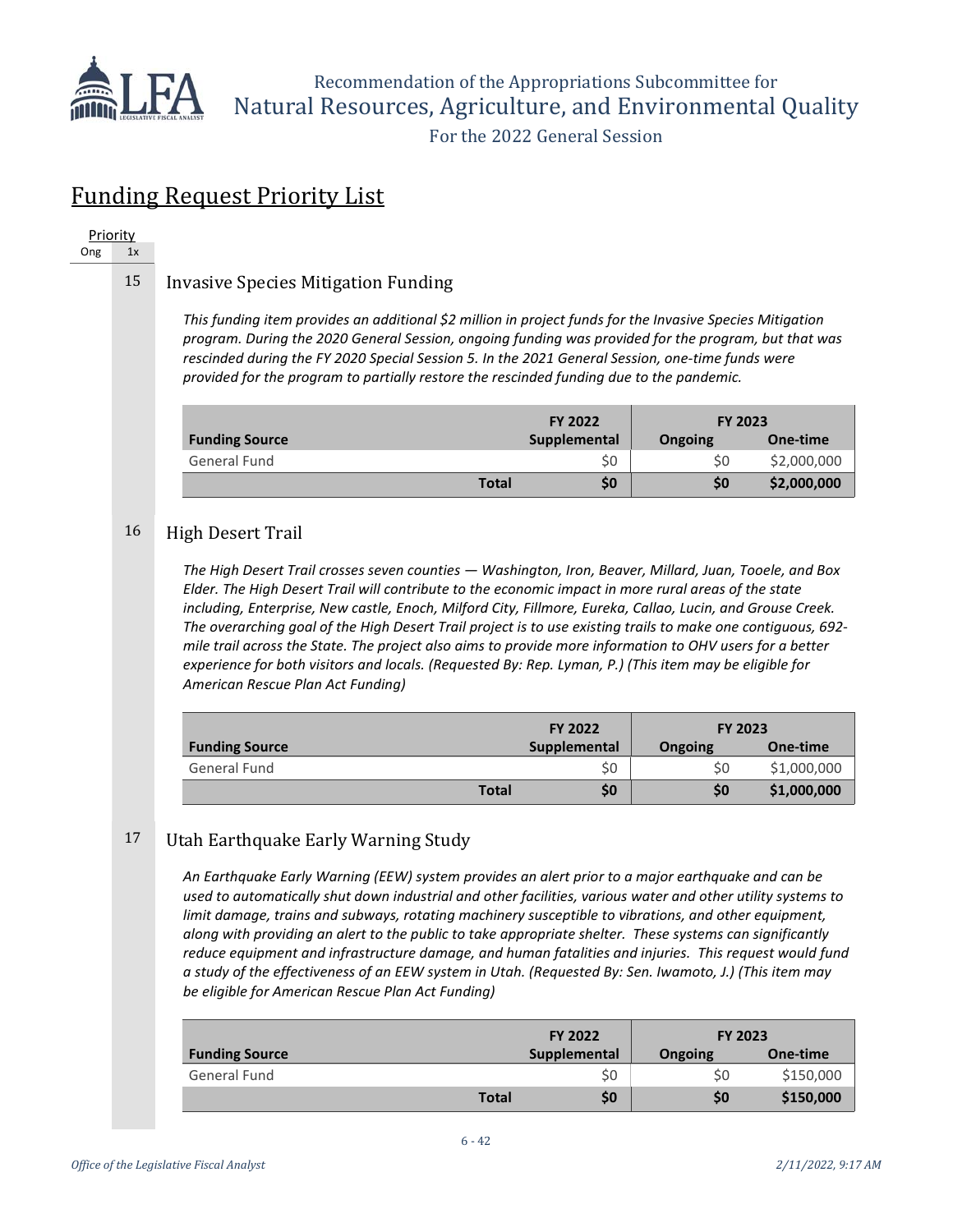## Funding Request Priority List

| Priority | |
|---|---|
| Ong | 1x |

15 Invasive Species Mitigation Funding

*This funding item provides an additional $2 million in project funds for the Invasive Species Mitigation program. During the 2020 General Session, ongoing funding was provided for the program, but that was rescinded during the FY 2020 Special Session 5. In the 2021 General Session, one-time funds were provided for the program to partially restore the rescinded funding due to the pandemic.*

| Funding Source | FY 2022 Supplemental | FY 2023 Ongoing | FY 2023 One-time |
|---|---|---|---|
| General Fund | $0 | $0 | $2,000,000 |
| **Total** | **$0** | **$0** | **$2,000,000** |

16 High Desert Trail

*The High Desert Trail crosses seven counties — Washington, Iron, Beaver, Millard, Juan, Tooele, and Box Elder. The High Desert Trail will contribute to the economic impact in more rural areas of the state including, Enterprise, New castle, Enoch, Milford City, Fillmore, Eureka, Callao, Lucin, and Grouse Creek. The overarching goal of the High Desert Trail project is to use existing trails to make one contiguous, 692-mile trail across the State. The project also aims to provide more information to OHV users for a better experience for both visitors and locals. (Requested By: Rep. Lyman, P.) (This item may be eligible for American Rescue Plan Act Funding)*

| Funding Source | FY 2022 Supplemental | FY 2023 Ongoing | FY 2023 One-time |
|---|---|---|---|
| General Fund | $0 | $0 | $1,000,000 |
| **Total** | **$0** | **$0** | **$1,000,000** |

17 Utah Earthquake Early Warning Study

*An Earthquake Early Warning (EEW) system provides an alert prior to a major earthquake and can be used to automatically shut down industrial and other facilities, various water and other utility systems to limit damage, trains and subways, rotating machinery susceptible to vibrations, and other equipment, along with providing an alert to the public to take appropriate shelter. These systems can significantly reduce equipment and infrastructure damage, and human fatalities and injuries. This request would fund a study of the effectiveness of an EEW system in Utah. (Requested By: Sen. Iwamoto, J.) (This item may be eligible for American Rescue Plan Act Funding)*

| Funding Source | FY 2022 Supplemental | FY 2023 Ongoing | FY 2023 One-time |
|---|---|---|---|
| General Fund | $0 | $0 | $150,000 |
| **Total** | **$0** | **$0** | **$150,000** |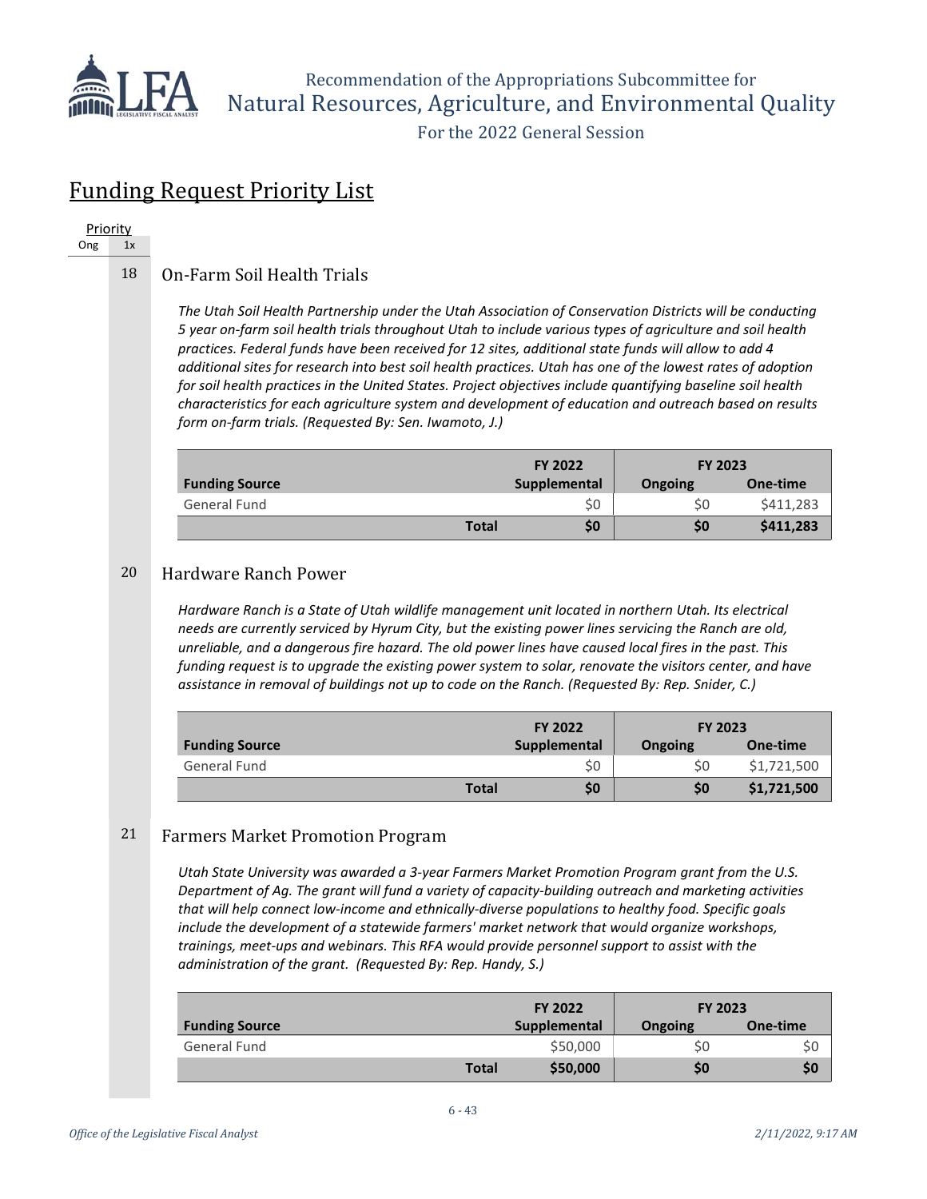## Funding Request Priority List

Priority
Ong 1x

### 18 On-Farm Soil Health Trials

*The Utah Soil Health Partnership under the Utah Association of Conservation Districts will be conducting 5 year on-farm soil health trials throughout Utah to include various types of agriculture and soil health practices. Federal funds have been received for 12 sites, additional state funds will allow to add 4 additional sites for research into best soil health practices. Utah has one of the lowest rates of adoption for soil health practices in the United States. Project objectives include quantifying baseline soil health characteristics for each agriculture system and development of education and outreach based on results form on-farm trials. (Requested By: Sen. Iwamoto, J.)*

| Funding Source | | FY 2022 Supplemental | FY 2023 Ongoing | FY 2023 One-time |
|---|---|---|---|---|
| General Fund | | $0 | $0 | $411,283 |
| | **Total** | **$0** | **$0** | **$411,283** |

### 20 Hardware Ranch Power

*Hardware Ranch is a State of Utah wildlife management unit located in northern Utah. Its electrical needs are currently serviced by Hyrum City, but the existing power lines servicing the Ranch are old, unreliable, and a dangerous fire hazard. The old power lines have caused local fires in the past. This funding request is to upgrade the existing power system to solar, renovate the visitors center, and have assistance in removal of buildings not up to code on the Ranch. (Requested By: Rep. Snider, C.)*

| Funding Source | | FY 2022 Supplemental | FY 2023 Ongoing | FY 2023 One-time |
|---|---|---|---|---|
| General Fund | | $0 | $0 | $1,721,500 |
| | **Total** | **$0** | **$0** | **$1,721,500** |

### 21 Farmers Market Promotion Program

*Utah State University was awarded a 3-year Farmers Market Promotion Program grant from the U.S. Department of Ag. The grant will fund a variety of capacity-building outreach and marketing activities that will help connect low-income and ethnically-diverse populations to healthy food. Specific goals include the development of a statewide farmers' market network that would organize workshops, trainings, meet-ups and webinars. This RFA would provide personnel support to assist with the administration of the grant. (Requested By: Rep. Handy, S.)*

| Funding Source | | FY 2022 Supplemental | FY 2023 Ongoing | FY 2023 One-time |
|---|---|---|---|---|
| General Fund | | $50,000 | $0 | $0 |
| | **Total** | **$50,000** | **$0** | **$0** |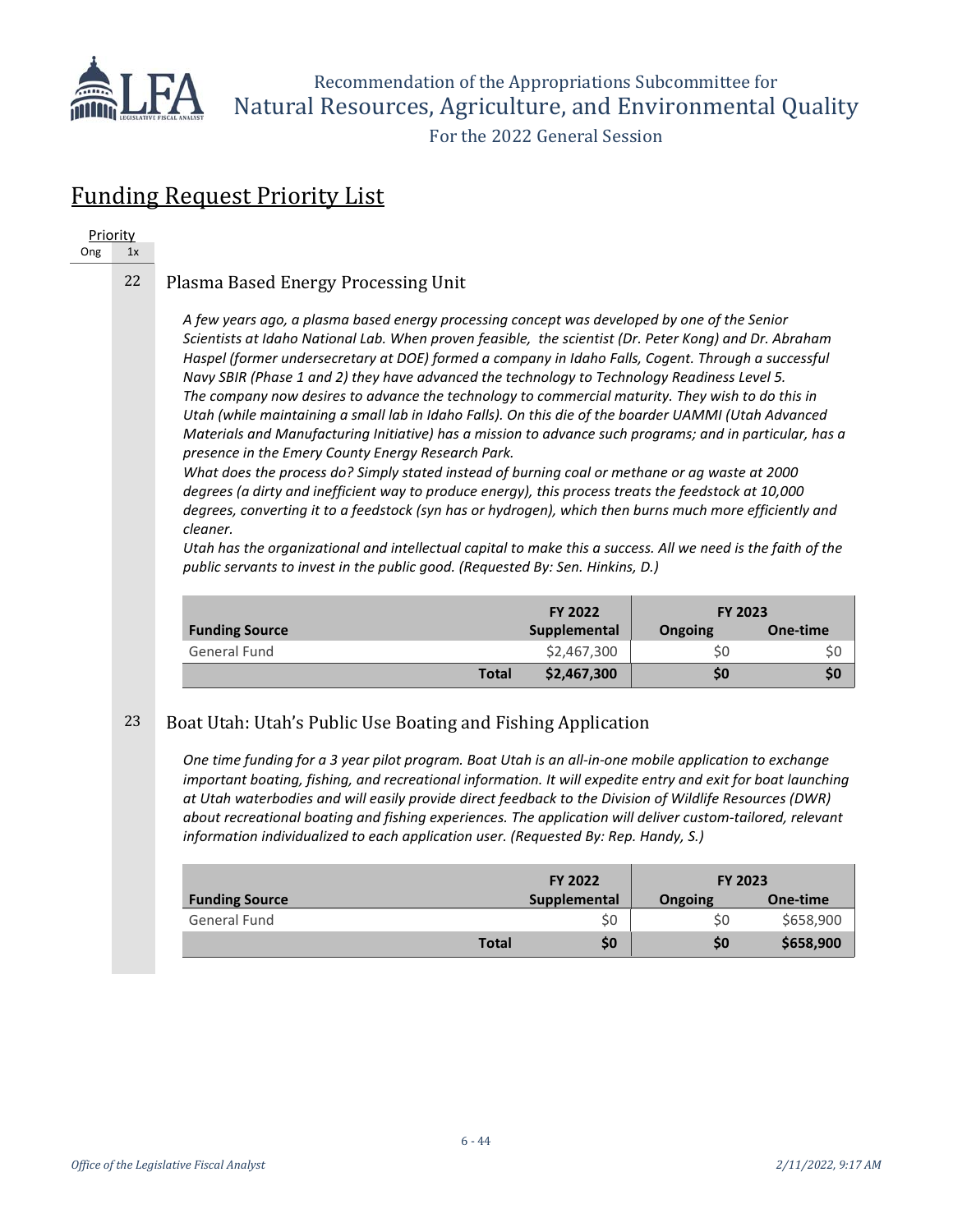## Funding Request Priority List

Priority
Ong 1x

22 Plasma Based Energy Processing Unit

*A few years ago, a plasma based energy processing concept was developed by one of the Senior Scientists at Idaho National Lab. When proven feasible, the scientist (Dr. Peter Kong) and Dr. Abraham Haspel (former undersecretary at DOE) formed a company in Idaho Falls, Cogent. Through a successful Navy SBIR (Phase 1 and 2) they have advanced the technology to Technology Readiness Level 5. The company now desires to advance the technology to commercial maturity. They wish to do this in Utah (while maintaining a small lab in Idaho Falls). On this die of the boarder UAMMI (Utah Advanced Materials and Manufacturing Initiative) has a mission to advance such programs; and in particular, has a presence in the Emery County Energy Research Park.*
*What does the process do? Simply stated instead of burning coal or methane or ag waste at 2000 degrees (a dirty and inefficient way to produce energy), this process treats the feedstock at 10,000 degrees, converting it to a feedstock (syn has or hydrogen), which then burns much more efficiently and cleaner.*
*Utah has the organizational and intellectual capital to make this a success. All we need is the faith of the public servants to invest in the public good. (Requested By: Sen. Hinkins, D.)*

| | FY 2022 | FY 2023 | |
|---|---|---|---|
| **Funding Source** | **Supplemental** | **Ongoing** | **One-time** |
| General Fund | $2,467,300 | $0 | $0 |
| **Total** | **$2,467,300** | **$0** | **$0** |

23 Boat Utah: Utah's Public Use Boating and Fishing Application

*One time funding for a 3 year pilot program. Boat Utah is an all-in-one mobile application to exchange important boating, fishing, and recreational information. It will expedite entry and exit for boat launching at Utah waterbodies and will easily provide direct feedback to the Division of Wildlife Resources (DWR) about recreational boating and fishing experiences. The application will deliver custom-tailored, relevant information individualized to each application user. (Requested By: Rep. Handy, S.)*

| | FY 2022 | FY 2023 | |
|---|---|---|---|
| **Funding Source** | **Supplemental** | **Ongoing** | **One-time** |
| General Fund | $0 | $0 | $658,900 |
| **Total** | **$0** | **$0** | **$658,900** |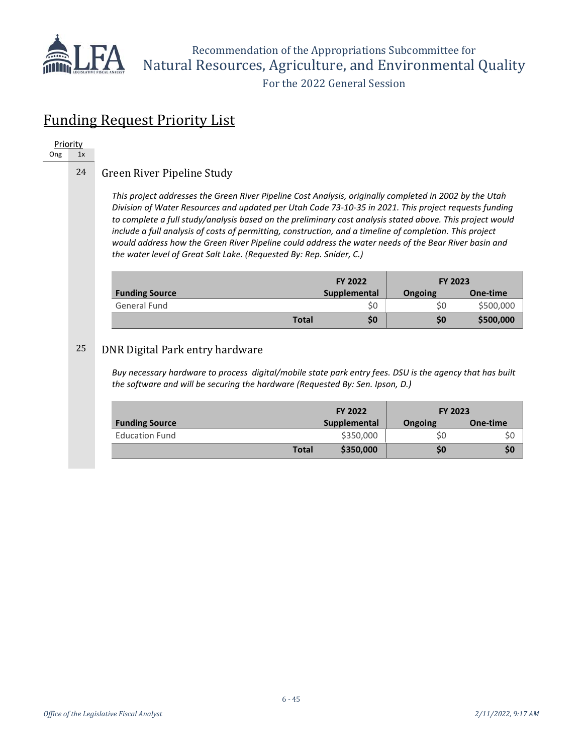## Funding Request Priority List

Priority
Ong 1x

24 Green River Pipeline Study

*This project addresses the Green River Pipeline Cost Analysis, originally completed in 2002 by the Utah Division of Water Resources and updated per Utah Code 73-10-35 in 2021. This project requests funding to complete a full study/analysis based on the preliminary cost analysis stated above. This project would include a full analysis of costs of permitting, construction, and a timeline of completion. This project would address how the Green River Pipeline could address the water needs of the Bear River basin and the water level of Great Salt Lake. (Requested By: Rep. Snider, C.)*

| | FY 2022 | FY 2023 | |
|---|---|---|---|
| **Funding Source** | **Supplemental** | **Ongoing** | **One-time** |
| General Fund | $0 | $0 | $500,000 |
| **Total** | **$0** | **$0** | **$500,000** |

25 DNR Digital Park entry hardware

*Buy necessary hardware to process digital/mobile state park entry fees. DSU is the agency that has built the software and will be securing the hardware (Requested By: Sen. Ipson, D.)*

| | FY 2022 | FY 2023 | |
|---|---|---|---|
| **Funding Source** | **Supplemental** | **Ongoing** | **One-time** |
| Education Fund | $350,000 | $0 | $0 |
| **Total** | **$350,000** | **$0** | **$0** |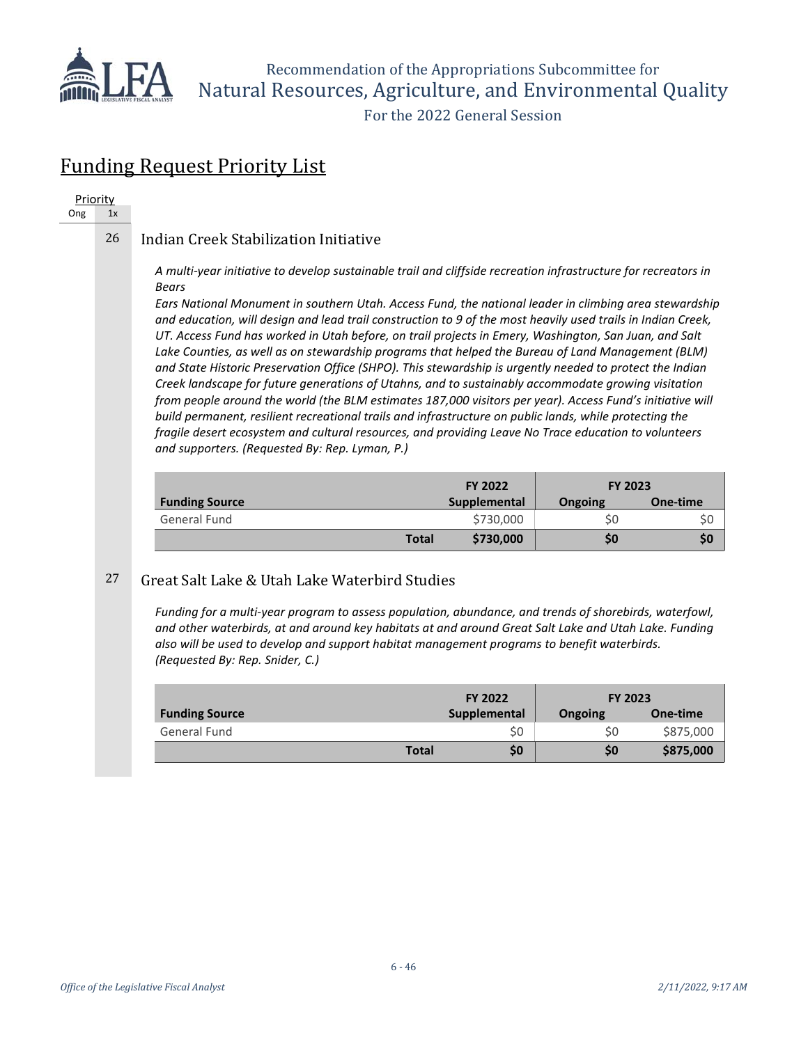## Funding Request Priority List

Priority
Ong 1x

### 26 Indian Creek Stabilization Initiative

*A multi-year initiative to develop sustainable trail and cliffside recreation infrastructure for recreators in Bears*
*Ears National Monument in southern Utah. Access Fund, the national leader in climbing area stewardship and education, will design and lead trail construction to 9 of the most heavily used trails in Indian Creek, UT. Access Fund has worked in Utah before, on trail projects in Emery, Washington, San Juan, and Salt Lake Counties, as well as on stewardship programs that helped the Bureau of Land Management (BLM) and State Historic Preservation Office (SHPO). This stewardship is urgently needed to protect the Indian Creek landscape for future generations of Utahns, and to sustainably accommodate growing visitation from people around the world (the BLM estimates 187,000 visitors per year). Access Fund's initiative will build permanent, resilient recreational trails and infrastructure on public lands, while protecting the fragile desert ecosystem and cultural resources, and providing Leave No Trace education to volunteers and supporters. (Requested By: Rep. Lyman, P.)*

| | FY 2022 | FY 2023 | |
|---|---|---|---|
| **Funding Source** | **Supplemental** | **Ongoing** | **One-time** |
| General Fund | $730,000 | $0 | $0 |
| **Total** | **$730,000** | **$0** | **$0** |

### 27 Great Salt Lake & Utah Lake Waterbird Studies

*Funding for a multi-year program to assess population, abundance, and trends of shorebirds, waterfowl, and other waterbirds, at and around key habitats at and around Great Salt Lake and Utah Lake. Funding also will be used to develop and support habitat management programs to benefit waterbirds. (Requested By: Rep. Snider, C.)*

| | FY 2022 | FY 2023 | |
|---|---|---|---|
| **Funding Source** | **Supplemental** | **Ongoing** | **One-time** |
| General Fund | $0 | $0 | $875,000 |
| **Total** | **$0** | **$0** | **$875,000** |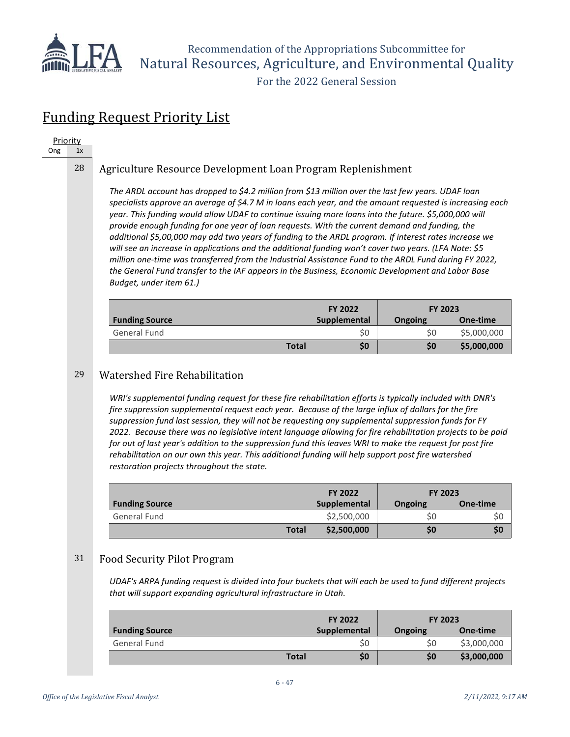# Funding Request Priority List

Priority

Ong | 1x

## 28 Agriculture Resource Development Loan Program Replenishment

*The ARDL account has dropped to $4.2 million from $13 million over the last few years. UDAF loan specialists approve an average of $4.7 M in loans each year, and the amount requested is increasing each year. This funding would allow UDAF to continue issuing more loans into the future. $5,000,000 will provide enough funding for one year of loan requests. With the current demand and funding, the additional $5,00,000 may add two years of funding to the ARDL program. If interest rates increase we will see an increase in applications and the additional funding won't cover two years. (LFA Note: $5 million one-time was transferred from the Industrial Assistance Fund to the ARDL Fund during FY 2022, the General Fund transfer to the IAF appears in the Business, Economic Development and Labor Base Budget, under item 61.)*

| Funding Source | FY 2022 Supplemental | FY 2023 Ongoing | FY 2023 One-time |
|---|---|---|---|
| General Fund | $0 | $0 | $5,000,000 |
| **Total** | **$0** | **$0** | **$5,000,000** |

## 29 Watershed Fire Rehabilitation

*WRI's supplemental funding request for these fire rehabilitation efforts is typically included with DNR's fire suppression supplemental request each year. Because of the large influx of dollars for the fire suppression fund last session, they will not be requesting any supplemental suppression funds for FY 2022. Because there was no legislative intent language allowing for fire rehabilitation projects to be paid for out of last year's addition to the suppression fund this leaves WRI to make the request for post fire rehabilitation on our own this year. This additional funding will help support post fire watershed restoration projects throughout the state.*

| Funding Source | FY 2022 Supplemental | FY 2023 Ongoing | FY 2023 One-time |
|---|---|---|---|
| General Fund | $2,500,000 | $0 | $0 |
| **Total** | **$2,500,000** | **$0** | **$0** |

## 31 Food Security Pilot Program

*UDAF's ARPA funding request is divided into four buckets that will each be used to fund different projects that will support expanding agricultural infrastructure in Utah.*

| Funding Source | FY 2022 Supplemental | FY 2023 Ongoing | FY 2023 One-time |
|---|---|---|---|
| General Fund | $0 | $0 | $3,000,000 |
| **Total** | **$0** | **$0** | **$3,000,000** |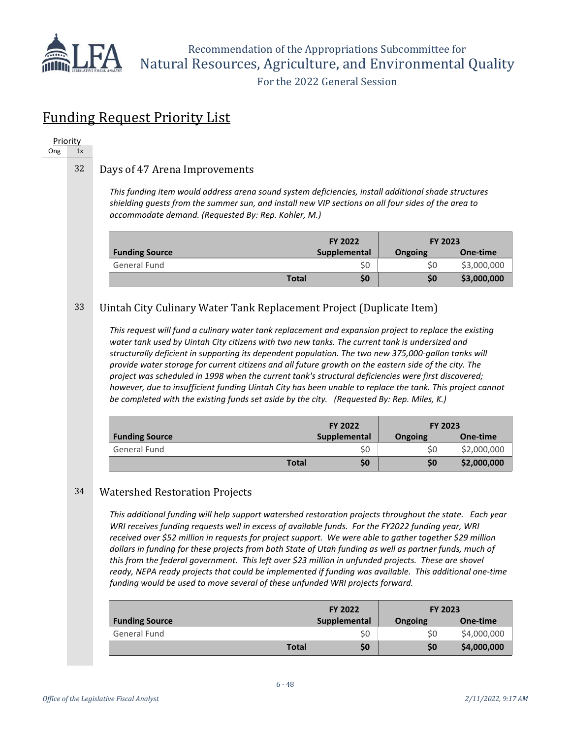## Funding Request Priority List

Priority
Ong 1x

32 Days of 47 Arena Improvements

*This funding item would address arena sound system deficiencies, install additional shade structures shielding guests from the summer sun, and install new VIP sections on all four sides of the area to accommodate demand. (Requested By: Rep. Kohler, M.)*

| Funding Source | FY 2022 Supplemental | FY 2023 Ongoing | FY 2023 One-time |
|---|---|---|---|
| General Fund | $0 | $0 | $3,000,000 |
| **Total** | **$0** | **$0** | **$3,000,000** |

33 Uintah City Culinary Water Tank Replacement Project (Duplicate Item)

*This request will fund a culinary water tank replacement and expansion project to replace the existing water tank used by Uintah City citizens with two new tanks. The current tank is undersized and structurally deficient in supporting its dependent population. The two new 375,000-gallon tanks will provide water storage for current citizens and all future growth on the eastern side of the city. The project was scheduled in 1998 when the current tank's structural deficiencies were first discovered; however, due to insufficient funding Uintah City has been unable to replace the tank. This project cannot be completed with the existing funds set aside by the city. (Requested By: Rep. Miles, K.)*

| Funding Source | FY 2022 Supplemental | FY 2023 Ongoing | FY 2023 One-time |
|---|---|---|---|
| General Fund | $0 | $0 | $2,000,000 |
| **Total** | **$0** | **$0** | **$2,000,000** |

34 Watershed Restoration Projects

*This additional funding will help support watershed restoration projects throughout the state. Each year WRI receives funding requests well in excess of available funds. For the FY2022 funding year, WRI received over $52 million in requests for project support. We were able to gather together $29 million dollars in funding for these projects from both State of Utah funding as well as partner funds, much of this from the federal government. This left over $23 million in unfunded projects. These are shovel ready, NEPA ready projects that could be implemented if funding was available. This additional one-time funding would be used to move several of these unfunded WRI projects forward.*

| Funding Source | FY 2022 Supplemental | FY 2023 Ongoing | FY 2023 One-time |
|---|---|---|---|
| General Fund | $0 | $0 | $4,000,000 |
| **Total** | **$0** | **$0** | **$4,000,000** |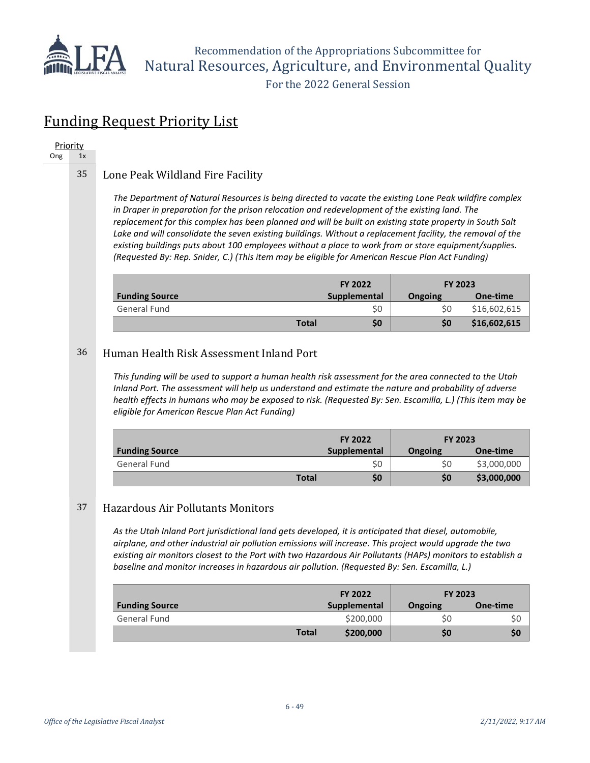## Funding Request Priority List

Priority
Ong 1x

35 Lone Peak Wildland Fire Facility

*The Department of Natural Resources is being directed to vacate the existing Lone Peak wildfire complex in Draper in preparation for the prison relocation and redevelopment of the existing land. The replacement for this complex has been planned and will be built on existing state property in South Salt Lake and will consolidate the seven existing buildings. Without a replacement facility, the removal of the existing buildings puts about 100 employees without a place to work from or store equipment/supplies. (Requested By: Rep. Snider, C.) (This item may be eligible for American Rescue Plan Act Funding)*

| | FY 2022 | FY 2023 | |
|---|---|---|---|
| **Funding Source** | **Supplemental** | **Ongoing** | **One-time** |
| General Fund | $0 | $0 | $16,602,615 |
| **Total** | **$0** | **$0** | **$16,602,615** |

36 Human Health Risk Assessment Inland Port

*This funding will be used to support a human health risk assessment for the area connected to the Utah Inland Port. The assessment will help us understand and estimate the nature and probability of adverse health effects in humans who may be exposed to risk. (Requested By: Sen. Escamilla, L.) (This item may be eligible for American Rescue Plan Act Funding)*

| | FY 2022 | FY 2023 | |
|---|---|---|---|
| **Funding Source** | **Supplemental** | **Ongoing** | **One-time** |
| General Fund | $0 | $0 | $3,000,000 |
| **Total** | **$0** | **$0** | **$3,000,000** |

37 Hazardous Air Pollutants Monitors

*As the Utah Inland Port jurisdictional land gets developed, it is anticipated that diesel, automobile, airplane, and other industrial air pollution emissions will increase. This project would upgrade the two existing air monitors closest to the Port with two Hazardous Air Pollutants (HAPs) monitors to establish a baseline and monitor increases in hazardous air pollution. (Requested By: Sen. Escamilla, L.)*

| | FY 2022 | FY 2023 | |
|---|---|---|---|
| **Funding Source** | **Supplemental** | **Ongoing** | **One-time** |
| General Fund | $200,000 | $0 | $0 |
| **Total** | **$200,000** | **$0** | **$0** |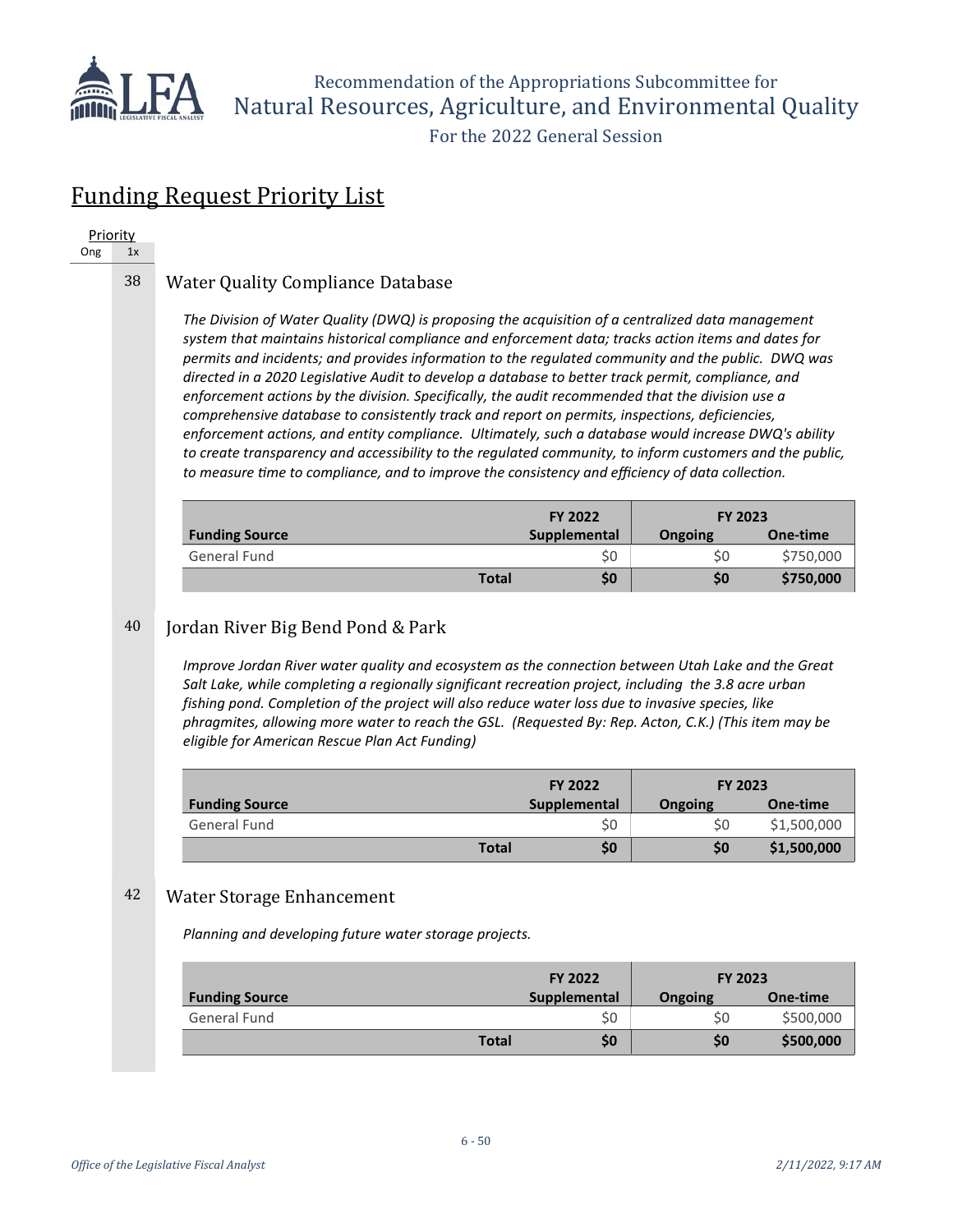## Funding Request Priority List

| Priority | |
|---|---|
| Ong | 1x |

### 38 Water Quality Compliance Database

*The Division of Water Quality (DWQ) is proposing the acquisition of a centralized data management system that maintains historical compliance and enforcement data; tracks action items and dates for permits and incidents; and provides information to the regulated community and the public. DWQ was directed in a 2020 Legislative Audit to develop a database to better track permit, compliance, and enforcement actions by the division. Specifically, the audit recommended that the division use a comprehensive database to consistently track and report on permits, inspections, deficiencies, enforcement actions, and entity compliance. Ultimately, such a database would increase DWQ's ability to create transparency and accessibility to the regulated community, to inform customers and the public, to measure time to compliance, and to improve the consistency and efficiency of data collection.*

| Funding Source | FY 2022 Supplemental | FY 2023 Ongoing | FY 2023 One-time |
|---|---|---|---|
| General Fund | $0 | $0 | $750,000 |
| **Total** | **$0** | **$0** | **$750,000** |

### 40 Jordan River Big Bend Pond & Park

*Improve Jordan River water quality and ecosystem as the connection between Utah Lake and the Great Salt Lake, while completing a regionally significant recreation project, including the 3.8 acre urban fishing pond. Completion of the project will also reduce water loss due to invasive species, like phragmites, allowing more water to reach the GSL. (Requested By: Rep. Acton, C.K.) (This item may be eligible for American Rescue Plan Act Funding)*

| Funding Source | FY 2022 Supplemental | FY 2023 Ongoing | FY 2023 One-time |
|---|---|---|---|
| General Fund | $0 | $0 | $1,500,000 |
| **Total** | **$0** | **$0** | **$1,500,000** |

### 42 Water Storage Enhancement

*Planning and developing future water storage projects.*

| Funding Source | FY 2022 Supplemental | FY 2023 Ongoing | FY 2023 One-time |
|---|---|---|---|
| General Fund | $0 | $0 | $500,000 |
| **Total** | **$0** | **$0** | **$500,000** |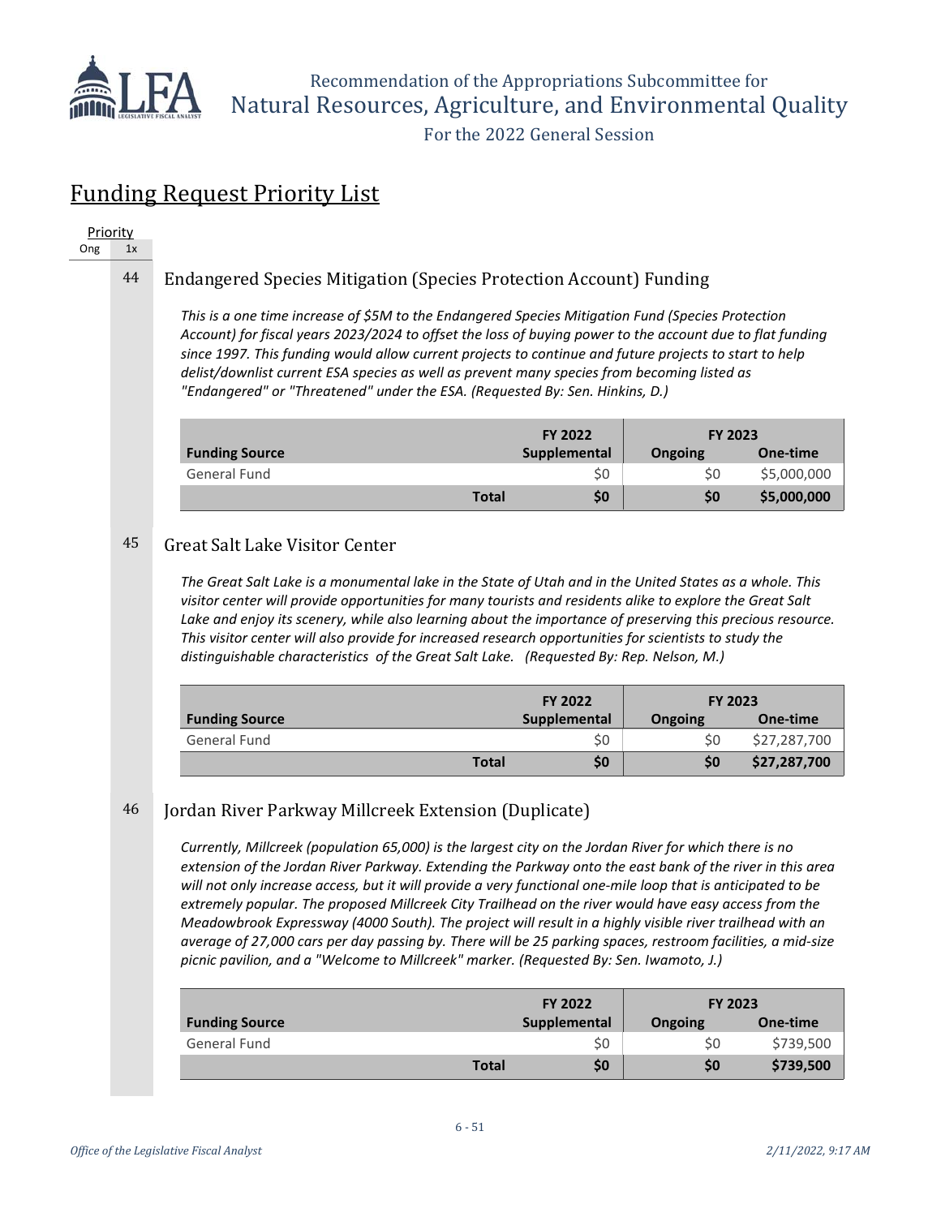# Funding Request Priority List

| Priority | |
|---|---|
| Ong | 1x |

44 Endangered Species Mitigation (Species Protection Account) Funding

*This is a one time increase of $5M to the Endangered Species Mitigation Fund (Species Protection Account) for fiscal years 2023/2024 to offset the loss of buying power to the account due to flat funding since 1997. This funding would allow current projects to continue and future projects to start to help delist/downlist current ESA species as well as prevent many species from becoming listed as "Endangered" or "Threatened" under the ESA. (Requested By: Sen. Hinkins, D.)*

| | FY 2022 | FY 2023 | |
|---|---|---|---|
| **Funding Source** | **Supplemental** | **Ongoing** | **One-time** |
| General Fund | $0 | $0 | $5,000,000 |
| **Total** | **$0** | **$0** | **$5,000,000** |

45 Great Salt Lake Visitor Center

*The Great Salt Lake is a monumental lake in the State of Utah and in the United States as a whole. This visitor center will provide opportunities for many tourists and residents alike to explore the Great Salt Lake and enjoy its scenery, while also learning about the importance of preserving this precious resource. This visitor center will also provide for increased research opportunities for scientists to study the distinguishable characteristics of the Great Salt Lake. (Requested By: Rep. Nelson, M.)*

| | FY 2022 | FY 2023 | |
|---|---|---|---|
| **Funding Source** | **Supplemental** | **Ongoing** | **One-time** |
| General Fund | $0 | $0 | $27,287,700 |
| **Total** | **$0** | **$0** | **$27,287,700** |

46 Jordan River Parkway Millcreek Extension (Duplicate)

*Currently, Millcreek (population 65,000) is the largest city on the Jordan River for which there is no extension of the Jordan River Parkway. Extending the Parkway onto the east bank of the river in this area will not only increase access, but it will provide a very functional one-mile loop that is anticipated to be extremely popular. The proposed Millcreek City Trailhead on the river would have easy access from the Meadowbrook Expressway (4000 South). The project will result in a highly visible river trailhead with an average of 27,000 cars per day passing by. There will be 25 parking spaces, restroom facilities, a mid-size picnic pavilion, and a "Welcome to Millcreek" marker. (Requested By: Sen. Iwamoto, J.)*

| | FY 2022 | FY 2023 | |
|---|---|---|---|
| **Funding Source** | **Supplemental** | **Ongoing** | **One-time** |
| General Fund | $0 | $0 | $739,500 |
| **Total** | **$0** | **$0** | **$739,500** |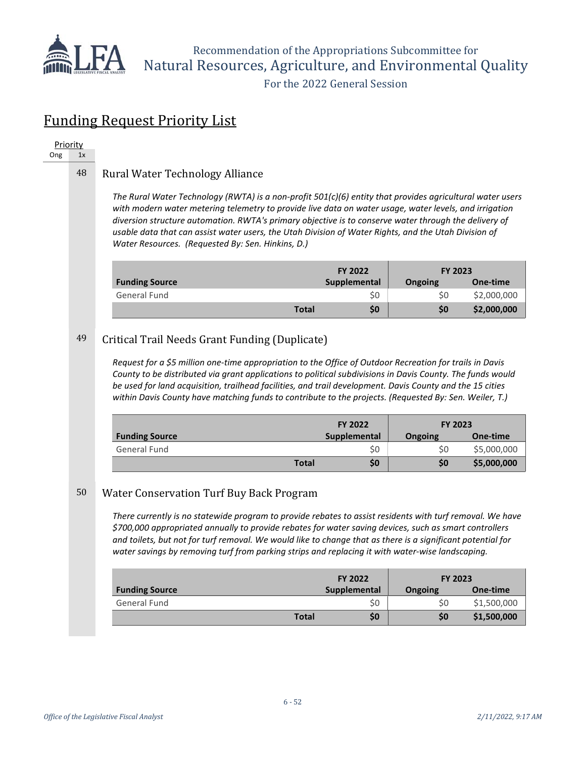## Funding Request Priority List

Priority
Ong 1x

### 48 Rural Water Technology Alliance

*The Rural Water Technology (RWTA) is a non-profit 501(c)(6) entity that provides agricultural water users with modern water metering telemetry to provide live data on water usage, water levels, and irrigation diversion structure automation. RWTA's primary objective is to conserve water through the delivery of usable data that can assist water users, the Utah Division of Water Rights, and the Utah Division of Water Resources. (Requested By: Sen. Hinkins, D.)*

| Funding Source | FY 2022 Supplemental | FY 2023 Ongoing | FY 2023 One-time |
|---|---|---|---|
| General Fund | $0 | $0 | $2,000,000 |
| **Total** | **$0** | **$0** | **$2,000,000** |

### 49 Critical Trail Needs Grant Funding (Duplicate)

*Request for a $5 million one-time appropriation to the Office of Outdoor Recreation for trails in Davis County to be distributed via grant applications to political subdivisions in Davis County. The funds would be used for land acquisition, trailhead facilities, and trail development. Davis County and the 15 cities within Davis County have matching funds to contribute to the projects. (Requested By: Sen. Weiler, T.)*

| Funding Source | FY 2022 Supplemental | FY 2023 Ongoing | FY 2023 One-time |
|---|---|---|---|
| General Fund | $0 | $0 | $5,000,000 |
| **Total** | **$0** | **$0** | **$5,000,000** |

### 50 Water Conservation Turf Buy Back Program

*There currently is no statewide program to provide rebates to assist residents with turf removal. We have $700,000 appropriated annually to provide rebates for water saving devices, such as smart controllers and toilets, but not for turf removal. We would like to change that as there is a significant potential for water savings by removing turf from parking strips and replacing it with water-wise landscaping.*

| Funding Source | FY 2022 Supplemental | FY 2023 Ongoing | FY 2023 One-time |
|---|---|---|---|
| General Fund | $0 | $0 | $1,500,000 |
| **Total** | **$0** | **$0** | **$1,500,000** |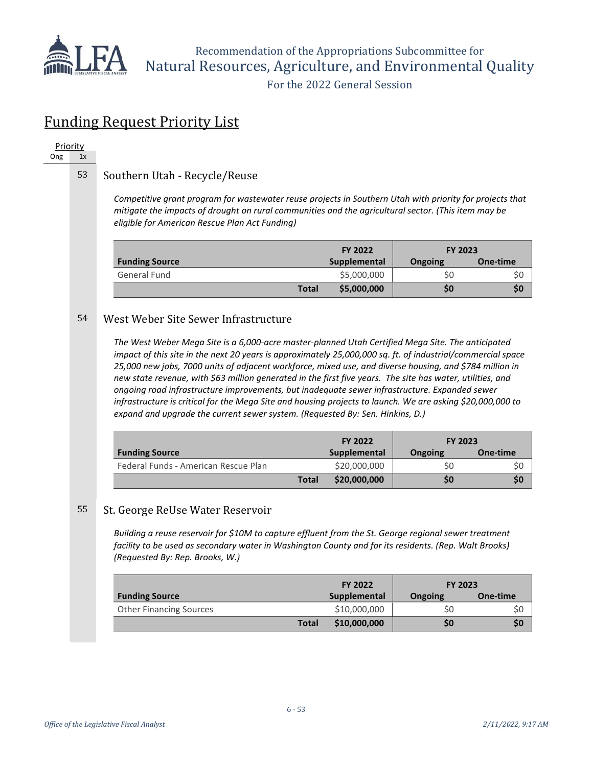## Funding Request Priority List

Priority

| Ong | 1x |
|---|---|

### 53 Southern Utah - Recycle/Reuse

*Competitive grant program for wastewater reuse projects in Southern Utah with priority for projects that mitigate the impacts of drought on rural communities and the agricultural sector. (This item may be eligible for American Rescue Plan Act Funding)*

| | FY 2022 | FY 2023 | |
|---|---|---|---|
| **Funding Source** | **Supplemental** | **Ongoing** | **One-time** |
| General Fund | $5,000,000 | $0 | $0 |
| **Total** | **$5,000,000** | **$0** | **$0** |

### 54 West Weber Site Sewer Infrastructure

*The West Weber Mega Site is a 6,000-acre master-planned Utah Certified Mega Site. The anticipated impact of this site in the next 20 years is approximately 25,000,000 sq. ft. of industrial/commercial space 25,000 new jobs, 7000 units of adjacent workforce, mixed use, and diverse housing, and $784 million in new state revenue, with $63 million generated in the first five years. The site has water, utilities, and ongoing road infrastructure improvements, but inadequate sewer infrastructure. Expanded sewer infrastructure is critical for the Mega Site and housing projects to launch. We are asking $20,000,000 to expand and upgrade the current sewer system. (Requested By: Sen. Hinkins, D.)*

| | FY 2022 | FY 2023 | |
|---|---|---|---|
| **Funding Source** | **Supplemental** | **Ongoing** | **One-time** |
| Federal Funds - American Rescue Plan | $20,000,000 | $0 | $0 |
| **Total** | **$20,000,000** | **$0** | **$0** |

### 55 St. George ReUse Water Reservoir

*Building a reuse reservoir for $10M to capture effluent from the St. George regional sewer treatment facility to be used as secondary water in Washington County and for its residents. (Rep. Walt Brooks) (Requested By: Rep. Brooks, W.)*

| | FY 2022 | FY 2023 | |
|---|---|---|---|
| **Funding Source** | **Supplemental** | **Ongoing** | **One-time** |
| Other Financing Sources | $10,000,000 | $0 | $0 |
| **Total** | **$10,000,000** | **$0** | **$0** |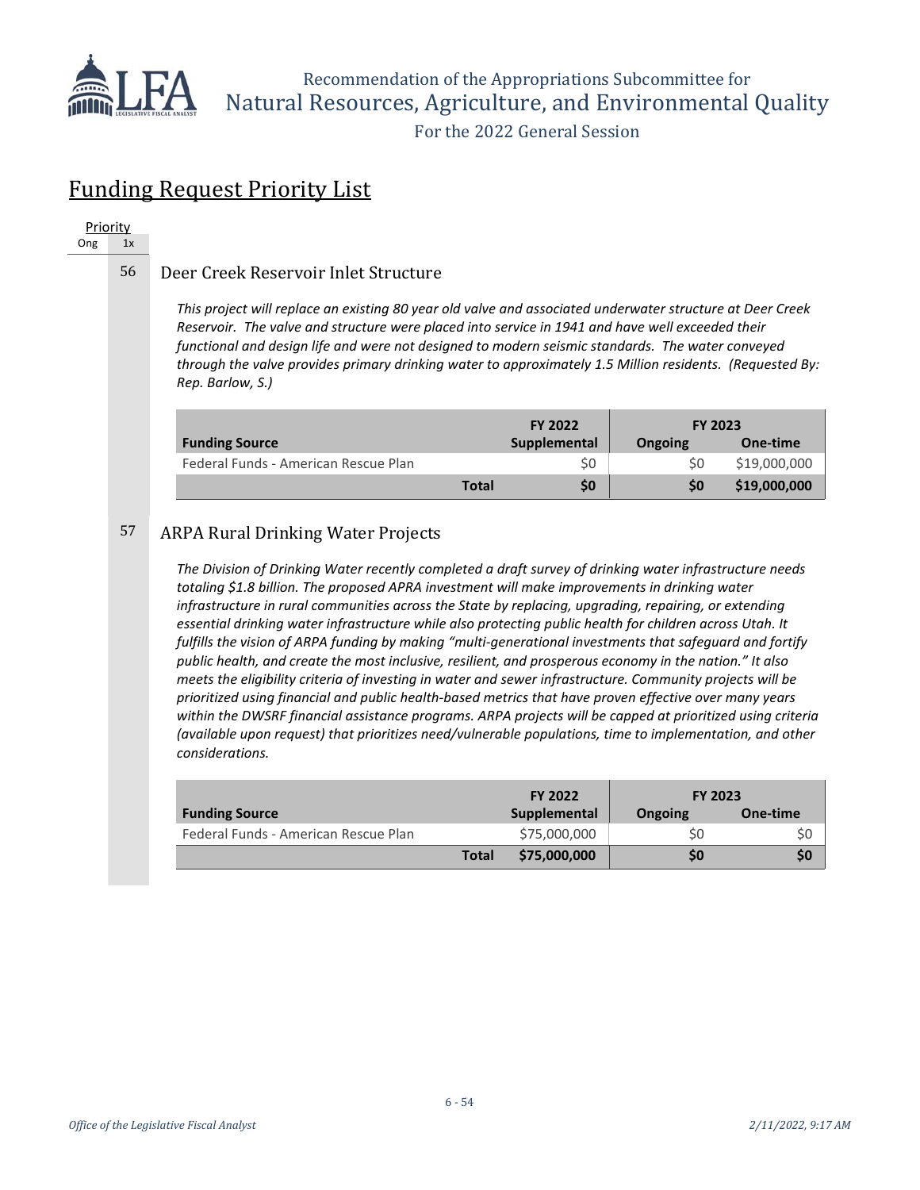## Funding Request Priority List

| Priority | |
|---|---|
| Ong | 1x |

### 56 Deer Creek Reservoir Inlet Structure

*This project will replace an existing 80 year old valve and associated underwater structure at Deer Creek Reservoir. The valve and structure were placed into service in 1941 and have well exceeded their functional and design life and were not designed to modern seismic standards. The water conveyed through the valve provides primary drinking water to approximately 1.5 Million residents. (Requested By: Rep. Barlow, S.)*

| | FY 2022 | FY 2023 | |
|---|---|---|---|
| **Funding Source** | **Supplemental** | **Ongoing** | **One-time** |
| Federal Funds - American Rescue Plan | $0 | $0 | $19,000,000 |
| **Total** | **$0** | **$0** | **$19,000,000** |

### 57 ARPA Rural Drinking Water Projects

*The Division of Drinking Water recently completed a draft survey of drinking water infrastructure needs totaling $1.8 billion. The proposed APRA investment will make improvements in drinking water infrastructure in rural communities across the State by replacing, upgrading, repairing, or extending essential drinking water infrastructure while also protecting public health for children across Utah. It fulfills the vision of ARPA funding by making "multi-generational investments that safeguard and fortify public health, and create the most inclusive, resilient, and prosperous economy in the nation." It also meets the eligibility criteria of investing in water and sewer infrastructure. Community projects will be prioritized using financial and public health-based metrics that have proven effective over many years within the DWSRF financial assistance programs. ARPA projects will be capped at prioritized using criteria (available upon request) that prioritizes need/vulnerable populations, time to implementation, and other considerations.*

| | FY 2022 | FY 2023 | |
|---|---|---|---|
| **Funding Source** | **Supplemental** | **Ongoing** | **One-time** |
| Federal Funds - American Rescue Plan | $75,000,000 | $0 | $0 |
| **Total** | **$75,000,000** | **$0** | **$0** |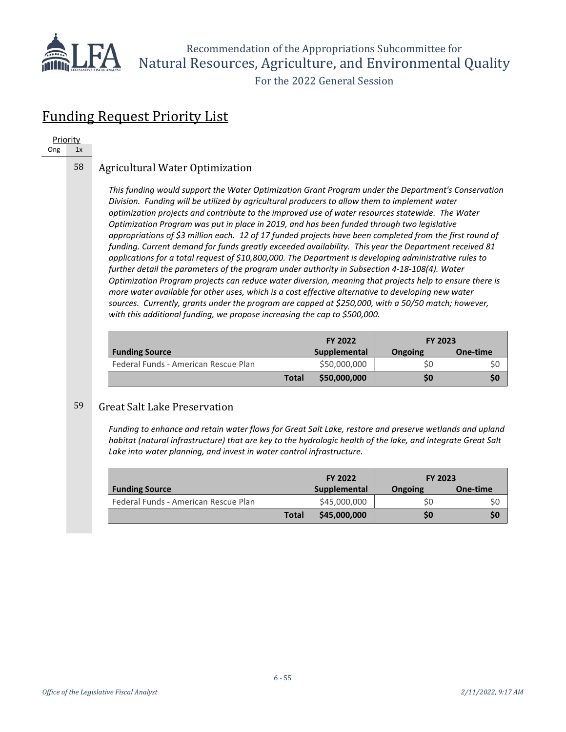## Funding Request Priority List

Priority
Ong 1x

58 Agricultural Water Optimization

*This funding would support the Water Optimization Grant Program under the Department's Conservation Division. Funding will be utilized by agricultural producers to allow them to implement water optimization projects and contribute to the improved use of water resources statewide. The Water Optimization Program was put in place in 2019, and has been funded through two legislative appropriations of $3 million each. 12 of 17 funded projects have been completed from the first round of funding. Current demand for funds greatly exceeded availability. This year the Department received 81 applications for a total request of $10,800,000. The Department is developing administrative rules to further detail the parameters of the program under authority in Subsection 4-18-108(4). Water Optimization Program projects can reduce water diversion, meaning that projects help to ensure there is more water available for other uses, which is a cost effective alternative to developing new water sources. Currently, grants under the program are capped at $250,000, with a 50/50 match; however, with this additional funding, we propose increasing the cap to $500,000.*

| Funding Source | FY 2022 Supplemental | FY 2023 Ongoing | FY 2023 One-time |
|---|---|---|---|
| Federal Funds - American Rescue Plan | $50,000,000 | $0 | $0 |
| **Total** | **$50,000,000** | **$0** | **$0** |

59 Great Salt Lake Preservation

*Funding to enhance and retain water flows for Great Salt Lake, restore and preserve wetlands and upland habitat (natural infrastructure) that are key to the hydrologic health of the lake, and integrate Great Salt Lake into water planning, and invest in water control infrastructure.*

| Funding Source | FY 2022 Supplemental | FY 2023 Ongoing | FY 2023 One-time |
|---|---|---|---|
| Federal Funds - American Rescue Plan | $45,000,000 | $0 | $0 |
| **Total** | **$45,000,000** | **$0** | **$0** |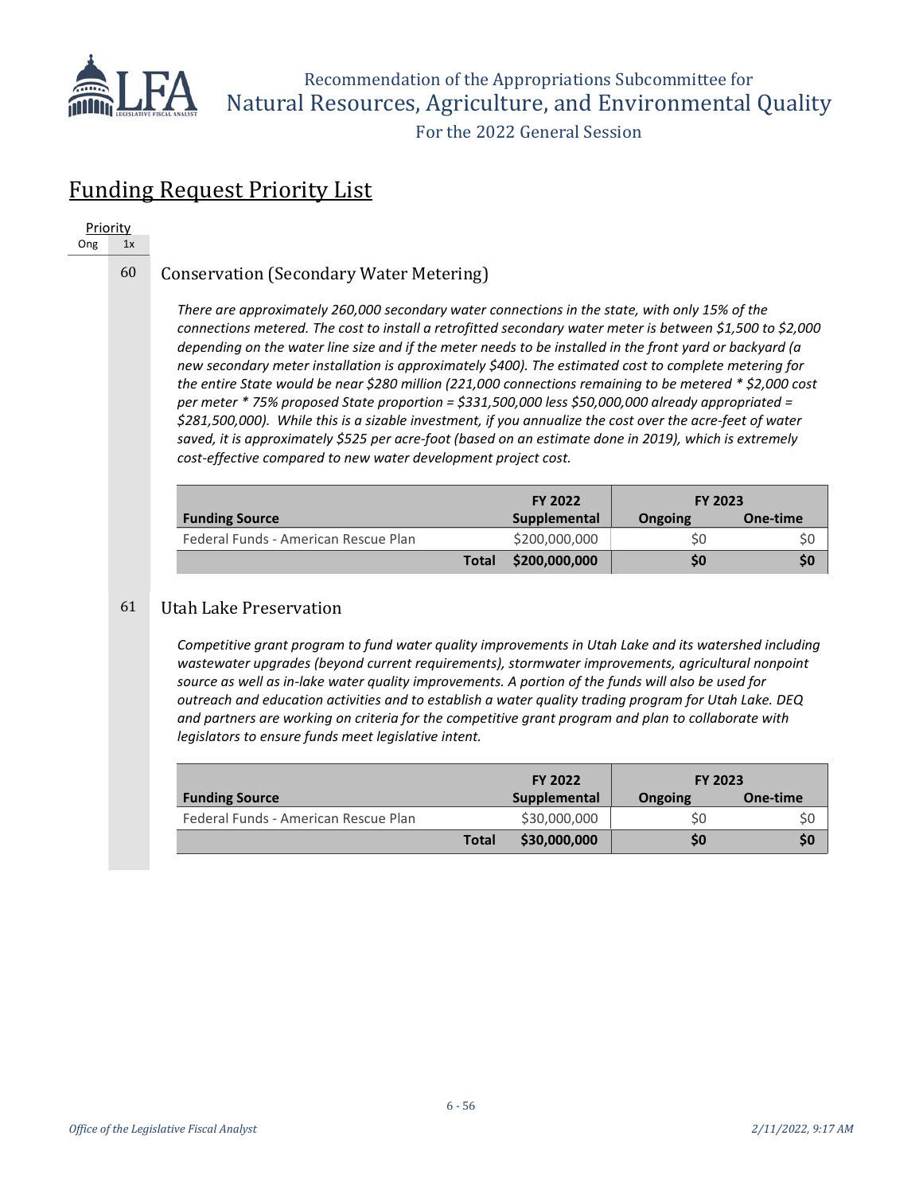## Funding Request Priority List

Priority

Ong 1x

### 60 Conservation (Secondary Water Metering)

*There are approximately 260,000 secondary water connections in the state, with only 15% of the connections metered. The cost to install a retrofitted secondary water meter is between $1,500 to $2,000 depending on the water line size and if the meter needs to be installed in the front yard or backyard (a new secondary meter installation is approximately $400). The estimated cost to complete metering for the entire State would be near $280 million (221,000 connections remaining to be metered * $2,000 cost per meter * 75% proposed State proportion = $331,500,000 less $50,000,000 already appropriated = $281,500,000). While this is a sizable investment, if you annualize the cost over the acre-feet of water saved, it is approximately $525 per acre-foot (based on an estimate done in 2019), which is extremely cost-effective compared to new water development project cost.*

| Funding Source | FY 2022 Supplemental | FY 2023 Ongoing | FY 2023 One-time |
|---|---|---|---|
| Federal Funds - American Rescue Plan | $200,000,000 | $0 | $0 |
| **Total** | **$200,000,000** | **$0** | **$0** |

### 61 Utah Lake Preservation

*Competitive grant program to fund water quality improvements in Utah Lake and its watershed including wastewater upgrades (beyond current requirements), stormwater improvements, agricultural nonpoint source as well as in-lake water quality improvements. A portion of the funds will also be used for outreach and education activities and to establish a water quality trading program for Utah Lake. DEQ and partners are working on criteria for the competitive grant program and plan to collaborate with legislators to ensure funds meet legislative intent.*

| Funding Source | FY 2022 Supplemental | FY 2023 Ongoing | FY 2023 One-time |
|---|---|---|---|
| Federal Funds - American Rescue Plan | $30,000,000 | $0 | $0 |
| **Total** | **$30,000,000** | **$0** | **$0** |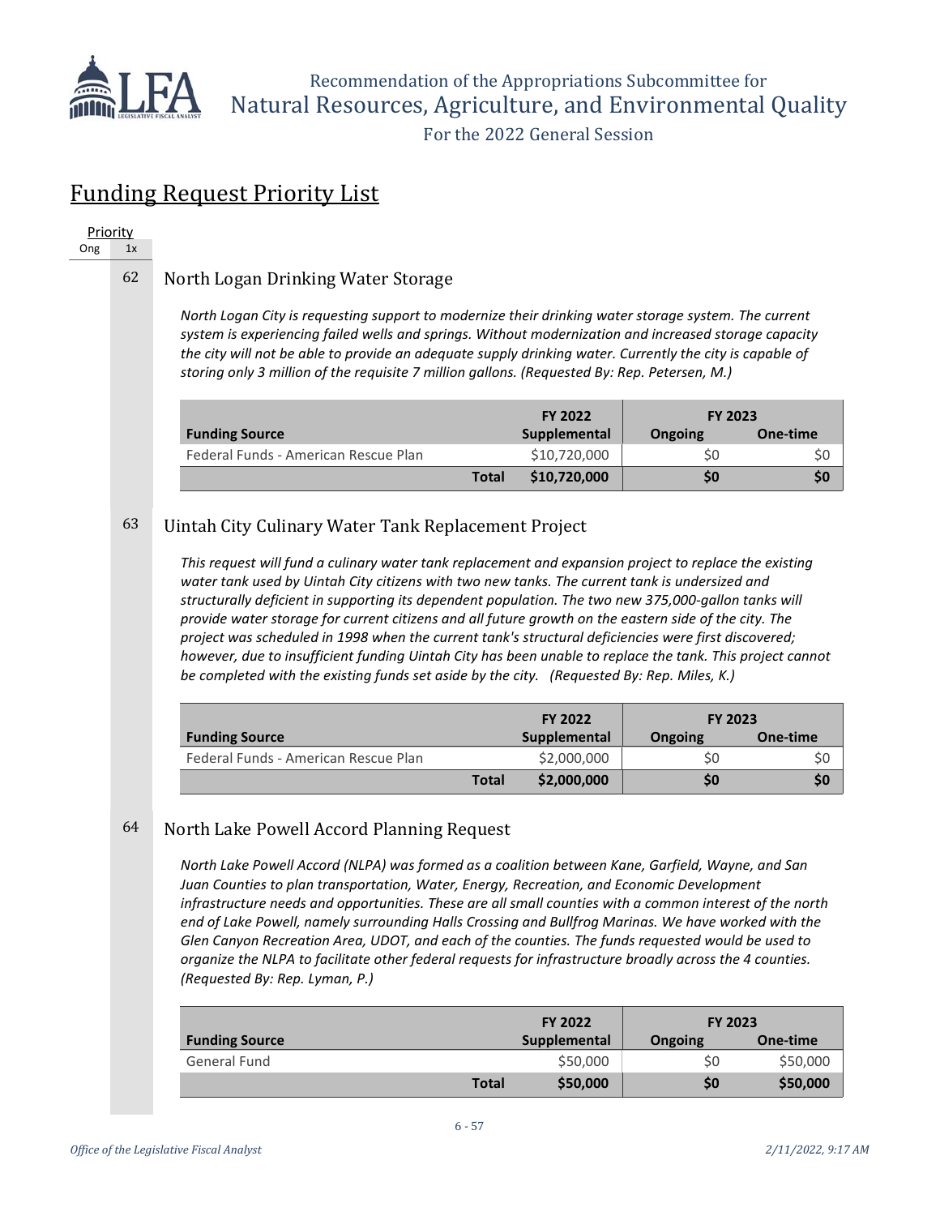## Funding Request Priority List

| Priority | |
|---|---|
| Ong | 1x |

### 62 North Logan Drinking Water Storage

*North Logan City is requesting support to modernize their drinking water storage system. The current system is experiencing failed wells and springs. Without modernization and increased storage capacity the city will not be able to provide an adequate supply drinking water. Currently the city is capable of storing only 3 million of the requisite 7 million gallons. (Requested By: Rep. Petersen, M.)*

| | FY 2022 | FY 2023 | |
|---|---|---|---|
| **Funding Source** | **Supplemental** | **Ongoing** | **One-time** |
| Federal Funds - American Rescue Plan | $10,720,000 | $0 | $0 |
| **Total** | **$10,720,000** | **$0** | **$0** |

### 63 Uintah City Culinary Water Tank Replacement Project

*This request will fund a culinary water tank replacement and expansion project to replace the existing water tank used by Uintah City citizens with two new tanks. The current tank is undersized and structurally deficient in supporting its dependent population. The two new 375,000-gallon tanks will provide water storage for current citizens and all future growth on the eastern side of the city. The project was scheduled in 1998 when the current tank's structural deficiencies were first discovered; however, due to insufficient funding Uintah City has been unable to replace the tank. This project cannot be completed with the existing funds set aside by the city. (Requested By: Rep. Miles, K.)*

| | FY 2022 | FY 2023 | |
|---|---|---|---|
| **Funding Source** | **Supplemental** | **Ongoing** | **One-time** |
| Federal Funds - American Rescue Plan | $2,000,000 | $0 | $0 |
| **Total** | **$2,000,000** | **$0** | **$0** |

### 64 North Lake Powell Accord Planning Request

*North Lake Powell Accord (NLPA) was formed as a coalition between Kane, Garfield, Wayne, and San Juan Counties to plan transportation, Water, Energy, Recreation, and Economic Development infrastructure needs and opportunities. These are all small counties with a common interest of the north end of Lake Powell, namely surrounding Halls Crossing and Bullfrog Marinas. We have worked with the Glen Canyon Recreation Area, UDOT, and each of the counties. The funds requested would be used to organize the NLPA to facilitate other federal requests for infrastructure broadly across the 4 counties. (Requested By: Rep. Lyman, P.)*

| | FY 2022 | FY 2023 | |
|---|---|---|---|
| **Funding Source** | **Supplemental** | **Ongoing** | **One-time** |
| General Fund | $50,000 | $0 | $50,000 |
| **Total** | **$50,000** | **$0** | **$50,000** |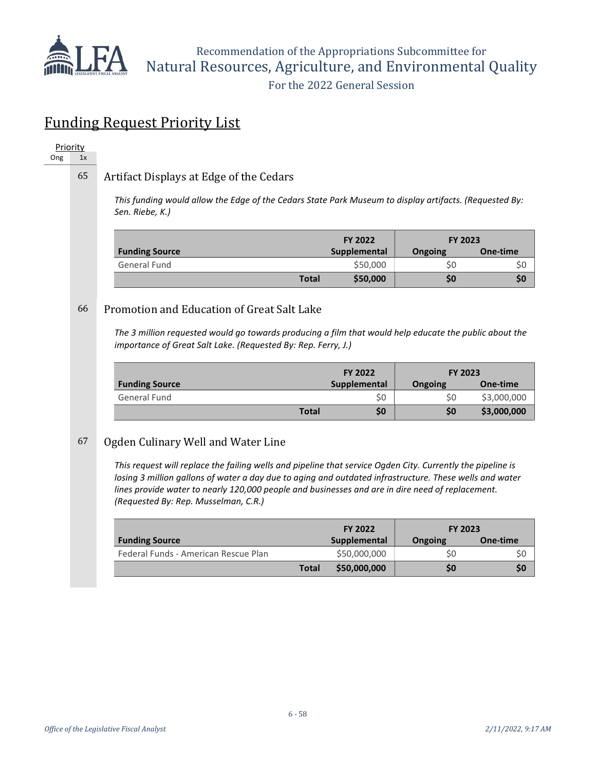Recommendation of the Appropriations Subcommittee for
Natural Resources, Agriculture, and Environmental Quality
For the 2022 General Session

## Funding Request Priority List

Priority
Ong 1x

### 65 Artifact Displays at Edge of the Cedars

*This funding would allow the Edge of the Cedars State Park Museum to display artifacts. (Requested By: Sen. Riebe, K.)*

| Funding Source | FY 2022 Supplemental | FY 2023 Ongoing | FY 2023 One-time |
|---|---|---|---|
| General Fund | $50,000 | $0 | $0 |
| **Total** | **$50,000** | **$0** | **$0** |

### 66 Promotion and Education of Great Salt Lake

*The 3 million requested would go towards producing a film that would help educate the public about the importance of Great Salt Lake. (Requested By: Rep. Ferry, J.)*

| Funding Source | FY 2022 Supplemental | FY 2023 Ongoing | FY 2023 One-time |
|---|---|---|---|
| General Fund | $0 | $0 | $3,000,000 |
| **Total** | **$0** | **$0** | **$3,000,000** |

### 67 Ogden Culinary Well and Water Line

*This request will replace the failing wells and pipeline that service Ogden City. Currently the pipeline is losing 3 million gallons of water a day due to aging and outdated infrastructure. These wells and water lines provide water to nearly 120,000 people and businesses and are in dire need of replacement. (Requested By: Rep. Musselman, C.R.)*

| Funding Source | FY 2022 Supplemental | FY 2023 Ongoing | FY 2023 One-time |
|---|---|---|---|
| Federal Funds - American Rescue Plan | $50,000,000 | $0 | $0 |
| **Total** | **$50,000,000** | **$0** | **$0** |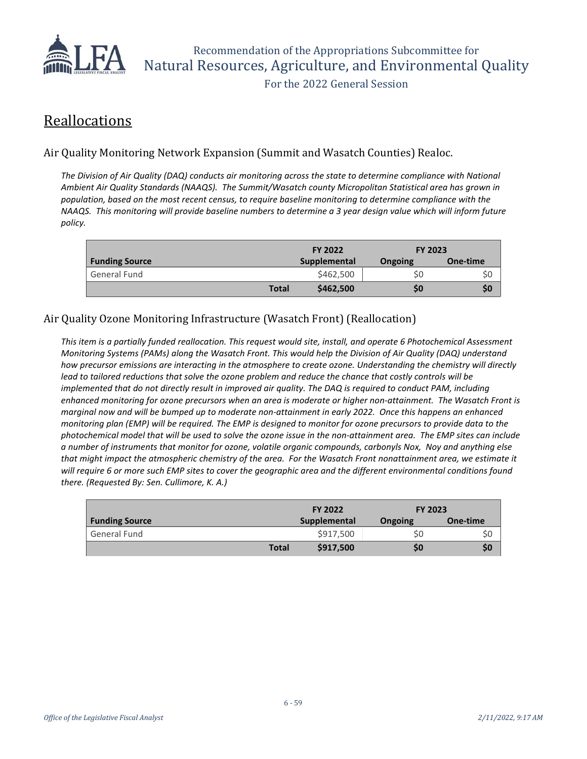# Reallocations

## Air Quality Monitoring Network Expansion (Summit and Wasatch Counties) Realoc.

*The Division of Air Quality (DAQ) conducts air monitoring across the state to determine compliance with National Ambient Air Quality Standards (NAAQS). The Summit/Wasatch county Micropolitan Statistical area has grown in population, based on the most recent census, to require baseline monitoring to determine compliance with the NAAQS. This monitoring will provide baseline numbers to determine a 3 year design value which will inform future policy.*

| | | FY 2022 | FY 2023 | |
|---|---|---|---|---|
| **Funding Source** | | **Supplemental** | **Ongoing** | **One-time** |
| General Fund | | $462,500 | $0 | $0 |
| | **Total** | **$462,500** | **$0** | **$0** |

## Air Quality Ozone Monitoring Infrastructure (Wasatch Front) (Reallocation)

*This item is a partially funded reallocation. This request would site, install, and operate 6 Photochemical Assessment Monitoring Systems (PAMs) along the Wasatch Front. This would help the Division of Air Quality (DAQ) understand how precursor emissions are interacting in the atmosphere to create ozone. Understanding the chemistry will directly lead to tailored reductions that solve the ozone problem and reduce the chance that costly controls will be implemented that do not directly result in improved air quality. The DAQ is required to conduct PAM, including enhanced monitoring for ozone precursors when an area is moderate or higher non-attainment. The Wasatch Front is marginal now and will be bumped up to moderate non-attainment in early 2022. Once this happens an enhanced monitoring plan (EMP) will be required. The EMP is designed to monitor for ozone precursors to provide data to the photochemical model that will be used to solve the ozone issue in the non-attainment area. The EMP sites can include a number of instruments that monitor for ozone, volatile organic compounds, carbonyls Nox, Noy and anything else that might impact the atmospheric chemistry of the area. For the Wasatch Front nonattainment area, we estimate it will require 6 or more such EMP sites to cover the geographic area and the different environmental conditions found there. (Requested By: Sen. Cullimore, K. A.)*

| | | FY 2022 | FY 2023 | |
|---|---|---|---|---|
| **Funding Source** | | **Supplemental** | **Ongoing** | **One-time** |
| General Fund | | $917,500 | $0 | $0 |
| | **Total** | **$917,500** | **$0** | **$0** |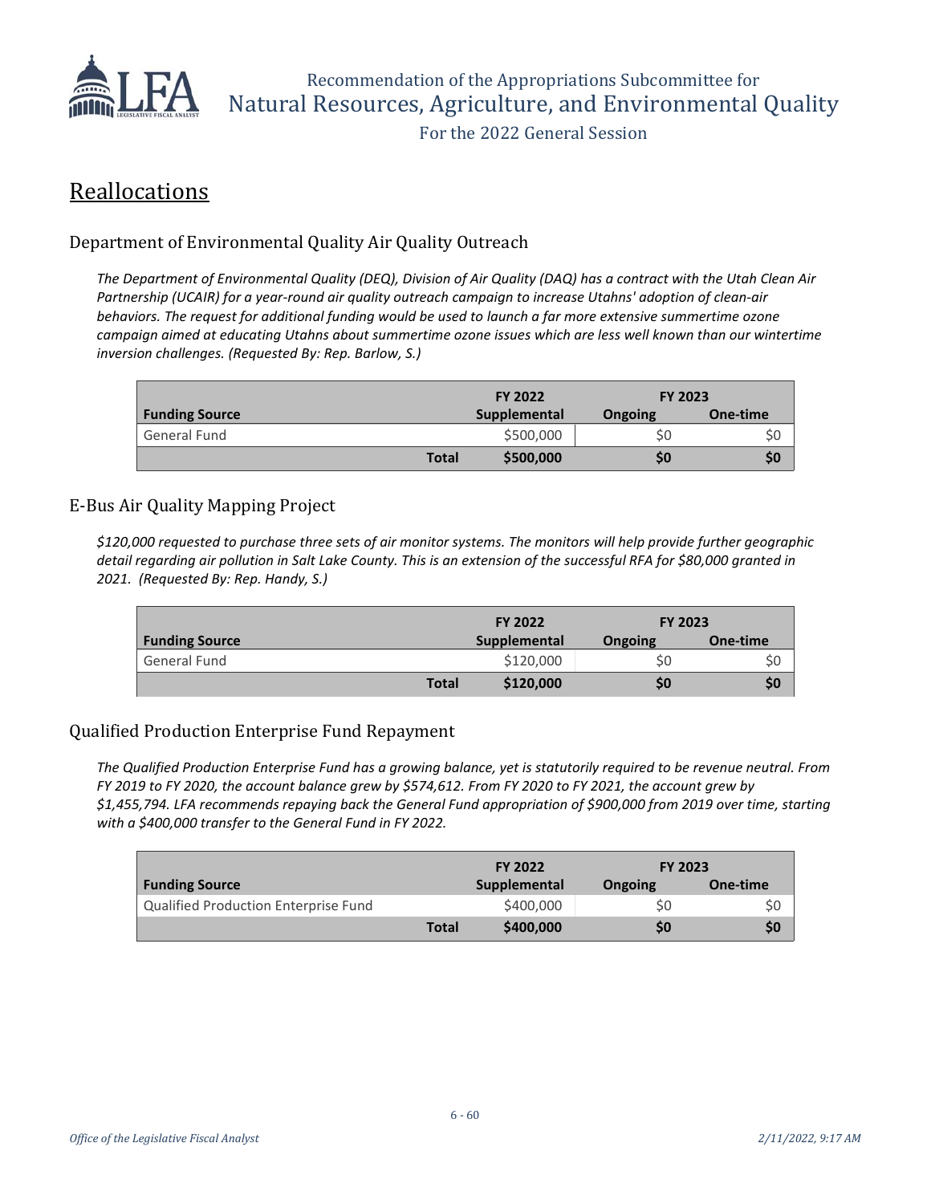# Reallocations

## Department of Environmental Quality Air Quality Outreach

*The Department of Environmental Quality (DEQ), Division of Air Quality (DAQ) has a contract with the Utah Clean Air Partnership (UCAIR) for a year-round air quality outreach campaign to increase Utahns' adoption of clean-air behaviors. The request for additional funding would be used to launch a far more extensive summertime ozone campaign aimed at educating Utahns about summertime ozone issues which are less well known than our wintertime inversion challenges. (Requested By: Rep. Barlow, S.)*

| | | FY 2022 | FY 2023 | |
|---|---|---|---|---|
| **Funding Source** | | **Supplemental** | **Ongoing** | **One-time** |
| General Fund | | $500,000 | $0 | $0 |
| | **Total** | **$500,000** | **$0** | **$0** |

## E-Bus Air Quality Mapping Project

*$120,000 requested to purchase three sets of air monitor systems. The monitors will help provide further geographic detail regarding air pollution in Salt Lake County. This is an extension of the successful RFA for $80,000 granted in 2021. (Requested By: Rep. Handy, S.)*

| | | FY 2022 | FY 2023 | |
|---|---|---|---|---|
| **Funding Source** | | **Supplemental** | **Ongoing** | **One-time** |
| General Fund | | $120,000 | $0 | $0 |
| | **Total** | **$120,000** | **$0** | **$0** |

## Qualified Production Enterprise Fund Repayment

*The Qualified Production Enterprise Fund has a growing balance, yet is statutorily required to be revenue neutral. From FY 2019 to FY 2020, the account balance grew by $574,612. From FY 2020 to FY 2021, the account grew by $1,455,794. LFA recommends repaying back the General Fund appropriation of $900,000 from 2019 over time, starting with a $400,000 transfer to the General Fund in FY 2022.*

| | | FY 2022 | FY 2023 | |
|---|---|---|---|---|
| **Funding Source** | | **Supplemental** | **Ongoing** | **One-time** |
| Qualified Production Enterprise Fund | | $400,000 | $0 | $0 |
| | **Total** | **$400,000** | **$0** | **$0** |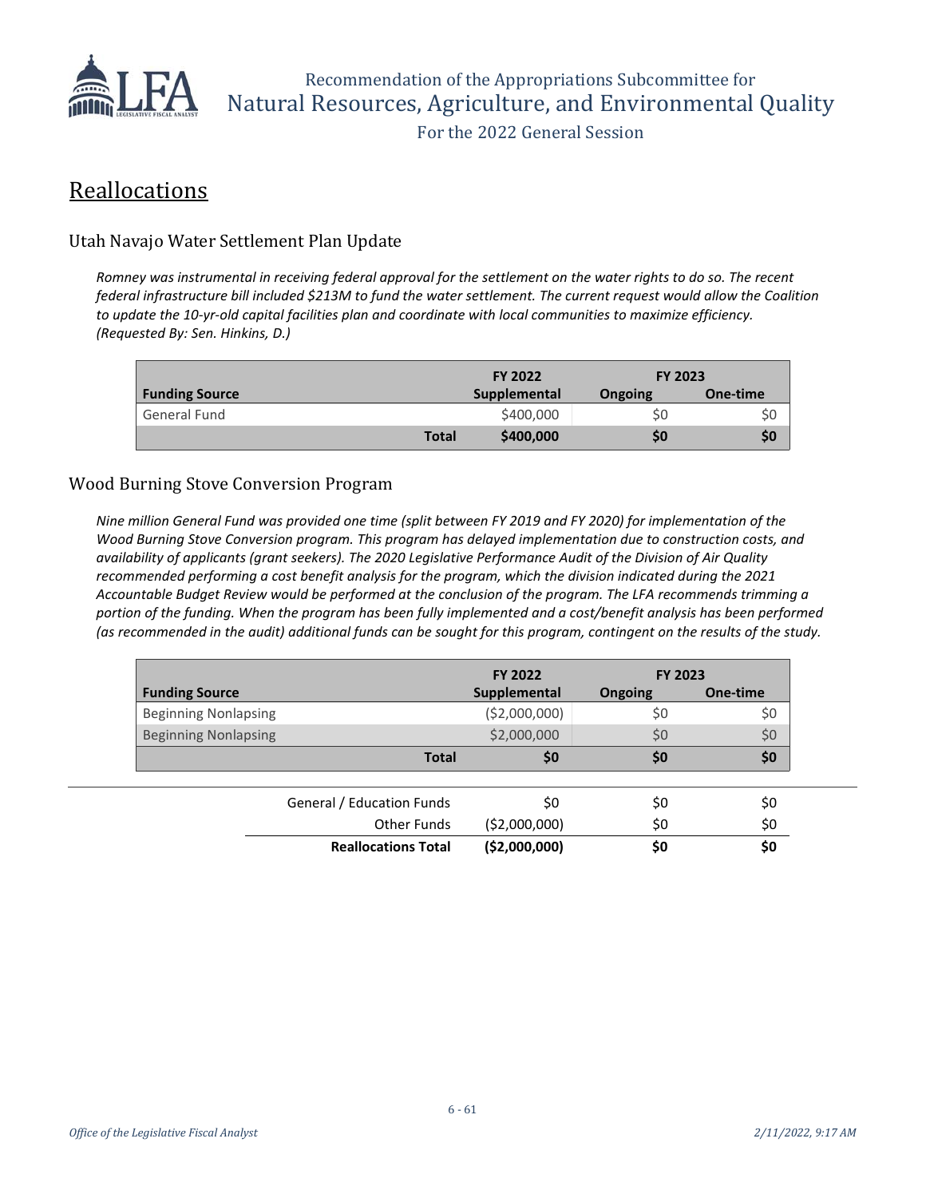## Reallocations

### Utah Navajo Water Settlement Plan Update

*Romney was instrumental in receiving federal approval for the settlement on the water rights to do so. The recent federal infrastructure bill included $213M to fund the water settlement. The current request would allow the Coalition to update the 10-yr-old capital facilities plan and coordinate with local communities to maximize efficiency. (Requested By: Sen. Hinkins, D.)*

| Funding Source | | FY 2022 Supplemental | FY 2023 Ongoing | FY 2023 One-time |
|---|---|---|---|---|
| General Fund | | $400,000 | $0 | $0 |
| | **Total** | **$400,000** | **$0** | **$0** |

### Wood Burning Stove Conversion Program

*Nine million General Fund was provided one time (split between FY 2019 and FY 2020) for implementation of the Wood Burning Stove Conversion program. This program has delayed implementation due to construction costs, and availability of applicants (grant seekers). The 2020 Legislative Performance Audit of the Division of Air Quality recommended performing a cost benefit analysis for the program, which the division indicated during the 2021 Accountable Budget Review would be performed at the conclusion of the program. The LFA recommends trimming a portion of the funding. When the program has been fully implemented and a cost/benefit analysis has been performed (as recommended in the audit) additional funds can be sought for this program, contingent on the results of the study.*

| Funding Source | | FY 2022 Supplemental | FY 2023 Ongoing | FY 2023 One-time |
|---|---|---|---|---|
| Beginning Nonlapsing | | ($2,000,000) | $0 | $0 |
| Beginning Nonlapsing | | $2,000,000 | $0 | $0 |
| | **Total** | **$0** | **$0** | **$0** |

| | FY 2022 Supplemental | FY 2023 Ongoing | FY 2023 One-time |
|---|---|---|---|
| General / Education Funds | $0 | $0 | $0 |
| Other Funds | ($2,000,000) | $0 | $0 |
| **Reallocations Total** | **($2,000,000)** | **$0** | **$0** |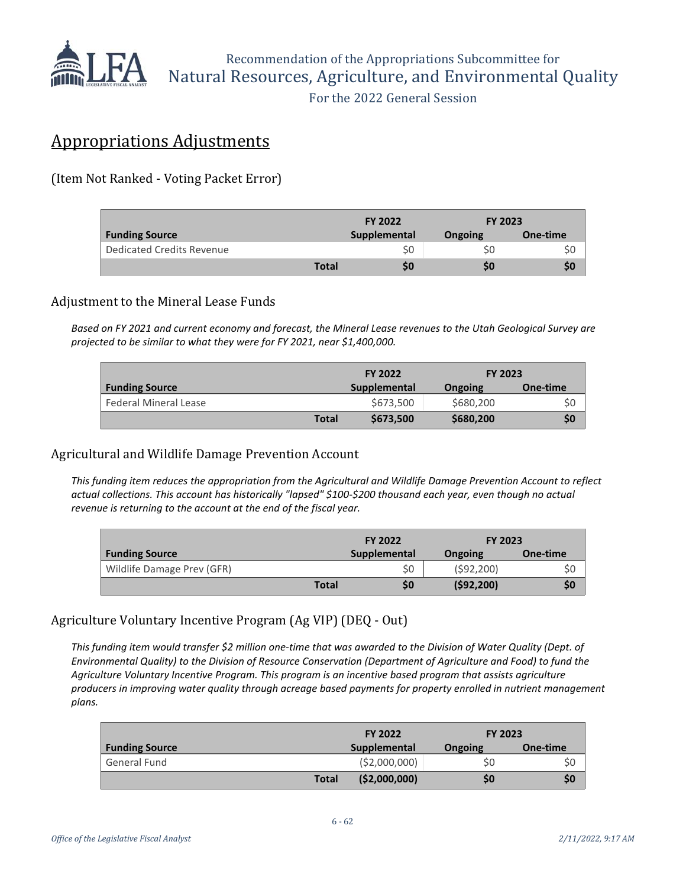## Appropriations Adjustments

### (Item Not Ranked - Voting Packet Error)

| | | FY 2022 | FY 2023 | |
|---|---|---|---|---|
| **Funding Source** | | **Supplemental** | **Ongoing** | **One-time** |
| Dedicated Credits Revenue | | $0 | $0 | $0 |
| | **Total** | **$0** | **$0** | **$0** |

### Adjustment to the Mineral Lease Funds

*Based on FY 2021 and current economy and forecast, the Mineral Lease revenues to the Utah Geological Survey are projected to be similar to what they were for FY 2021, near $1,400,000.*

| | | FY 2022 | FY 2023 | |
|---|---|---|---|---|
| **Funding Source** | | **Supplemental** | **Ongoing** | **One-time** |
| Federal Mineral Lease | | $673,500 | $680,200 | $0 |
| | **Total** | **$673,500** | **$680,200** | **$0** |

### Agricultural and Wildlife Damage Prevention Account

*This funding item reduces the appropriation from the Agricultural and Wildlife Damage Prevention Account to reflect actual collections. This account has historically "lapsed" $100-$200 thousand each year, even though no actual revenue is returning to the account at the end of the fiscal year.*

| | | FY 2022 | FY 2023 | |
|---|---|---|---|---|
| **Funding Source** | | **Supplemental** | **Ongoing** | **One-time** |
| Wildlife Damage Prev (GFR) | | $0 | ($92,200) | $0 |
| | **Total** | **$0** | **($92,200)** | **$0** |

### Agriculture Voluntary Incentive Program (Ag VIP) (DEQ - Out)

*This funding item would transfer $2 million one-time that was awarded to the Division of Water Quality (Dept. of Environmental Quality) to the Division of Resource Conservation (Department of Agriculture and Food) to fund the Agriculture Voluntary Incentive Program. This program is an incentive based program that assists agriculture producers in improving water quality through acreage based payments for property enrolled in nutrient management plans.*

| | | FY 2022 | FY 2023 | |
|---|---|---|---|---|
| **Funding Source** | | **Supplemental** | **Ongoing** | **One-time** |
| General Fund | | ($2,000,000) | $0 | $0 |
| | **Total** | **($2,000,000)** | **$0** | **$0** |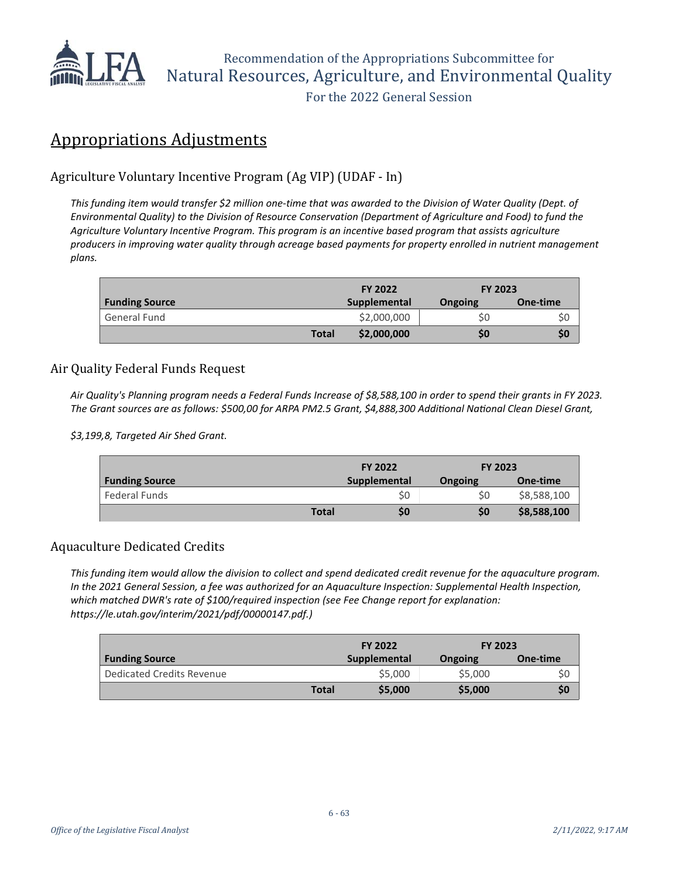## Appropriations Adjustments

### Agriculture Voluntary Incentive Program (Ag VIP) (UDAF - In)

*This funding item would transfer $2 million one-time that was awarded to the Division of Water Quality (Dept. of Environmental Quality) to the Division of Resource Conservation (Department of Agriculture and Food) to fund the Agriculture Voluntary Incentive Program. This program is an incentive based program that assists agriculture producers in improving water quality through acreage based payments for property enrolled in nutrient management plans.*

| | FY 2022 | FY 2023 | |
|---|---|---|---|
| **Funding Source** | **Supplemental** | **Ongoing** | **One-time** |
| General Fund | $2,000,000 | $0 | $0 |
| **Total** | **$2,000,000** | **$0** | **$0** |

### Air Quality Federal Funds Request

*Air Quality's Planning program needs a Federal Funds Increase of $8,588,100 in order to spend their grants in FY 2023. The Grant sources are as follows: $500,00 for ARPA PM2.5 Grant, $4,888,300 Additional National Clean Diesel Grant,*

*$3,199,8, Targeted Air Shed Grant.*

| | FY 2022 | FY 2023 | |
|---|---|---|---|
| **Funding Source** | **Supplemental** | **Ongoing** | **One-time** |
| Federal Funds | $0 | $0 | $8,588,100 |
| **Total** | **$0** | **$0** | **$8,588,100** |

### Aquaculture Dedicated Credits

*This funding item would allow the division to collect and spend dedicated credit revenue for the aquaculture program. In the 2021 General Session, a fee was authorized for an Aquaculture Inspection: Supplemental Health Inspection, which matched DWR's rate of $100/required inspection (see Fee Change report for explanation: https://le.utah.gov/interim/2021/pdf/00000147.pdf.)*

| | FY 2022 | FY 2023 | |
|---|---|---|---|
| **Funding Source** | **Supplemental** | **Ongoing** | **One-time** |
| Dedicated Credits Revenue | $5,000 | $5,000 | $0 |
| **Total** | **$5,000** | **$5,000** | **$0** |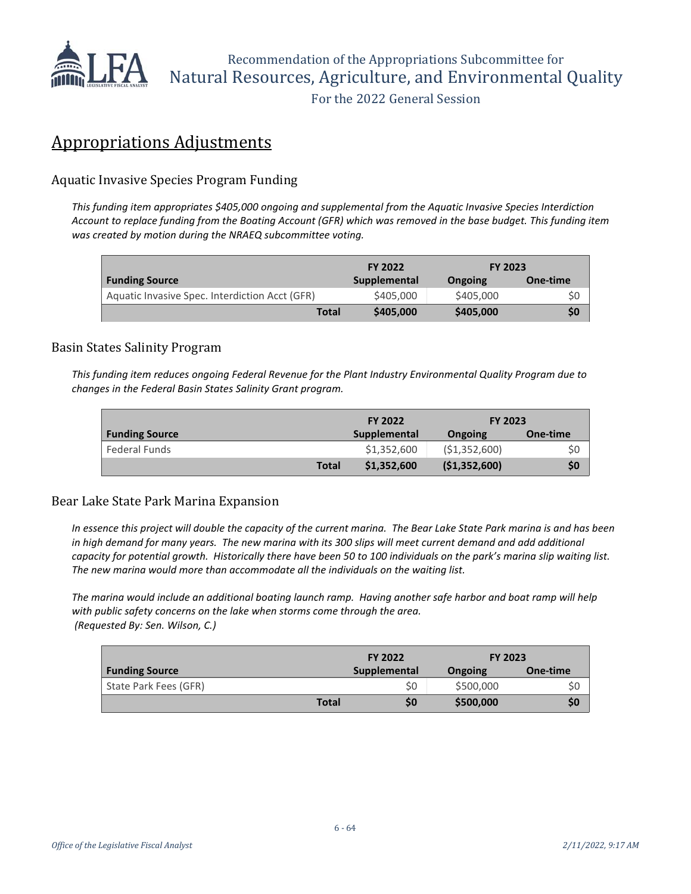## Appropriations Adjustments

### Aquatic Invasive Species Program Funding

*This funding item appropriates $405,000 ongoing and supplemental from the Aquatic Invasive Species Interdiction Account to replace funding from the Boating Account (GFR) which was removed in the base budget. This funding item was created by motion during the NRAEQ subcommittee voting.*

| | FY 2022 | FY 2023 | |
|---|---|---|---|
| **Funding Source** | **Supplemental** | **Ongoing** | **One-time** |
| Aquatic Invasive Spec. Interdiction Acct (GFR) | $405,000 | $405,000 | $0 |
| **Total** | **$405,000** | **$405,000** | **$0** |

### Basin States Salinity Program

*This funding item reduces ongoing Federal Revenue for the Plant Industry Environmental Quality Program due to changes in the Federal Basin States Salinity Grant program.*

| | FY 2022 | FY 2023 | |
|---|---|---|---|
| **Funding Source** | **Supplemental** | **Ongoing** | **One-time** |
| Federal Funds | $1,352,600 | ($1,352,600) | $0 |
| **Total** | **$1,352,600** | **($1,352,600)** | **$0** |

### Bear Lake State Park Marina Expansion

*In essence this project will double the capacity of the current marina. The Bear Lake State Park marina is and has been in high demand for many years. The new marina with its 300 slips will meet current demand and add additional capacity for potential growth. Historically there have been 50 to 100 individuals on the park's marina slip waiting list. The new marina would more than accommodate all the individuals on the waiting list.*

*The marina would include an additional boating launch ramp. Having another safe harbor and boat ramp will help with public safety concerns on the lake when storms come through the area.*
*(Requested By: Sen. Wilson, C.)*

| | FY 2022 | FY 2023 | |
|---|---|---|---|
| **Funding Source** | **Supplemental** | **Ongoing** | **One-time** |
| State Park Fees (GFR) | $0 | $500,000 | $0 |
| **Total** | **$0** | **$500,000** | **$0** |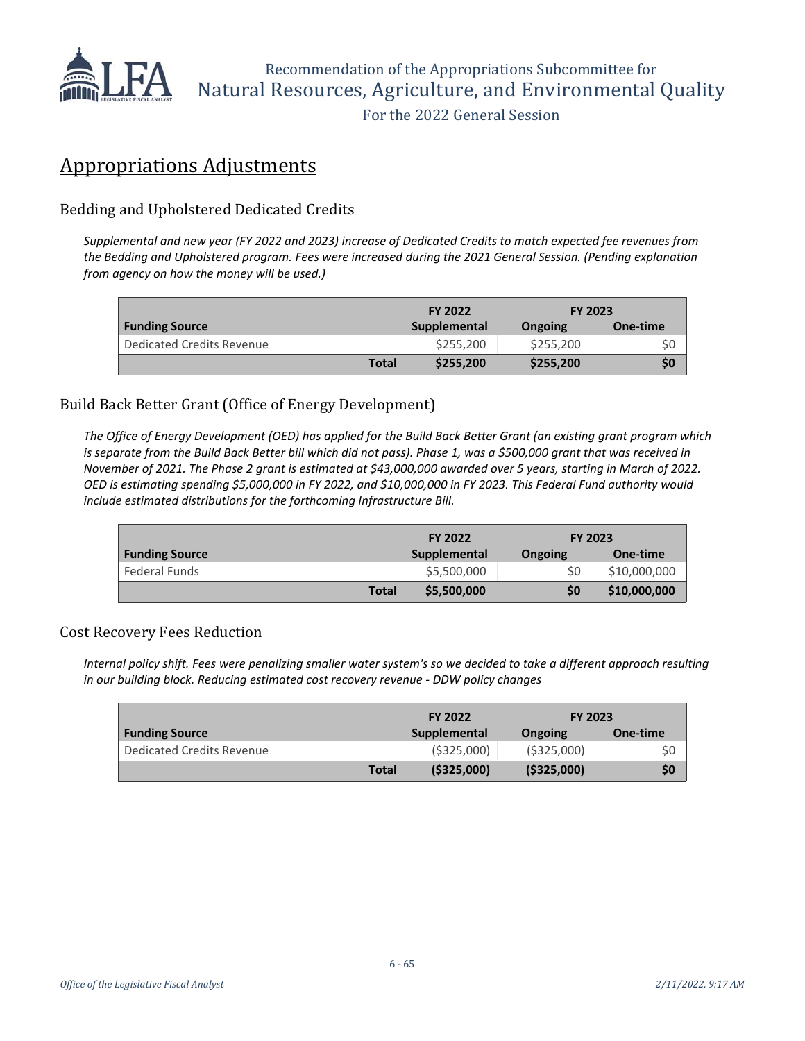## Appropriations Adjustments

### Bedding and Upholstered Dedicated Credits

*Supplemental and new year (FY 2022 and 2023) increase of Dedicated Credits to match expected fee revenues from the Bedding and Upholstered program. Fees were increased during the 2021 General Session. (Pending explanation from agency on how the money will be used.)*

| | | FY 2022 | FY 2023 | |
|---|---|---|---|---|
| **Funding Source** | | **Supplemental** | **Ongoing** | **One-time** |
| Dedicated Credits Revenue | | $255,200 | $255,200 | $0 |
| | **Total** | **$255,200** | **$255,200** | **$0** |

### Build Back Better Grant (Office of Energy Development)

*The Office of Energy Development (OED) has applied for the Build Back Better Grant (an existing grant program which is separate from the Build Back Better bill which did not pass). Phase 1, was a $500,000 grant that was received in November of 2021. The Phase 2 grant is estimated at $43,000,000 awarded over 5 years, starting in March of 2022. OED is estimating spending $5,000,000 in FY 2022, and $10,000,000 in FY 2023. This Federal Fund authority would include estimated distributions for the forthcoming Infrastructure Bill.*

| | | FY 2022 | FY 2023 | |
|---|---|---|---|---|
| **Funding Source** | | **Supplemental** | **Ongoing** | **One-time** |
| Federal Funds | | $5,500,000 | $0 | $10,000,000 |
| | **Total** | **$5,500,000** | **$0** | **$10,000,000** |

### Cost Recovery Fees Reduction

*Internal policy shift. Fees were penalizing smaller water system's so we decided to take a different approach resulting in our building block. Reducing estimated cost recovery revenue - DDW policy changes*

| | | FY 2022 | FY 2023 | |
|---|---|---|---|---|
| **Funding Source** | | **Supplemental** | **Ongoing** | **One-time** |
| Dedicated Credits Revenue | | ($325,000) | ($325,000) | $0 |
| | **Total** | **($325,000)** | **($325,000)** | **$0** |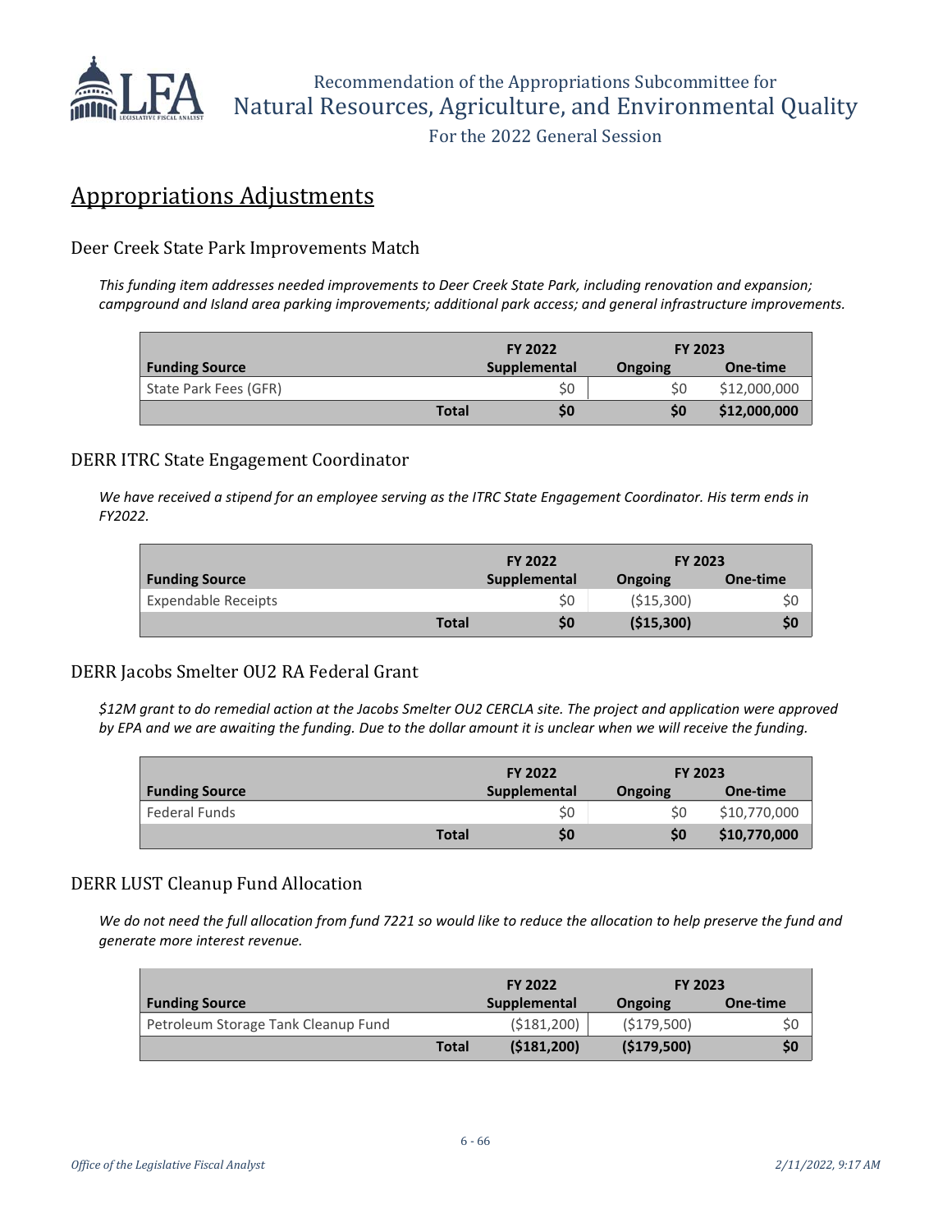## Appropriations Adjustments

### Deer Creek State Park Improvements Match

*This funding item addresses needed improvements to Deer Creek State Park, including renovation and expansion; campground and Island area parking improvements; additional park access; and general infrastructure improvements.*

| | | FY 2022 | FY 2023 | |
|---|---|---|---|---|
| **Funding Source** | | **Supplemental** | **Ongoing** | **One-time** |
| State Park Fees (GFR) | | $0 | $0 | $12,000,000 |
| | **Total** | **$0** | **$0** | **$12,000,000** |

### DERR ITRC State Engagement Coordinator

*We have received a stipend for an employee serving as the ITRC State Engagement Coordinator. His term ends in FY2022.*

| | | FY 2022 | FY 2023 | |
|---|---|---|---|---|
| **Funding Source** | | **Supplemental** | **Ongoing** | **One-time** |
| Expendable Receipts | | $0 | ($15,300) | $0 |
| | **Total** | **$0** | **($15,300)** | **$0** |

### DERR Jacobs Smelter OU2 RA Federal Grant

*$12M grant to do remedial action at the Jacobs Smelter OU2 CERCLA site. The project and application were approved by EPA and we are awaiting the funding. Due to the dollar amount it is unclear when we will receive the funding.*

| | | FY 2022 | FY 2023 | |
|---|---|---|---|---|
| **Funding Source** | | **Supplemental** | **Ongoing** | **One-time** |
| Federal Funds | | $0 | $0 | $10,770,000 |
| | **Total** | **$0** | **$0** | **$10,770,000** |

### DERR LUST Cleanup Fund Allocation

*We do not need the full allocation from fund 7221 so would like to reduce the allocation to help preserve the fund and generate more interest revenue.*

| | | FY 2022 | FY 2023 | |
|---|---|---|---|---|
| **Funding Source** | | **Supplemental** | **Ongoing** | **One-time** |
| Petroleum Storage Tank Cleanup Fund | | ($181,200) | ($179,500) | $0 |
| | **Total** | **($181,200)** | **($179,500)** | **$0** |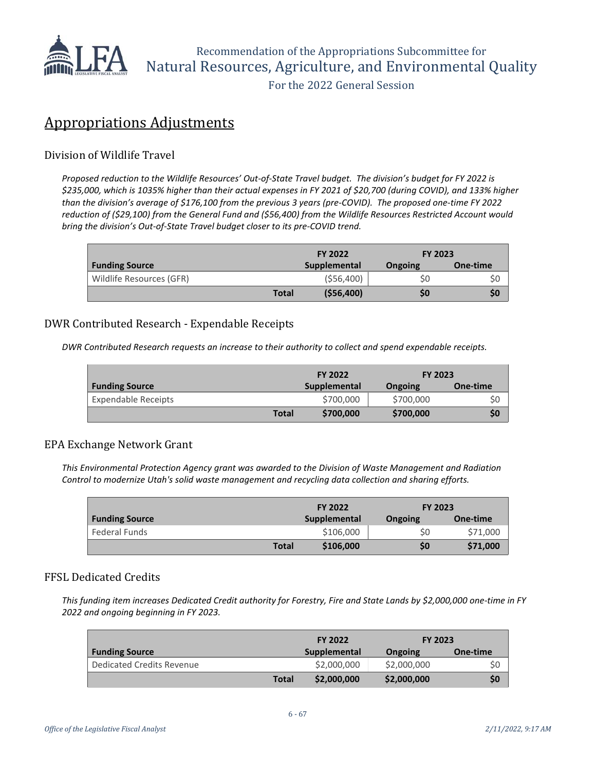## Appropriations Adjustments

### Division of Wildlife Travel

*Proposed reduction to the Wildlife Resources' Out-of-State Travel budget. The division's budget for FY 2022 is $235,000, which is 1035% higher than their actual expenses in FY 2021 of $20,700 (during COVID), and 133% higher than the division's average of $176,100 from the previous 3 years (pre-COVID). The proposed one-time FY 2022 reduction of ($29,100) from the General Fund and ($56,400) from the Wildlife Resources Restricted Account would bring the division's Out-of-State Travel budget closer to its pre-COVID trend.*

| | | FY 2022 | FY 2023 | |
|---|---|---|---|---|
| **Funding Source** | | **Supplemental** | **Ongoing** | **One-time** |
| Wildlife Resources (GFR) | | ($56,400) | $0 | $0 |
| | **Total** | **($56,400)** | **$0** | **$0** |

### DWR Contributed Research - Expendable Receipts

*DWR Contributed Research requests an increase to their authority to collect and spend expendable receipts.*

| | | FY 2022 | FY 2023 | |
|---|---|---|---|---|
| **Funding Source** | | **Supplemental** | **Ongoing** | **One-time** |
| Expendable Receipts | | $700,000 | $700,000 | $0 |
| | **Total** | **$700,000** | **$700,000** | **$0** |

### EPA Exchange Network Grant

*This Environmental Protection Agency grant was awarded to the Division of Waste Management and Radiation Control to modernize Utah's solid waste management and recycling data collection and sharing efforts.*

| | | FY 2022 | FY 2023 | |
|---|---|---|---|---|
| **Funding Source** | | **Supplemental** | **Ongoing** | **One-time** |
| Federal Funds | | $106,000 | $0 | $71,000 |
| | **Total** | **$106,000** | **$0** | **$71,000** |

### FFSL Dedicated Credits

*This funding item increases Dedicated Credit authority for Forestry, Fire and State Lands by $2,000,000 one-time in FY 2022 and ongoing beginning in FY 2023.*

| | | FY 2022 | FY 2023 | |
|---|---|---|---|---|
| **Funding Source** | | **Supplemental** | **Ongoing** | **One-time** |
| Dedicated Credits Revenue | | $2,000,000 | $2,000,000 | $0 |
| | **Total** | **$2,000,000** | **$2,000,000** | **$0** |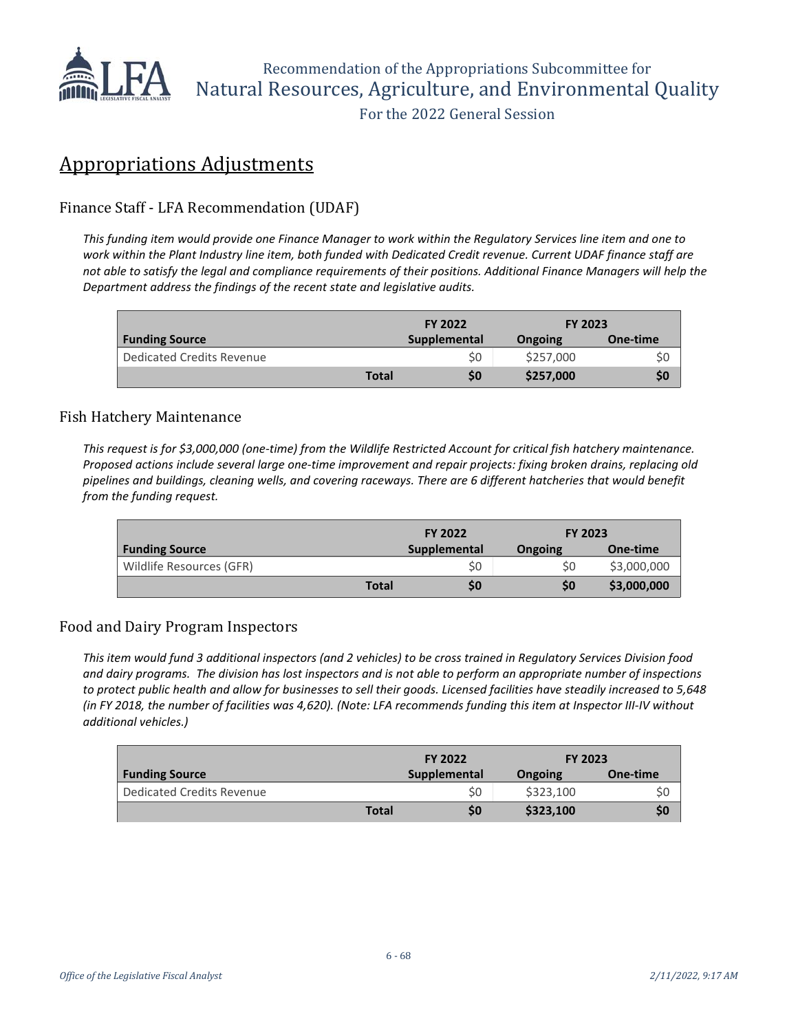## Appropriations Adjustments

### Finance Staff - LFA Recommendation (UDAF)

*This funding item would provide one Finance Manager to work within the Regulatory Services line item and one to work within the Plant Industry line item, both funded with Dedicated Credit revenue. Current UDAF finance staff are not able to satisfy the legal and compliance requirements of their positions. Additional Finance Managers will help the Department address the findings of the recent state and legislative audits.*

| | FY 2022 | FY 2023 | |
|---|---|---|---|
| **Funding Source** | **Supplemental** | **Ongoing** | **One-time** |
| Dedicated Credits Revenue | $0 | $257,000 | $0 |
| **Total** | **$0** | **$257,000** | **$0** |

### Fish Hatchery Maintenance

*This request is for $3,000,000 (one-time) from the Wildlife Restricted Account for critical fish hatchery maintenance. Proposed actions include several large one-time improvement and repair projects: fixing broken drains, replacing old pipelines and buildings, cleaning wells, and covering raceways. There are 6 different hatcheries that would benefit from the funding request.*

| | FY 2022 | FY 2023 | |
|---|---|---|---|
| **Funding Source** | **Supplemental** | **Ongoing** | **One-time** |
| Wildlife Resources (GFR) | $0 | $0 | $3,000,000 |
| **Total** | **$0** | **$0** | **$3,000,000** |

### Food and Dairy Program Inspectors

*This item would fund 3 additional inspectors (and 2 vehicles) to be cross trained in Regulatory Services Division food and dairy programs. The division has lost inspectors and is not able to perform an appropriate number of inspections to protect public health and allow for businesses to sell their goods. Licensed facilities have steadily increased to 5,648 (in FY 2018, the number of facilities was 4,620). (Note: LFA recommends funding this item at Inspector III-IV without additional vehicles.)*

| | FY 2022 | FY 2023 | |
|---|---|---|---|
| **Funding Source** | **Supplemental** | **Ongoing** | **One-time** |
| Dedicated Credits Revenue | $0 | $323,100 | $0 |
| **Total** | **$0** | **$323,100** | **$0** |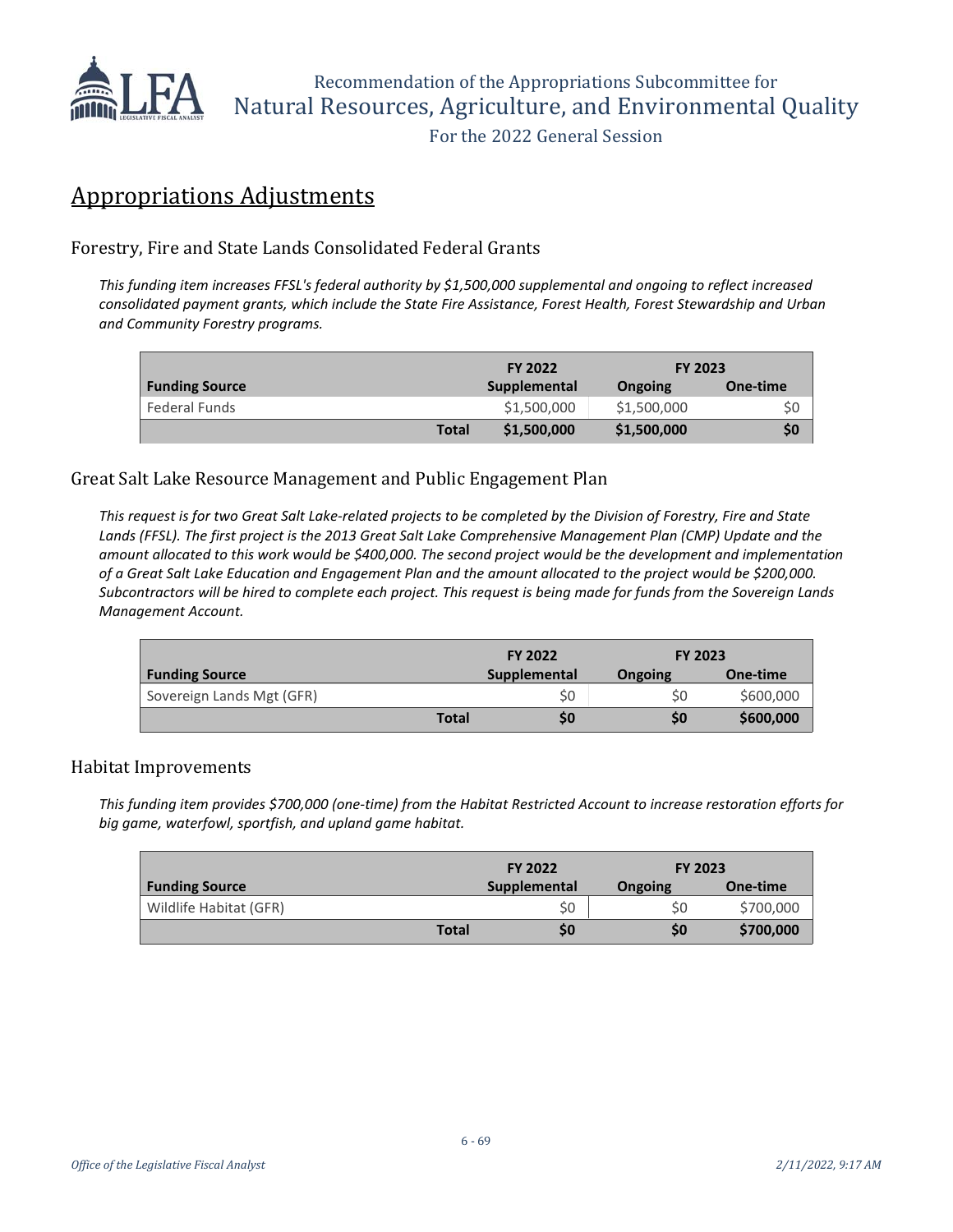## Appropriations Adjustments

### Forestry, Fire and State Lands Consolidated Federal Grants

*This funding item increases FFSL's federal authority by $1,500,000 supplemental and ongoing to reflect increased consolidated payment grants, which include the State Fire Assistance, Forest Health, Forest Stewardship and Urban and Community Forestry programs.*

| | FY 2022 | FY 2023 | |
|---|---|---|---|
| **Funding Source** | **Supplemental** | **Ongoing** | **One-time** |
| Federal Funds | $1,500,000 | $1,500,000 | $0 |
| **Total** | **$1,500,000** | **$1,500,000** | **$0** |

### Great Salt Lake Resource Management and Public Engagement Plan

*This request is for two Great Salt Lake-related projects to be completed by the Division of Forestry, Fire and State Lands (FFSL). The first project is the 2013 Great Salt Lake Comprehensive Management Plan (CMP) Update and the amount allocated to this work would be $400,000. The second project would be the development and implementation of a Great Salt Lake Education and Engagement Plan and the amount allocated to the project would be $200,000. Subcontractors will be hired to complete each project. This request is being made for funds from the Sovereign Lands Management Account.*

| | FY 2022 | FY 2023 | |
|---|---|---|---|
| **Funding Source** | **Supplemental** | **Ongoing** | **One-time** |
| Sovereign Lands Mgt (GFR) | $0 | $0 | $600,000 |
| **Total** | **$0** | **$0** | **$600,000** |

### Habitat Improvements

*This funding item provides $700,000 (one-time) from the Habitat Restricted Account to increase restoration efforts for big game, waterfowl, sportfish, and upland game habitat.*

| | FY 2022 | FY 2023 | |
|---|---|---|---|
| **Funding Source** | **Supplemental** | **Ongoing** | **One-time** |
| Wildlife Habitat (GFR) | $0 | $0 | $700,000 |
| **Total** | **$0** | **$0** | **$700,000** |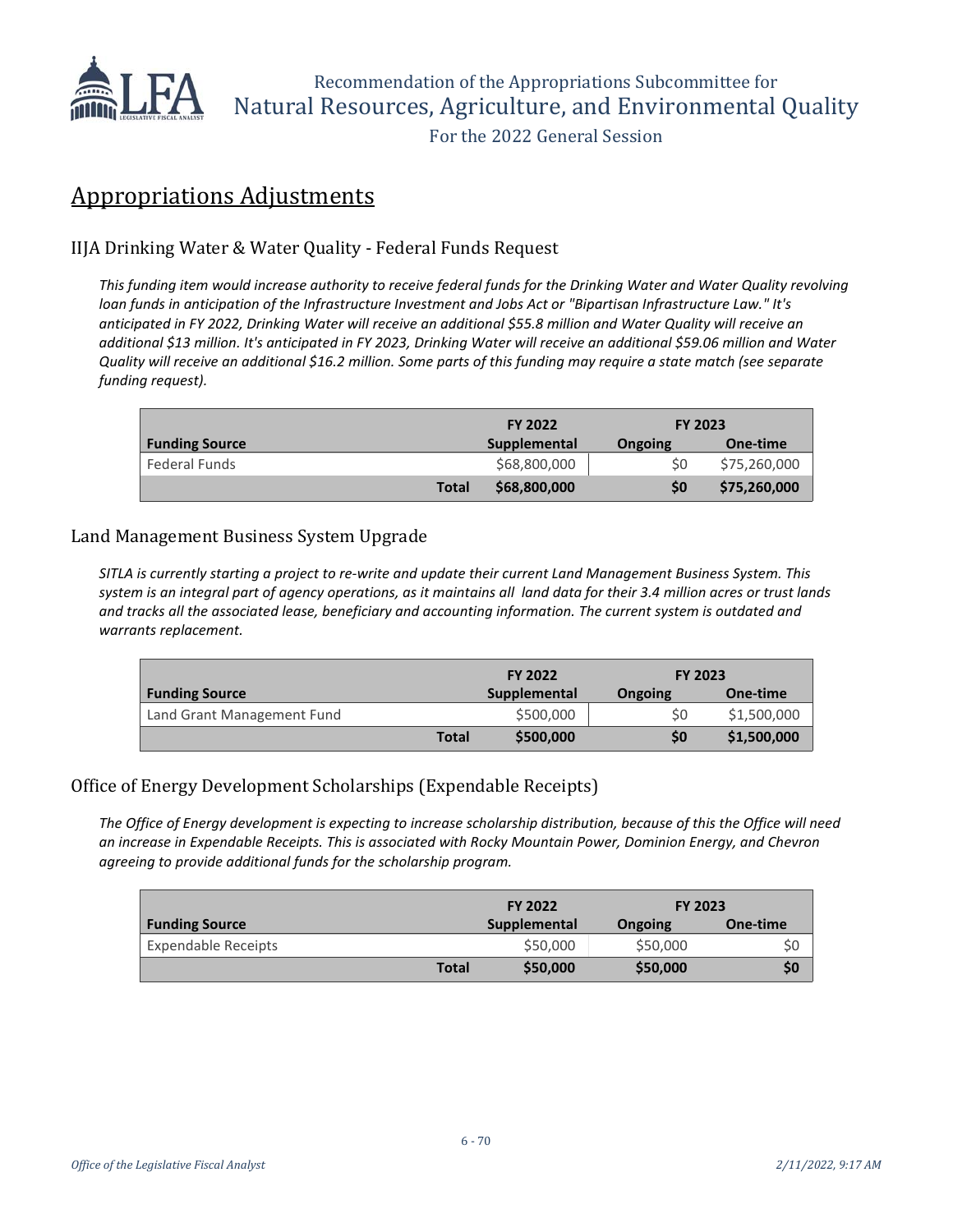## Appropriations Adjustments

### IIJA Drinking Water & Water Quality - Federal Funds Request

*This funding item would increase authority to receive federal funds for the Drinking Water and Water Quality revolving loan funds in anticipation of the Infrastructure Investment and Jobs Act or "Bipartisan Infrastructure Law." It's anticipated in FY 2022, Drinking Water will receive an additional $55.8 million and Water Quality will receive an additional $13 million. It's anticipated in FY 2023, Drinking Water will receive an additional $59.06 million and Water Quality will receive an additional $16.2 million. Some parts of this funding may require a state match (see separate funding request).*

| | FY 2022 | FY 2023 | |
|---|---|---|---|
| **Funding Source** | **Supplemental** | **Ongoing** | **One-time** |
| Federal Funds | $68,800,000 | $0 | $75,260,000 |
| **Total** | **$68,800,000** | **$0** | **$75,260,000** |

### Land Management Business System Upgrade

*SITLA is currently starting a project to re-write and update their current Land Management Business System. This system is an integral part of agency operations, as it maintains all land data for their 3.4 million acres or trust lands and tracks all the associated lease, beneficiary and accounting information. The current system is outdated and warrants replacement.*

| | FY 2022 | FY 2023 | |
|---|---|---|---|
| **Funding Source** | **Supplemental** | **Ongoing** | **One-time** |
| Land Grant Management Fund | $500,000 | $0 | $1,500,000 |
| **Total** | **$500,000** | **$0** | **$1,500,000** |

### Office of Energy Development Scholarships (Expendable Receipts)

*The Office of Energy development is expecting to increase scholarship distribution, because of this the Office will need an increase in Expendable Receipts. This is associated with Rocky Mountain Power, Dominion Energy, and Chevron agreeing to provide additional funds for the scholarship program.*

| | FY 2022 | FY 2023 | |
|---|---|---|---|
| **Funding Source** | **Supplemental** | **Ongoing** | **One-time** |
| Expendable Receipts | $50,000 | $50,000 | $0 |
| **Total** | **$50,000** | **$50,000** | **$0** |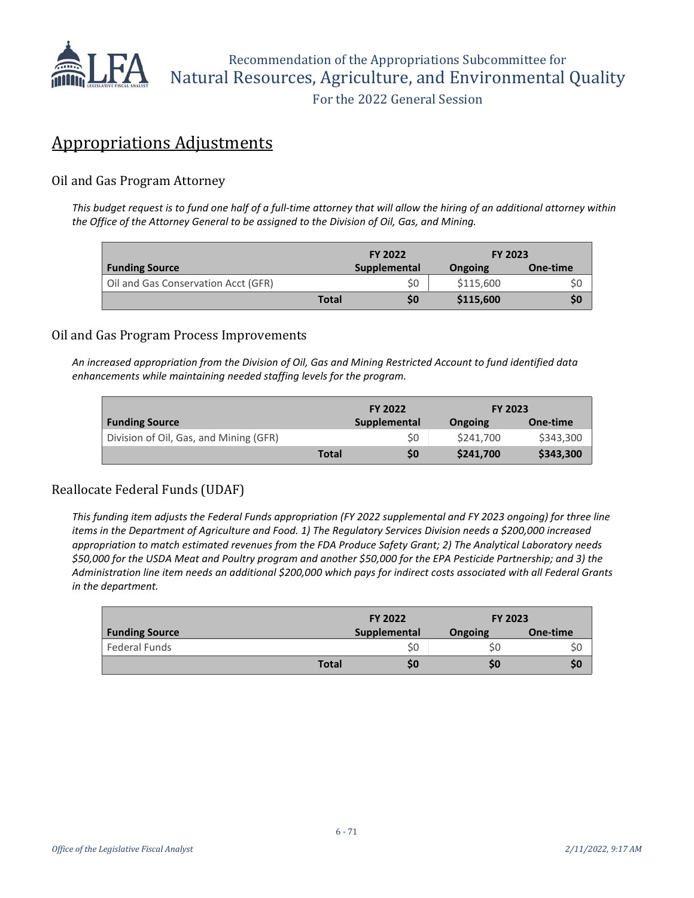## Appropriations Adjustments

### Oil and Gas Program Attorney

*This budget request is to fund one half of a full-time attorney that will allow the hiring of an additional attorney within the Office of the Attorney General to be assigned to the Division of Oil, Gas, and Mining.*

| | FY 2022 | FY 2023 | |
|---|---|---|---|
| **Funding Source** | **Supplemental** | **Ongoing** | **One-time** |
| Oil and Gas Conservation Acct (GFR) | $0 | $115,600 | $0 |
| **Total** | **$0** | **$115,600** | **$0** |

### Oil and Gas Program Process Improvements

*An increased appropriation from the Division of Oil, Gas and Mining Restricted Account to fund identified data enhancements while maintaining needed staffing levels for the program.*

| | FY 2022 | FY 2023 | |
|---|---|---|---|
| **Funding Source** | **Supplemental** | **Ongoing** | **One-time** |
| Division of Oil, Gas, and Mining (GFR) | $0 | $241,700 | $343,300 |
| **Total** | **$0** | **$241,700** | **$343,300** |

### Reallocate Federal Funds (UDAF)

*This funding item adjusts the Federal Funds appropriation (FY 2022 supplemental and FY 2023 ongoing) for three line items in the Department of Agriculture and Food. 1) The Regulatory Services Division needs a $200,000 increased appropriation to match estimated revenues from the FDA Produce Safety Grant; 2) The Analytical Laboratory needs $50,000 for the USDA Meat and Poultry program and another $50,000 for the EPA Pesticide Partnership; and 3) the Administration line item needs an additional $200,000 which pays for indirect costs associated with all Federal Grants in the department.*

| | FY 2022 | FY 2023 | |
|---|---|---|---|
| **Funding Source** | **Supplemental** | **Ongoing** | **One-time** |
| Federal Funds | $0 | $0 | $0 |
| **Total** | **$0** | **$0** | **$0** |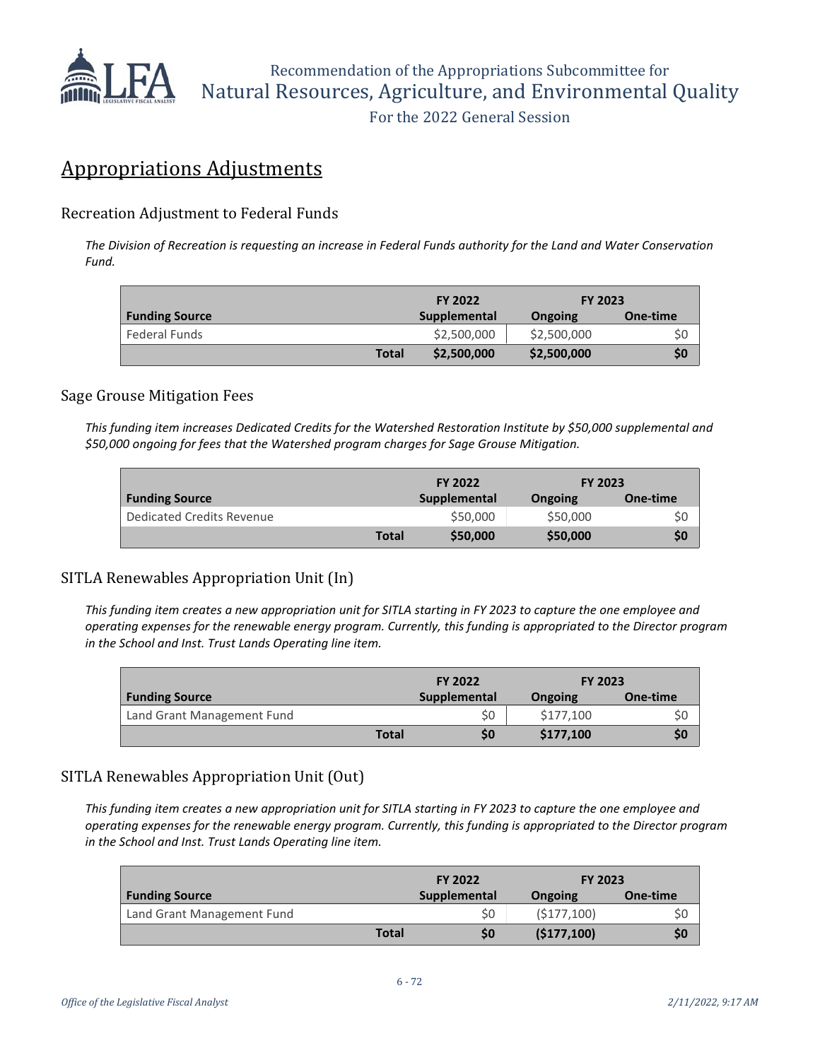## Appropriations Adjustments

### Recreation Adjustment to Federal Funds

*The Division of Recreation is requesting an increase in Federal Funds authority for the Land and Water Conservation Fund.*

| Funding Source | | FY 2022 Supplemental | FY 2023 Ongoing | FY 2023 One-time |
|---|---|---|---|---|
| Federal Funds | | $2,500,000 | $2,500,000 | $0 |
| | **Total** | **$2,500,000** | **$2,500,000** | **$0** |

### Sage Grouse Mitigation Fees

*This funding item increases Dedicated Credits for the Watershed Restoration Institute by $50,000 supplemental and $50,000 ongoing for fees that the Watershed program charges for Sage Grouse Mitigation.*

| Funding Source | | FY 2022 Supplemental | FY 2023 Ongoing | FY 2023 One-time |
|---|---|---|---|---|
| Dedicated Credits Revenue | | $50,000 | $50,000 | $0 |
| | **Total** | **$50,000** | **$50,000** | **$0** |

### SITLA Renewables Appropriation Unit (In)

*This funding item creates a new appropriation unit for SITLA starting in FY 2023 to capture the one employee and operating expenses for the renewable energy program. Currently, this funding is appropriated to the Director program in the School and Inst. Trust Lands Operating line item.*

| Funding Source | | FY 2022 Supplemental | FY 2023 Ongoing | FY 2023 One-time |
|---|---|---|---|---|
| Land Grant Management Fund | | $0 | $177,100 | $0 |
| | **Total** | **$0** | **$177,100** | **$0** |

### SITLA Renewables Appropriation Unit (Out)

*This funding item creates a new appropriation unit for SITLA starting in FY 2023 to capture the one employee and operating expenses for the renewable energy program. Currently, this funding is appropriated to the Director program in the School and Inst. Trust Lands Operating line item.*

| Funding Source | | FY 2022 Supplemental | FY 2023 Ongoing | FY 2023 One-time |
|---|---|---|---|---|
| Land Grant Management Fund | | $0 | ($177,100) | $0 |
| | **Total** | **$0** | **($177,100)** | **$0** |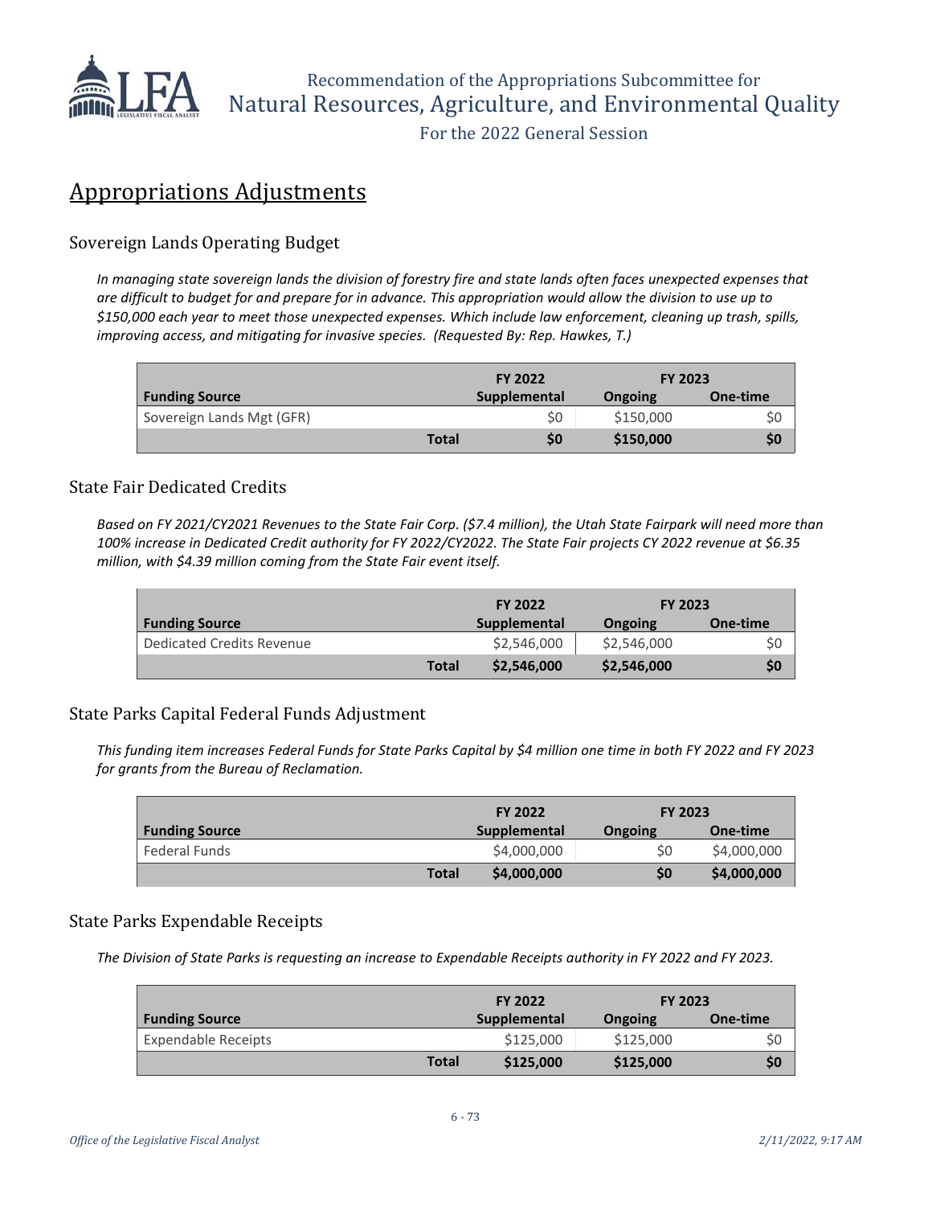## Appropriations Adjustments

### Sovereign Lands Operating Budget

*In managing state sovereign lands the division of forestry fire and state lands often faces unexpected expenses that are difficult to budget for and prepare for in advance. This appropriation would allow the division to use up to $150,000 each year to meet those unexpected expenses. Which include law enforcement, cleaning up trash, spills, improving access, and mitigating for invasive species. (Requested By: Rep. Hawkes, T.)*

| | | FY 2022 | FY 2023 | |
|---|---|---|---|---|
| **Funding Source** | | **Supplemental** | **Ongoing** | **One-time** |
| Sovereign Lands Mgt (GFR) | | $0 | $150,000 | $0 |
| | **Total** | **$0** | **$150,000** | **$0** |

### State Fair Dedicated Credits

*Based on FY 2021/CY2021 Revenues to the State Fair Corp. ($7.4 million), the Utah State Fairpark will need more than 100% increase in Dedicated Credit authority for FY 2022/CY2022. The State Fair projects CY 2022 revenue at $6.35 million, with $4.39 million coming from the State Fair event itself.*

| | | FY 2022 | FY 2023 | |
|---|---|---|---|---|
| **Funding Source** | | **Supplemental** | **Ongoing** | **One-time** |
| Dedicated Credits Revenue | | $2,546,000 | $2,546,000 | $0 |
| | **Total** | **$2,546,000** | **$2,546,000** | **$0** |

### State Parks Capital Federal Funds Adjustment

*This funding item increases Federal Funds for State Parks Capital by $4 million one time in both FY 2022 and FY 2023 for grants from the Bureau of Reclamation.*

| | | FY 2022 | FY 2023 | |
|---|---|---|---|---|
| **Funding Source** | | **Supplemental** | **Ongoing** | **One-time** |
| Federal Funds | | $4,000,000 | $0 | $4,000,000 |
| | **Total** | **$4,000,000** | **$0** | **$4,000,000** |

### State Parks Expendable Receipts

*The Division of State Parks is requesting an increase to Expendable Receipts authority in FY 2022 and FY 2023.*

| | | FY 2022 | FY 2023 | |
|---|---|---|---|---|
| **Funding Source** | | **Supplemental** | **Ongoing** | **One-time** |
| Expendable Receipts | | $125,000 | $125,000 | $0 |
| | **Total** | **$125,000** | **$125,000** | **$0** |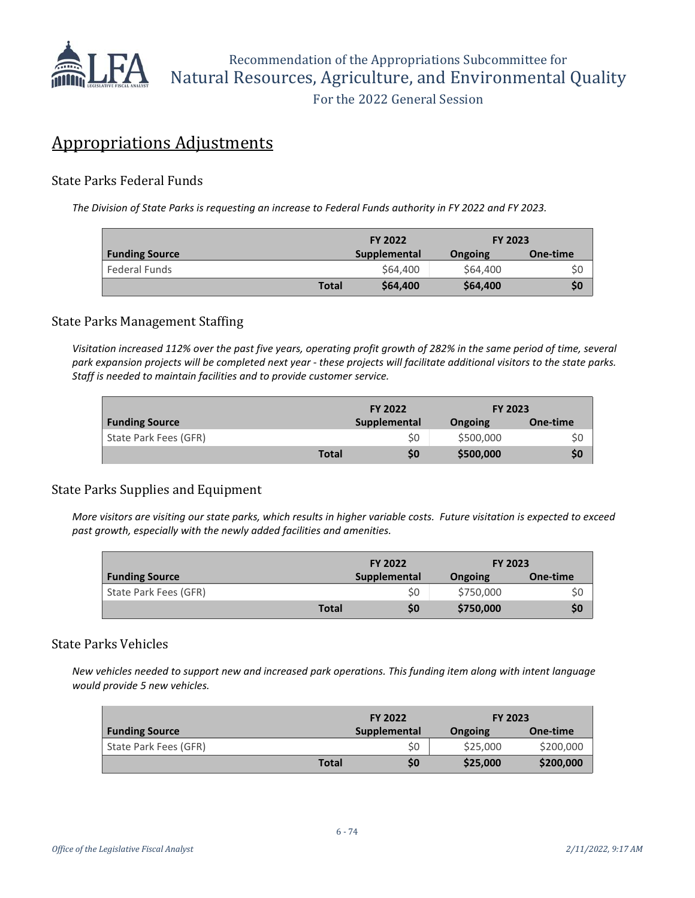## Appropriations Adjustments

### State Parks Federal Funds

*The Division of State Parks is requesting an increase to Federal Funds authority in FY 2022 and FY 2023.*

| | FY 2022 | FY 2023 | |
|---|---|---|---|
| **Funding Source** | **Supplemental** | **Ongoing** | **One-time** |
| Federal Funds | $64,400 | $64,400 | $0 |
| **Total** | **$64,400** | **$64,400** | **$0** |

### State Parks Management Staffing

*Visitation increased 112% over the past five years, operating profit growth of 282% in the same period of time, several park expansion projects will be completed next year - these projects will facilitate additional visitors to the state parks. Staff is needed to maintain facilities and to provide customer service.*

| | FY 2022 | FY 2023 | |
|---|---|---|---|
| **Funding Source** | **Supplemental** | **Ongoing** | **One-time** |
| State Park Fees (GFR) | $0 | $500,000 | $0 |
| **Total** | **$0** | **$500,000** | **$0** |

### State Parks Supplies and Equipment

*More visitors are visiting our state parks, which results in higher variable costs. Future visitation is expected to exceed past growth, especially with the newly added facilities and amenities.*

| | FY 2022 | FY 2023 | |
|---|---|---|---|
| **Funding Source** | **Supplemental** | **Ongoing** | **One-time** |
| State Park Fees (GFR) | $0 | $750,000 | $0 |
| **Total** | **$0** | **$750,000** | **$0** |

### State Parks Vehicles

*New vehicles needed to support new and increased park operations. This funding item along with intent language would provide 5 new vehicles.*

| | FY 2022 | FY 2023 | |
|---|---|---|---|
| **Funding Source** | **Supplemental** | **Ongoing** | **One-time** |
| State Park Fees (GFR) | $0 | $25,000 | $200,000 |
| **Total** | **$0** | **$25,000** | **$200,000** |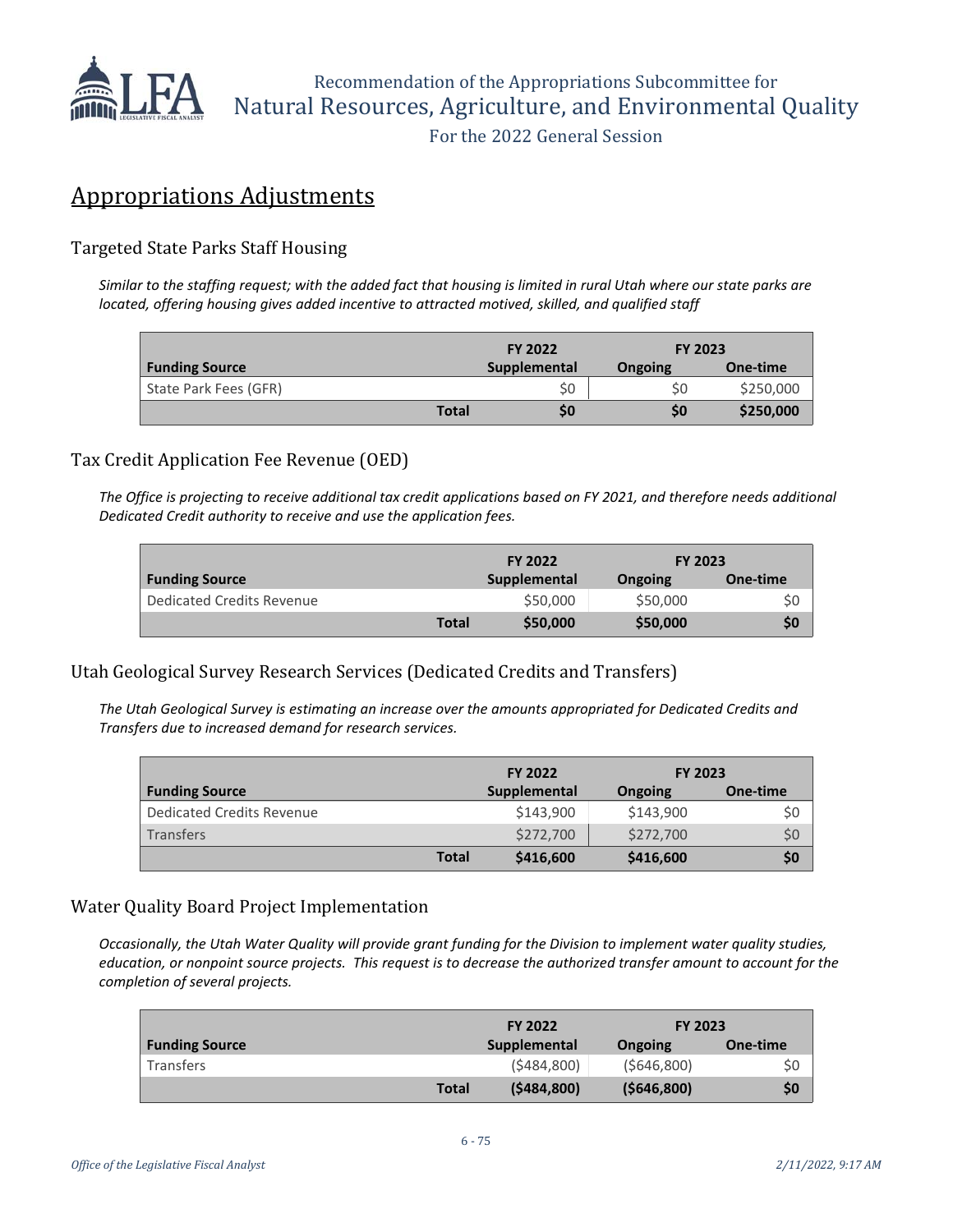## Appropriations Adjustments

### Targeted State Parks Staff Housing

*Similar to the staffing request; with the added fact that housing is limited in rural Utah where our state parks are located, offering housing gives added incentive to attracted motived, skilled, and qualified staff*

| | FY 2022 | FY 2023 | |
|---|---|---|---|
| **Funding Source** | **Supplemental** | **Ongoing** | **One-time** |
| State Park Fees (GFR) | $0 | $0 | $250,000 |
| **Total** | **$0** | **$0** | **$250,000** |

### Tax Credit Application Fee Revenue (OED)

*The Office is projecting to receive additional tax credit applications based on FY 2021, and therefore needs additional Dedicated Credit authority to receive and use the application fees.*

| | FY 2022 | FY 2023 | |
|---|---|---|---|
| **Funding Source** | **Supplemental** | **Ongoing** | **One-time** |
| Dedicated Credits Revenue | $50,000 | $50,000 | $0 |
| **Total** | **$50,000** | **$50,000** | **$0** |

### Utah Geological Survey Research Services (Dedicated Credits and Transfers)

*The Utah Geological Survey is estimating an increase over the amounts appropriated for Dedicated Credits and Transfers due to increased demand for research services.*

| | FY 2022 | FY 2023 | |
|---|---|---|---|
| **Funding Source** | **Supplemental** | **Ongoing** | **One-time** |
| Dedicated Credits Revenue | $143,900 | $143,900 | $0 |
| Transfers | $272,700 | $272,700 | $0 |
| **Total** | **$416,600** | **$416,600** | **$0** |

### Water Quality Board Project Implementation

*Occasionally, the Utah Water Quality will provide grant funding for the Division to implement water quality studies, education, or nonpoint source projects. This request is to decrease the authorized transfer amount to account for the completion of several projects.*

| | FY 2022 | FY 2023 | |
|---|---|---|---|
| **Funding Source** | **Supplemental** | **Ongoing** | **One-time** |
| Transfers | ($484,800) | ($646,800) | $0 |
| **Total** | **($484,800)** | **($646,800)** | **$0** |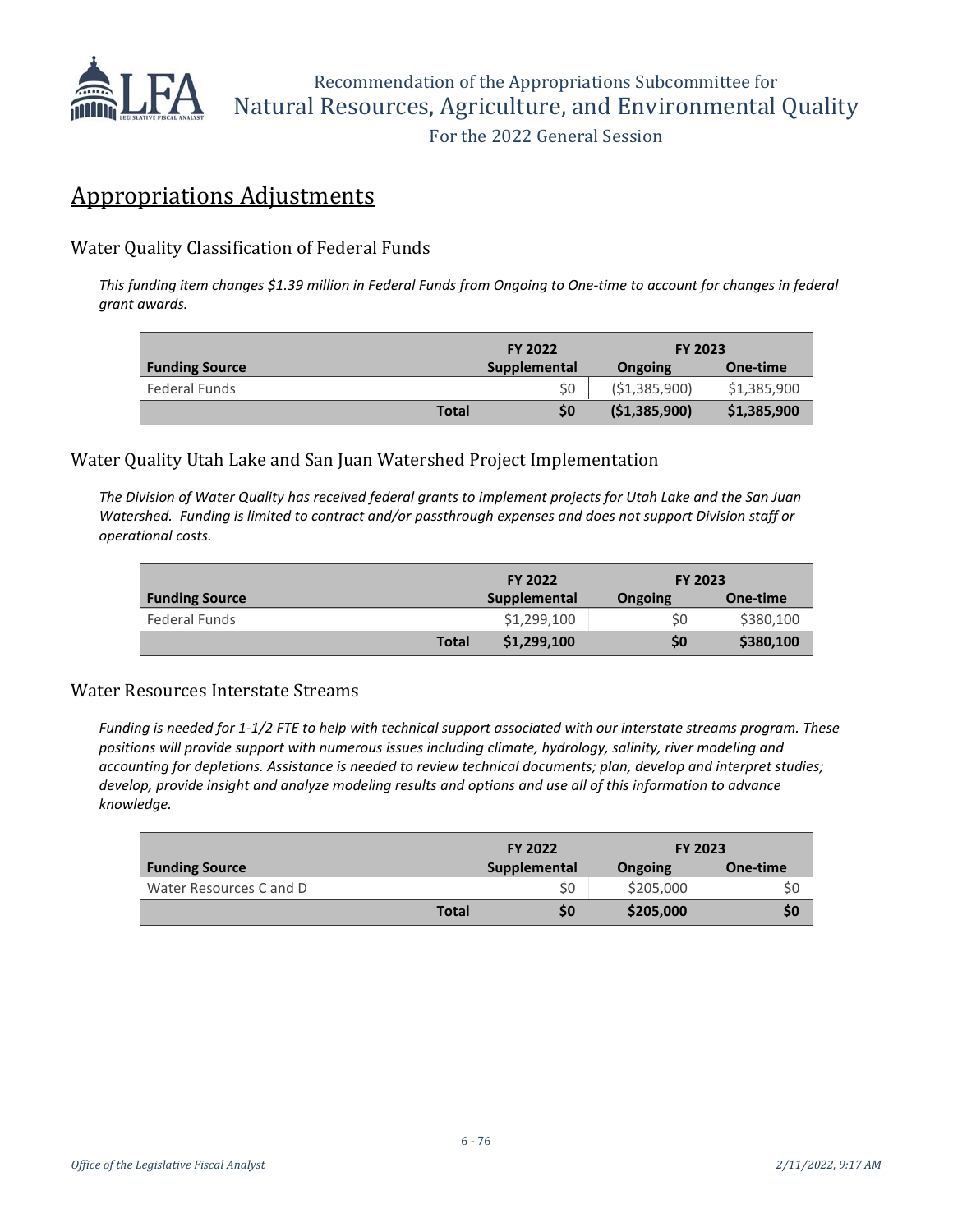## Appropriations Adjustments

### Water Quality Classification of Federal Funds

*This funding item changes $1.39 million in Federal Funds from Ongoing to One-time to account for changes in federal grant awards.*

| | | FY 2022 | FY 2023 | |
|---|---|---|---|---|
| **Funding Source** | | **Supplemental** | **Ongoing** | **One-time** |
| Federal Funds | | $0 | ($1,385,900) | $1,385,900 |
| | **Total** | **$0** | **($1,385,900)** | **$1,385,900** |

### Water Quality Utah Lake and San Juan Watershed Project Implementation

*The Division of Water Quality has received federal grants to implement projects for Utah Lake and the San Juan Watershed. Funding is limited to contract and/or passthrough expenses and does not support Division staff or operational costs.*

| | | FY 2022 | FY 2023 | |
|---|---|---|---|---|
| **Funding Source** | | **Supplemental** | **Ongoing** | **One-time** |
| Federal Funds | | $1,299,100 | $0 | $380,100 |
| | **Total** | **$1,299,100** | **$0** | **$380,100** |

### Water Resources Interstate Streams

*Funding is needed for 1-1/2 FTE to help with technical support associated with our interstate streams program. These positions will provide support with numerous issues including climate, hydrology, salinity, river modeling and accounting for depletions. Assistance is needed to review technical documents; plan, develop and interpret studies; develop, provide insight and analyze modeling results and options and use all of this information to advance knowledge.*

| | | FY 2022 | FY 2023 | |
|---|---|---|---|---|
| **Funding Source** | | **Supplemental** | **Ongoing** | **One-time** |
| Water Resources C and D | | $0 | $205,000 | $0 |
| | **Total** | **$0** | **$205,000** | **$0** |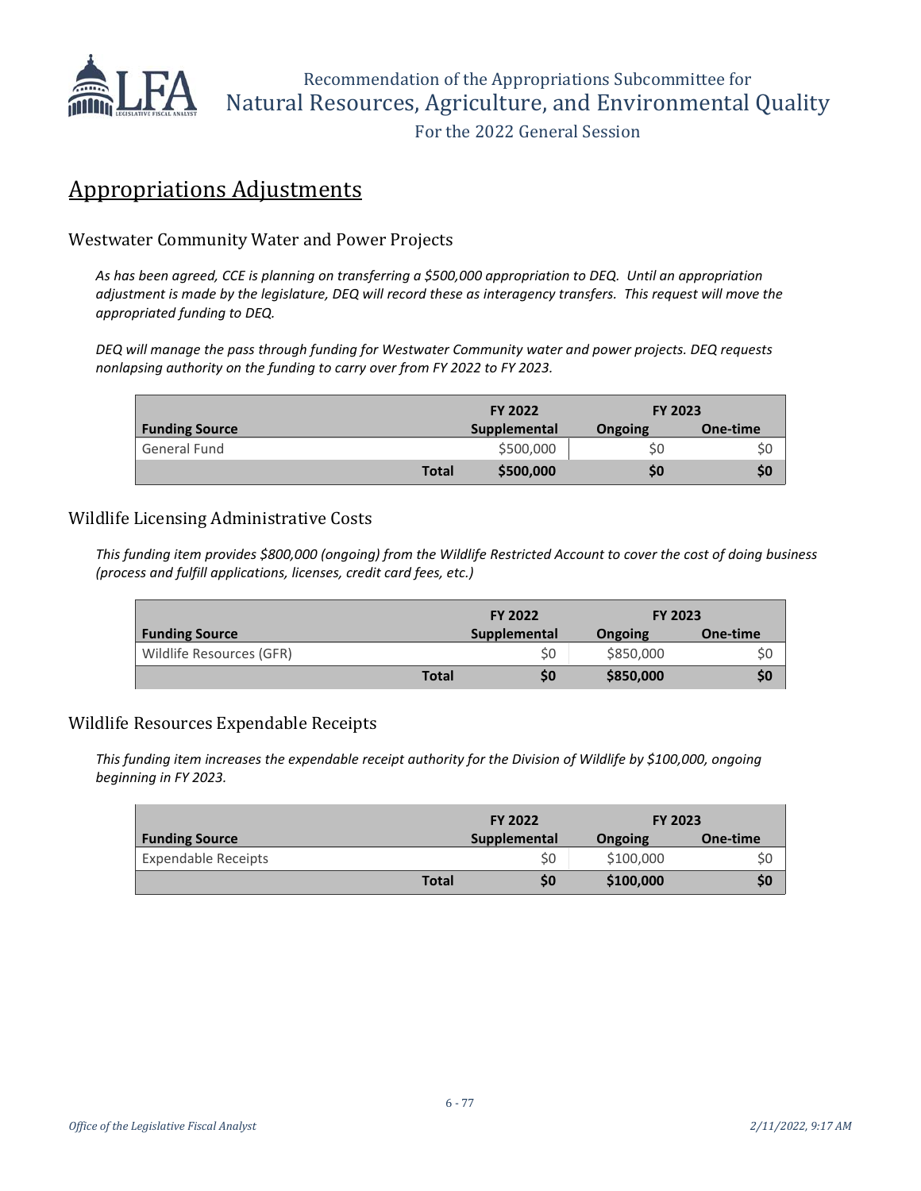## Appropriations Adjustments

### Westwater Community Water and Power Projects

*As has been agreed, CCE is planning on transferring a $500,000 appropriation to DEQ. Until an appropriation adjustment is made by the legislature, DEQ will record these as interagency transfers. This request will move the appropriated funding to DEQ.*

*DEQ will manage the pass through funding for Westwater Community water and power projects. DEQ requests nonlapsing authority on the funding to carry over from FY 2022 to FY 2023.*

| | | FY 2022 | FY 2023 | |
|---|---|---|---|---|
| **Funding Source** | | **Supplemental** | **Ongoing** | **One-time** |
| General Fund | | $500,000 | $0 | $0 |
| | **Total** | **$500,000** | **$0** | **$0** |

### Wildlife Licensing Administrative Costs

*This funding item provides $800,000 (ongoing) from the Wildlife Restricted Account to cover the cost of doing business (process and fulfill applications, licenses, credit card fees, etc.)*

| | | FY 2022 | FY 2023 | |
|---|---|---|---|---|
| **Funding Source** | | **Supplemental** | **Ongoing** | **One-time** |
| Wildlife Resources (GFR) | | $0 | $850,000 | $0 |
| | **Total** | **$0** | **$850,000** | **$0** |

### Wildlife Resources Expendable Receipts

*This funding item increases the expendable receipt authority for the Division of Wildlife by $100,000, ongoing beginning in FY 2023.*

| | | FY 2022 | FY 2023 | |
|---|---|---|---|---|
| **Funding Source** | | **Supplemental** | **Ongoing** | **One-time** |
| Expendable Receipts | | $0 | $100,000 | $0 |
| | **Total** | **$0** | **$100,000** | **$0** |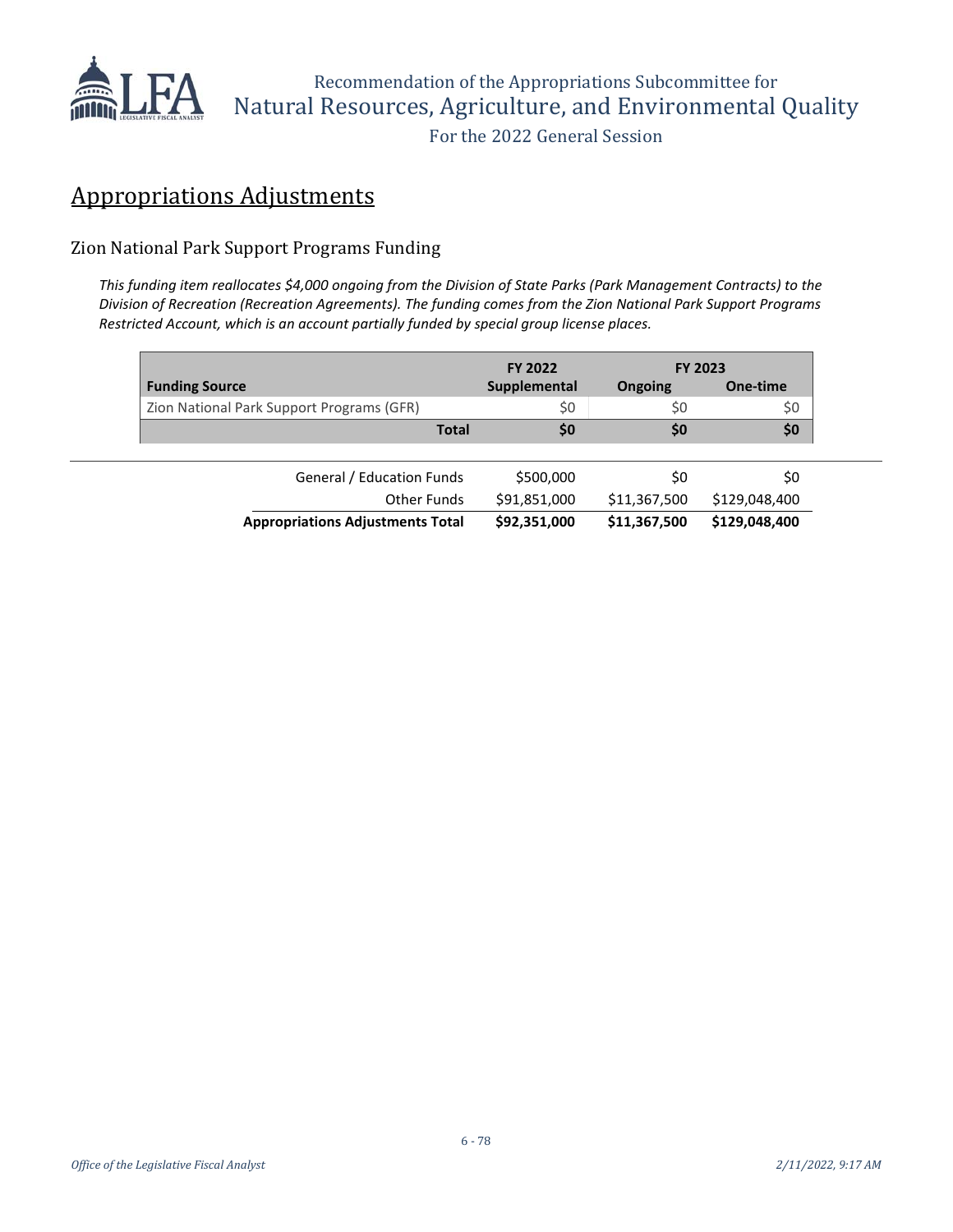## Appropriations Adjustments

### Zion National Park Support Programs Funding

*This funding item reallocates $4,000 ongoing from the Division of State Parks (Park Management Contracts) to the Division of Recreation (Recreation Agreements). The funding comes from the Zion National Park Support Programs Restricted Account, which is an account partially funded by special group license places.*

| | FY 2022 | FY 2023 | |
|---|---|---|---|
| **Funding Source** | **Supplemental** | **Ongoing** | **One-time** |
| Zion National Park Support Programs (GFR) | $0 | $0 | $0 |
| **Total** | **$0** | **$0** | **$0** |

| | | | |
|---|---|---|---|
| General / Education Funds | $500,000 | $0 | $0 |
| Other Funds | $91,851,000 | $11,367,500 | $129,048,400 |
| **Appropriations Adjustments Total** | **$92,351,000** | **$11,367,500** | **$129,048,400** |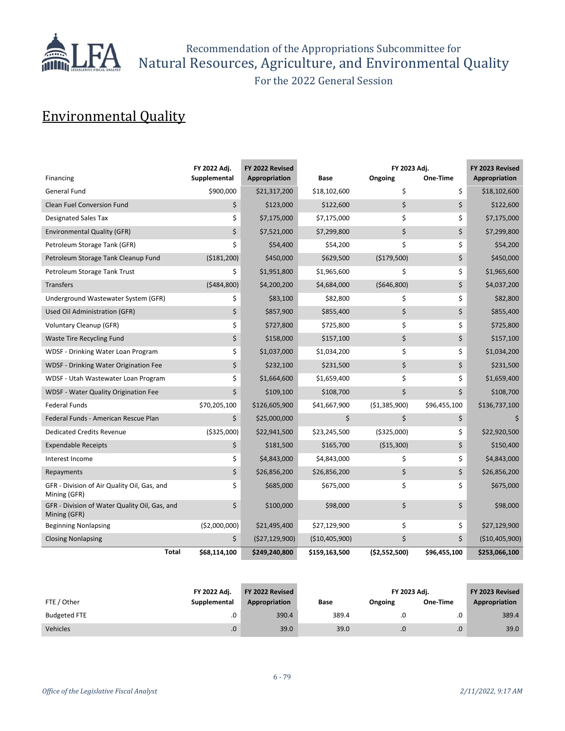Recommendation of the Appropriations Subcommittee for
Natural Resources, Agriculture, and Environmental Quality
For the 2022 General Session

## Environmental Quality

| Financing | FY 2022 Adj. Supplemental | FY 2022 Revised Appropriation | Base | FY 2023 Adj. Ongoing | FY 2023 Adj. One-Time | FY 2023 Revised Appropriation |
|---|---|---|---|---|---|---|
| General Fund | $900,000 | $21,317,200 | $18,102,600 | $ | $ | $18,102,600 |
| Clean Fuel Conversion Fund | $ | $123,000 | $122,600 | $ | $ | $122,600 |
| Designated Sales Tax | $ | $7,175,000 | $7,175,000 | $ | $ | $7,175,000 |
| Environmental Quality (GFR) | $ | $7,521,000 | $7,299,800 | $ | $ | $7,299,800 |
| Petroleum Storage Tank (GFR) | $ | $54,400 | $54,200 | $ | $ | $54,200 |
| Petroleum Storage Tank Cleanup Fund | ($181,200) | $450,000 | $629,500 | ($179,500) | $ | $450,000 |
| Petroleum Storage Tank Trust | $ | $1,951,800 | $1,965,600 | $ | $ | $1,965,600 |
| Transfers | ($484,800) | $4,200,200 | $4,684,000 | ($646,800) | $ | $4,037,200 |
| Underground Wastewater System (GFR) | $ | $83,100 | $82,800 | $ | $ | $82,800 |
| Used Oil Administration (GFR) | $ | $857,900 | $855,400 | $ | $ | $855,400 |
| Voluntary Cleanup (GFR) | $ | $727,800 | $725,800 | $ | $ | $725,800 |
| Waste Tire Recycling Fund | $ | $158,000 | $157,100 | $ | $ | $157,100 |
| WDSF - Drinking Water Loan Program | $ | $1,037,000 | $1,034,200 | $ | $ | $1,034,200 |
| WDSF - Drinking Water Origination Fee | $ | $232,100 | $231,500 | $ | $ | $231,500 |
| WDSF - Utah Wastewater Loan Program | $ | $1,664,600 | $1,659,400 | $ | $ | $1,659,400 |
| WDSF - Water Quality Origination Fee | $ | $109,100 | $108,700 | $ | $ | $108,700 |
| Federal Funds | $70,205,100 | $126,605,900 | $41,667,900 | ($1,385,900) | $96,455,100 | $136,737,100 |
| Federal Funds - American Rescue Plan | $ | $25,000,000 | $ | $ | $ | $ |
| Dedicated Credits Revenue | ($325,000) | $22,941,500 | $23,245,500 | ($325,000) | $ | $22,920,500 |
| Expendable Receipts | $ | $181,500 | $165,700 | ($15,300) | $ | $150,400 |
| Interest Income | $ | $4,843,000 | $4,843,000 | $ | $ | $4,843,000 |
| Repayments | $ | $26,856,200 | $26,856,200 | $ | $ | $26,856,200 |
| GFR - Division of Air Quality Oil, Gas, and Mining (GFR) | $ | $685,000 | $675,000 | $ | $ | $675,000 |
| GFR - Division of Water Quality Oil, Gas, and Mining (GFR) | $ | $100,000 | $98,000 | $ | $ | $98,000 |
| Beginning Nonlapsing | ($2,000,000) | $21,495,400 | $27,129,900 | $ | $ | $27,129,900 |
| Closing Nonlapsing | $ | ($27,129,900) | ($10,405,900) | $ | $ | ($10,405,900) |
| **Total** | **$68,114,100** | **$249,240,800** | **$159,163,500** | **($2,552,500)** | **$96,455,100** | **$253,066,100** |

| FTE / Other | FY 2022 Adj. Supplemental | FY 2022 Revised Appropriation | Base | FY 2023 Adj. Ongoing | FY 2023 Adj. One-Time | FY 2023 Revised Appropriation |
|---|---|---|---|---|---|---|
| Budgeted FTE | .0 | 390.4 | 389.4 | .0 | .0 | 389.4 |
| Vehicles | .0 | 39.0 | 39.0 | .0 | .0 | 39.0 |

*Office of the Legislative Fiscal Analyst* *2/11/2022, 9:17 AM*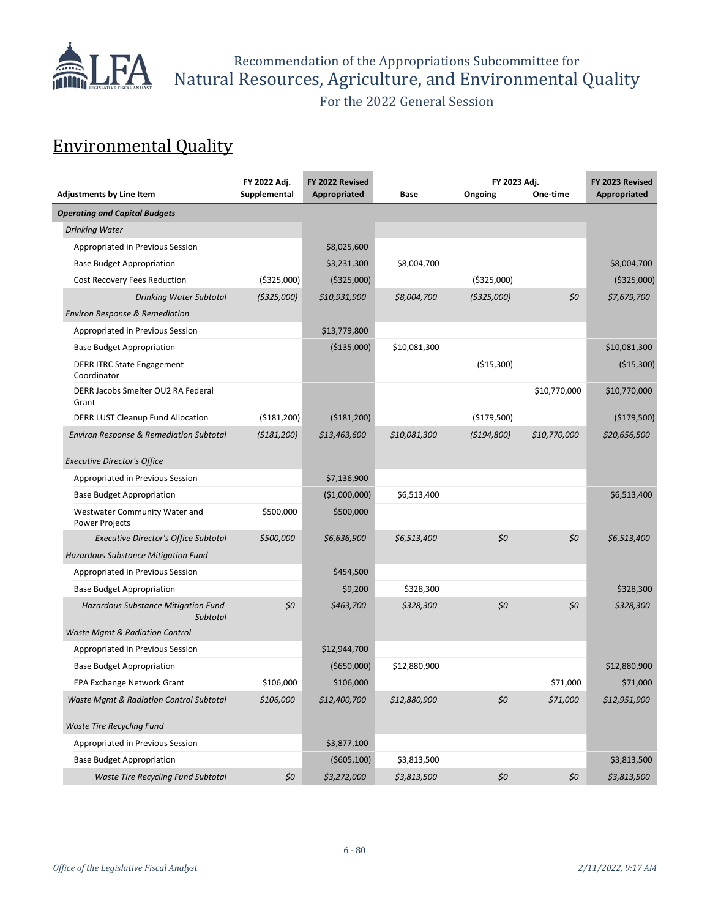## Environmental Quality

| Adjustments by Line Item | FY 2022 Adj. Supplemental | FY 2022 Revised Appropriated | Base | FY 2023 Adj. Ongoing | FY 2023 Adj. One-time | FY 2023 Revised Appropriated |
|---|---|---|---|---|---|---|
| ***Operating and Capital Budgets*** | | | | | | |
| *Drinking Water* | | | | | | |
| Appropriated in Previous Session | | $8,025,600 | | | | |
| Base Budget Appropriation | | $3,231,300 | $8,004,700 | | | $8,004,700 |
| Cost Recovery Fees Reduction | ($325,000) | ($325,000) | | ($325,000) | | ($325,000) |
| *Drinking Water Subtotal* | *($325,000)* | *$10,931,900* | *$8,004,700* | *($325,000)* | *$0* | *$7,679,700* |
| *Environ Response & Remediation* | | | | | | |
| Appropriated in Previous Session | | $13,779,800 | | | | |
| Base Budget Appropriation | | ($135,000) | $10,081,300 | | | $10,081,300 |
| DERR ITRC State Engagement Coordinator | | | | ($15,300) | | ($15,300) |
| DERR Jacobs Smelter OU2 RA Federal Grant | | | | | $10,770,000 | $10,770,000 |
| DERR LUST Cleanup Fund Allocation | ($181,200) | ($181,200) | | ($179,500) | | ($179,500) |
| *Environ Response & Remediation Subtotal* | *($181,200)* | *$13,463,600* | *$10,081,300* | *($194,800)* | *$10,770,000* | *$20,656,500* |
| *Executive Director's Office* | | | | | | |
| Appropriated in Previous Session | | $7,136,900 | | | | |
| Base Budget Appropriation | | ($1,000,000) | $6,513,400 | | | $6,513,400 |
| Westwater Community Water and Power Projects | $500,000 | $500,000 | | | | |
| *Executive Director's Office Subtotal* | *$500,000* | *$6,636,900* | *$6,513,400* | *$0* | *$0* | *$6,513,400* |
| *Hazardous Substance Mitigation Fund* | | | | | | |
| Appropriated in Previous Session | | $454,500 | | | | |
| Base Budget Appropriation | | $9,200 | $328,300 | | | $328,300 |
| *Hazardous Substance Mitigation Fund Subtotal* | *$0* | *$463,700* | *$328,300* | *$0* | *$0* | *$328,300* |
| *Waste Mgmt & Radiation Control* | | | | | | |
| Appropriated in Previous Session | | $12,944,700 | | | | |
| Base Budget Appropriation | | ($650,000) | $12,880,900 | | | $12,880,900 |
| EPA Exchange Network Grant | $106,000 | $106,000 | | | $71,000 | $71,000 |
| *Waste Mgmt & Radiation Control Subtotal* | *$106,000* | *$12,400,700* | *$12,880,900* | *$0* | *$71,000* | *$12,951,900* |
| *Waste Tire Recycling Fund* | | | | | | |
| Appropriated in Previous Session | | $3,877,100 | | | | |
| Base Budget Appropriation | | ($605,100) | $3,813,500 | | | $3,813,500 |
| *Waste Tire Recycling Fund Subtotal* | *$0* | *$3,272,000* | *$3,813,500* | *$0* | *$0* | *$3,813,500* |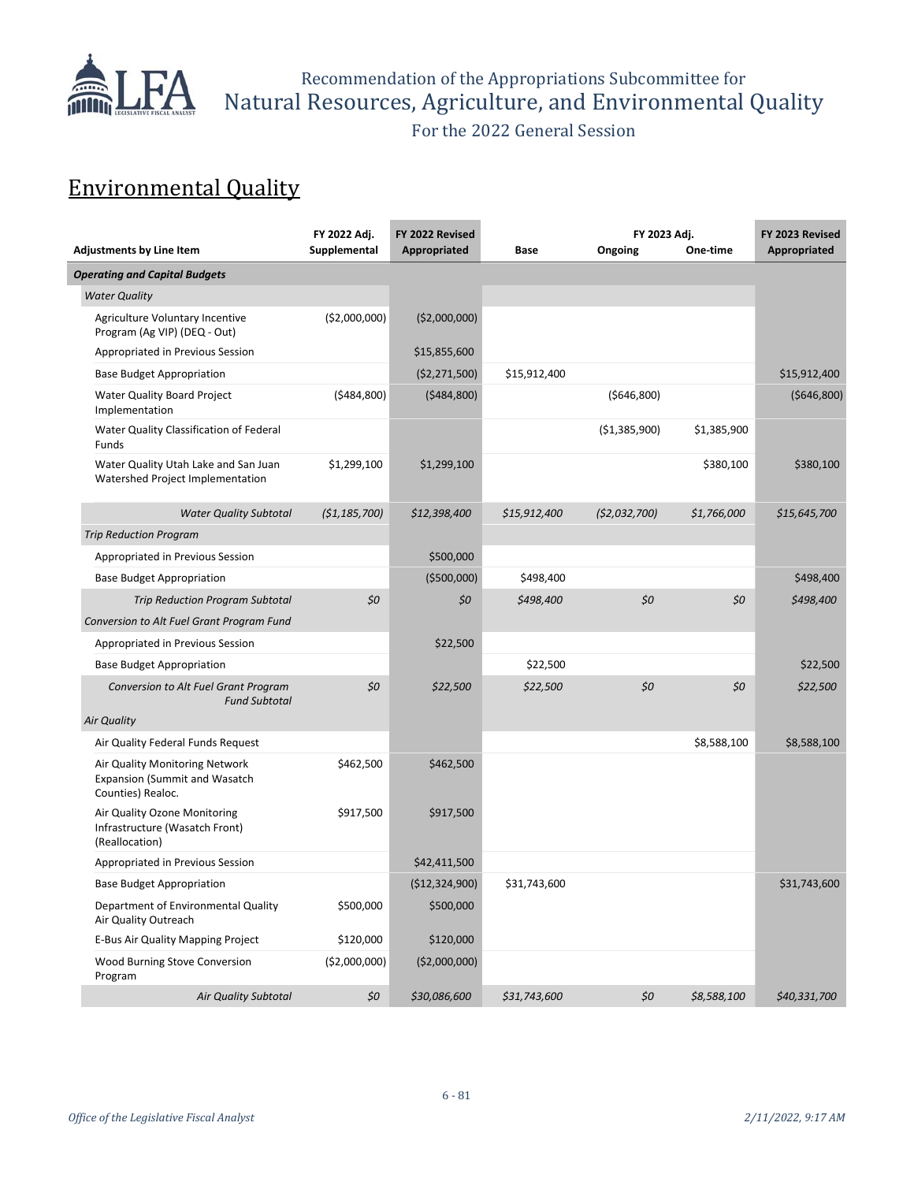# Environmental Quality

| Adjustments by Line Item | FY 2022 Adj. Supplemental | FY 2022 Revised Appropriated | Base | FY 2023 Adj. Ongoing | FY 2023 Adj. One-time | FY 2023 Revised Appropriated |
|---|---|---|---|---|---|---|
| ***Operating and Capital Budgets*** | | | | | | |
| *Water Quality* | | | | | | |
| Agriculture Voluntary Incentive Program (Ag VIP) (DEQ - Out) | ($2,000,000) | ($2,000,000) | | | | |
| Appropriated in Previous Session | | $15,855,600 | | | | |
| Base Budget Appropriation | | ($2,271,500) | $15,912,400 | | | $15,912,400 |
| Water Quality Board Project Implementation | ($484,800) | ($484,800) | | ($646,800) | | ($646,800) |
| Water Quality Classification of Federal Funds | | | | ($1,385,900) | $1,385,900 | |
| Water Quality Utah Lake and San Juan Watershed Project Implementation | $1,299,100 | $1,299,100 | | | $380,100 | $380,100 |
| *Water Quality Subtotal* | *($1,185,700)* | *$12,398,400* | *$15,912,400* | *($2,032,700)* | *$1,766,000* | *$15,645,700* |
| *Trip Reduction Program* | | | | | | |
| Appropriated in Previous Session | | $500,000 | | | | |
| Base Budget Appropriation | | ($500,000) | $498,400 | | | $498,400 |
| *Trip Reduction Program Subtotal* | *$0* | *$0* | *$498,400* | *$0* | *$0* | *$498,400* |
| *Conversion to Alt Fuel Grant Program Fund* | | | | | | |
| Appropriated in Previous Session | | $22,500 | | | | |
| Base Budget Appropriation | | | $22,500 | | | $22,500 |
| *Conversion to Alt Fuel Grant Program Fund Subtotal* | *$0* | *$22,500* | *$22,500* | *$0* | *$0* | *$22,500* |
| *Air Quality* | | | | | | |
| Air Quality Federal Funds Request | | | | | $8,588,100 | $8,588,100 |
| Air Quality Monitoring Network Expansion (Summit and Wasatch Counties) Realoc. | $462,500 | $462,500 | | | | |
| Air Quality Ozone Monitoring Infrastructure (Wasatch Front) (Reallocation) | $917,500 | $917,500 | | | | |
| Appropriated in Previous Session | | $42,411,500 | | | | |
| Base Budget Appropriation | | ($12,324,900) | $31,743,600 | | | $31,743,600 |
| Department of Environmental Quality Air Quality Outreach | $500,000 | $500,000 | | | | |
| E-Bus Air Quality Mapping Project | $120,000 | $120,000 | | | | |
| Wood Burning Stove Conversion Program | ($2,000,000) | ($2,000,000) | | | | |
| *Air Quality Subtotal* | *$0* | *$30,086,600* | *$31,743,600* | *$0* | *$8,588,100* | *$40,331,700* |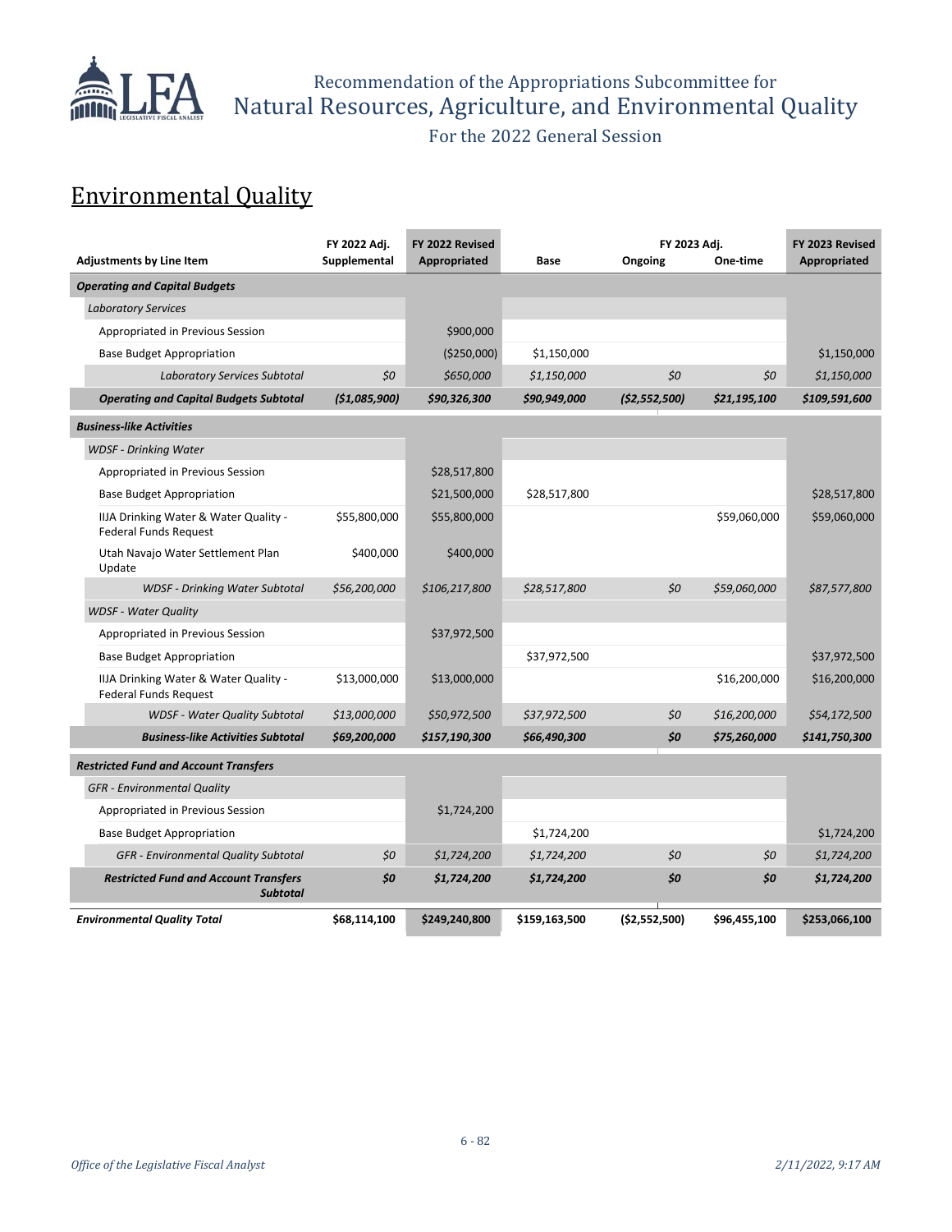## Environmental Quality

| Adjustments by Line Item | FY 2022 Adj. Supplemental | FY 2022 Revised Appropriated | Base | FY 2023 Adj. Ongoing | FY 2023 Adj. One-time | FY 2023 Revised Appropriated |
|---|---|---|---|---|---|---|
| ***Operating and Capital Budgets*** | | | | | | |
| *Laboratory Services* | | | | | | |
| Appropriated in Previous Session | | $900,000 | | | | |
| Base Budget Appropriation | | ($250,000) | $1,150,000 | | | $1,150,000 |
| *Laboratory Services Subtotal* | *$0* | *$650,000* | *$1,150,000* | *$0* | *$0* | *$1,150,000* |
| ***Operating and Capital Budgets Subtotal*** | ***($1,085,900)*** | ***$90,326,300*** | ***$90,949,000*** | ***($2,552,500)*** | ***$21,195,100*** | ***$109,591,600*** |
| ***Business-like Activities*** | | | | | | |
| *WDSF - Drinking Water* | | | | | | |
| Appropriated in Previous Session | | $28,517,800 | | | | |
| Base Budget Appropriation | | $21,500,000 | $28,517,800 | | | $28,517,800 |
| IIJA Drinking Water & Water Quality - Federal Funds Request | $55,800,000 | $55,800,000 | | | $59,060,000 | $59,060,000 |
| Utah Navajo Water Settlement Plan Update | $400,000 | $400,000 | | | | |
| *WDSF - Drinking Water Subtotal* | *$56,200,000* | *$106,217,800* | *$28,517,800* | *$0* | *$59,060,000* | *$87,577,800* |
| *WDSF - Water Quality* | | | | | | |
| Appropriated in Previous Session | | $37,972,500 | | | | |
| Base Budget Appropriation | | | $37,972,500 | | | $37,972,500 |
| IIJA Drinking Water & Water Quality - Federal Funds Request | $13,000,000 | $13,000,000 | | | $16,200,000 | $16,200,000 |
| *WDSF - Water Quality Subtotal* | *$13,000,000* | *$50,972,500* | *$37,972,500* | *$0* | *$16,200,000* | *$54,172,500* |
| ***Business-like Activities Subtotal*** | ***$69,200,000*** | ***$157,190,300*** | ***$66,490,300*** | ***$0*** | ***$75,260,000*** | ***$141,750,300*** |
| ***Restricted Fund and Account Transfers*** | | | | | | |
| *GFR - Environmental Quality* | | | | | | |
| Appropriated in Previous Session | | $1,724,200 | | | | |
| Base Budget Appropriation | | | $1,724,200 | | | $1,724,200 |
| *GFR - Environmental Quality Subtotal* | *$0* | *$1,724,200* | *$1,724,200* | *$0* | *$0* | *$1,724,200* |
| ***Restricted Fund and Account Transfers Subtotal*** | ***$0*** | ***$1,724,200*** | ***$1,724,200*** | ***$0*** | ***$0*** | ***$1,724,200*** |
| ***Environmental Quality Total*** | **$68,114,100** | **$249,240,800** | **$159,163,500** | **($2,552,500)** | **$96,455,100** | **$253,066,100** |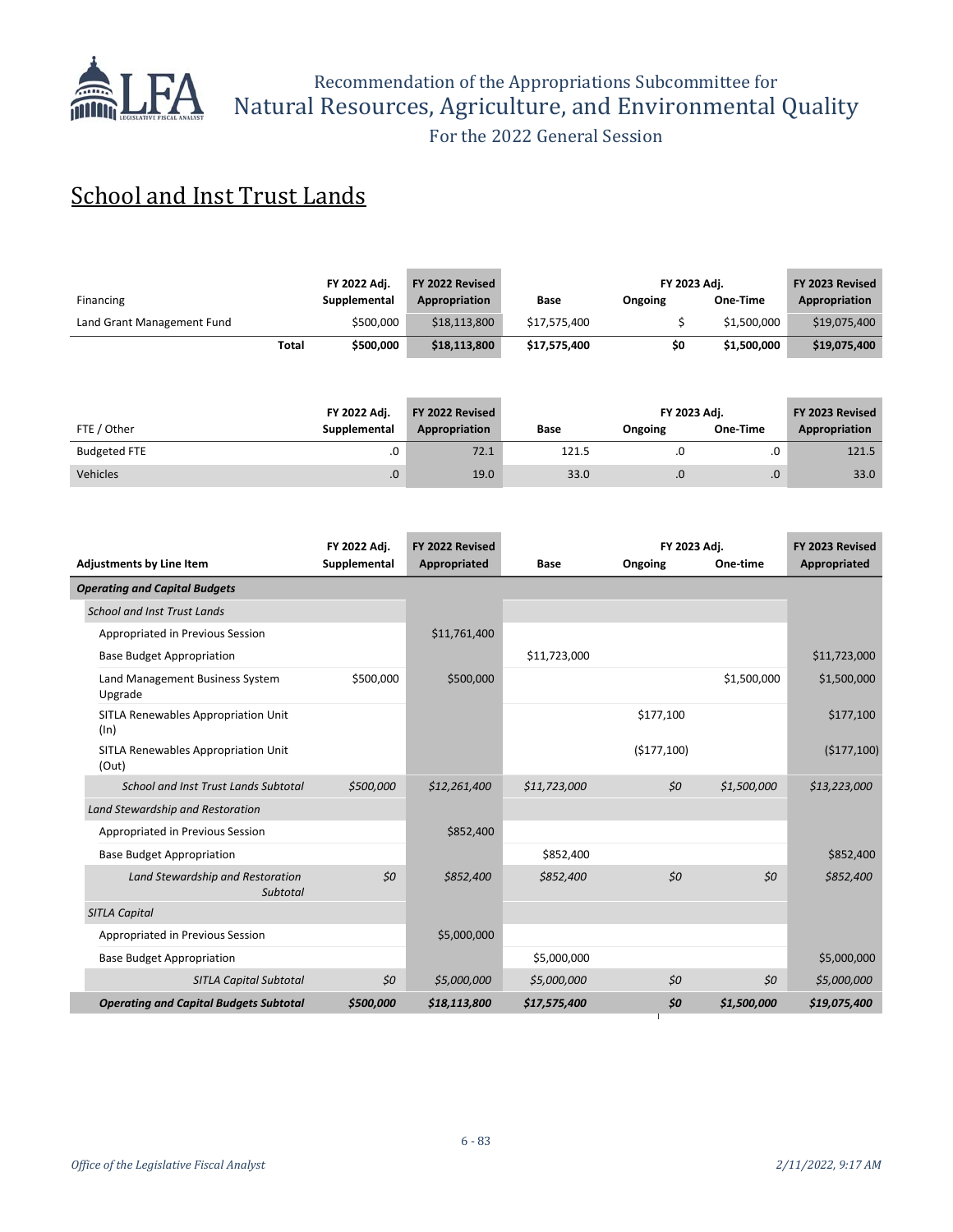# School and Inst Trust Lands

| Financing | | FY 2022 Adj. Supplemental | FY 2022 Revised Appropriation | Base | FY 2023 Adj. Ongoing | FY 2023 Adj. One-Time | FY 2023 Revised Appropriation |
|---|---|---|---|---|---|---|---|
| Land Grant Management Fund | | $500,000 | $18,113,800 | $17,575,400 | $ | $1,500,000 | $19,075,400 |
| | **Total** | **$500,000** | **$18,113,800** | **$17,575,400** | **$0** | **$1,500,000** | **$19,075,400** |

| FTE / Other | FY 2022 Adj. Supplemental | FY 2022 Revised Appropriation | Base | FY 2023 Adj. Ongoing | FY 2023 Adj. One-Time | FY 2023 Revised Appropriation |
|---|---|---|---|---|---|---|
| Budgeted FTE | .0 | 72.1 | 121.5 | .0 | .0 | 121.5 |
| Vehicles | .0 | 19.0 | 33.0 | .0 | .0 | 33.0 |

| Adjustments by Line Item | FY 2022 Adj. Supplemental | FY 2022 Revised Appropriated | Base | FY 2023 Adj. Ongoing | FY 2023 Adj. One-time | FY 2023 Revised Appropriated |
|---|---|---|---|---|---|---|
| ***Operating and Capital Budgets*** | | | | | | |
| *School and Inst Trust Lands* | | | | | | |
| Appropriated in Previous Session | | $11,761,400 | | | | |
| Base Budget Appropriation | | | $11,723,000 | | | $11,723,000 |
| Land Management Business System Upgrade | $500,000 | $500,000 | | | $1,500,000 | $1,500,000 |
| SITLA Renewables Appropriation Unit (In) | | | | $177,100 | | $177,100 |
| SITLA Renewables Appropriation Unit (Out) | | | | ($177,100) | | ($177,100) |
| *School and Inst Trust Lands Subtotal* | *$500,000* | *$12,261,400* | *$11,723,000* | *$0* | *$1,500,000* | *$13,223,000* |
| *Land Stewardship and Restoration* | | | | | | |
| Appropriated in Previous Session | | $852,400 | | | | |
| Base Budget Appropriation | | | $852,400 | | | $852,400 |
| *Land Stewardship and Restoration Subtotal* | *$0* | *$852,400* | *$852,400* | *$0* | *$0* | *$852,400* |
| *SITLA Capital* | | | | | | |
| Appropriated in Previous Session | | $5,000,000 | | | | |
| Base Budget Appropriation | | | $5,000,000 | | | $5,000,000 |
| *SITLA Capital Subtotal* | *$0* | *$5,000,000* | *$5,000,000* | *$0* | *$0* | *$5,000,000* |
| ***Operating and Capital Budgets Subtotal*** | ***$500,000*** | ***$18,113,800*** | ***$17,575,400*** | ***$0*** | ***$1,500,000*** | ***$19,075,400*** |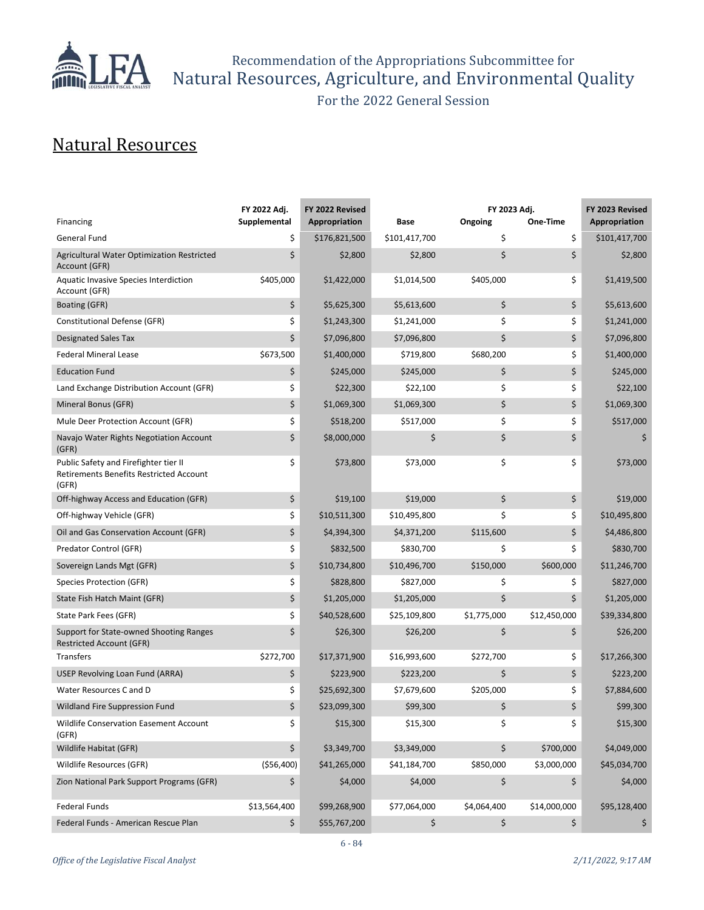## Natural Resources

| Financing | FY 2022 Adj. Supplemental | FY 2022 Revised Appropriation | Base | FY 2023 Adj. Ongoing | One-Time | FY 2023 Revised Appropriation |
|---|---|---|---|---|---|---|
| General Fund | $ | $176,821,500 | $101,417,700 | $ | $ | $101,417,700 |
| Agricultural Water Optimization Restricted Account (GFR) | $ | $2,800 | $2,800 | $ | $ | $2,800 |
| Aquatic Invasive Species Interdiction Account (GFR) | $405,000 | $1,422,000 | $1,014,500 | $405,000 | $ | $1,419,500 |
| Boating (GFR) | $ | $5,625,300 | $5,613,600 | $ | $ | $5,613,600 |
| Constitutional Defense (GFR) | $ | $1,243,300 | $1,241,000 | $ | $ | $1,241,000 |
| Designated Sales Tax | $ | $7,096,800 | $7,096,800 | $ | $ | $7,096,800 |
| Federal Mineral Lease | $673,500 | $1,400,000 | $719,800 | $680,200 | $ | $1,400,000 |
| Education Fund | $ | $245,000 | $245,000 | $ | $ | $245,000 |
| Land Exchange Distribution Account (GFR) | $ | $22,300 | $22,100 | $ | $ | $22,100 |
| Mineral Bonus (GFR) | $ | $1,069,300 | $1,069,300 | $ | $ | $1,069,300 |
| Mule Deer Protection Account (GFR) | $ | $518,200 | $517,000 | $ | $ | $517,000 |
| Navajo Water Rights Negotiation Account (GFR) | $ | $8,000,000 | $ | $ | $ | $ |
| Public Safety and Firefighter tier II Retirements Benefits Restricted Account (GFR) | $ | $73,800 | $73,000 | $ | $ | $73,000 |
| Off-highway Access and Education (GFR) | $ | $19,100 | $19,000 | $ | $ | $19,000 |
| Off-highway Vehicle (GFR) | $ | $10,511,300 | $10,495,800 | $ | $ | $10,495,800 |
| Oil and Gas Conservation Account (GFR) | $ | $4,394,300 | $4,371,200 | $115,600 | $ | $4,486,800 |
| Predator Control (GFR) | $ | $832,500 | $830,700 | $ | $ | $830,700 |
| Sovereign Lands Mgt (GFR) | $ | $10,734,800 | $10,496,700 | $150,000 | $600,000 | $11,246,700 |
| Species Protection (GFR) | $ | $828,800 | $827,000 | $ | $ | $827,000 |
| State Fish Hatch Maint (GFR) | $ | $1,205,000 | $1,205,000 | $ | $ | $1,205,000 |
| State Park Fees (GFR) | $ | $40,528,600 | $25,109,800 | $1,775,000 | $12,450,000 | $39,334,800 |
| Support for State-owned Shooting Ranges Restricted Account (GFR) | $ | $26,300 | $26,200 | $ | $ | $26,200 |
| Transfers | $272,700 | $17,371,900 | $16,993,600 | $272,700 | $ | $17,266,300 |
| USEP Revolving Loan Fund (ARRA) | $ | $223,900 | $223,200 | $ | $ | $223,200 |
| Water Resources C and D | $ | $25,692,300 | $7,679,600 | $205,000 | $ | $7,884,600 |
| Wildland Fire Suppression Fund | $ | $23,099,300 | $99,300 | $ | $ | $99,300 |
| Wildlife Conservation Easement Account (GFR) | $ | $15,300 | $15,300 | $ | $ | $15,300 |
| Wildlife Habitat (GFR) | $ | $3,349,700 | $3,349,000 | $ | $700,000 | $4,049,000 |
| Wildlife Resources (GFR) | ($56,400) | $41,265,000 | $41,184,700 | $850,000 | $3,000,000 | $45,034,700 |
| Zion National Park Support Programs (GFR) | $ | $4,000 | $4,000 | $ | $ | $4,000 |
| Federal Funds | $13,564,400 | $99,268,900 | $77,064,000 | $4,064,400 | $14,000,000 | $95,128,400 |
| Federal Funds - American Rescue Plan | $ | $55,767,200 | $ | $ | $ | $ |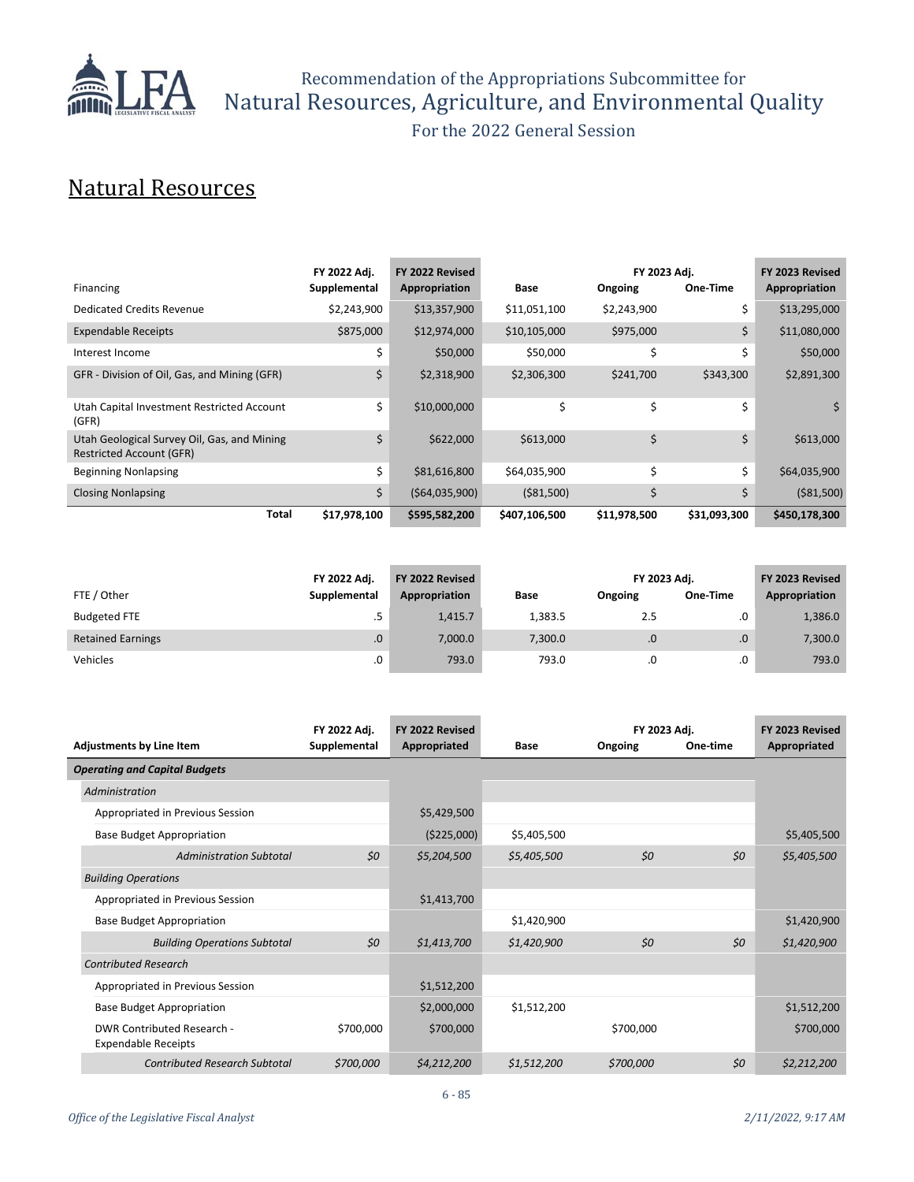Recommendation of the Appropriations Subcommittee for
Natural Resources, Agriculture, and Environmental Quality
For the 2022 General Session

## Natural Resources

| Financing | FY 2022 Adj. Supplemental | FY 2022 Revised Appropriation | Base | FY 2023 Adj. Ongoing | FY 2023 Adj. One-Time | FY 2023 Revised Appropriation |
|---|---|---|---|---|---|---|
| Dedicated Credits Revenue | $2,243,900 | $13,357,900 | $11,051,100 | $2,243,900 | $ | $13,295,000 |
| Expendable Receipts | $875,000 | $12,974,000 | $10,105,000 | $975,000 | $ | $11,080,000 |
| Interest Income | $ | $50,000 | $50,000 | $ | $ | $50,000 |
| GFR - Division of Oil, Gas, and Mining (GFR) | $ | $2,318,900 | $2,306,300 | $241,700 | $343,300 | $2,891,300 |
| Utah Capital Investment Restricted Account (GFR) | $ | $10,000,000 | $ | $ | $ | $ |
| Utah Geological Survey Oil, Gas, and Mining Restricted Account (GFR) | $ | $622,000 | $613,000 | $ | $ | $613,000 |
| Beginning Nonlapsing | $ | $81,616,800 | $64,035,900 | $ | $ | $64,035,900 |
| Closing Nonlapsing | $ | ($64,035,900) | ($81,500) | $ | $ | ($81,500) |
| **Total** | **$17,978,100** | **$595,582,200** | **$407,106,500** | **$11,978,500** | **$31,093,300** | **$450,178,300** |

| FTE / Other | FY 2022 Adj. Supplemental | FY 2022 Revised Appropriation | Base | FY 2023 Adj. Ongoing | FY 2023 Adj. One-Time | FY 2023 Revised Appropriation |
|---|---|---|---|---|---|---|
| Budgeted FTE | .5 | 1,415.7 | 1,383.5 | 2.5 | .0 | 1,386.0 |
| Retained Earnings | .0 | 7,000.0 | 7,300.0 | .0 | .0 | 7,300.0 |
| Vehicles | .0 | 793.0 | 793.0 | .0 | .0 | 793.0 |

| Adjustments by Line Item | FY 2022 Adj. Supplemental | FY 2022 Revised Appropriated | Base | FY 2023 Adj. Ongoing | FY 2023 Adj. One-time | FY 2023 Revised Appropriated |
|---|---|---|---|---|---|---|
| ***Operating and Capital Budgets*** | | | | | | |
| *Administration* | | | | | | |
| Appropriated in Previous Session | | $5,429,500 | | | | |
| Base Budget Appropriation | | ($225,000) | $5,405,500 | | | $5,405,500 |
| *Administration Subtotal* | *$0* | *$5,204,500* | *$5,405,500* | *$0* | *$0* | *$5,405,500* |
| *Building Operations* | | | | | | |
| Appropriated in Previous Session | | $1,413,700 | | | | |
| Base Budget Appropriation | | | $1,420,900 | | | $1,420,900 |
| *Building Operations Subtotal* | *$0* | *$1,413,700* | *$1,420,900* | *$0* | *$0* | *$1,420,900* |
| *Contributed Research* | | | | | | |
| Appropriated in Previous Session | | $1,512,200 | | | | |
| Base Budget Appropriation | | $2,000,000 | $1,512,200 | | | $1,512,200 |
| DWR Contributed Research - Expendable Receipts | $700,000 | $700,000 | | $700,000 | | $700,000 |
| *Contributed Research Subtotal* | *$700,000* | *$4,212,200* | *$1,512,200* | *$700,000* | *$0* | *$2,212,200* |

*Office of the Legislative Fiscal Analyst* *2/11/2022, 9:17 AM*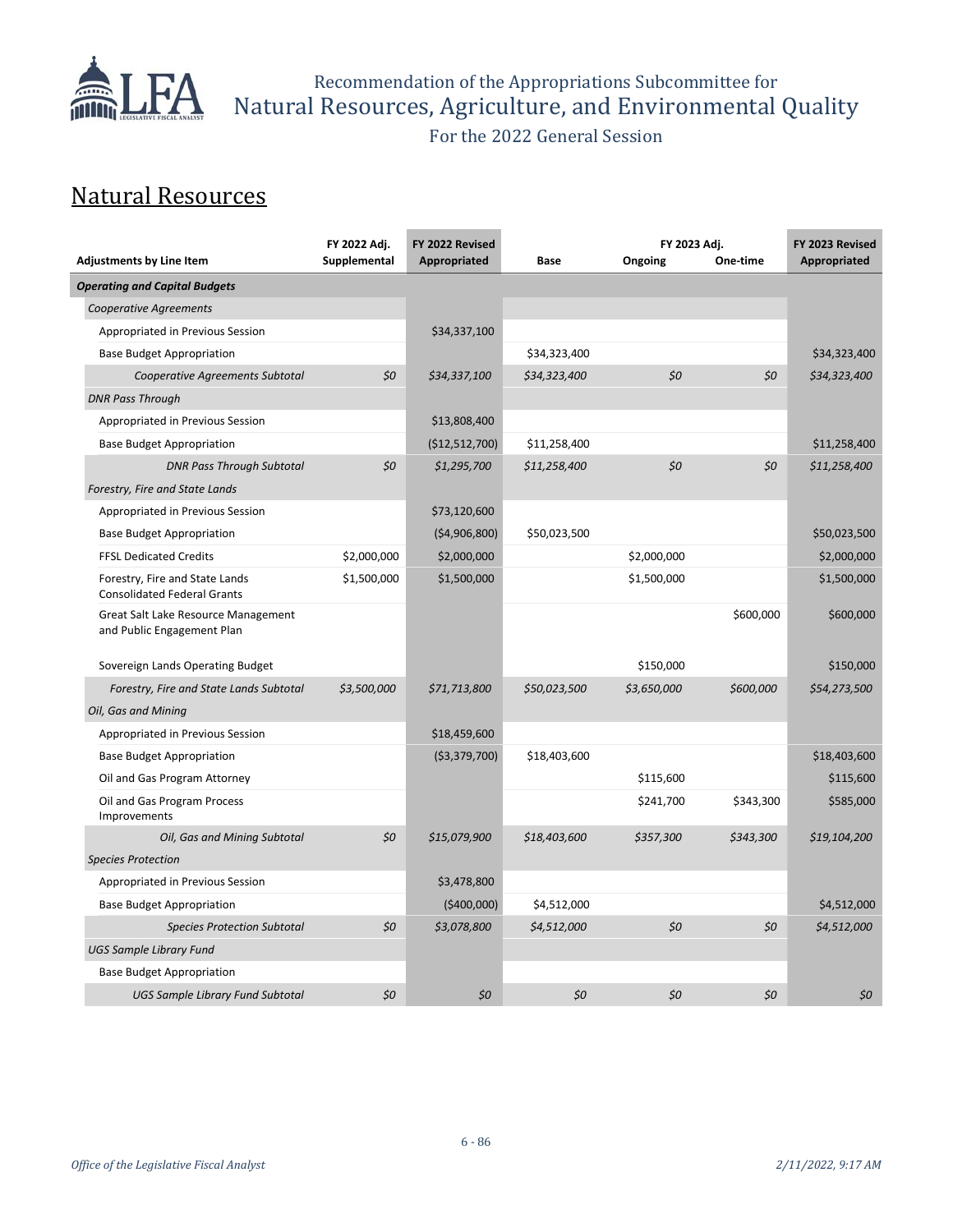# Natural Resources

| Adjustments by Line Item | FY 2022 Adj. Supplemental | FY 2022 Revised Appropriated | Base | FY 2023 Adj. Ongoing | FY 2023 Adj. One-time | FY 2023 Revised Appropriated |
|---|---|---|---|---|---|---|
| ***Operating and Capital Budgets*** | | | | | | |
| *Cooperative Agreements* | | | | | | |
| Appropriated in Previous Session | | $34,337,100 | | | | |
| Base Budget Appropriation | | | $34,323,400 | | | $34,323,400 |
| *Cooperative Agreements Subtotal* | *$0* | *$34,337,100* | *$34,323,400* | *$0* | *$0* | *$34,323,400* |
| *DNR Pass Through* | | | | | | |
| Appropriated in Previous Session | | $13,808,400 | | | | |
| Base Budget Appropriation | | ($12,512,700) | $11,258,400 | | | $11,258,400 |
| *DNR Pass Through Subtotal* | *$0* | *$1,295,700* | *$11,258,400* | *$0* | *$0* | *$11,258,400* |
| *Forestry, Fire and State Lands* | | | | | | |
| Appropriated in Previous Session | | $73,120,600 | | | | |
| Base Budget Appropriation | | ($4,906,800) | $50,023,500 | | | $50,023,500 |
| FFSL Dedicated Credits | $2,000,000 | $2,000,000 | | $2,000,000 | | $2,000,000 |
| Forestry, Fire and State Lands Consolidated Federal Grants | $1,500,000 | $1,500,000 | | $1,500,000 | | $1,500,000 |
| Great Salt Lake Resource Management and Public Engagement Plan | | | | | $600,000 | $600,000 |
| Sovereign Lands Operating Budget | | | | $150,000 | | $150,000 |
| *Forestry, Fire and State Lands Subtotal* | *$3,500,000* | *$71,713,800* | *$50,023,500* | *$3,650,000* | *$600,000* | *$54,273,500* |
| *Oil, Gas and Mining* | | | | | | |
| Appropriated in Previous Session | | $18,459,600 | | | | |
| Base Budget Appropriation | | ($3,379,700) | $18,403,600 | | | $18,403,600 |
| Oil and Gas Program Attorney | | | | $115,600 | | $115,600 |
| Oil and Gas Program Process Improvements | | | | $241,700 | $343,300 | $585,000 |
| *Oil, Gas and Mining Subtotal* | *$0* | *$15,079,900* | *$18,403,600* | *$357,300* | *$343,300* | *$19,104,200* |
| *Species Protection* | | | | | | |
| Appropriated in Previous Session | | $3,478,800 | | | | |
| Base Budget Appropriation | | ($400,000) | $4,512,000 | | | $4,512,000 |
| *Species Protection Subtotal* | *$0* | *$3,078,800* | *$4,512,000* | *$0* | *$0* | *$4,512,000* |
| *UGS Sample Library Fund* | | | | | | |
| Base Budget Appropriation | | | | | | |
| *UGS Sample Library Fund Subtotal* | *$0* | *$0* | *$0* | *$0* | *$0* | *$0* |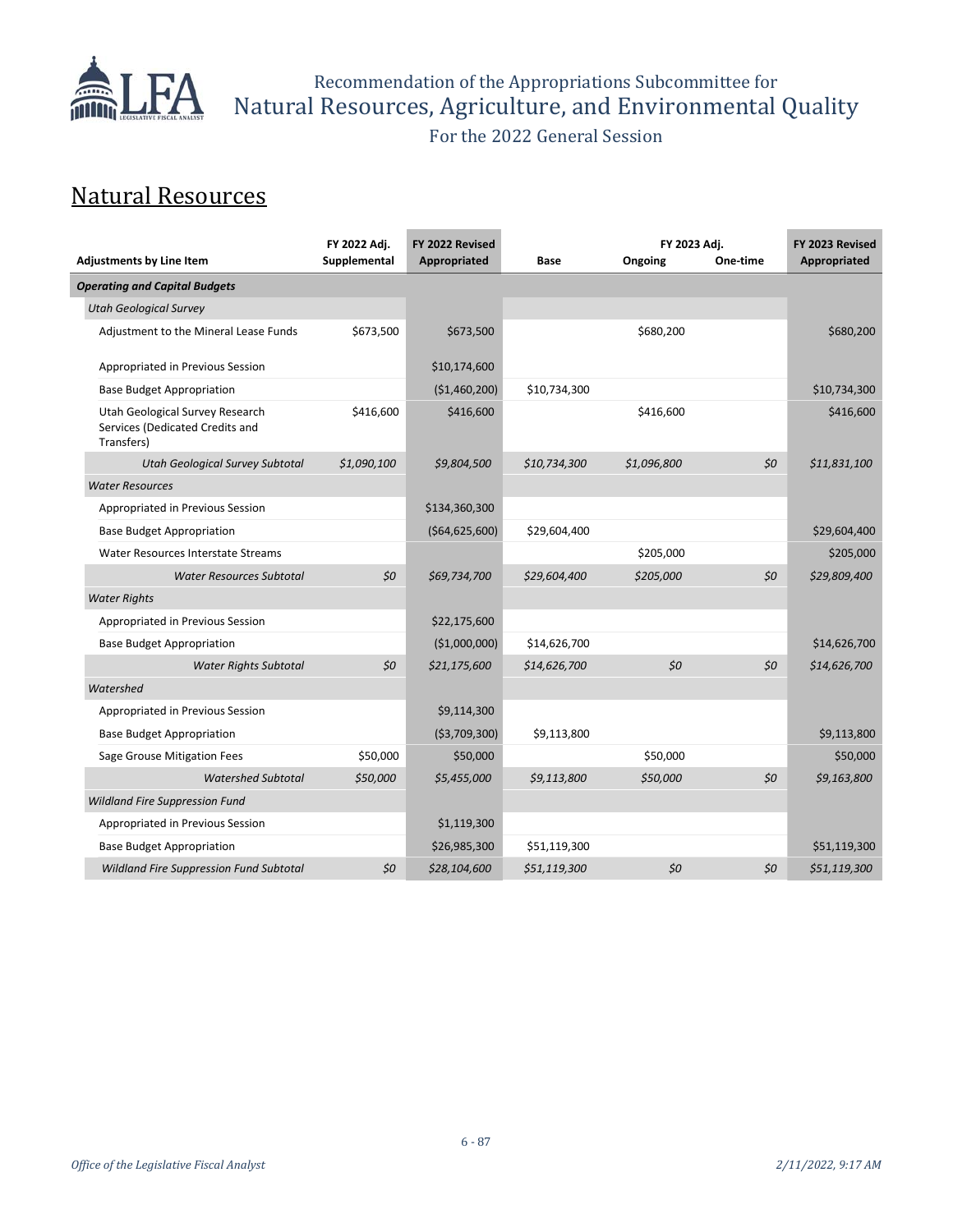# Recommendation of the Appropriations Subcommittee for Natural Resources, Agriculture, and Environmental Quality

For the 2022 General Session

## Natural Resources

| Adjustments by Line Item | FY 2022 Adj. Supplemental | FY 2022 Revised Appropriated | Base | FY 2023 Adj. Ongoing | FY 2023 Adj. One-time | FY 2023 Revised Appropriated |
|---|---|---|---|---|---|---|
| ***Operating and Capital Budgets*** | | | | | | |
| *Utah Geological Survey* | | | | | | |
| Adjustment to the Mineral Lease Funds | $673,500 | $673,500 | | $680,200 | | $680,200 |
| Appropriated in Previous Session | | $10,174,600 | | | | |
| Base Budget Appropriation | | ($1,460,200) | $10,734,300 | | | $10,734,300 |
| Utah Geological Survey Research Services (Dedicated Credits and Transfers) | $416,600 | $416,600 | | $416,600 | | $416,600 |
| *Utah Geological Survey Subtotal* | *$1,090,100* | *$9,804,500* | *$10,734,300* | *$1,096,800* | *$0* | *$11,831,100* |
| *Water Resources* | | | | | | |
| Appropriated in Previous Session | | $134,360,300 | | | | |
| Base Budget Appropriation | | ($64,625,600) | $29,604,400 | | | $29,604,400 |
| Water Resources Interstate Streams | | | | $205,000 | | $205,000 |
| *Water Resources Subtotal* | *$0* | *$69,734,700* | *$29,604,400* | *$205,000* | *$0* | *$29,809,400* |
| *Water Rights* | | | | | | |
| Appropriated in Previous Session | | $22,175,600 | | | | |
| Base Budget Appropriation | | ($1,000,000) | $14,626,700 | | | $14,626,700 |
| *Water Rights Subtotal* | *$0* | *$21,175,600* | *$14,626,700* | *$0* | *$0* | *$14,626,700* |
| *Watershed* | | | | | | |
| Appropriated in Previous Session | | $9,114,300 | | | | |
| Base Budget Appropriation | | ($3,709,300) | $9,113,800 | | | $9,113,800 |
| Sage Grouse Mitigation Fees | $50,000 | $50,000 | | $50,000 | | $50,000 |
| *Watershed Subtotal* | *$50,000* | *$5,455,000* | *$9,113,800* | *$50,000* | *$0* | *$9,163,800* |
| *Wildland Fire Suppression Fund* | | | | | | |
| Appropriated in Previous Session | | $1,119,300 | | | | |
| Base Budget Appropriation | | $26,985,300 | $51,119,300 | | | $51,119,300 |
| *Wildland Fire Suppression Fund Subtotal* | *$0* | *$28,104,600* | *$51,119,300* | *$0* | *$0* | *$51,119,300* |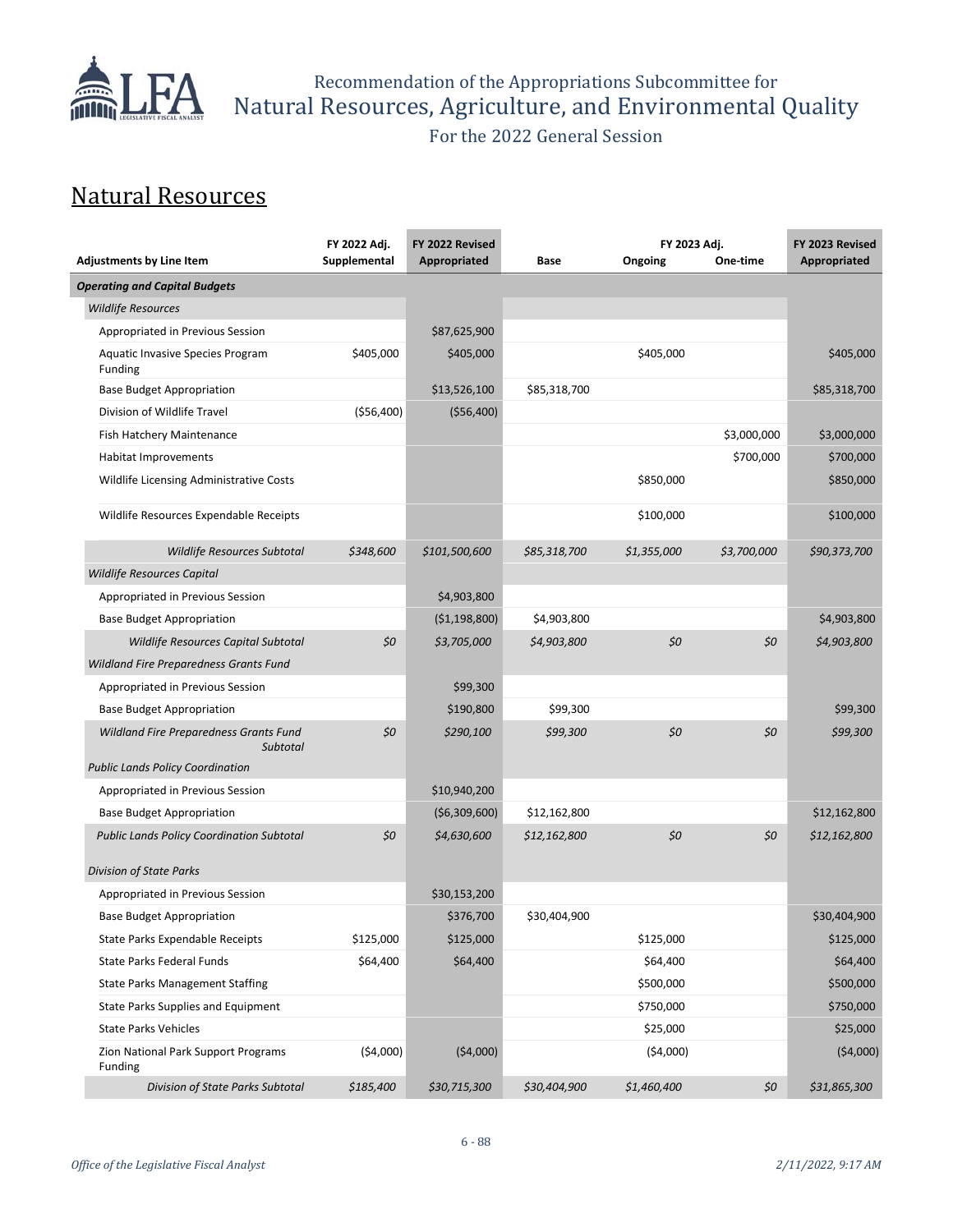# Recommendation of the Appropriations Subcommittee for Natural Resources, Agriculture, and Environmental Quality

For the 2022 General Session

## Natural Resources

| Adjustments by Line Item | FY 2022 Adj. Supplemental | FY 2022 Revised Appropriated | Base | FY 2023 Adj. Ongoing | FY 2023 Adj. One-time | FY 2023 Revised Appropriated |
|---|---|---|---|---|---|---|
| ***Operating and Capital Budgets*** | | | | | | |
| *Wildlife Resources* | | | | | | |
| Appropriated in Previous Session | | $87,625,900 | | | | |
| Aquatic Invasive Species Program Funding | $405,000 | $405,000 | | $405,000 | | $405,000 |
| Base Budget Appropriation | | $13,526,100 | $85,318,700 | | | $85,318,700 |
| Division of Wildlife Travel | ($56,400) | ($56,400) | | | | |
| Fish Hatchery Maintenance | | | | | $3,000,000 | $3,000,000 |
| Habitat Improvements | | | | | $700,000 | $700,000 |
| Wildlife Licensing Administrative Costs | | | | $850,000 | | $850,000 |
| Wildlife Resources Expendable Receipts | | | | $100,000 | | $100,000 |
| *Wildlife Resources Subtotal* | *$348,600* | *$101,500,600* | *$85,318,700* | *$1,355,000* | *$3,700,000* | *$90,373,700* |
| *Wildlife Resources Capital* | | | | | | |
| Appropriated in Previous Session | | $4,903,800 | | | | |
| Base Budget Appropriation | | ($1,198,800) | $4,903,800 | | | $4,903,800 |
| *Wildlife Resources Capital Subtotal* | *$0* | *$3,705,000* | *$4,903,800* | *$0* | *$0* | *$4,903,800* |
| *Wildland Fire Preparedness Grants Fund* | | | | | | |
| Appropriated in Previous Session | | $99,300 | | | | |
| Base Budget Appropriation | | $190,800 | $99,300 | | | $99,300 |
| *Wildland Fire Preparedness Grants Fund Subtotal* | *$0* | *$290,100* | *$99,300* | *$0* | *$0* | *$99,300* |
| *Public Lands Policy Coordination* | | | | | | |
| Appropriated in Previous Session | | $10,940,200 | | | | |
| Base Budget Appropriation | | ($6,309,600) | $12,162,800 | | | $12,162,800 |
| *Public Lands Policy Coordination Subtotal* | *$0* | *$4,630,600* | *$12,162,800* | *$0* | *$0* | *$12,162,800* |
| *Division of State Parks* | | | | | | |
| Appropriated in Previous Session | | $30,153,200 | | | | |
| Base Budget Appropriation | | $376,700 | $30,404,900 | | | $30,404,900 |
| State Parks Expendable Receipts | $125,000 | $125,000 | | $125,000 | | $125,000 |
| State Parks Federal Funds | $64,400 | $64,400 | | $64,400 | | $64,400 |
| State Parks Management Staffing | | | | $500,000 | | $500,000 |
| State Parks Supplies and Equipment | | | | $750,000 | | $750,000 |
| State Parks Vehicles | | | | $25,000 | | $25,000 |
| Zion National Park Support Programs Funding | ($4,000) | ($4,000) | | ($4,000) | | ($4,000) |
| *Division of State Parks Subtotal* | *$185,400* | *$30,715,300* | *$30,404,900* | *$1,460,400* | *$0* | *$31,865,300* |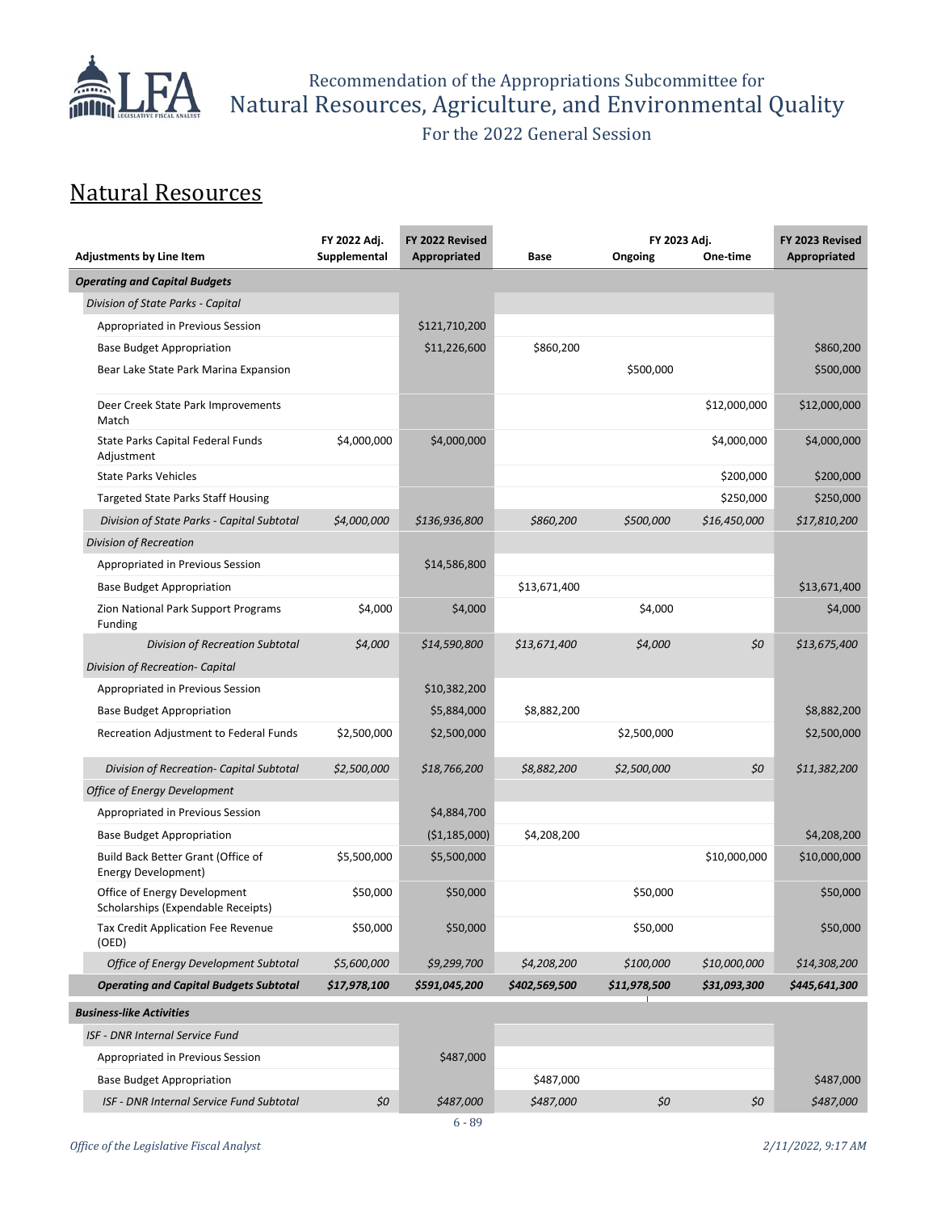Recommendation of the Appropriations Subcommittee for
Natural Resources, Agriculture, and Environmental Quality

For the 2022 General Session

## Natural Resources

| Adjustments by Line Item | FY 2022 Adj. Supplemental | FY 2022 Revised Appropriated | Base | FY 2023 Adj. Ongoing | FY 2023 Adj. One-time | FY 2023 Revised Appropriated |
|---|---|---|---|---|---|---|
| ***Operating and Capital Budgets*** | | | | | | |
| *Division of State Parks - Capital* | | | | | | |
| Appropriated in Previous Session | | $121,710,200 | | | | |
| Base Budget Appropriation | | $11,226,600 | $860,200 | | | $860,200 |
| Bear Lake State Park Marina Expansion | | | | $500,000 | | $500,000 |
| Deer Creek State Park Improvements Match | | | | | $12,000,000 | $12,000,000 |
| State Parks Capital Federal Funds Adjustment | $4,000,000 | $4,000,000 | | | $4,000,000 | $4,000,000 |
| State Parks Vehicles | | | | | $200,000 | $200,000 |
| Targeted State Parks Staff Housing | | | | | $250,000 | $250,000 |
| *Division of State Parks - Capital Subtotal* | *$4,000,000* | *$136,936,800* | *$860,200* | *$500,000* | *$16,450,000* | *$17,810,200* |
| *Division of Recreation* | | | | | | |
| Appropriated in Previous Session | | $14,586,800 | | | | |
| Base Budget Appropriation | | | $13,671,400 | | | $13,671,400 |
| Zion National Park Support Programs Funding | $4,000 | $4,000 | | $4,000 | | $4,000 |
| *Division of Recreation Subtotal* | *$4,000* | *$14,590,800* | *$13,671,400* | *$4,000* | *$0* | *$13,675,400* |
| *Division of Recreation- Capital* | | | | | | |
| Appropriated in Previous Session | | $10,382,200 | | | | |
| Base Budget Appropriation | | $5,884,000 | $8,882,200 | | | $8,882,200 |
| Recreation Adjustment to Federal Funds | $2,500,000 | $2,500,000 | | $2,500,000 | | $2,500,000 |
| *Division of Recreation- Capital Subtotal* | *$2,500,000* | *$18,766,200* | *$8,882,200* | *$2,500,000* | *$0* | *$11,382,200* |
| *Office of Energy Development* | | | | | | |
| Appropriated in Previous Session | | $4,884,700 | | | | |
| Base Budget Appropriation | | ($1,185,000) | $4,208,200 | | | $4,208,200 |
| Build Back Better Grant (Office of Energy Development) | $5,500,000 | $5,500,000 | | | $10,000,000 | $10,000,000 |
| Office of Energy Development Scholarships (Expendable Receipts) | $50,000 | $50,000 | | $50,000 | | $50,000 |
| Tax Credit Application Fee Revenue (OED) | $50,000 | $50,000 | | $50,000 | | $50,000 |
| *Office of Energy Development Subtotal* | *$5,600,000* | *$9,299,700* | *$4,208,200* | *$100,000* | *$10,000,000* | *$14,308,200* |
| ***Operating and Capital Budgets Subtotal*** | ***$17,978,100*** | ***$591,045,200*** | ***$402,569,500*** | ***$11,978,500*** | ***$31,093,300*** | ***$445,641,300*** |
| ***Business-like Activities*** | | | | | | |
| *ISF - DNR Internal Service Fund* | | | | | | |
| Appropriated in Previous Session | | $487,000 | | | | |
| Base Budget Appropriation | | | $487,000 | | | $487,000 |
| *ISF - DNR Internal Service Fund Subtotal* | *$0* | *$487,000* | *$487,000* | *$0* | *$0* | *$487,000* |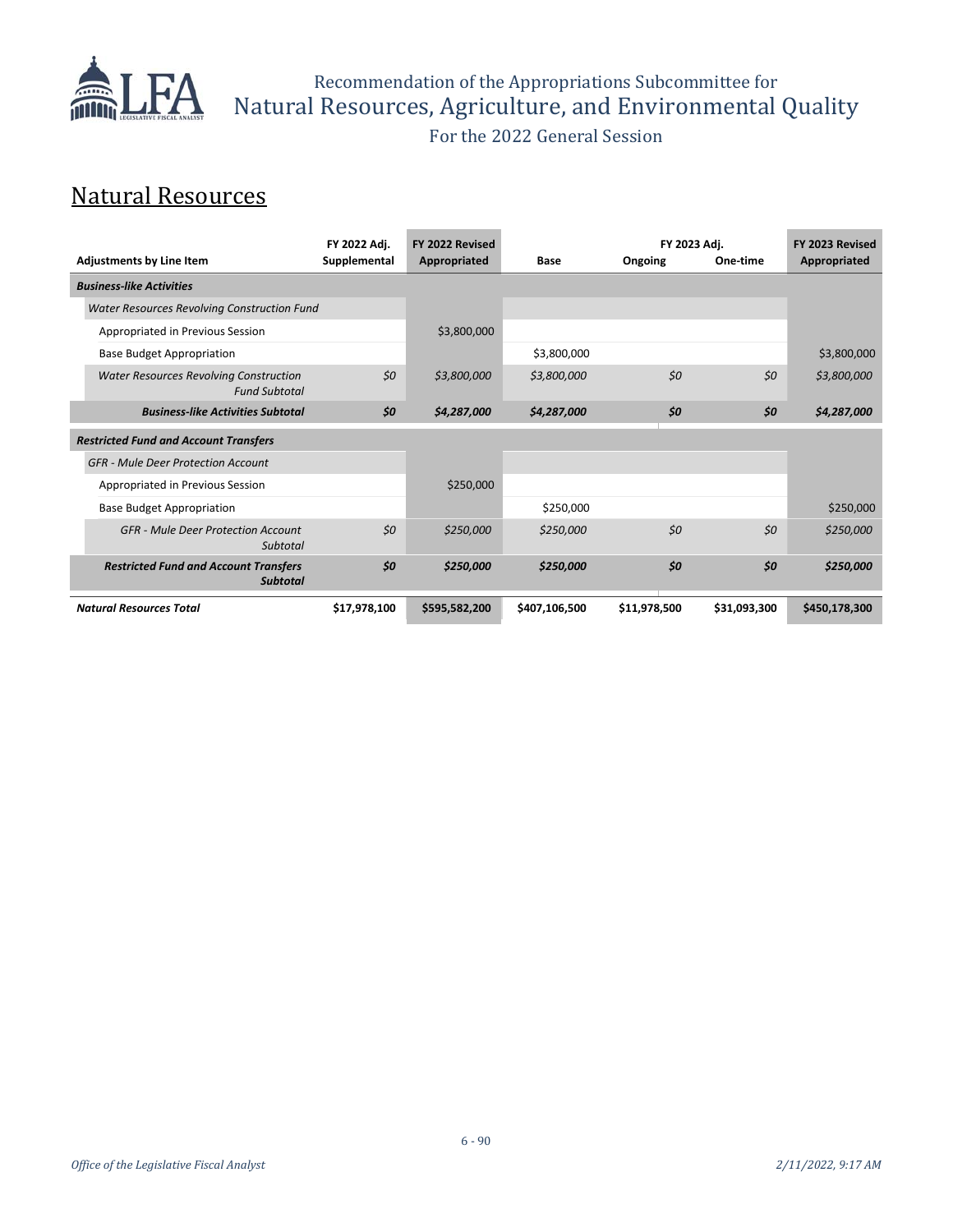## Natural Resources

| Adjustments by Line Item | FY 2022 Adj. Supplemental | FY 2022 Revised Appropriated | Base | FY 2023 Adj. Ongoing | FY 2023 Adj. One-time | FY 2023 Revised Appropriated |
|---|---|---|---|---|---|---|
| ***Business-like Activities*** | | | | | | |
| *Water Resources Revolving Construction Fund* | | | | | | |
| Appropriated in Previous Session | | $3,800,000 | | | | |
| Base Budget Appropriation | | | $3,800,000 | | | $3,800,000 |
| *Water Resources Revolving Construction Fund Subtotal* | *$0* | *$3,800,000* | *$3,800,000* | *$0* | *$0* | *$3,800,000* |
| ***Business-like Activities Subtotal*** | ***$0*** | ***$4,287,000*** | ***$4,287,000*** | ***$0*** | ***$0*** | ***$4,287,000*** |
| ***Restricted Fund and Account Transfers*** | | | | | | |
| *GFR - Mule Deer Protection Account* | | | | | | |
| Appropriated in Previous Session | | $250,000 | | | | |
| Base Budget Appropriation | | | $250,000 | | | $250,000 |
| *GFR - Mule Deer Protection Account Subtotal* | *$0* | *$250,000* | *$250,000* | *$0* | *$0* | *$250,000* |
| ***Restricted Fund and Account Transfers Subtotal*** | ***$0*** | ***$250,000*** | ***$250,000*** | ***$0*** | ***$0*** | ***$250,000*** |
| ***Natural Resources Total*** | **$17,978,100** | **$595,582,200** | **$407,106,500** | **$11,978,500** | **$31,093,300** | **$450,178,300** |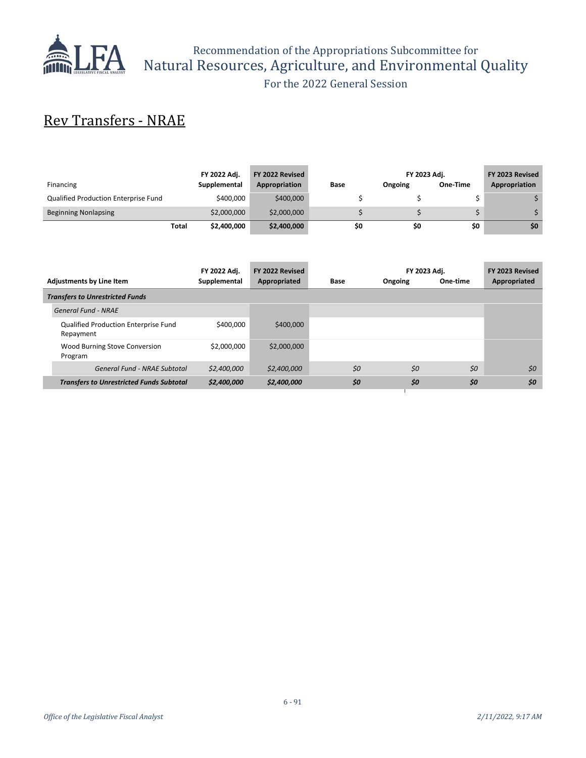## Rev Transfers - NRAE

| Financing | FY 2022 Adj. Supplemental | FY 2022 Revised Appropriation | Base | FY 2023 Adj. Ongoing | FY 2023 Adj. One-Time | FY 2023 Revised Appropriation |
|---|---|---|---|---|---|---|
| Qualified Production Enterprise Fund | $400,000 | $400,000 | $ | $ | $ | $ |
| Beginning Nonlapsing | $2,000,000 | $2,000,000 | $ | $ | $ | $ |
| **Total** | **$2,400,000** | **$2,400,000** | **$0** | **$0** | **$0** | **$0** |

| Adjustments by Line Item | FY 2022 Adj. Supplemental | FY 2022 Revised Appropriated | Base | FY 2023 Adj. Ongoing | FY 2023 Adj. One-time | FY 2023 Revised Appropriated |
|---|---|---|---|---|---|---|
| ***Transfers to Unrestricted Funds*** | | | | | | |
| *General Fund - NRAE* | | | | | | |
| Qualified Production Enterprise Fund Repayment | $400,000 | $400,000 | | | | |
| Wood Burning Stove Conversion Program | $2,000,000 | $2,000,000 | | | | |
| *General Fund - NRAE Subtotal* | *$2,400,000* | *$2,400,000* | *$0* | *$0* | *$0* | *$0* |
| ***Transfers to Unrestricted Funds Subtotal*** | ***$2,400,000*** | ***$2,400,000*** | ***$0*** | ***$0*** | ***$0*** | ***$0*** |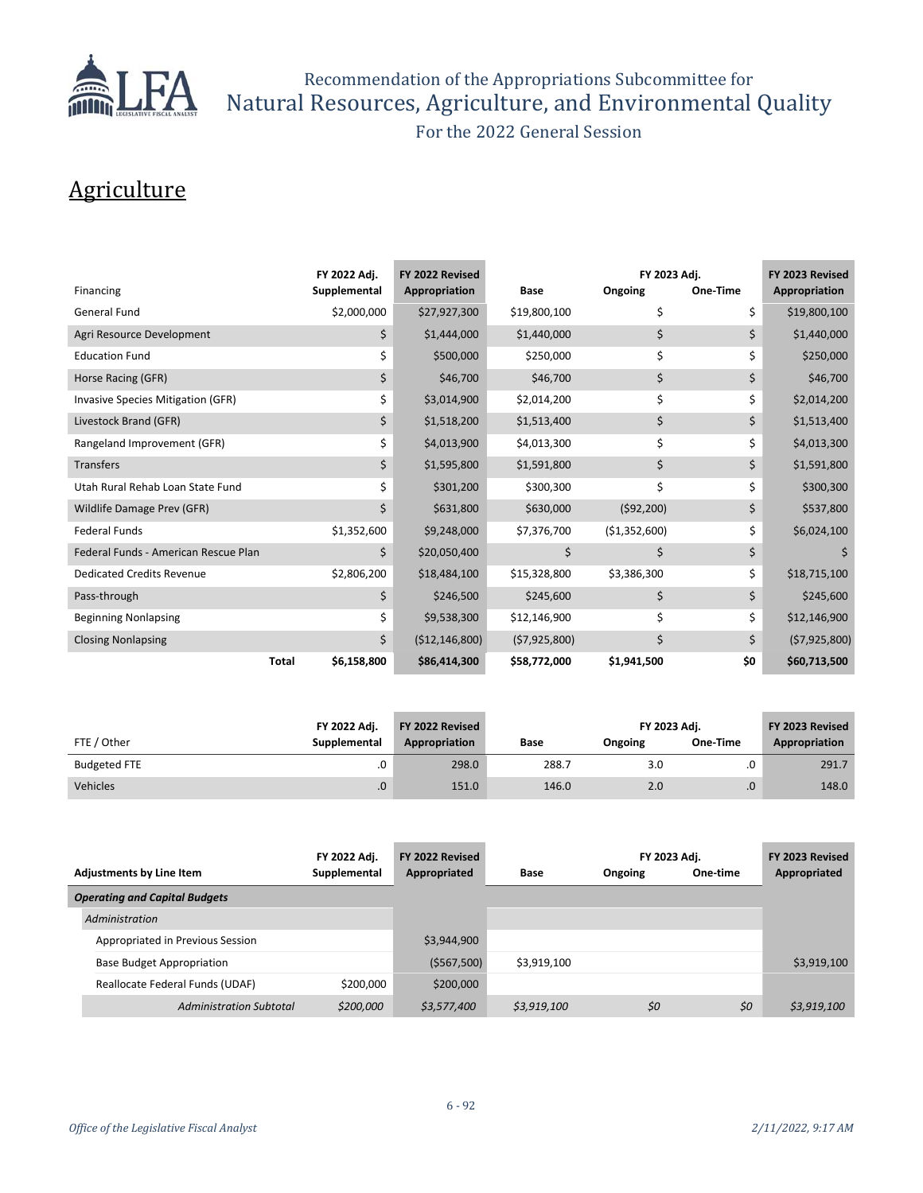Recommendation of the Appropriations Subcommittee for
Natural Resources, Agriculture, and Environmental Quality
For the 2022 General Session

# Agriculture

| Financing | FY 2022 Adj. Supplemental | FY 2022 Revised Appropriation | Base | FY 2023 Adj. Ongoing | FY 2023 Adj. One-Time | FY 2023 Revised Appropriation |
|---|---|---|---|---|---|---|
| General Fund | $2,000,000 | $27,927,300 | $19,800,100 | $ | $ | $19,800,100 |
| Agri Resource Development | $ | $1,444,000 | $1,440,000 | $ | $ | $1,440,000 |
| Education Fund | $ | $500,000 | $250,000 | $ | $ | $250,000 |
| Horse Racing (GFR) | $ | $46,700 | $46,700 | $ | $ | $46,700 |
| Invasive Species Mitigation (GFR) | $ | $3,014,900 | $2,014,200 | $ | $ | $2,014,200 |
| Livestock Brand (GFR) | $ | $1,518,200 | $1,513,400 | $ | $ | $1,513,400 |
| Rangeland Improvement (GFR) | $ | $4,013,900 | $4,013,300 | $ | $ | $4,013,300 |
| Transfers | $ | $1,595,800 | $1,591,800 | $ | $ | $1,591,800 |
| Utah Rural Rehab Loan State Fund | $ | $301,200 | $300,300 | $ | $ | $300,300 |
| Wildlife Damage Prev (GFR) | $ | $631,800 | $630,000 | ($92,200) | $ | $537,800 |
| Federal Funds | $1,352,600 | $9,248,000 | $7,376,700 | ($1,352,600) | $ | $6,024,100 |
| Federal Funds - American Rescue Plan | $ | $20,050,400 | $ | $ | $ | $ |
| Dedicated Credits Revenue | $2,806,200 | $18,484,100 | $15,328,800 | $3,386,300 | $ | $18,715,100 |
| Pass-through | $ | $246,500 | $245,600 | $ | $ | $245,600 |
| Beginning Nonlapsing | $ | $9,538,300 | $12,146,900 | $ | $ | $12,146,900 |
| Closing Nonlapsing | $ | ($12,146,800) | ($7,925,800) | $ | $ | ($7,925,800) |
| **Total** | **$6,158,800** | **$86,414,300** | **$58,772,000** | **$1,941,500** | **$0** | **$60,713,500** |

| FTE / Other | FY 2022 Adj. Supplemental | FY 2022 Revised Appropriation | Base | FY 2023 Adj. Ongoing | FY 2023 Adj. One-Time | FY 2023 Revised Appropriation |
|---|---|---|---|---|---|---|
| Budgeted FTE | .0 | 298.0 | 288.7 | 3.0 | .0 | 291.7 |
| Vehicles | .0 | 151.0 | 146.0 | 2.0 | .0 | 148.0 |

| Adjustments by Line Item | FY 2022 Adj. Supplemental | FY 2022 Revised Appropriated | Base | FY 2023 Adj. Ongoing | FY 2023 Adj. One-time | FY 2023 Revised Appropriated |
|---|---|---|---|---|---|---|
| ***Operating and Capital Budgets*** | | | | | | |
| *Administration* | | | | | | |
| Appropriated in Previous Session | | $3,944,900 | | | | |
| Base Budget Appropriation | | ($567,500) | $3,919,100 | | | $3,919,100 |
| Reallocate Federal Funds (UDAF) | $200,000 | $200,000 | | | | |
| *Administration Subtotal* | *$200,000* | *$3,577,400* | *$3,919,100* | *$0* | *$0* | *$3,919,100* |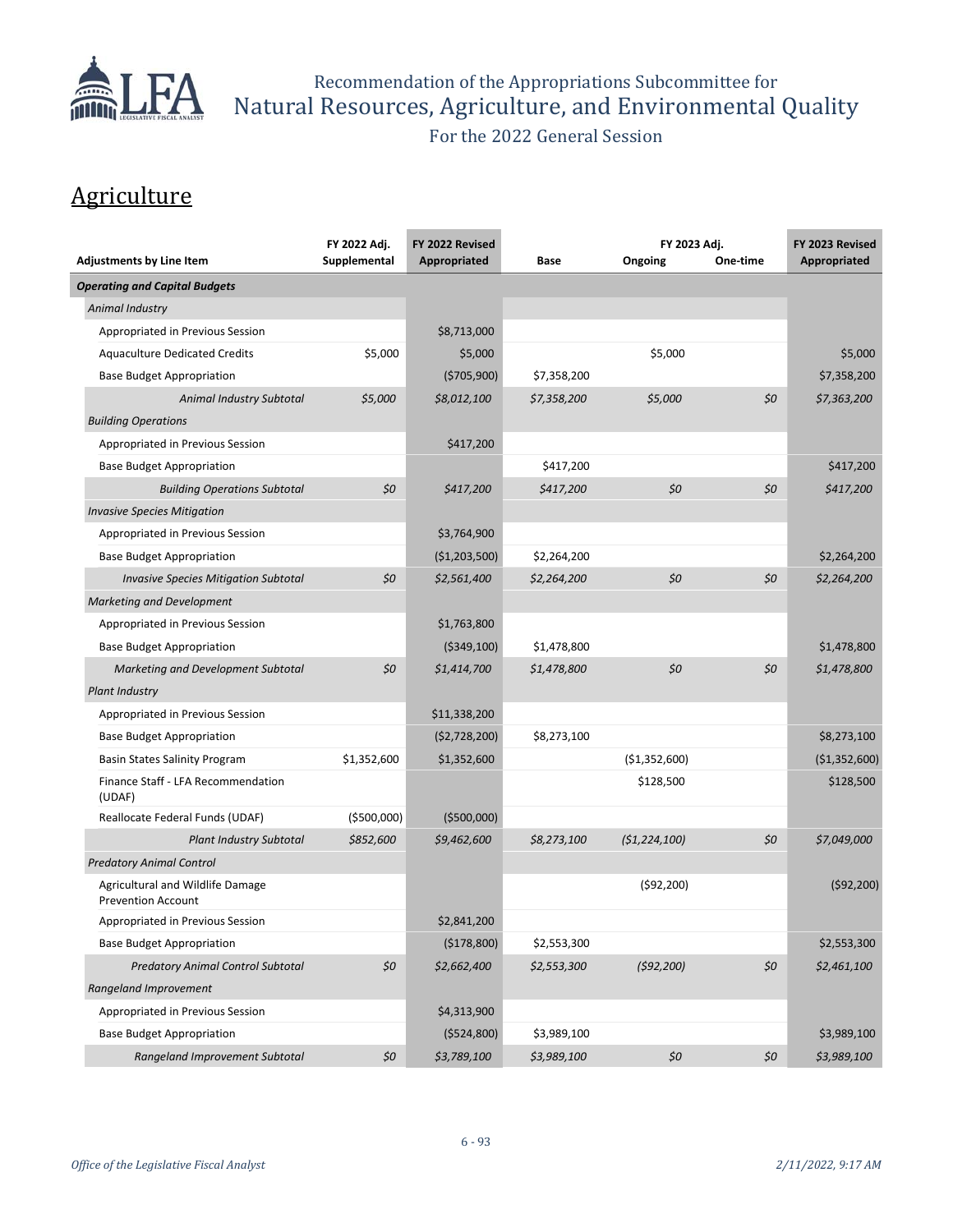Recommendation of the Appropriations Subcommittee for
# Natural Resources, Agriculture, and Environmental Quality
For the 2022 General Session

## Agriculture

| Adjustments by Line Item | FY 2022 Adj. Supplemental | FY 2022 Revised Appropriated | Base | FY 2023 Adj. Ongoing | FY 2023 Adj. One-time | FY 2023 Revised Appropriated |
|---|---|---|---|---|---|---|
| ***Operating and Capital Budgets*** | | | | | | |
| *Animal Industry* | | | | | | |
| Appropriated in Previous Session | | $8,713,000 | | | | |
| Aquaculture Dedicated Credits | $5,000 | $5,000 | | $5,000 | | $5,000 |
| Base Budget Appropriation | | ($705,900) | $7,358,200 | | | $7,358,200 |
| *Animal Industry Subtotal* | *$5,000* | *$8,012,100* | *$7,358,200* | *$5,000* | *$0* | *$7,363,200* |
| *Building Operations* | | | | | | |
| Appropriated in Previous Session | | $417,200 | | | | |
| Base Budget Appropriation | | | $417,200 | | | $417,200 |
| *Building Operations Subtotal* | *$0* | *$417,200* | *$417,200* | *$0* | *$0* | *$417,200* |
| *Invasive Species Mitigation* | | | | | | |
| Appropriated in Previous Session | | $3,764,900 | | | | |
| Base Budget Appropriation | | ($1,203,500) | $2,264,200 | | | $2,264,200 |
| *Invasive Species Mitigation Subtotal* | *$0* | *$2,561,400* | *$2,264,200* | *$0* | *$0* | *$2,264,200* |
| *Marketing and Development* | | | | | | |
| Appropriated in Previous Session | | $1,763,800 | | | | |
| Base Budget Appropriation | | ($349,100) | $1,478,800 | | | $1,478,800 |
| *Marketing and Development Subtotal* | *$0* | *$1,414,700* | *$1,478,800* | *$0* | *$0* | *$1,478,800* |
| *Plant Industry* | | | | | | |
| Appropriated in Previous Session | | $11,338,200 | | | | |
| Base Budget Appropriation | | ($2,728,200) | $8,273,100 | | | $8,273,100 |
| Basin States Salinity Program | $1,352,600 | $1,352,600 | | ($1,352,600) | | ($1,352,600) |
| Finance Staff - LFA Recommendation (UDAF) | | | | $128,500 | | $128,500 |
| Reallocate Federal Funds (UDAF) | ($500,000) | ($500,000) | | | | |
| *Plant Industry Subtotal* | *$852,600* | *$9,462,600* | *$8,273,100* | *($1,224,100)* | *$0* | *$7,049,000* |
| *Predatory Animal Control* | | | | | | |
| Agricultural and Wildlife Damage Prevention Account | | | | ($92,200) | | ($92,200) |
| Appropriated in Previous Session | | $2,841,200 | | | | |
| Base Budget Appropriation | | ($178,800) | $2,553,300 | | | $2,553,300 |
| *Predatory Animal Control Subtotal* | *$0* | *$2,662,400* | *$2,553,300* | *($92,200)* | *$0* | *$2,461,100* |
| *Rangeland Improvement* | | | | | | |
| Appropriated in Previous Session | | $4,313,900 | | | | |
| Base Budget Appropriation | | ($524,800) | $3,989,100 | | | $3,989,100 |
| *Rangeland Improvement Subtotal* | *$0* | *$3,789,100* | *$3,989,100* | *$0* | *$0* | *$3,989,100* |

*Office of the Legislative Fiscal Analyst* *2/11/2022, 9:17 AM*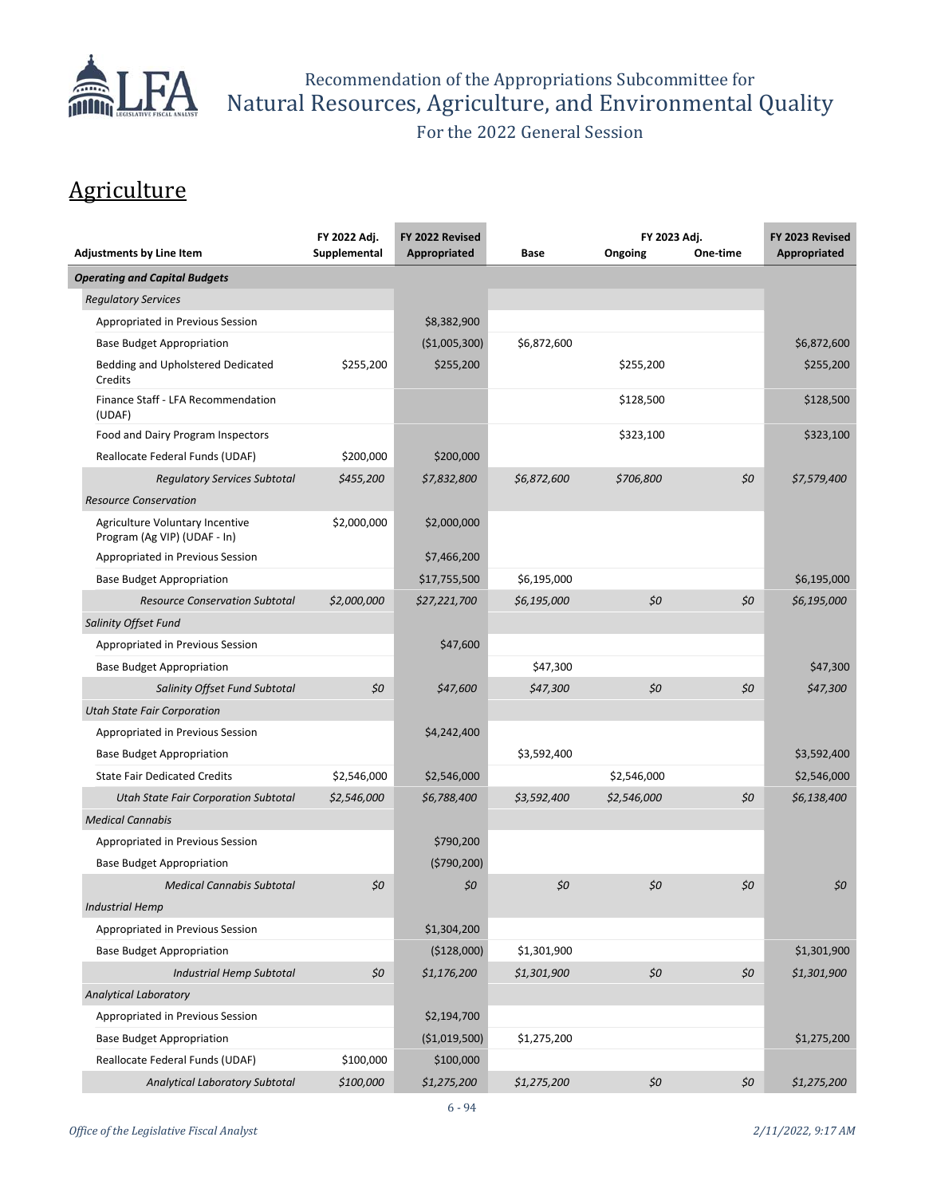Recommendation of the Appropriations Subcommittee for
# Natural Resources, Agriculture, and Environmental Quality
For the 2022 General Session

## Agriculture

| Adjustments by Line Item | FY 2022 Adj. Supplemental | FY 2022 Revised Appropriated | Base | FY 2023 Adj. Ongoing | One-time | FY 2023 Revised Appropriated |
|---|---|---|---|---|---|---|
| ***Operating and Capital Budgets*** | | | | | | |
| *Regulatory Services* | | | | | | |
| Appropriated in Previous Session | | $8,382,900 | | | | |
| Base Budget Appropriation | | ($1,005,300) | $6,872,600 | | | $6,872,600 |
| Bedding and Upholstered Dedicated Credits | $255,200 | $255,200 | | $255,200 | | $255,200 |
| Finance Staff - LFA Recommendation (UDAF) | | | | $128,500 | | $128,500 |
| Food and Dairy Program Inspectors | | | | $323,100 | | $323,100 |
| Reallocate Federal Funds (UDAF) | $200,000 | $200,000 | | | | |
| *Regulatory Services Subtotal* | *$455,200* | *$7,832,800* | *$6,872,600* | *$706,800* | *$0* | *$7,579,400* |
| *Resource Conservation* | | | | | | |
| Agriculture Voluntary Incentive Program (Ag VIP) (UDAF - In) | $2,000,000 | $2,000,000 | | | | |
| Appropriated in Previous Session | | $7,466,200 | | | | |
| Base Budget Appropriation | | $17,755,500 | $6,195,000 | | | $6,195,000 |
| *Resource Conservation Subtotal* | *$2,000,000* | *$27,221,700* | *$6,195,000* | *$0* | *$0* | *$6,195,000* |
| *Salinity Offset Fund* | | | | | | |
| Appropriated in Previous Session | | $47,600 | | | | |
| Base Budget Appropriation | | | $47,300 | | | $47,300 |
| *Salinity Offset Fund Subtotal* | *$0* | *$47,600* | *$47,300* | *$0* | *$0* | *$47,300* |
| *Utah State Fair Corporation* | | | | | | |
| Appropriated in Previous Session | | $4,242,400 | | | | |
| Base Budget Appropriation | | | $3,592,400 | | | $3,592,400 |
| State Fair Dedicated Credits | $2,546,000 | $2,546,000 | | $2,546,000 | | $2,546,000 |
| *Utah State Fair Corporation Subtotal* | *$2,546,000* | *$6,788,400* | *$3,592,400* | *$2,546,000* | *$0* | *$6,138,400* |
| *Medical Cannabis* | | | | | | |
| Appropriated in Previous Session | | $790,200 | | | | |
| Base Budget Appropriation | | ($790,200) | | | | |
| *Medical Cannabis Subtotal* | *$0* | *$0* | *$0* | *$0* | *$0* | *$0* |
| *Industrial Hemp* | | | | | | |
| Appropriated in Previous Session | | $1,304,200 | | | | |
| Base Budget Appropriation | | ($128,000) | $1,301,900 | | | $1,301,900 |
| *Industrial Hemp Subtotal* | *$0* | *$1,176,200* | *$1,301,900* | *$0* | *$0* | *$1,301,900* |
| *Analytical Laboratory* | | | | | | |
| Appropriated in Previous Session | | $2,194,700 | | | | |
| Base Budget Appropriation | | ($1,019,500) | $1,275,200 | | | $1,275,200 |
| Reallocate Federal Funds (UDAF) | $100,000 | $100,000 | | | | |
| *Analytical Laboratory Subtotal* | *$100,000* | *$1,275,200* | *$1,275,200* | *$0* | *$0* | *$1,275,200* |

*Office of the Legislative Fiscal Analyst* — *2/11/2022, 9:17 AM*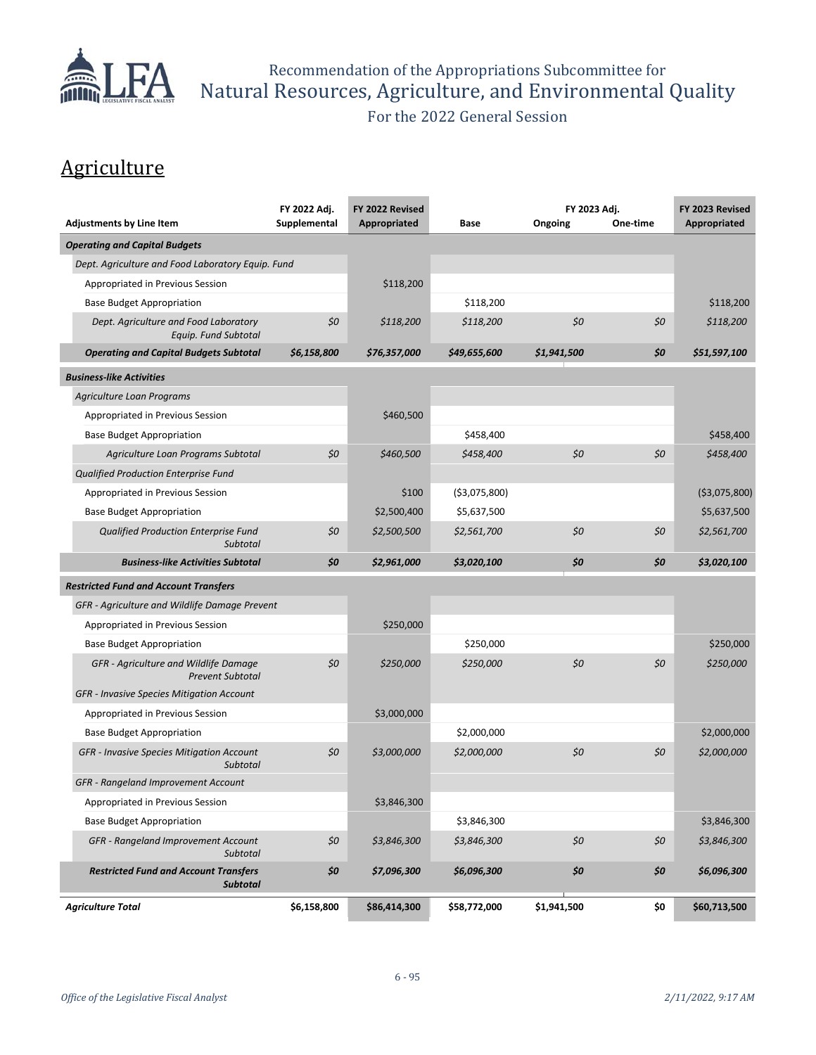# Recommendation of the Appropriations Subcommittee for Natural Resources, Agriculture, and Environmental Quality

For the 2022 General Session

## Agriculture

| Adjustments by Line Item | FY 2022 Adj. Supplemental | FY 2022 Revised Appropriated | Base | FY 2023 Adj. Ongoing | FY 2023 Adj. One-time | FY 2023 Revised Appropriated |
|---|---|---|---|---|---|---|
| ***Operating and Capital Budgets*** | | | | | | |
| *Dept. Agriculture and Food Laboratory Equip. Fund* | | | | | | |
| Appropriated in Previous Session | | $118,200 | | | | |
| Base Budget Appropriation | | | $118,200 | | | $118,200 |
| *Dept. Agriculture and Food Laboratory Equip. Fund Subtotal* | *$0* | *$118,200* | *$118,200* | *$0* | *$0* | *$118,200* |
| ***Operating and Capital Budgets Subtotal*** | ***$6,158,800*** | ***$76,357,000*** | ***$49,655,600*** | ***$1,941,500*** | ***$0*** | ***$51,597,100*** |
| ***Business-like Activities*** | | | | | | |
| *Agriculture Loan Programs* | | | | | | |
| Appropriated in Previous Session | | $460,500 | | | | |
| Base Budget Appropriation | | | $458,400 | | | $458,400 |
| *Agriculture Loan Programs Subtotal* | *$0* | *$460,500* | *$458,400* | *$0* | *$0* | *$458,400* |
| *Qualified Production Enterprise Fund* | | | | | | |
| Appropriated in Previous Session | | $100 | ($3,075,800) | | | ($3,075,800) |
| Base Budget Appropriation | | $2,500,400 | $5,637,500 | | | $5,637,500 |
| *Qualified Production Enterprise Fund Subtotal* | *$0* | *$2,500,500* | *$2,561,700* | *$0* | *$0* | *$2,561,700* |
| ***Business-like Activities Subtotal*** | ***$0*** | ***$2,961,000*** | ***$3,020,100*** | ***$0*** | ***$0*** | ***$3,020,100*** |
| ***Restricted Fund and Account Transfers*** | | | | | | |
| *GFR - Agriculture and Wildlife Damage Prevent* | | | | | | |
| Appropriated in Previous Session | | $250,000 | | | | |
| Base Budget Appropriation | | | $250,000 | | | $250,000 |
| *GFR - Agriculture and Wildlife Damage Prevent Subtotal* | *$0* | *$250,000* | *$250,000* | *$0* | *$0* | *$250,000* |
| *GFR - Invasive Species Mitigation Account* | | | | | | |
| Appropriated in Previous Session | | $3,000,000 | | | | |
| Base Budget Appropriation | | | $2,000,000 | | | $2,000,000 |
| *GFR - Invasive Species Mitigation Account Subtotal* | *$0* | *$3,000,000* | *$2,000,000* | *$0* | *$0* | *$2,000,000* |
| *GFR - Rangeland Improvement Account* | | | | | | |
| Appropriated in Previous Session | | $3,846,300 | | | | |
| Base Budget Appropriation | | | $3,846,300 | | | $3,846,300 |
| *GFR - Rangeland Improvement Account Subtotal* | *$0* | *$3,846,300* | *$3,846,300* | *$0* | *$0* | *$3,846,300* |
| ***Restricted Fund and Account Transfers Subtotal*** | ***$0*** | ***$7,096,300*** | ***$6,096,300*** | ***$0*** | ***$0*** | ***$6,096,300*** |
| ***Agriculture Total*** | **$6,158,800** | **$86,414,300** | **$58,772,000** | **$1,941,500** | **$0** | **$60,713,500** |

*Office of the Legislative Fiscal Analyst* *2/11/2022, 9:17 AM*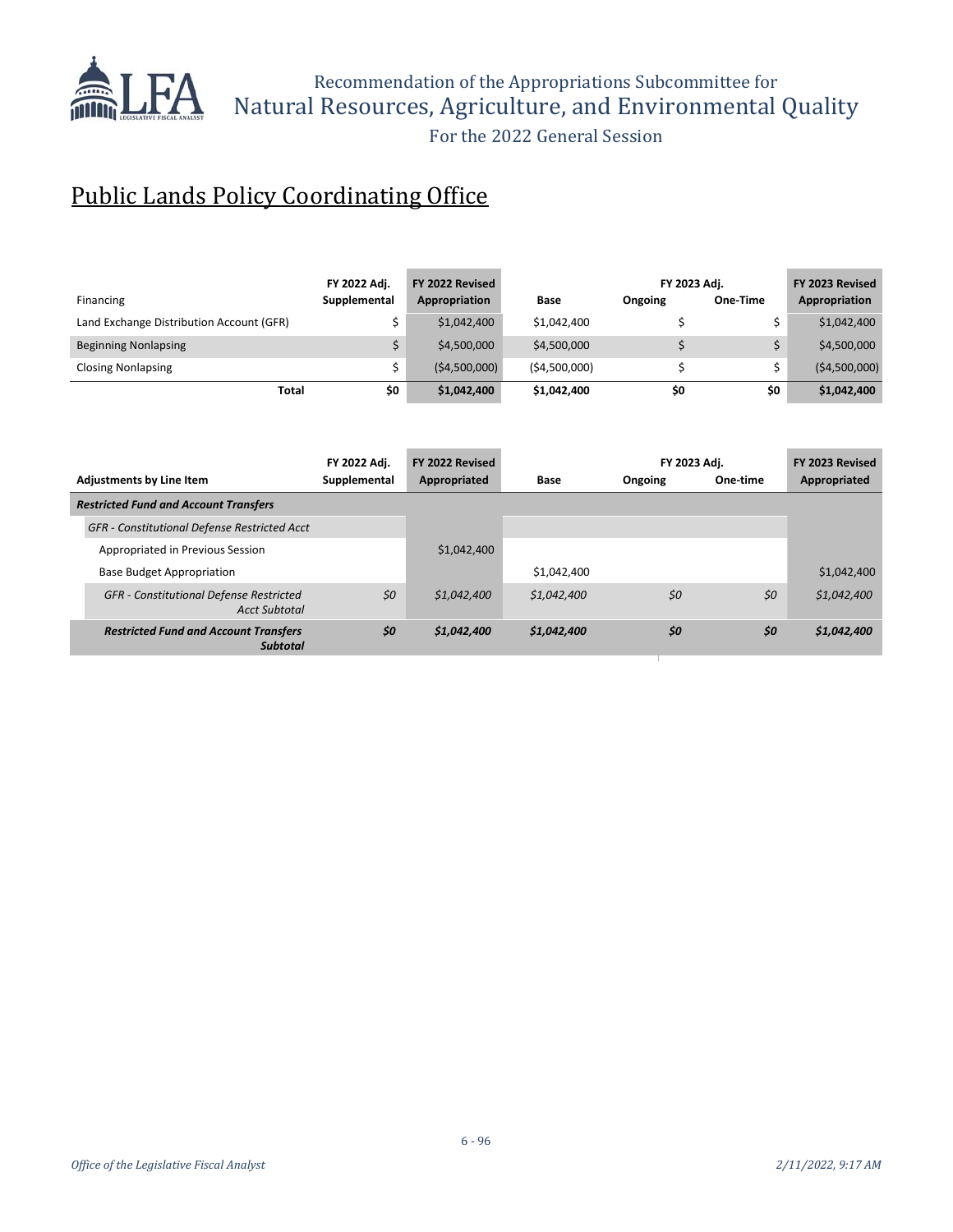## Public Lands Policy Coordinating Office

| Financing | FY 2022 Adj. Supplemental | FY 2022 Revised Appropriation | Base | FY 2023 Adj. Ongoing | FY 2023 Adj. One-Time | FY 2023 Revised Appropriation |
|---|---|---|---|---|---|---|
| Land Exchange Distribution Account (GFR) | $ | $1,042,400 | $1,042,400 | $ | $ | $1,042,400 |
| Beginning Nonlapsing | $ | $4,500,000 | $4,500,000 | $ | $ | $4,500,000 |
| Closing Nonlapsing | $ | ($4,500,000) | ($4,500,000) | $ | $ | ($4,500,000) |
| **Total** | **$0** | **$1,042,400** | **$1,042,400** | **$0** | **$0** | **$1,042,400** |

| Adjustments by Line Item | FY 2022 Adj. Supplemental | FY 2022 Revised Appropriated | Base | FY 2023 Adj. Ongoing | FY 2023 Adj. One-time | FY 2023 Revised Appropriated |
|---|---|---|---|---|---|---|
| ***Restricted Fund and Account Transfers*** | | | | | | |
| *GFR - Constitutional Defense Restricted Acct* | | | | | | |
| Appropriated in Previous Session | | $1,042,400 | | | | |
| Base Budget Appropriation | | | $1,042,400 | | | $1,042,400 |
| *GFR - Constitutional Defense Restricted Acct Subtotal* | *$0* | *$1,042,400* | *$1,042,400* | *$0* | *$0* | *$1,042,400* |
| ***Restricted Fund and Account Transfers Subtotal*** | ***$0*** | ***$1,042,400*** | ***$1,042,400*** | ***$0*** | ***$0*** | ***$1,042,400*** |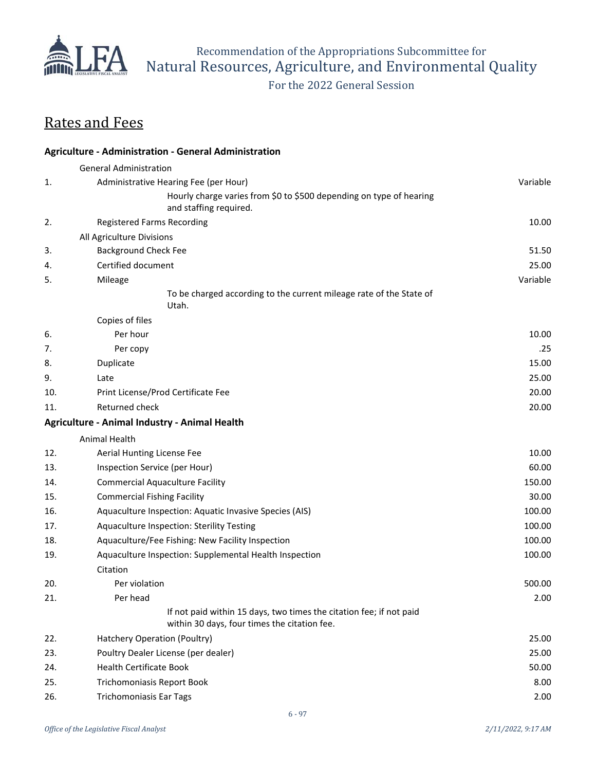Recommendation of the Appropriations Subcommittee for
Natural Resources, Agriculture, and Environmental Quality
For the 2022 General Session

## Rates and Fees

### Agriculture - Administration - General Administration

| | | |
|---|---|---|
| | General Administration | |
| 1. | Administrative Hearing Fee (per Hour) | Variable |
| | Hourly charge varies from $0 to $500 depending on type of hearing and staffing required. | |
| 2. | Registered Farms Recording | 10.00 |
| | All Agriculture Divisions | |
| 3. | Background Check Fee | 51.50 |
| 4. | Certified document | 25.00 |
| 5. | Mileage | Variable |
| | To be charged according to the current mileage rate of the State of Utah. | |
| | Copies of files | |
| 6. | Per hour | 10.00 |
| 7. | Per copy | .25 |
| 8. | Duplicate | 15.00 |
| 9. | Late | 25.00 |
| 10. | Print License/Prod Certificate Fee | 20.00 |
| 11. | Returned check | 20.00 |

### Agriculture - Animal Industry - Animal Health

| | | |
|---|---|---|
| | Animal Health | |
| 12. | Aerial Hunting License Fee | 10.00 |
| 13. | Inspection Service (per Hour) | 60.00 |
| 14. | Commercial Aquaculture Facility | 150.00 |
| 15. | Commercial Fishing Facility | 30.00 |
| 16. | Aquaculture Inspection: Aquatic Invasive Species (AIS) | 100.00 |
| 17. | Aquaculture Inspection: Sterility Testing | 100.00 |
| 18. | Aquaculture/Fee Fishing: New Facility Inspection | 100.00 |
| 19. | Aquaculture Inspection: Supplemental Health Inspection | 100.00 |
| | Citation | |
| 20. | Per violation | 500.00 |
| 21. | Per head | 2.00 |
| | If not paid within 15 days, two times the citation fee; if not paid within 30 days, four times the citation fee. | |
| 22. | Hatchery Operation (Poultry) | 25.00 |
| 23. | Poultry Dealer License (per dealer) | 25.00 |
| 24. | Health Certificate Book | 50.00 |
| 25. | Trichomoniasis Report Book | 8.00 |
| 26. | Trichomoniasis Ear Tags | 2.00 |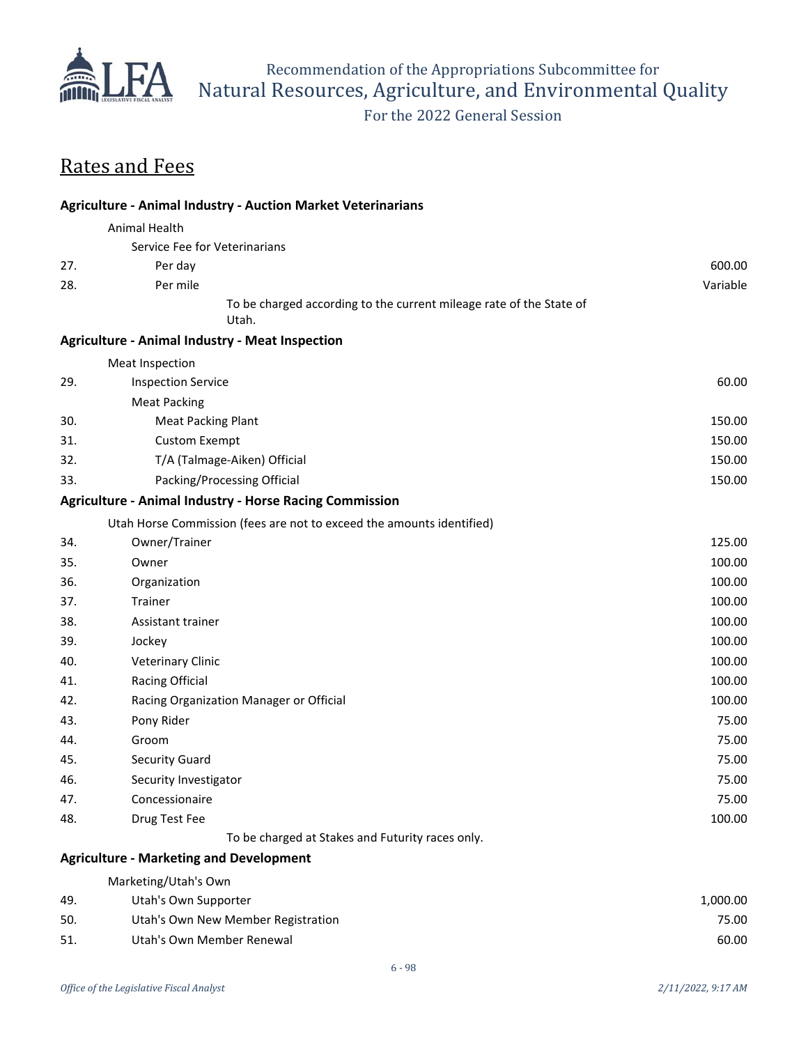# Rates and Fees

| | | |
|---|---|---|
| | **Agriculture - Animal Industry - Auction Market Veterinarians** | |
| | Animal Health | |
| | Service Fee for Veterinarians | |
| 27. | Per day | 600.00 |
| 28. | Per mile | Variable |
| | To be charged according to the current mileage rate of the State of Utah. | |
| | **Agriculture - Animal Industry - Meat Inspection** | |
| | Meat Inspection | |
| 29. | Inspection Service | 60.00 |
| | Meat Packing | |
| 30. | Meat Packing Plant | 150.00 |
| 31. | Custom Exempt | 150.00 |
| 32. | T/A (Talmage-Aiken) Official | 150.00 |
| 33. | Packing/Processing Official | 150.00 |
| | **Agriculture - Animal Industry - Horse Racing Commission** | |
| | Utah Horse Commission (fees are not to exceed the amounts identified) | |
| 34. | Owner/Trainer | 125.00 |
| 35. | Owner | 100.00 |
| 36. | Organization | 100.00 |
| 37. | Trainer | 100.00 |
| 38. | Assistant trainer | 100.00 |
| 39. | Jockey | 100.00 |
| 40. | Veterinary Clinic | 100.00 |
| 41. | Racing Official | 100.00 |
| 42. | Racing Organization Manager or Official | 100.00 |
| 43. | Pony Rider | 75.00 |
| 44. | Groom | 75.00 |
| 45. | Security Guard | 75.00 |
| 46. | Security Investigator | 75.00 |
| 47. | Concessionaire | 75.00 |
| 48. | Drug Test Fee | 100.00 |
| | To be charged at Stakes and Futurity races only. | |
| | **Agriculture - Marketing and Development** | |
| | Marketing/Utah's Own | |
| 49. | Utah's Own Supporter | 1,000.00 |
| 50. | Utah's Own New Member Registration | 75.00 |
| 51. | Utah's Own Member Renewal | 60.00 |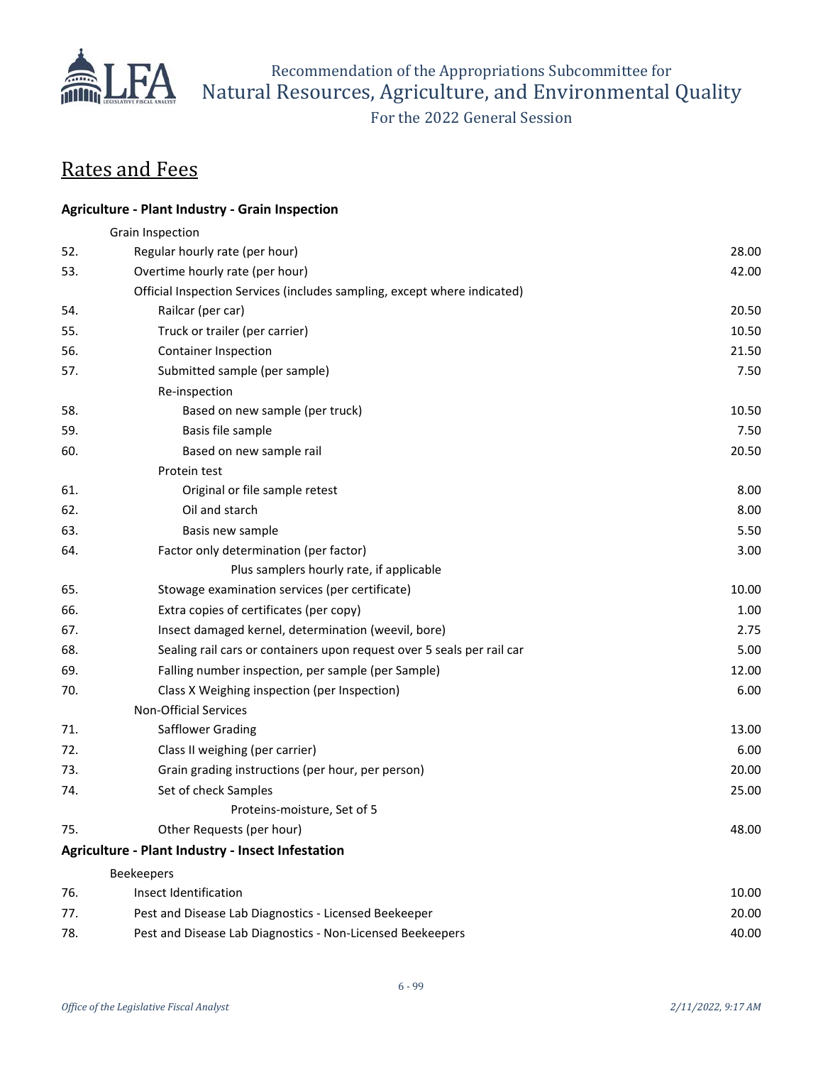## Rates and Fees

**Agriculture - Plant Industry - Grain Inspection**

| # | Item | Fee |
|---|---|---|
| | Grain Inspection | |
| 52. | Regular hourly rate (per hour) | 28.00 |
| 53. | Overtime hourly rate (per hour) | 42.00 |
| | Official Inspection Services (includes sampling, except where indicated) | |
| 54. | Railcar (per car) | 20.50 |
| 55. | Truck or trailer (per carrier) | 10.50 |
| 56. | Container Inspection | 21.50 |
| 57. | Submitted sample (per sample) | 7.50 |
| | Re-inspection | |
| 58. | Based on new sample (per truck) | 10.50 |
| 59. | Basis file sample | 7.50 |
| 60. | Based on new sample rail | 20.50 |
| | Protein test | |
| 61. | Original or file sample retest | 8.00 |
| 62. | Oil and starch | 8.00 |
| 63. | Basis new sample | 5.50 |
| 64. | Factor only determination (per factor) | 3.00 |
| | Plus samplers hourly rate, if applicable | |
| 65. | Stowage examination services (per certificate) | 10.00 |
| 66. | Extra copies of certificates (per copy) | 1.00 |
| 67. | Insect damaged kernel, determination (weevil, bore) | 2.75 |
| 68. | Sealing rail cars or containers upon request over 5 seals per rail car | 5.00 |
| 69. | Falling number inspection, per sample (per Sample) | 12.00 |
| 70. | Class X Weighing inspection (per Inspection) | 6.00 |
| | Non-Official Services | |
| 71. | Safflower Grading | 13.00 |
| 72. | Class II weighing (per carrier) | 6.00 |
| 73. | Grain grading instructions (per hour, per person) | 20.00 |
| 74. | Set of check Samples | 25.00 |
| | Proteins-moisture, Set of 5 | |
| 75. | Other Requests (per hour) | 48.00 |

**Agriculture - Plant Industry - Insect Infestation**

| # | Item | Fee |
|---|---|---|
| | Beekeepers | |
| 76. | Insect Identification | 10.00 |
| 77. | Pest and Disease Lab Diagnostics - Licensed Beekeeper | 20.00 |
| 78. | Pest and Disease Lab Diagnostics - Non-Licensed Beekeepers | 40.00 |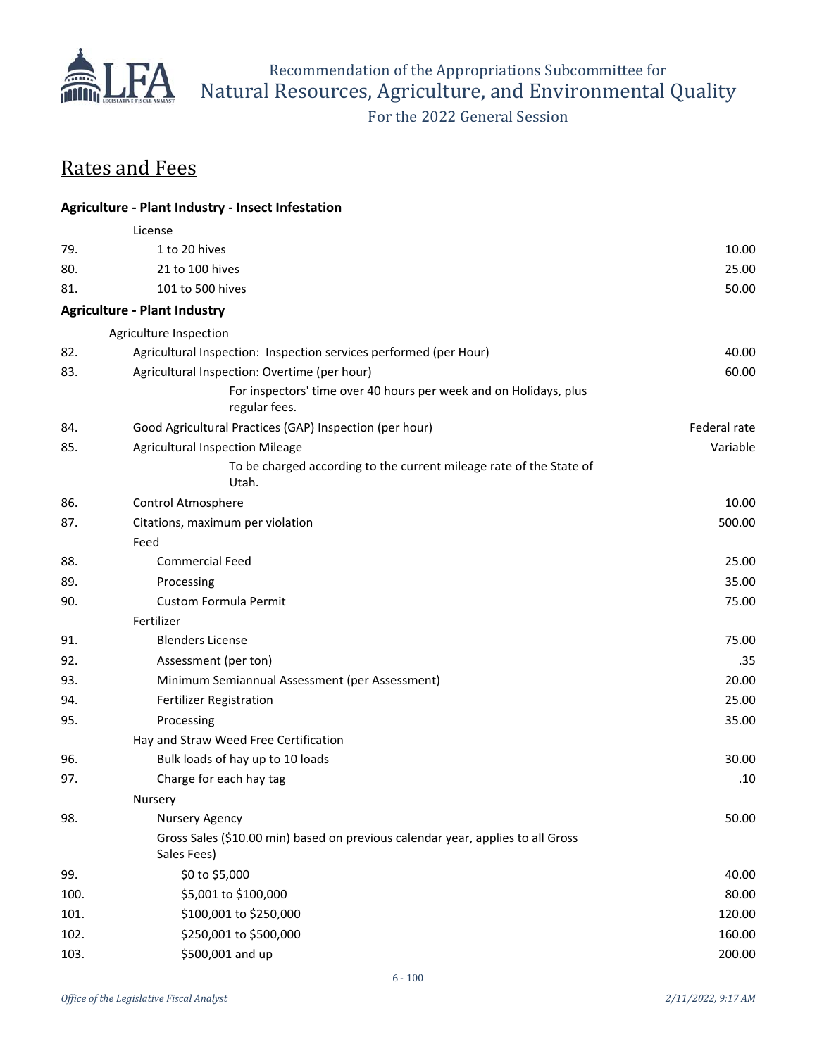# Rates and Fees

| | | |
|---|---|---|
| **Agriculture - Plant Industry - Insect Infestation** | | |
| | License | |
| 79. | 1 to 20 hives | 10.00 |
| 80. | 21 to 100 hives | 25.00 |
| 81. | 101 to 500 hives | 50.00 |
| **Agriculture - Plant Industry** | | |
| | Agriculture Inspection | |
| 82. | Agricultural Inspection: Inspection services performed (per Hour) | 40.00 |
| 83. | Agricultural Inspection: Overtime (per hour) | 60.00 |
| | For inspectors' time over 40 hours per week and on Holidays, plus regular fees. | |
| 84. | Good Agricultural Practices (GAP) Inspection (per hour) | Federal rate |
| 85. | Agricultural Inspection Mileage | Variable |
| | To be charged according to the current mileage rate of the State of Utah. | |
| 86. | Control Atmosphere | 10.00 |
| 87. | Citations, maximum per violation | 500.00 |
| | Feed | |
| 88. | Commercial Feed | 25.00 |
| 89. | Processing | 35.00 |
| 90. | Custom Formula Permit | 75.00 |
| | Fertilizer | |
| 91. | Blenders License | 75.00 |
| 92. | Assessment (per ton) | .35 |
| 93. | Minimum Semiannual Assessment (per Assessment) | 20.00 |
| 94. | Fertilizer Registration | 25.00 |
| 95. | Processing | 35.00 |
| | Hay and Straw Weed Free Certification | |
| 96. | Bulk loads of hay up to 10 loads | 30.00 |
| 97. | Charge for each hay tag | .10 |
| | Nursery | |
| 98. | Nursery Agency | 50.00 |
| | Gross Sales ($10.00 min) based on previous calendar year, applies to all Gross Sales Fees) | |
| 99. | $0 to $5,000 | 40.00 |
| 100. | $5,001 to $100,000 | 80.00 |
| 101. | $100,001 to $250,000 | 120.00 |
| 102. | $250,001 to $500,000 | 160.00 |
| 103. | $500,001 and up | 200.00 |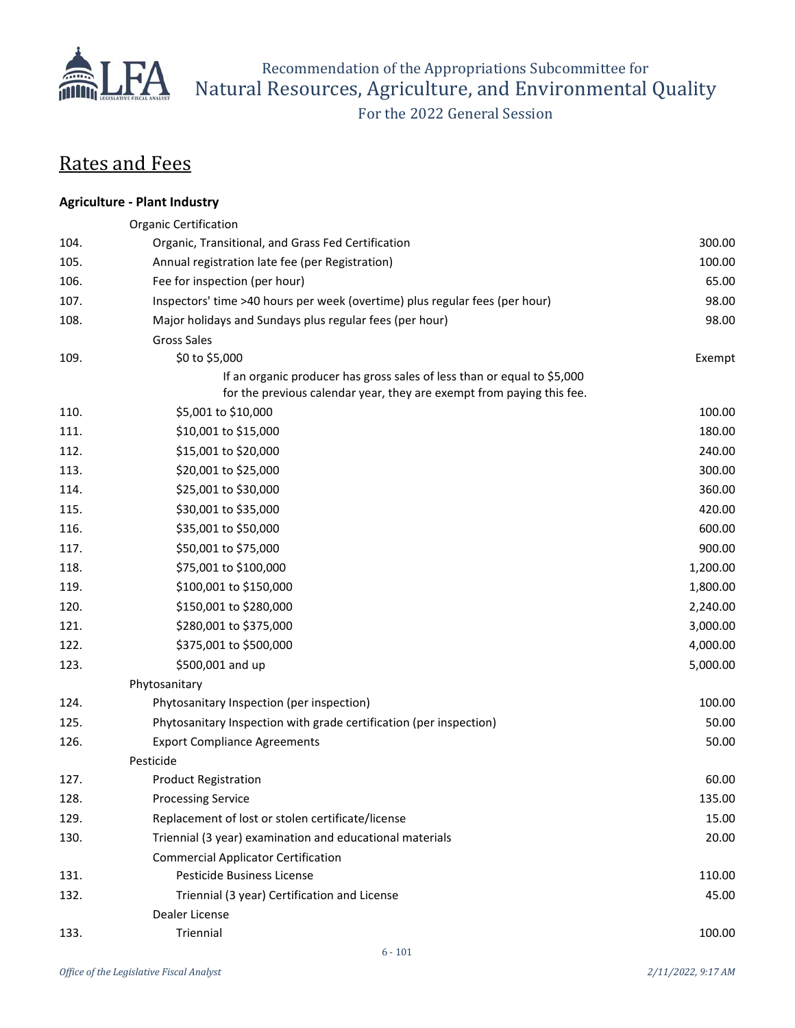# Rates and Fees

**Agriculture - Plant Industry**

| | | |
|---|---|---|
| | Organic Certification | |
| 104. | Organic, Transitional, and Grass Fed Certification | 300.00 |
| 105. | Annual registration late fee (per Registration) | 100.00 |
| 106. | Fee for inspection (per hour) | 65.00 |
| 107. | Inspectors' time >40 hours per week (overtime) plus regular fees (per hour) | 98.00 |
| 108. | Major holidays and Sundays plus regular fees (per hour) | 98.00 |
| | Gross Sales | |
| 109. | $0 to $5,000 | Exempt |
| | If an organic producer has gross sales of less than or equal to $5,000 for the previous calendar year, they are exempt from paying this fee. | |
| 110. | $5,001 to $10,000 | 100.00 |
| 111. | $10,001 to $15,000 | 180.00 |
| 112. | $15,001 to $20,000 | 240.00 |
| 113. | $20,001 to $25,000 | 300.00 |
| 114. | $25,001 to $30,000 | 360.00 |
| 115. | $30,001 to $35,000 | 420.00 |
| 116. | $35,001 to $50,000 | 600.00 |
| 117. | $50,001 to $75,000 | 900.00 |
| 118. | $75,001 to $100,000 | 1,200.00 |
| 119. | $100,001 to $150,000 | 1,800.00 |
| 120. | $150,001 to $280,000 | 2,240.00 |
| 121. | $280,001 to $375,000 | 3,000.00 |
| 122. | $375,001 to $500,000 | 4,000.00 |
| 123. | $500,001 and up | 5,000.00 |
| | Phytosanitary | |
| 124. | Phytosanitary Inspection (per inspection) | 100.00 |
| 125. | Phytosanitary Inspection with grade certification (per inspection) | 50.00 |
| 126. | Export Compliance Agreements | 50.00 |
| | Pesticide | |
| 127. | Product Registration | 60.00 |
| 128. | Processing Service | 135.00 |
| 129. | Replacement of lost or stolen certificate/license | 15.00 |
| 130. | Triennial (3 year) examination and educational materials | 20.00 |
| | Commercial Applicator Certification | |
| 131. | Pesticide Business License | 110.00 |
| 132. | Triennial (3 year) Certification and License | 45.00 |
| | Dealer License | |
| 133. | Triennial | 100.00 |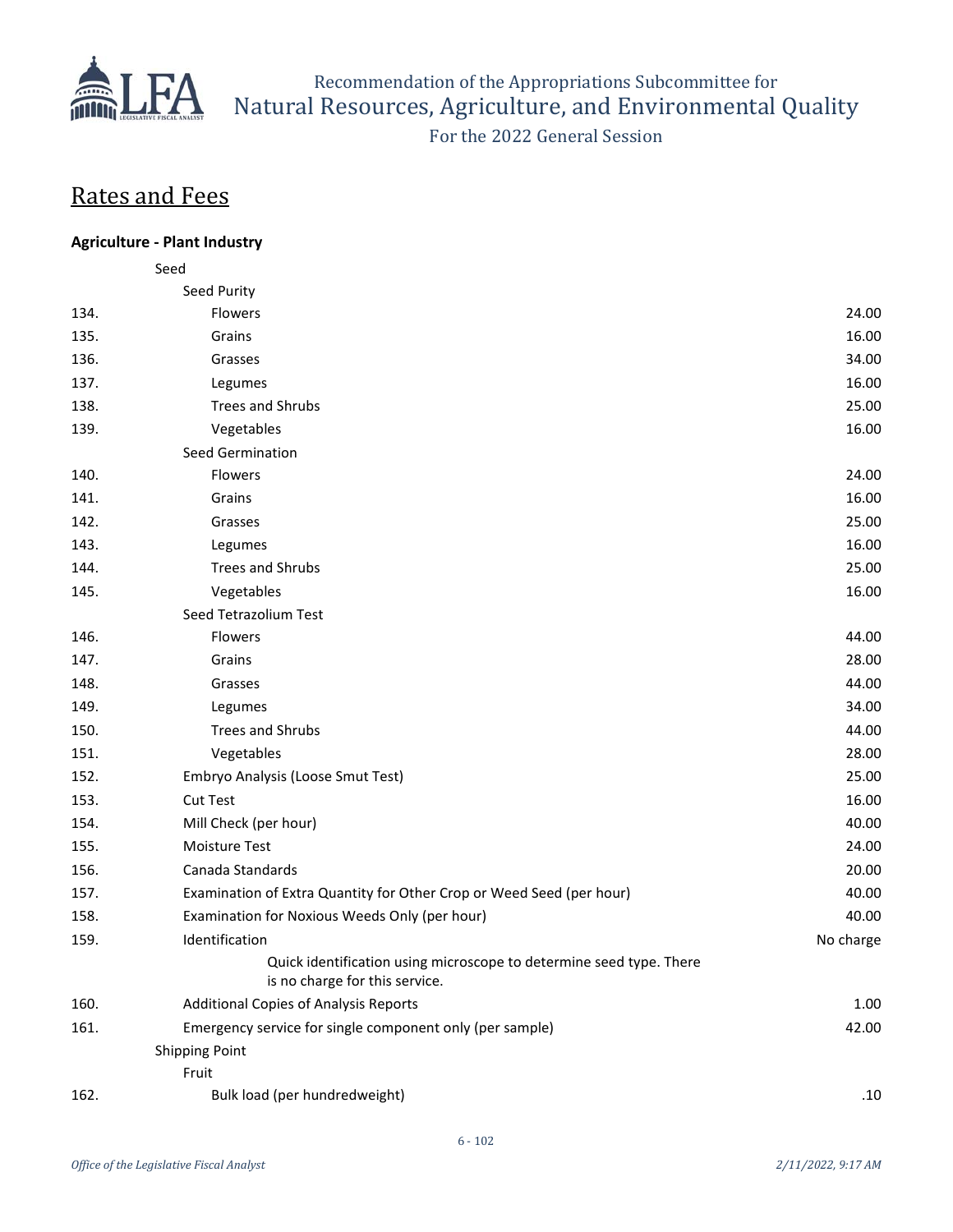## Rates and Fees

**Agriculture - Plant Industry**

| | | |
|---|---|---|
| | Seed | |
| | Seed Purity | |
| 134. | Flowers | 24.00 |
| 135. | Grains | 16.00 |
| 136. | Grasses | 34.00 |
| 137. | Legumes | 16.00 |
| 138. | Trees and Shrubs | 25.00 |
| 139. | Vegetables | 16.00 |
| | Seed Germination | |
| 140. | Flowers | 24.00 |
| 141. | Grains | 16.00 |
| 142. | Grasses | 25.00 |
| 143. | Legumes | 16.00 |
| 144. | Trees and Shrubs | 25.00 |
| 145. | Vegetables | 16.00 |
| | Seed Tetrazolium Test | |
| 146. | Flowers | 44.00 |
| 147. | Grains | 28.00 |
| 148. | Grasses | 44.00 |
| 149. | Legumes | 34.00 |
| 150. | Trees and Shrubs | 44.00 |
| 151. | Vegetables | 28.00 |
| 152. | Embryo Analysis (Loose Smut Test) | 25.00 |
| 153. | Cut Test | 16.00 |
| 154. | Mill Check (per hour) | 40.00 |
| 155. | Moisture Test | 24.00 |
| 156. | Canada Standards | 20.00 |
| 157. | Examination of Extra Quantity for Other Crop or Weed Seed (per hour) | 40.00 |
| 158. | Examination for Noxious Weeds Only (per hour) | 40.00 |
| 159. | Identification | No charge |
| | Quick identification using microscope to determine seed type. There is no charge for this service. | |
| 160. | Additional Copies of Analysis Reports | 1.00 |
| 161. | Emergency service for single component only (per sample) | 42.00 |
| | Shipping Point | |
| | Fruit | |
| 162. | Bulk load (per hundredweight) | .10 |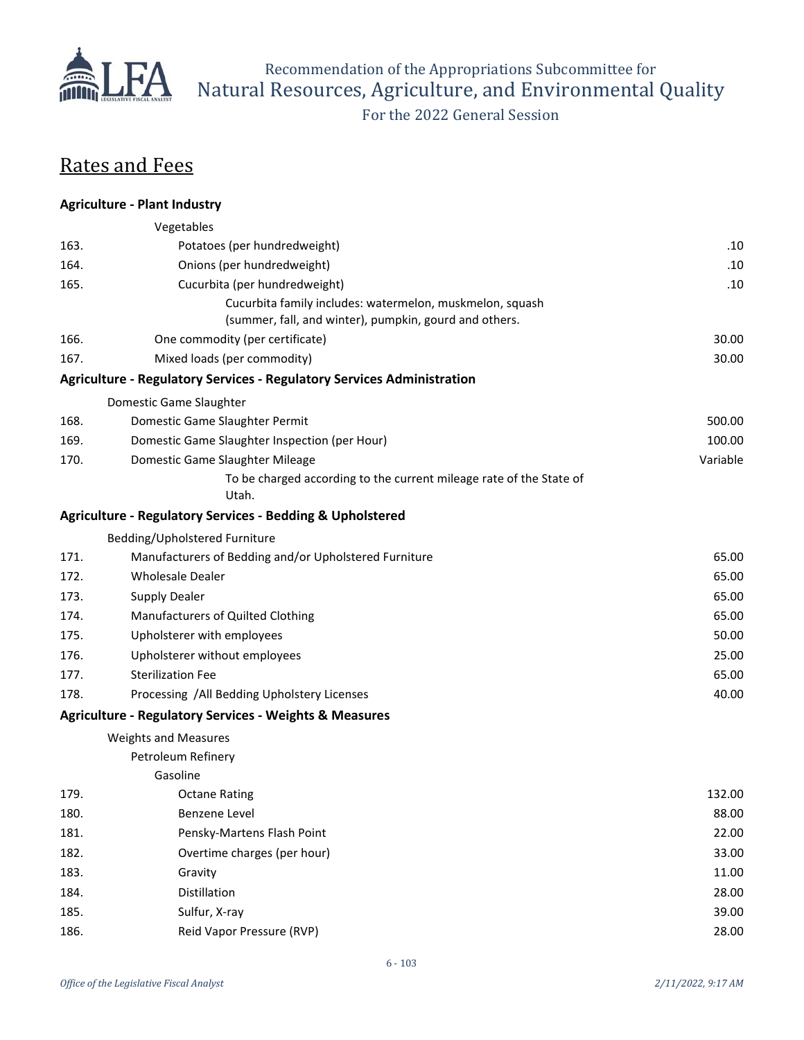## Rates and Fees

**Agriculture - Plant Industry**

| # | Item | Fee |
|---|---|---|
| | Vegetables | |
| 163. | Potatoes (per hundredweight) | .10 |
| 164. | Onions (per hundredweight) | .10 |
| 165. | Cucurbita (per hundredweight) | .10 |
| | Cucurbita family includes: watermelon, muskmelon, squash (summer, fall, and winter), pumpkin, gourd and others. | |
| 166. | One commodity (per certificate) | 30.00 |
| 167. | Mixed loads (per commodity) | 30.00 |

**Agriculture - Regulatory Services - Regulatory Services Administration**

| # | Item | Fee |
|---|---|---|
| | Domestic Game Slaughter | |
| 168. | Domestic Game Slaughter Permit | 500.00 |
| 169. | Domestic Game Slaughter Inspection (per Hour) | 100.00 |
| 170. | Domestic Game Slaughter Mileage | Variable |
| | To be charged according to the current mileage rate of the State of Utah. | |

**Agriculture - Regulatory Services - Bedding & Upholstered**

| # | Item | Fee |
|---|---|---|
| | Bedding/Upholstered Furniture | |
| 171. | Manufacturers of Bedding and/or Upholstered Furniture | 65.00 |
| 172. | Wholesale Dealer | 65.00 |
| 173. | Supply Dealer | 65.00 |
| 174. | Manufacturers of Quilted Clothing | 65.00 |
| 175. | Upholsterer with employees | 50.00 |
| 176. | Upholsterer without employees | 25.00 |
| 177. | Sterilization Fee | 65.00 |
| 178. | Processing /All Bedding Upholstery Licenses | 40.00 |

**Agriculture - Regulatory Services - Weights & Measures**

| # | Item | Fee |
|---|---|---|
| | Weights and Measures | |
| | Petroleum Refinery | |
| | Gasoline | |
| 179. | Octane Rating | 132.00 |
| 180. | Benzene Level | 88.00 |
| 181. | Pensky-Martens Flash Point | 22.00 |
| 182. | Overtime charges (per hour) | 33.00 |
| 183. | Gravity | 11.00 |
| 184. | Distillation | 28.00 |
| 185. | Sulfur, X-ray | 39.00 |
| 186. | Reid Vapor Pressure (RVP) | 28.00 |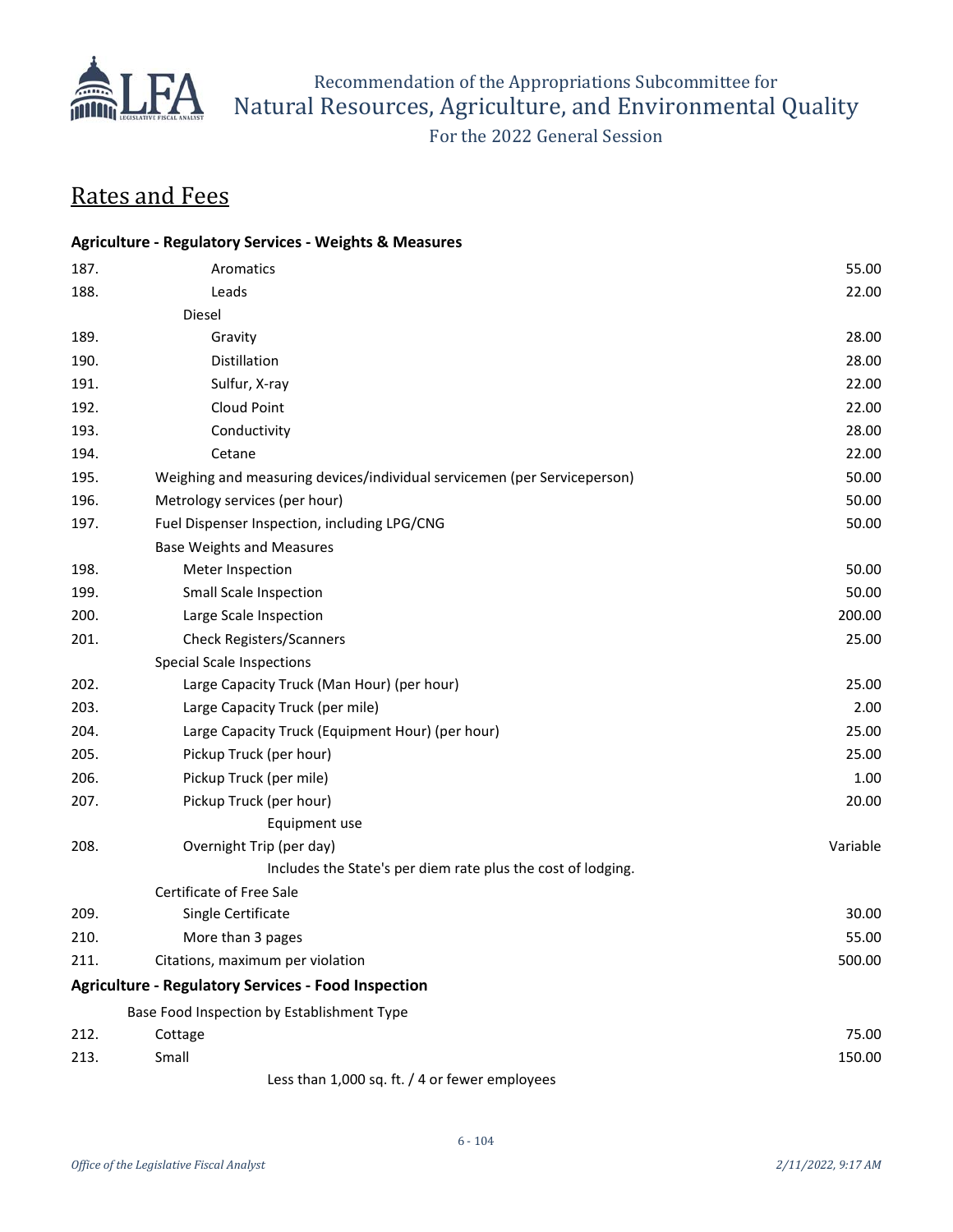## Rates and Fees

**Agriculture - Regulatory Services - Weights & Measures**

| | | |
|---|---|---|
| 187. | Aromatics | 55.00 |
| 188. | Leads | 22.00 |
| | Diesel | |
| 189. | Gravity | 28.00 |
| 190. | Distillation | 28.00 |
| 191. | Sulfur, X-ray | 22.00 |
| 192. | Cloud Point | 22.00 |
| 193. | Conductivity | 28.00 |
| 194. | Cetane | 22.00 |
| 195. | Weighing and measuring devices/individual servicemen (per Serviceperson) | 50.00 |
| 196. | Metrology services (per hour) | 50.00 |
| 197. | Fuel Dispenser Inspection, including LPG/CNG | 50.00 |
| | Base Weights and Measures | |
| 198. | Meter Inspection | 50.00 |
| 199. | Small Scale Inspection | 50.00 |
| 200. | Large Scale Inspection | 200.00 |
| 201. | Check Registers/Scanners | 25.00 |
| | Special Scale Inspections | |
| 202. | Large Capacity Truck (Man Hour) (per hour) | 25.00 |
| 203. | Large Capacity Truck (per mile) | 2.00 |
| 204. | Large Capacity Truck (Equipment Hour) (per hour) | 25.00 |
| 205. | Pickup Truck (per hour) | 25.00 |
| 206. | Pickup Truck (per mile) | 1.00 |
| 207. | Pickup Truck (per hour) | 20.00 |
| | Equipment use | |
| 208. | Overnight Trip (per day) | Variable |
| | Includes the State's per diem rate plus the cost of lodging. | |
| | Certificate of Free Sale | |
| 209. | Single Certificate | 30.00 |
| 210. | More than 3 pages | 55.00 |
| 211. | Citations, maximum per violation | 500.00 |

**Agriculture - Regulatory Services - Food Inspection**

| | | |
|---|---|---|
| | Base Food Inspection by Establishment Type | |
| 212. | Cottage | 75.00 |
| 213. | Small | 150.00 |
| | Less than 1,000 sq. ft. / 4 or fewer employees | |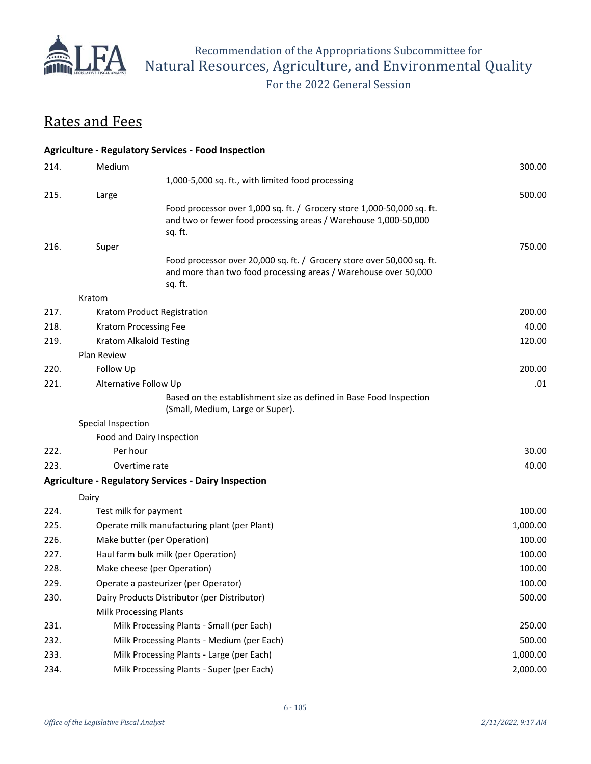## Rates and Fees

| | | |
|---|---|---|
| **Agriculture - Regulatory Services - Food Inspection** | | |
| 214. | Medium | 300.00 |
| | 1,000-5,000 sq. ft., with limited food processing | |
| 215. | Large | 500.00 |
| | Food processor over 1,000 sq. ft. / Grocery store 1,000-50,000 sq. ft. and two or fewer food processing areas / Warehouse 1,000-50,000 sq. ft. | |
| 216. | Super | 750.00 |
| | Food processor over 20,000 sq. ft. / Grocery store over 50,000 sq. ft. and more than two food processing areas / Warehouse over 50,000 sq. ft. | |
| | Kratom | |
| 217. | Kratom Product Registration | 200.00 |
| 218. | Kratom Processing Fee | 40.00 |
| 219. | Kratom Alkaloid Testing | 120.00 |
| | Plan Review | |
| 220. | Follow Up | 200.00 |
| 221. | Alternative Follow Up | .01 |
| | Based on the establishment size as defined in Base Food Inspection (Small, Medium, Large or Super). | |
| | Special Inspection | |
| | Food and Dairy Inspection | |
| 222. | Per hour | 30.00 |
| 223. | Overtime rate | 40.00 |
| **Agriculture - Regulatory Services - Dairy Inspection** | | |
| | Dairy | |
| 224. | Test milk for payment | 100.00 |
| 225. | Operate milk manufacturing plant (per Plant) | 1,000.00 |
| 226. | Make butter (per Operation) | 100.00 |
| 227. | Haul farm bulk milk (per Operation) | 100.00 |
| 228. | Make cheese (per Operation) | 100.00 |
| 229. | Operate a pasteurizer (per Operator) | 100.00 |
| 230. | Dairy Products Distributor (per Distributor) | 500.00 |
| | Milk Processing Plants | |
| 231. | Milk Processing Plants - Small (per Each) | 250.00 |
| 232. | Milk Processing Plants - Medium (per Each) | 500.00 |
| 233. | Milk Processing Plants - Large (per Each) | 1,000.00 |
| 234. | Milk Processing Plants - Super (per Each) | 2,000.00 |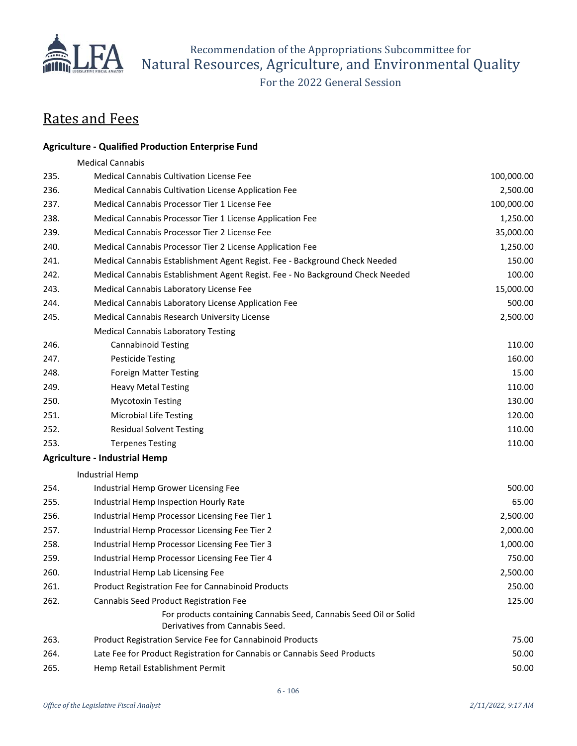## Rates and Fees

### Agriculture - Qualified Production Enterprise Fund

| # | Item | Fee |
|---|---|---|
| | Medical Cannabis | |
| 235. | Medical Cannabis Cultivation License Fee | 100,000.00 |
| 236. | Medical Cannabis Cultivation License Application Fee | 2,500.00 |
| 237. | Medical Cannabis Processor Tier 1 License Fee | 100,000.00 |
| 238. | Medical Cannabis Processor Tier 1 License Application Fee | 1,250.00 |
| 239. | Medical Cannabis Processor Tier 2 License Fee | 35,000.00 |
| 240. | Medical Cannabis Processor Tier 2 License Application Fee | 1,250.00 |
| 241. | Medical Cannabis Establishment Agent Regist. Fee - Background Check Needed | 150.00 |
| 242. | Medical Cannabis Establishment Agent Regist. Fee - No Background Check Needed | 100.00 |
| 243. | Medical Cannabis Laboratory License Fee | 15,000.00 |
| 244. | Medical Cannabis Laboratory License Application Fee | 500.00 |
| 245. | Medical Cannabis Research University License | 2,500.00 |
| | Medical Cannabis Laboratory Testing | |
| 246. | Cannabinoid Testing | 110.00 |
| 247. | Pesticide Testing | 160.00 |
| 248. | Foreign Matter Testing | 15.00 |
| 249. | Heavy Metal Testing | 110.00 |
| 250. | Mycotoxin Testing | 130.00 |
| 251. | Microbial Life Testing | 120.00 |
| 252. | Residual Solvent Testing | 110.00 |
| 253. | Terpenes Testing | 110.00 |

### Agriculture - Industrial Hemp

| # | Item | Fee |
|---|---|---|
| | Industrial Hemp | |
| 254. | Industrial Hemp Grower Licensing Fee | 500.00 |
| 255. | Industrial Hemp Inspection Hourly Rate | 65.00 |
| 256. | Industrial Hemp Processor Licensing Fee Tier 1 | 2,500.00 |
| 257. | Industrial Hemp Processor Licensing Fee Tier 2 | 2,000.00 |
| 258. | Industrial Hemp Processor Licensing Fee Tier 3 | 1,000.00 |
| 259. | Industrial Hemp Processor Licensing Fee Tier 4 | 750.00 |
| 260. | Industrial Hemp Lab Licensing Fee | 2,500.00 |
| 261. | Product Registration Fee for Cannabinoid Products | 250.00 |
| 262. | Cannabis Seed Product Registration Fee<br>For products containing Cannabis Seed, Cannabis Seed Oil or Solid Derivatives from Cannabis Seed. | 125.00 |
| 263. | Product Registration Service Fee for Cannabinoid Products | 75.00 |
| 264. | Late Fee for Product Registration for Cannabis or Cannabis Seed Products | 50.00 |
| 265. | Hemp Retail Establishment Permit | 50.00 |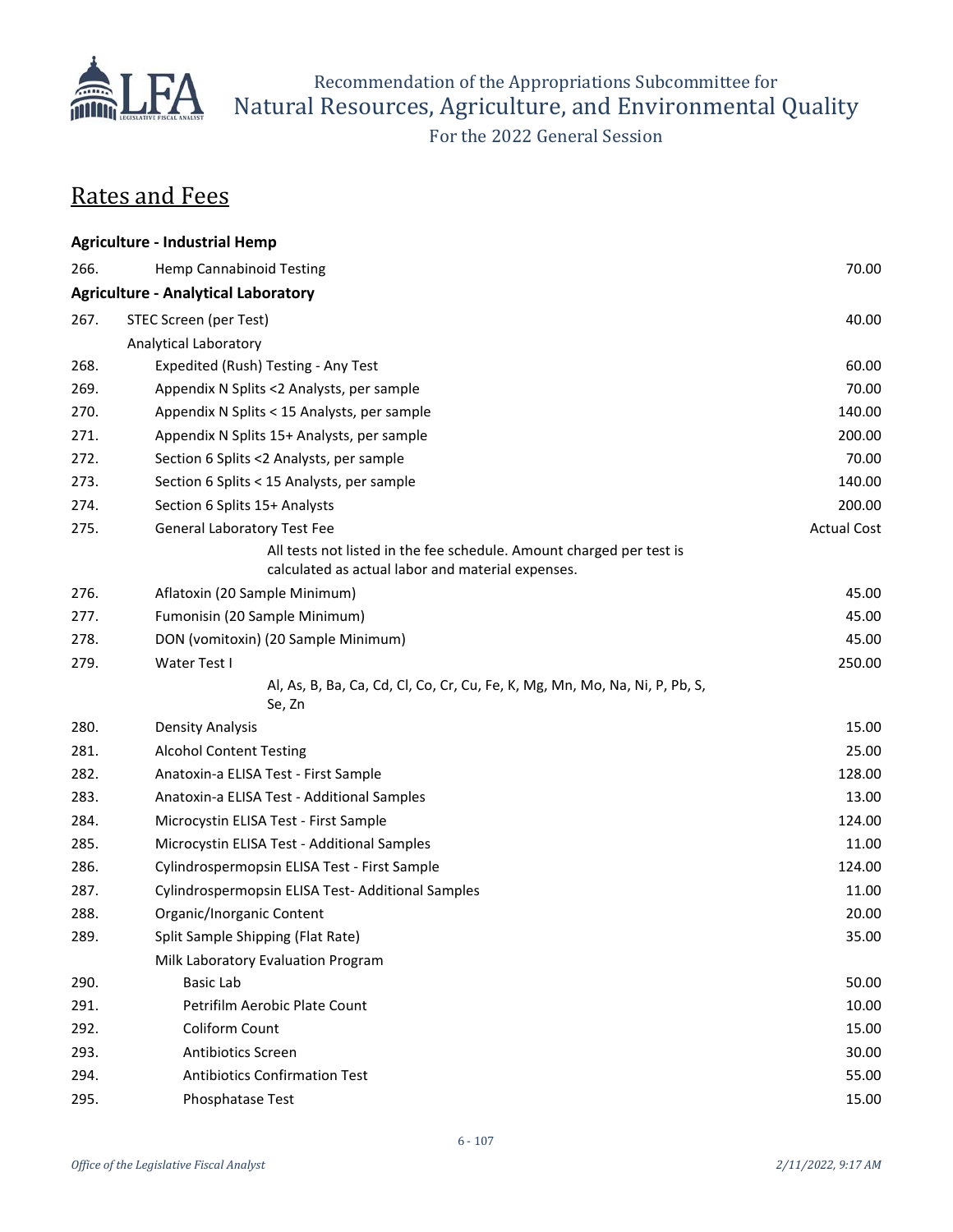## Rates and Fees

| | | |
|---|---|---|
| **Agriculture - Industrial Hemp** | | |
| 266. | Hemp Cannabinoid Testing | 70.00 |
| **Agriculture - Analytical Laboratory** | | |
| 267. | STEC Screen (per Test) | 40.00 |
| | Analytical Laboratory | |
| 268. | Expedited (Rush) Testing - Any Test | 60.00 |
| 269. | Appendix N Splits <2 Analysts, per sample | 70.00 |
| 270. | Appendix N Splits < 15 Analysts, per sample | 140.00 |
| 271. | Appendix N Splits 15+ Analysts, per sample | 200.00 |
| 272. | Section 6 Splits <2 Analysts, per sample | 70.00 |
| 273. | Section 6 Splits < 15 Analysts, per sample | 140.00 |
| 274. | Section 6 Splits 15+ Analysts | 200.00 |
| 275. | General Laboratory Test Fee<br>All tests not listed in the fee schedule. Amount charged per test is calculated as actual labor and material expenses. | Actual Cost |
| 276. | Aflatoxin (20 Sample Minimum) | 45.00 |
| 277. | Fumonisin (20 Sample Minimum) | 45.00 |
| 278. | DON (vomitoxin) (20 Sample Minimum) | 45.00 |
| 279. | Water Test I<br>Al, As, B, Ba, Ca, Cd, Cl, Co, Cr, Cu, Fe, K, Mg, Mn, Mo, Na, Ni, P, Pb, S, Se, Zn | 250.00 |
| 280. | Density Analysis | 15.00 |
| 281. | Alcohol Content Testing | 25.00 |
| 282. | Anatoxin-a ELISA Test - First Sample | 128.00 |
| 283. | Anatoxin-a ELISA Test - Additional Samples | 13.00 |
| 284. | Microcystin ELISA Test - First Sample | 124.00 |
| 285. | Microcystin ELISA Test - Additional Samples | 11.00 |
| 286. | Cylindrospermopsin ELISA Test - First Sample | 124.00 |
| 287. | Cylindrospermopsin ELISA Test- Additional Samples | 11.00 |
| 288. | Organic/Inorganic Content | 20.00 |
| 289. | Split Sample Shipping (Flat Rate) | 35.00 |
| | Milk Laboratory Evaluation Program | |
| 290. | Basic Lab | 50.00 |
| 291. | Petrifilm Aerobic Plate Count | 10.00 |
| 292. | Coliform Count | 15.00 |
| 293. | Antibiotics Screen | 30.00 |
| 294. | Antibiotics Confirmation Test | 55.00 |
| 295. | Phosphatase Test | 15.00 |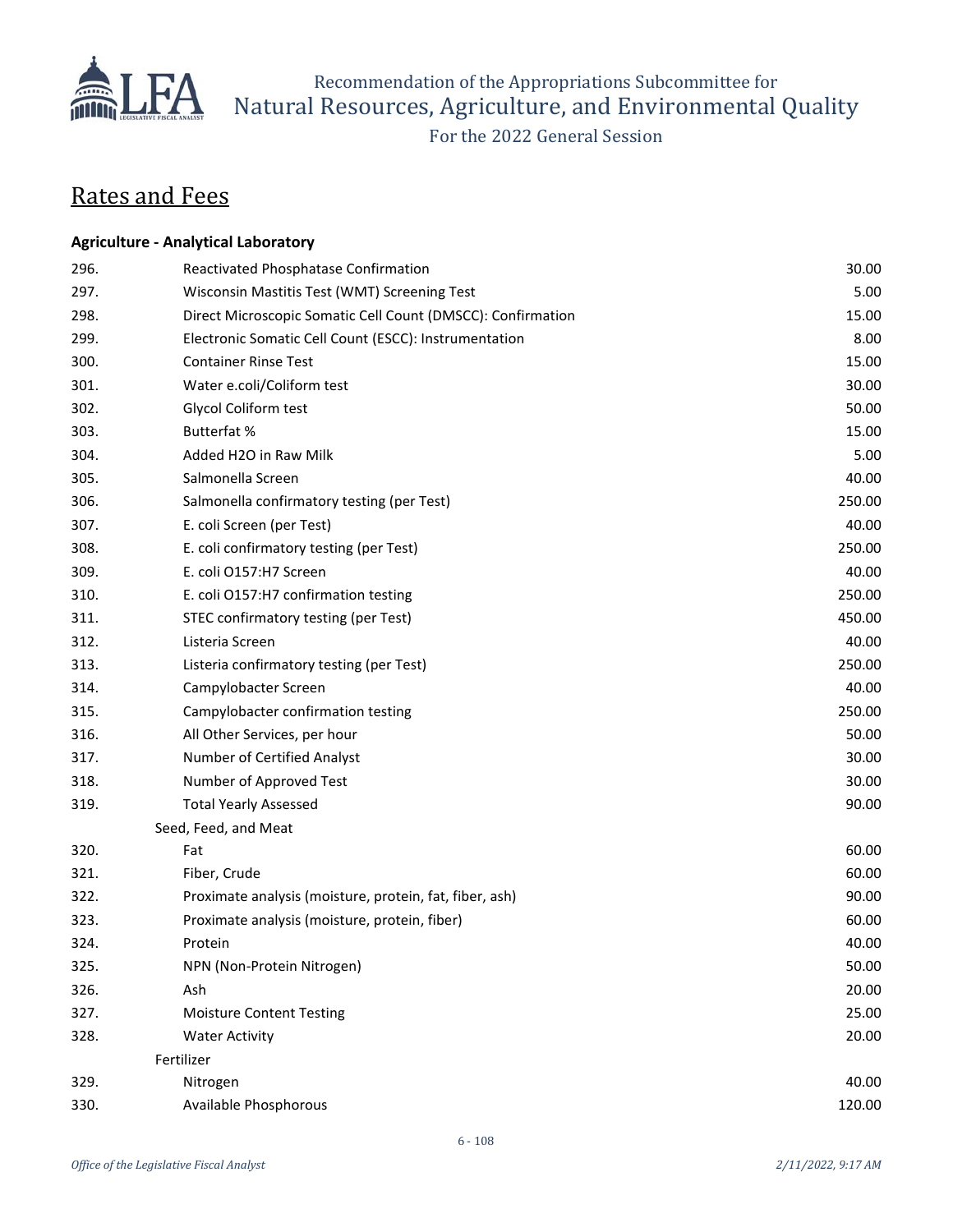# Rates and Fees

### Agriculture - Analytical Laboratory

| | | |
|---|---|---|
| 296. | Reactivated Phosphatase Confirmation | 30.00 |
| 297. | Wisconsin Mastitis Test (WMT) Screening Test | 5.00 |
| 298. | Direct Microscopic Somatic Cell Count (DMSCC): Confirmation | 15.00 |
| 299. | Electronic Somatic Cell Count (ESCC): Instrumentation | 8.00 |
| 300. | Container Rinse Test | 15.00 |
| 301. | Water e.coli/Coliform test | 30.00 |
| 302. | Glycol Coliform test | 50.00 |
| 303. | Butterfat % | 15.00 |
| 304. | Added H2O in Raw Milk | 5.00 |
| 305. | Salmonella Screen | 40.00 |
| 306. | Salmonella confirmatory testing (per Test) | 250.00 |
| 307. | E. coli Screen (per Test) | 40.00 |
| 308. | E. coli confirmatory testing (per Test) | 250.00 |
| 309. | E. coli O157:H7 Screen | 40.00 |
| 310. | E. coli O157:H7 confirmation testing | 250.00 |
| 311. | STEC confirmatory testing (per Test) | 450.00 |
| 312. | Listeria Screen | 40.00 |
| 313. | Listeria confirmatory testing (per Test) | 250.00 |
| 314. | Campylobacter Screen | 40.00 |
| 315. | Campylobacter confirmation testing | 250.00 |
| 316. | All Other Services, per hour | 50.00 |
| 317. | Number of Certified Analyst | 30.00 |
| 318. | Number of Approved Test | 30.00 |
| 319. | Total Yearly Assessed | 90.00 |
| | **Seed, Feed, and Meat** | |
| 320. | Fat | 60.00 |
| 321. | Fiber, Crude | 60.00 |
| 322. | Proximate analysis (moisture, protein, fat, fiber, ash) | 90.00 |
| 323. | Proximate analysis (moisture, protein, fiber) | 60.00 |
| 324. | Protein | 40.00 |
| 325. | NPN (Non-Protein Nitrogen) | 50.00 |
| 326. | Ash | 20.00 |
| 327. | Moisture Content Testing | 25.00 |
| 328. | Water Activity | 20.00 |
| | **Fertilizer** | |
| 329. | Nitrogen | 40.00 |
| 330. | Available Phosphorous | 120.00 |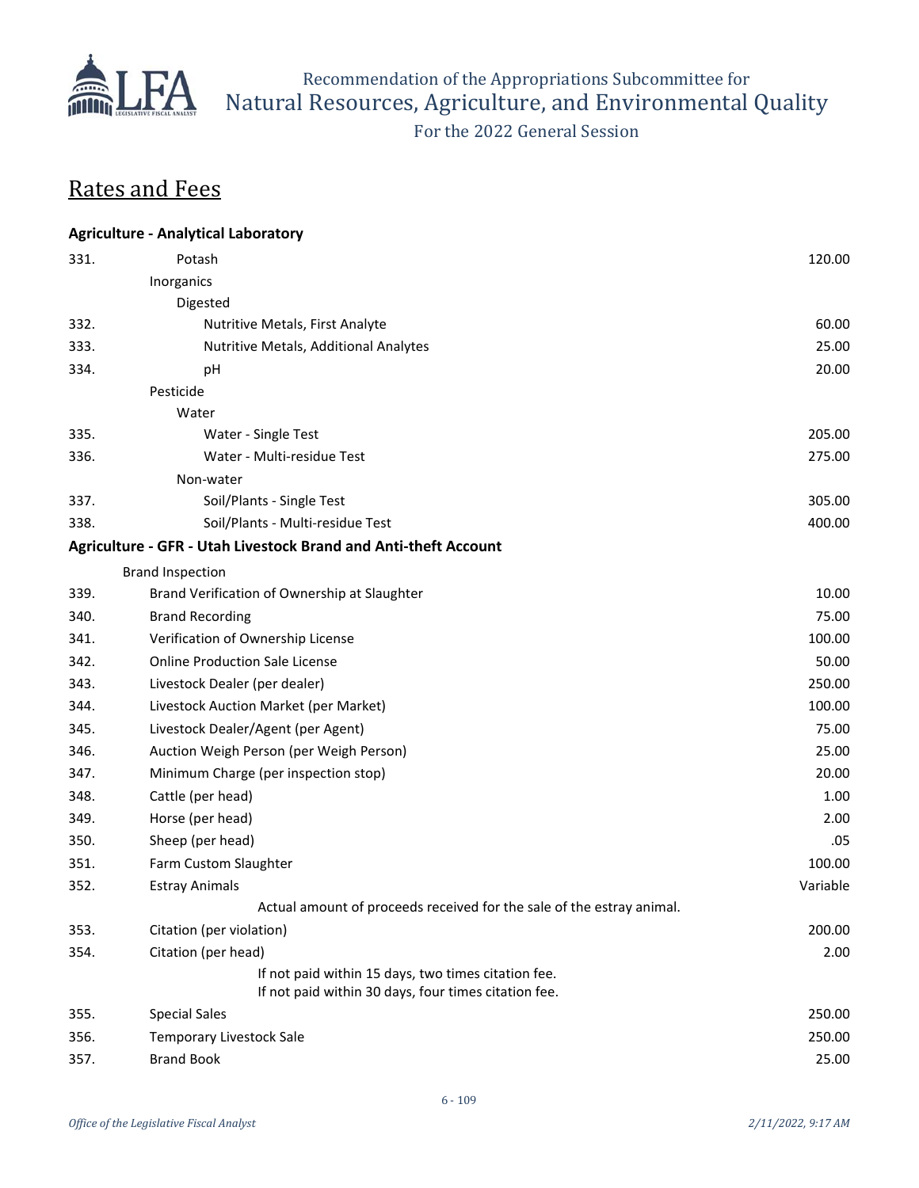## Rates and Fees

**Agriculture - Analytical Laboratory**

| | | |
|---|---|---|
| 331. | Potash | 120.00 |
| | Inorganics | |
| | Digested | |
| 332. | Nutritive Metals, First Analyte | 60.00 |
| 333. | Nutritive Metals, Additional Analytes | 25.00 |
| 334. | pH | 20.00 |
| | Pesticide | |
| | Water | |
| 335. | Water - Single Test | 205.00 |
| 336. | Water - Multi-residue Test | 275.00 |
| | Non-water | |
| 337. | Soil/Plants - Single Test | 305.00 |
| 338. | Soil/Plants - Multi-residue Test | 400.00 |

**Agriculture - GFR - Utah Livestock Brand and Anti-theft Account**

| | | |
|---|---|---|
| | Brand Inspection | |
| 339. | Brand Verification of Ownership at Slaughter | 10.00 |
| 340. | Brand Recording | 75.00 |
| 341. | Verification of Ownership License | 100.00 |
| 342. | Online Production Sale License | 50.00 |
| 343. | Livestock Dealer (per dealer) | 250.00 |
| 344. | Livestock Auction Market (per Market) | 100.00 |
| 345. | Livestock Dealer/Agent (per Agent) | 75.00 |
| 346. | Auction Weigh Person (per Weigh Person) | 25.00 |
| 347. | Minimum Charge (per inspection stop) | 20.00 |
| 348. | Cattle (per head) | 1.00 |
| 349. | Horse (per head) | 2.00 |
| 350. | Sheep (per head) | .05 |
| 351. | Farm Custom Slaughter | 100.00 |
| 352. | Estray Animals<br>Actual amount of proceeds received for the sale of the estray animal. | Variable |
| 353. | Citation (per violation) | 200.00 |
| 354. | Citation (per head)<br>If not paid within 15 days, two times citation fee.<br>If not paid within 30 days, four times citation fee. | 2.00 |
| 355. | Special Sales | 250.00 |
| 356. | Temporary Livestock Sale | 250.00 |
| 357. | Brand Book | 25.00 |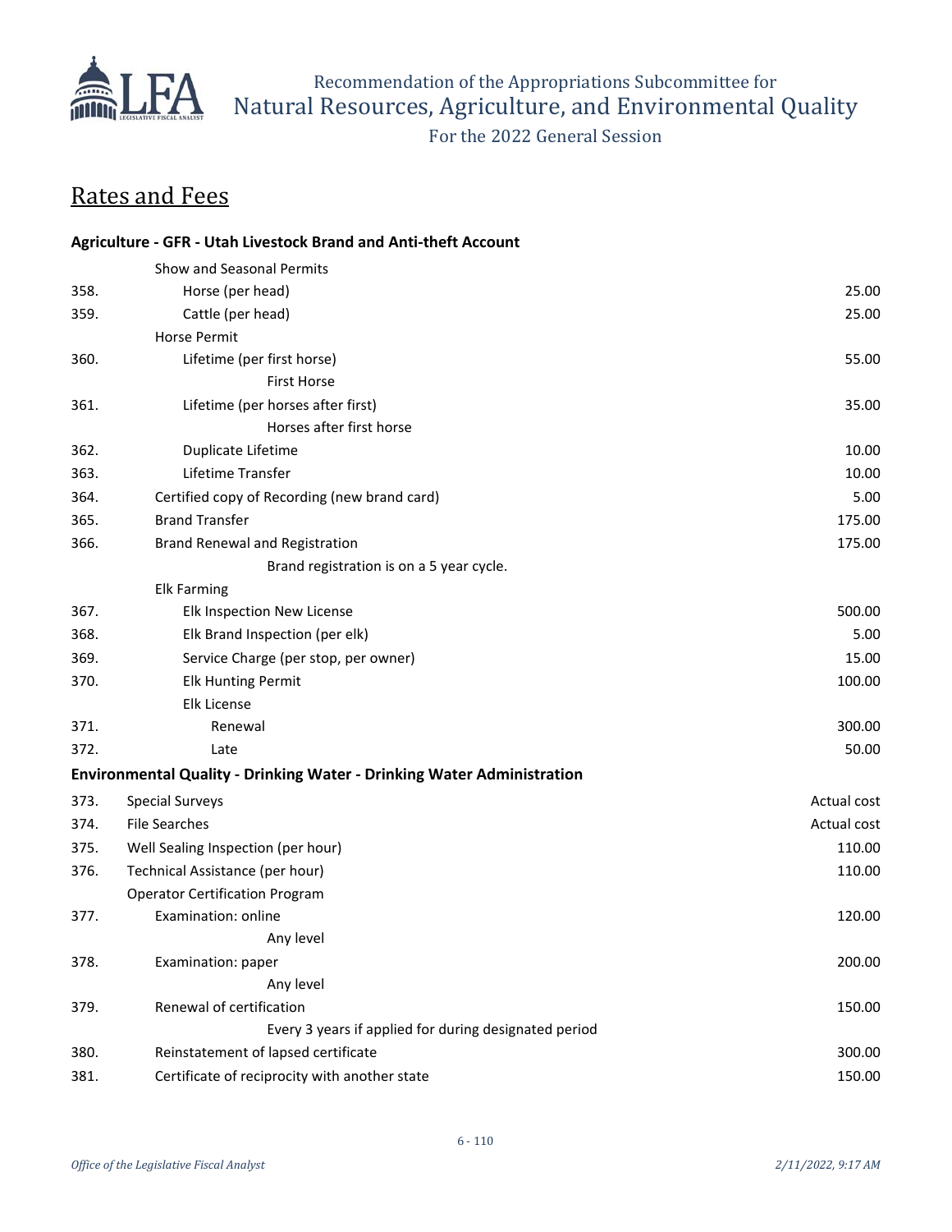## Rates and Fees

| | **Agriculture - GFR - Utah Livestock Brand and Anti-theft Account** | |
|---|---|---|
| | Show and Seasonal Permits | |
| 358. | Horse (per head) | 25.00 |
| 359. | Cattle (per head) | 25.00 |
| | Horse Permit | |
| 360. | Lifetime (per first horse) | 55.00 |
| | First Horse | |
| 361. | Lifetime (per horses after first) | 35.00 |
| | Horses after first horse | |
| 362. | Duplicate Lifetime | 10.00 |
| 363. | Lifetime Transfer | 10.00 |
| 364. | Certified copy of Recording (new brand card) | 5.00 |
| 365. | Brand Transfer | 175.00 |
| 366. | Brand Renewal and Registration | 175.00 |
| | Brand registration is on a 5 year cycle. | |
| | Elk Farming | |
| 367. | Elk Inspection New License | 500.00 |
| 368. | Elk Brand Inspection (per elk) | 5.00 |
| 369. | Service Charge (per stop, per owner) | 15.00 |
| 370. | Elk Hunting Permit | 100.00 |
| | Elk License | |
| 371. | Renewal | 300.00 |
| 372. | Late | 50.00 |
| | **Environmental Quality - Drinking Water - Drinking Water Administration** | |
| 373. | Special Surveys | Actual cost |
| 374. | File Searches | Actual cost |
| 375. | Well Sealing Inspection (per hour) | 110.00 |
| 376. | Technical Assistance (per hour) | 110.00 |
| | Operator Certification Program | |
| 377. | Examination: online | 120.00 |
| | Any level | |
| 378. | Examination: paper | 200.00 |
| | Any level | |
| 379. | Renewal of certification | 150.00 |
| | Every 3 years if applied for during designated period | |
| 380. | Reinstatement of lapsed certificate | 300.00 |
| 381. | Certificate of reciprocity with another state | 150.00 |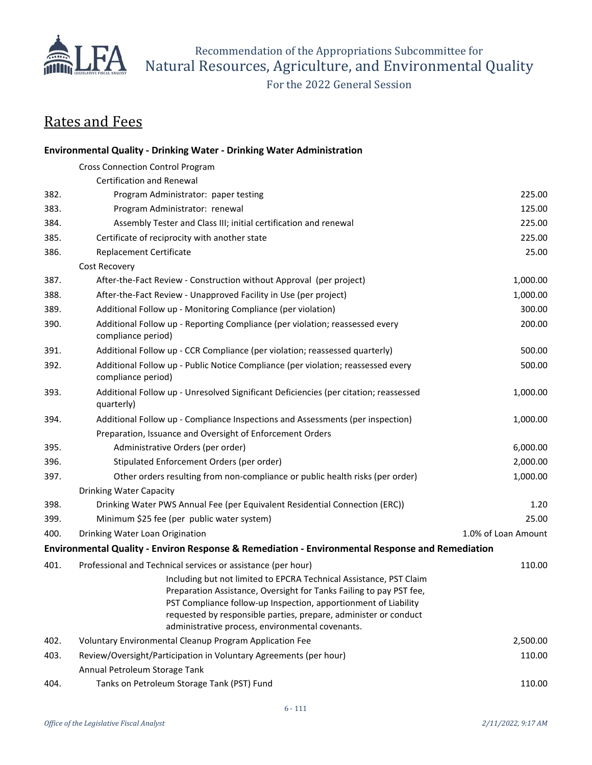## Rates and Fees

| # | Environmental Quality - Drinking Water - Drinking Water Administration | |
|---|---|---|
| | Cross Connection Control Program | |
| | Certification and Renewal | |
| 382. | Program Administrator: paper testing | 225.00 |
| 383. | Program Administrator: renewal | 125.00 |
| 384. | Assembly Tester and Class III; initial certification and renewal | 225.00 |
| 385. | Certificate of reciprocity with another state | 225.00 |
| 386. | Replacement Certificate | 25.00 |
| | Cost Recovery | |
| 387. | After-the-Fact Review - Construction without Approval (per project) | 1,000.00 |
| 388. | After-the-Fact Review - Unapproved Facility in Use (per project) | 1,000.00 |
| 389. | Additional Follow up - Monitoring Compliance (per violation) | 300.00 |
| 390. | Additional Follow up - Reporting Compliance (per violation; reassessed every compliance period) | 200.00 |
| 391. | Additional Follow up - CCR Compliance (per violation; reassessed quarterly) | 500.00 |
| 392. | Additional Follow up - Public Notice Compliance (per violation; reassessed every compliance period) | 500.00 |
| 393. | Additional Follow up - Unresolved Significant Deficiencies (per citation; reassessed quarterly) | 1,000.00 |
| 394. | Additional Follow up - Compliance Inspections and Assessments (per inspection) | 1,000.00 |
| | Preparation, Issuance and Oversight of Enforcement Orders | |
| 395. | Administrative Orders (per order) | 6,000.00 |
| 396. | Stipulated Enforcement Orders (per order) | 2,000.00 |
| 397. | Other orders resulting from non-compliance or public health risks (per order) | 1,000.00 |
| | Drinking Water Capacity | |
| 398. | Drinking Water PWS Annual Fee (per Equivalent Residential Connection (ERC)) | 1.20 |
| 399. | Minimum $25 fee (per public water system) | 25.00 |
| 400. | Drinking Water Loan Origination | 1.0% of Loan Amount |

| # | Environmental Quality - Environ Response & Remediation - Environmental Response and Remediation | |
|---|---|---|
| 401. | Professional and Technical services or assistance (per hour)<br>Including but not limited to EPCRA Technical Assistance, PST Claim Preparation Assistance, Oversight for Tanks Failing to pay PST fee, PST Compliance follow-up Inspection, apportionment of Liability requested by responsible parties, prepare, administer or conduct administrative process, environmental covenants. | 110.00 |
| 402. | Voluntary Environmental Cleanup Program Application Fee | 2,500.00 |
| 403. | Review/Oversight/Participation in Voluntary Agreements (per hour) | 110.00 |
| | Annual Petroleum Storage Tank | |
| 404. | Tanks on Petroleum Storage Tank (PST) Fund | 110.00 |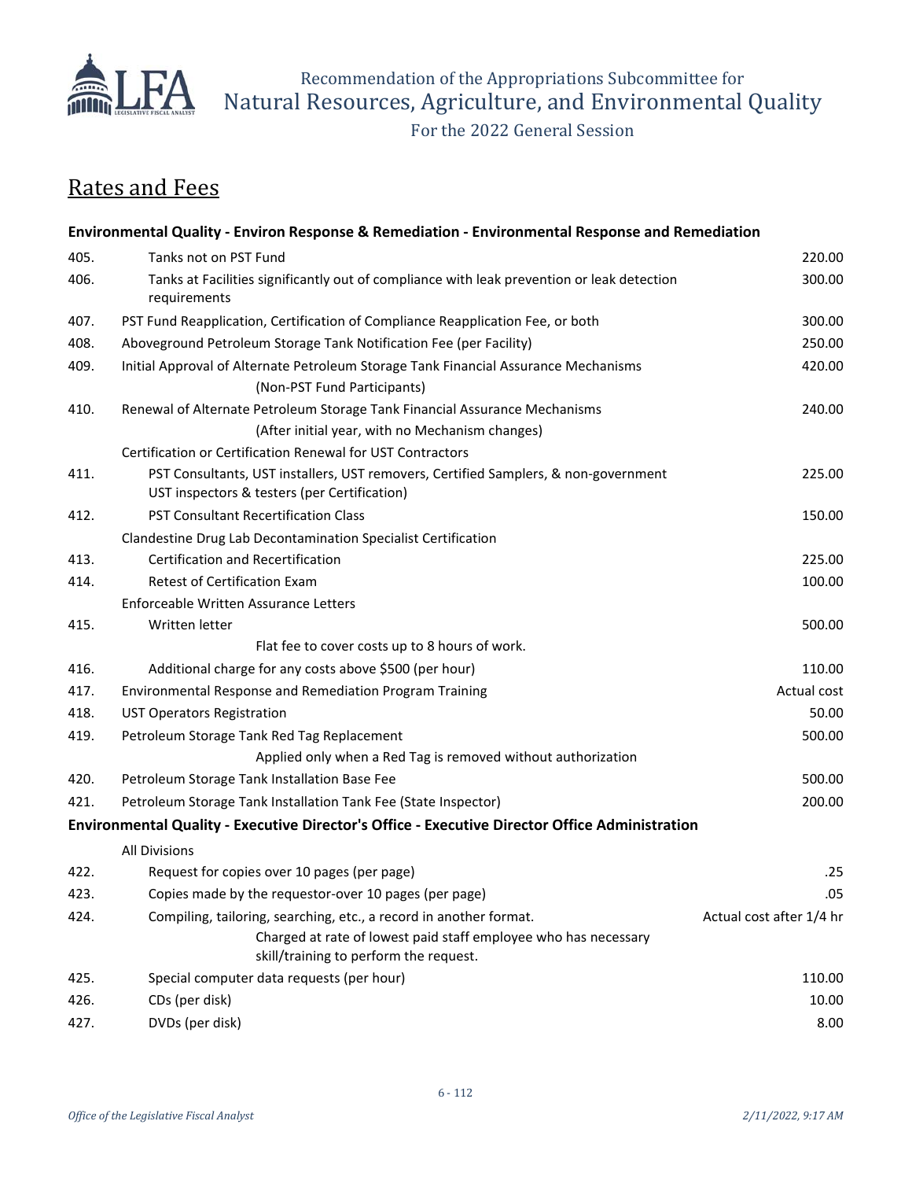## Rates and Fees

| | Environmental Quality - Environ Response & Remediation - Environmental Response and Remediation | |
|---|---|---|
| 405. | Tanks not on PST Fund | 220.00 |
| 406. | Tanks at Facilities significantly out of compliance with leak prevention or leak detection requirements | 300.00 |
| 407. | PST Fund Reapplication, Certification of Compliance Reapplication Fee, or both | 300.00 |
| 408. | Aboveground Petroleum Storage Tank Notification Fee (per Facility) | 250.00 |
| 409. | Initial Approval of Alternate Petroleum Storage Tank Financial Assurance Mechanisms (Non-PST Fund Participants) | 420.00 |
| 410. | Renewal of Alternate Petroleum Storage Tank Financial Assurance Mechanisms (After initial year, with no Mechanism changes) | 240.00 |
| | Certification or Certification Renewal for UST Contractors | |
| 411. | PST Consultants, UST installers, UST removers, Certified Samplers, & non-government UST inspectors & testers (per Certification) | 225.00 |
| 412. | PST Consultant Recertification Class | 150.00 |
| | Clandestine Drug Lab Decontamination Specialist Certification | |
| 413. | Certification and Recertification | 225.00 |
| 414. | Retest of Certification Exam | 100.00 |
| | Enforceable Written Assurance Letters | |
| 415. | Written letter<br>Flat fee to cover costs up to 8 hours of work. | 500.00 |
| 416. | Additional charge for any costs above $500 (per hour) | 110.00 |
| 417. | Environmental Response and Remediation Program Training | Actual cost |
| 418. | UST Operators Registration | 50.00 |
| 419. | Petroleum Storage Tank Red Tag Replacement<br>Applied only when a Red Tag is removed without authorization | 500.00 |
| 420. | Petroleum Storage Tank Installation Base Fee | 500.00 |
| 421. | Petroleum Storage Tank Installation Tank Fee (State Inspector) | 200.00 |
| | **Environmental Quality - Executive Director's Office - Executive Director Office Administration** | |
| | All Divisions | |
| 422. | Request for copies over 10 pages (per page) | .25 |
| 423. | Copies made by the requestor-over 10 pages (per page) | .05 |
| 424. | Compiling, tailoring, searching, etc., a record in another format.<br>Charged at rate of lowest paid staff employee who has necessary skill/training to perform the request. | Actual cost after 1/4 hr |
| 425. | Special computer data requests (per hour) | 110.00 |
| 426. | CDs (per disk) | 10.00 |
| 427. | DVDs (per disk) | 8.00 |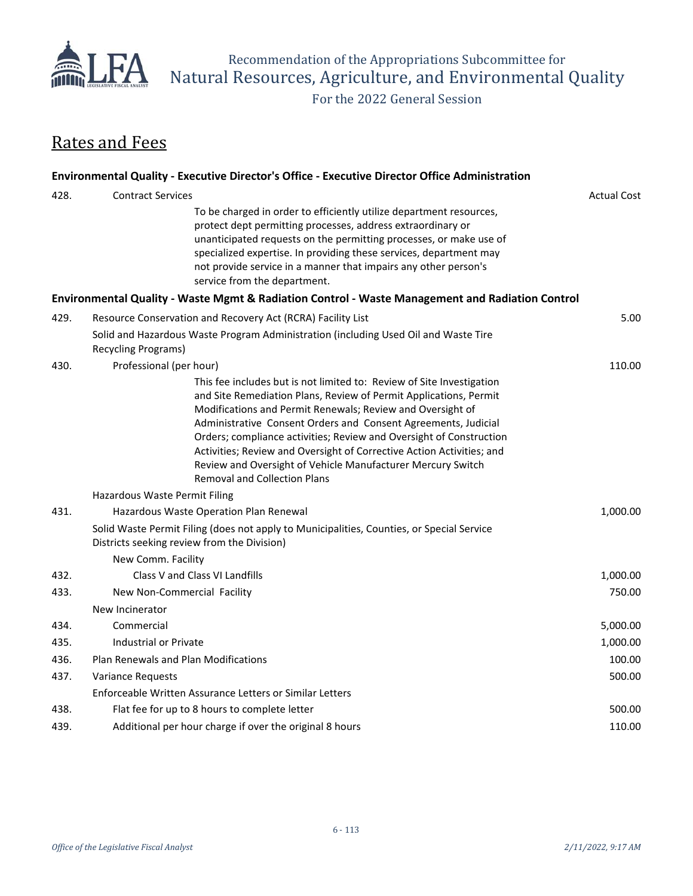## Rates and Fees

**Environmental Quality - Executive Director's Office - Executive Director Office Administration**

| No. | Item | Fee |
|---|---|---|
| 428. | Contract Services | Actual Cost |
| | To be charged in order to efficiently utilize department resources, protect dept permitting processes, address extraordinary or unanticipated requests on the permitting processes, or make use of specialized expertise. In providing these services, department may not provide service in a manner that impairs any other person's service from the department. | |

**Environmental Quality - Waste Mgmt & Radiation Control - Waste Management and Radiation Control**

| No. | Item | Fee |
|---|---|---|
| 429. | Resource Conservation and Recovery Act (RCRA) Facility List | 5.00 |
| | Solid and Hazardous Waste Program Administration (including Used Oil and Waste Tire Recycling Programs) | |
| 430. | Professional (per hour) | 110.00 |
| | This fee includes but is not limited to: Review of Site Investigation and Site Remediation Plans, Review of Permit Applications, Permit Modifications and Permit Renewals; Review and Oversight of Administrative Consent Orders and Consent Agreements, Judicial Orders; compliance activities; Review and Oversight of Construction Activities; Review and Oversight of Corrective Action Activities; and Review and Oversight of Vehicle Manufacturer Mercury Switch Removal and Collection Plans | |
| | Hazardous Waste Permit Filing | |
| 431. | Hazardous Waste Operation Plan Renewal | 1,000.00 |
| | Solid Waste Permit Filing (does not apply to Municipalities, Counties, or Special Service Districts seeking review from the Division) | |
| | New Comm. Facility | |
| 432. | Class V and Class VI Landfills | 1,000.00 |
| 433. | New Non-Commercial Facility | 750.00 |
| | New Incinerator | |
| 434. | Commercial | 5,000.00 |
| 435. | Industrial or Private | 1,000.00 |
| 436. | Plan Renewals and Plan Modifications | 100.00 |
| 437. | Variance Requests | 500.00 |
| | Enforceable Written Assurance Letters or Similar Letters | |
| 438. | Flat fee for up to 8 hours to complete letter | 500.00 |
| 439. | Additional per hour charge if over the original 8 hours | 110.00 |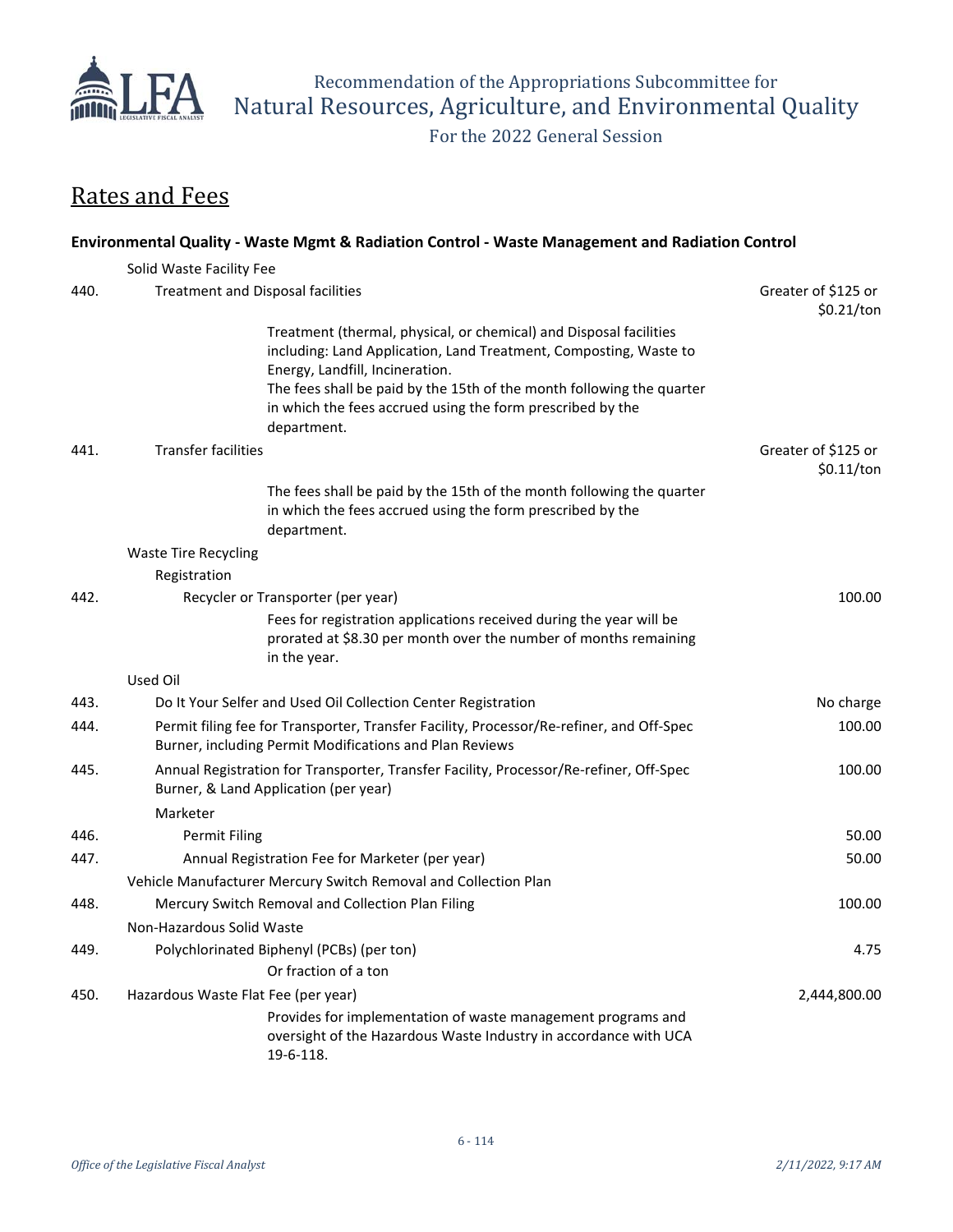Recommendation of the Appropriations Subcommittee for
Natural Resources, Agriculture, and Environmental Quality
For the 2022 General Session

# Rates and Fees

### Environmental Quality - Waste Mgmt & Radiation Control - Waste Management and Radiation Control

| No. | Description | Fee |
|---|---|---|
| | Solid Waste Facility Fee | |
| 440. | Treatment and Disposal facilities | Greater of $125 or $0.21/ton |
| | Treatment (thermal, physical, or chemical) and Disposal facilities including: Land Application, Land Treatment, Composting, Waste to Energy, Landfill, Incineration. The fees shall be paid by the 15th of the month following the quarter in which the fees accrued using the form prescribed by the department. | |
| 441. | Transfer facilities | Greater of $125 or $0.11/ton |
| | The fees shall be paid by the 15th of the month following the quarter in which the fees accrued using the form prescribed by the department. | |
| | Waste Tire Recycling | |
| | Registration | |
| 442. | Recycler or Transporter (per year) | 100.00 |
| | Fees for registration applications received during the year will be prorated at $8.30 per month over the number of months remaining in the year. | |
| | Used Oil | |
| 443. | Do It Your Selfer and Used Oil Collection Center Registration | No charge |
| 444. | Permit filing fee for Transporter, Transfer Facility, Processor/Re-refiner, and Off-Spec Burner, including Permit Modifications and Plan Reviews | 100.00 |
| 445. | Annual Registration for Transporter, Transfer Facility, Processor/Re-refiner, Off-Spec Burner, & Land Application (per year) | 100.00 |
| | Marketer | |
| 446. | Permit Filing | 50.00 |
| 447. | Annual Registration Fee for Marketer (per year) | 50.00 |
| | Vehicle Manufacturer Mercury Switch Removal and Collection Plan | |
| 448. | Mercury Switch Removal and Collection Plan Filing | 100.00 |
| | Non-Hazardous Solid Waste | |
| 449. | Polychlorinated Biphenyl (PCBs) (per ton) | 4.75 |
| | Or fraction of a ton | |
| 450. | Hazardous Waste Flat Fee (per year) | 2,444,800.00 |
| | Provides for implementation of waste management programs and oversight of the Hazardous Waste Industry in accordance with UCA 19-6-118. | |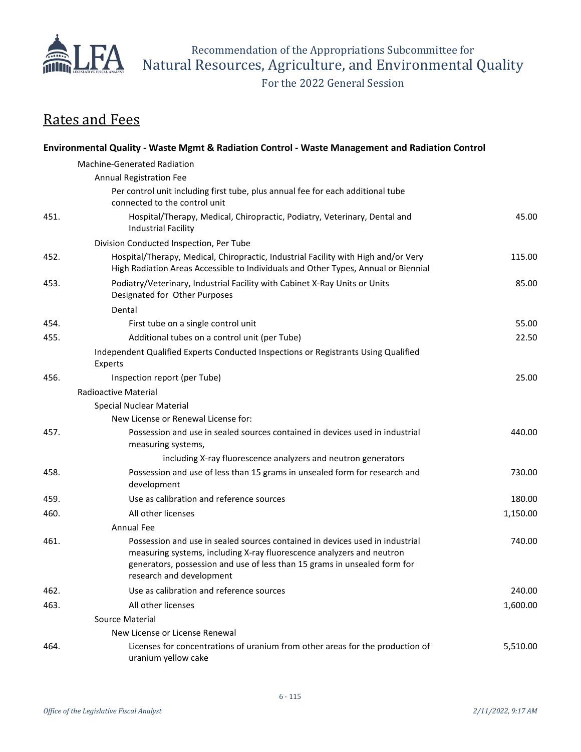## Rates and Fees

**Environmental Quality - Waste Mgmt & Radiation Control - Waste Management and Radiation Control**

| | | |
|---|---|---|
| | Machine-Generated Radiation | |
| | Annual Registration Fee | |
| | Per control unit including first tube, plus annual fee for each additional tube connected to the control unit | |
| 451. | Hospital/Therapy, Medical, Chiropractic, Podiatry, Veterinary, Dental and Industrial Facility | 45.00 |
| | Division Conducted Inspection, Per Tube | |
| 452. | Hospital/Therapy, Medical, Chiropractic, Industrial Facility with High and/or Very High Radiation Areas Accessible to Individuals and Other Types, Annual or Biennial | 115.00 |
| 453. | Podiatry/Veterinary, Industrial Facility with Cabinet X-Ray Units or Units Designated for Other Purposes | 85.00 |
| | Dental | |
| 454. | First tube on a single control unit | 55.00 |
| 455. | Additional tubes on a control unit (per Tube) | 22.50 |
| | Independent Qualified Experts Conducted Inspections or Registrants Using Qualified Experts | |
| 456. | Inspection report (per Tube) | 25.00 |
| | Radioactive Material | |
| | Special Nuclear Material | |
| | New License or Renewal License for: | |
| 457. | Possession and use in sealed sources contained in devices used in industrial measuring systems, including X-ray fluorescence analyzers and neutron generators | 440.00 |
| 458. | Possession and use of less than 15 grams in unsealed form for research and development | 730.00 |
| 459. | Use as calibration and reference sources | 180.00 |
| 460. | All other licenses | 1,150.00 |
| | Annual Fee | |
| 461. | Possession and use in sealed sources contained in devices used in industrial measuring systems, including X-ray fluorescence analyzers and neutron generators, possession and use of less than 15 grams in unsealed form for research and development | 740.00 |
| 462. | Use as calibration and reference sources | 240.00 |
| 463. | All other licenses | 1,600.00 |
| | Source Material | |
| | New License or License Renewal | |
| 464. | Licenses for concentrations of uranium from other areas for the production of uranium yellow cake | 5,510.00 |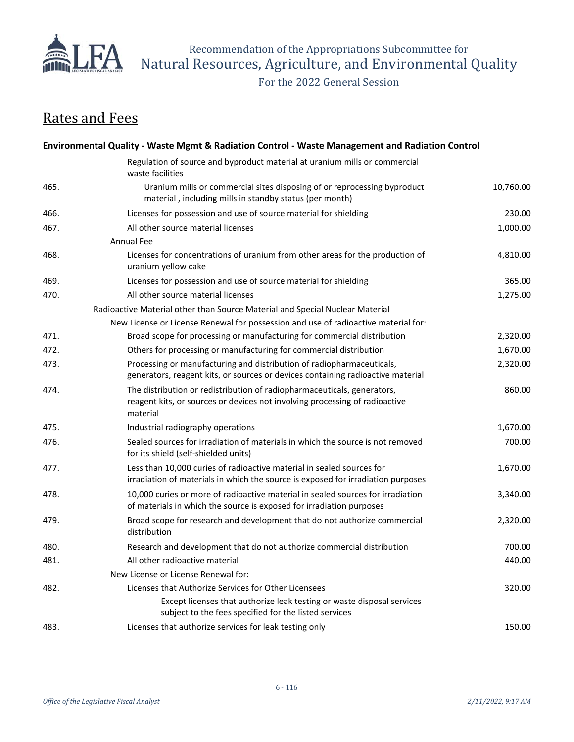## Rates and Fees

**Environmental Quality - Waste Mgmt & Radiation Control - Waste Management and Radiation Control**

| | | |
|---|---|---|
| | Regulation of source and byproduct material at uranium mills or commercial waste facilities | |
| 465. | Uranium mills or commercial sites disposing of or reprocessing byproduct material , including mills in standby status (per month) | 10,760.00 |
| 466. | Licenses for possession and use of source material for shielding | 230.00 |
| 467. | All other source material licenses | 1,000.00 |
| | Annual Fee | |
| 468. | Licenses for concentrations of uranium from other areas for the production of uranium yellow cake | 4,810.00 |
| 469. | Licenses for possession and use of source material for shielding | 365.00 |
| 470. | All other source material licenses | 1,275.00 |
| | Radioactive Material other than Source Material and Special Nuclear Material | |
| | New License or License Renewal for possession and use of radioactive material for: | |
| 471. | Broad scope for processing or manufacturing for commercial distribution | 2,320.00 |
| 472. | Others for processing or manufacturing for commercial distribution | 1,670.00 |
| 473. | Processing or manufacturing and distribution of radiopharmaceuticals, generators, reagent kits, or sources or devices containing radioactive material | 2,320.00 |
| 474. | The distribution or redistribution of radiopharmaceuticals, generators, reagent kits, or sources or devices not involving processing of radioactive material | 860.00 |
| 475. | Industrial radiography operations | 1,670.00 |
| 476. | Sealed sources for irradiation of materials in which the source is not removed for its shield (self-shielded units) | 700.00 |
| 477. | Less than 10,000 curies of radioactive material in sealed sources for irradiation of materials in which the source is exposed for irradiation purposes | 1,670.00 |
| 478. | 10,000 curies or more of radioactive material in sealed sources for irradiation of materials in which the source is exposed for irradiation purposes | 3,340.00 |
| 479. | Broad scope for research and development that do not authorize commercial distribution | 2,320.00 |
| 480. | Research and development that do not authorize commercial distribution | 700.00 |
| 481. | All other radioactive material | 440.00 |
| | New License or License Renewal for: | |
| 482. | Licenses that Authorize Services for Other Licensees<br>Except licenses that authorize leak testing or waste disposal services subject to the fees specified for the listed services | 320.00 |
| 483. | Licenses that authorize services for leak testing only | 150.00 |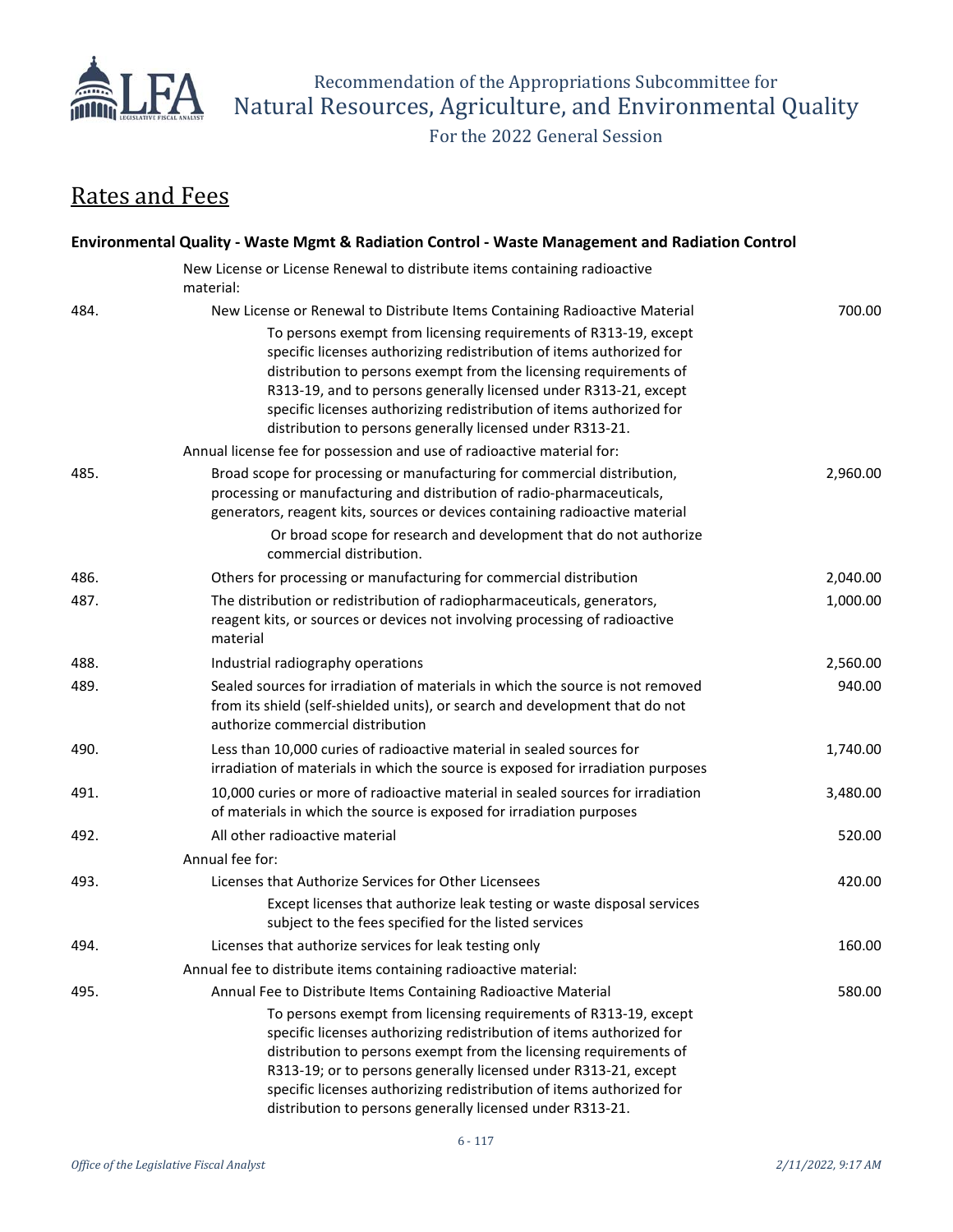## Rates and Fees

**Environmental Quality - Waste Mgmt & Radiation Control - Waste Management and Radiation Control**

| | | |
|---|---|---|
| | New License or License Renewal to distribute items containing radioactive material: | |
| 484. | New License or Renewal to Distribute Items Containing Radioactive Material | 700.00 |
| | To persons exempt from licensing requirements of R313-19, except specific licenses authorizing redistribution of items authorized for distribution to persons exempt from the licensing requirements of R313-19, and to persons generally licensed under R313-21, except specific licenses authorizing redistribution of items authorized for distribution to persons generally licensed under R313-21. | |
| | Annual license fee for possession and use of radioactive material for: | |
| 485. | Broad scope for processing or manufacturing for commercial distribution, processing or manufacturing and distribution of radio-pharmaceuticals, generators, reagent kits, sources or devices containing radioactive material | 2,960.00 |
| | Or broad scope for research and development that do not authorize commercial distribution. | |
| 486. | Others for processing or manufacturing for commercial distribution | 2,040.00 |
| 487. | The distribution or redistribution of radiopharmaceuticals, generators, reagent kits, or sources or devices not involving processing of radioactive material | 1,000.00 |
| 488. | Industrial radiography operations | 2,560.00 |
| 489. | Sealed sources for irradiation of materials in which the source is not removed from its shield (self-shielded units), or search and development that do not authorize commercial distribution | 940.00 |
| 490. | Less than 10,000 curies of radioactive material in sealed sources for irradiation of materials in which the source is exposed for irradiation purposes | 1,740.00 |
| 491. | 10,000 curies or more of radioactive material in sealed sources for irradiation of materials in which the source is exposed for irradiation purposes | 3,480.00 |
| 492. | All other radioactive material | 520.00 |
| | Annual fee for: | |
| 493. | Licenses that Authorize Services for Other Licensees | 420.00 |
| | Except licenses that authorize leak testing or waste disposal services subject to the fees specified for the listed services | |
| 494. | Licenses that authorize services for leak testing only | 160.00 |
| | Annual fee to distribute items containing radioactive material: | |
| 495. | Annual Fee to Distribute Items Containing Radioactive Material | 580.00 |
| | To persons exempt from licensing requirements of R313-19, except specific licenses authorizing redistribution of items authorized for distribution to persons exempt from the licensing requirements of R313-19; or to persons generally licensed under R313-21, except specific licenses authorizing redistribution of items authorized for distribution to persons generally licensed under R313-21. | |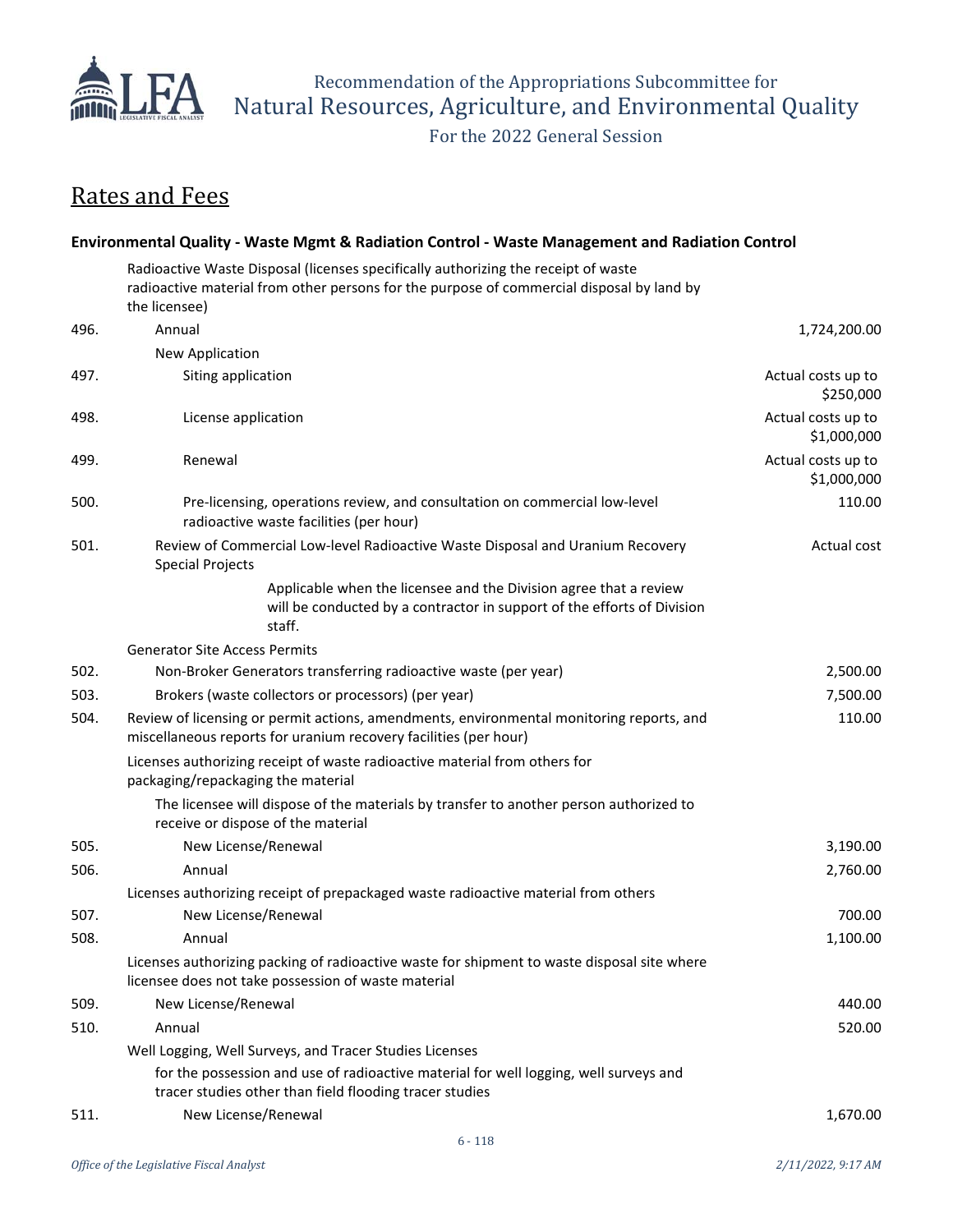# Rates and Fees

### Environmental Quality - Waste Mgmt & Radiation Control - Waste Management and Radiation Control

| | | |
|---|---|---|
| | Radioactive Waste Disposal (licenses specifically authorizing the receipt of waste radioactive material from other persons for the purpose of commercial disposal by land by the licensee) | |
| 496. | Annual | 1,724,200.00 |
| | New Application | |
| 497. | Siting application | Actual costs up to $250,000 |
| 498. | License application | Actual costs up to $1,000,000 |
| 499. | Renewal | Actual costs up to $1,000,000 |
| 500. | Pre-licensing, operations review, and consultation on commercial low-level radioactive waste facilities (per hour) | 110.00 |
| 501. | Review of Commercial Low-level Radioactive Waste Disposal and Uranium Recovery Special Projects | Actual cost |
| | Applicable when the licensee and the Division agree that a review will be conducted by a contractor in support of the efforts of Division staff. | |
| | Generator Site Access Permits | |
| 502. | Non-Broker Generators transferring radioactive waste (per year) | 2,500.00 |
| 503. | Brokers (waste collectors or processors) (per year) | 7,500.00 |
| 504. | Review of licensing or permit actions, amendments, environmental monitoring reports, and miscellaneous reports for uranium recovery facilities (per hour) | 110.00 |
| | Licenses authorizing receipt of waste radioactive material from others for packaging/repackaging the material | |
| | The licensee will dispose of the materials by transfer to another person authorized to receive or dispose of the material | |
| 505. | New License/Renewal | 3,190.00 |
| 506. | Annual | 2,760.00 |
| | Licenses authorizing receipt of prepackaged waste radioactive material from others | |
| 507. | New License/Renewal | 700.00 |
| 508. | Annual | 1,100.00 |
| | Licenses authorizing packing of radioactive waste for shipment to waste disposal site where licensee does not take possession of waste material | |
| 509. | New License/Renewal | 440.00 |
| 510. | Annual | 520.00 |
| | Well Logging, Well Surveys, and Tracer Studies Licenses | |
| | for the possession and use of radioactive material for well logging, well surveys and tracer studies other than field flooding tracer studies | |
| 511. | New License/Renewal | 1,670.00 |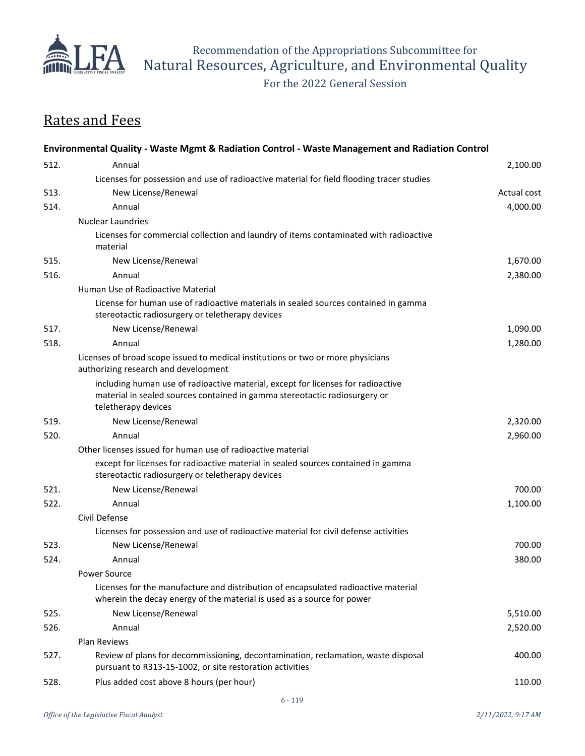## Rates and Fees

**Environmental Quality - Waste Mgmt & Radiation Control - Waste Management and Radiation Control**

| # | Description | Amount |
|---|---|---|
| 512. | Annual | 2,100.00 |
| | Licenses for possession and use of radioactive material for field flooding tracer studies | |
| 513. | New License/Renewal | Actual cost |
| 514. | Annual | 4,000.00 |
| | Nuclear Laundries | |
| | Licenses for commercial collection and laundry of items contaminated with radioactive material | |
| 515. | New License/Renewal | 1,670.00 |
| 516. | Annual | 2,380.00 |
| | Human Use of Radioactive Material | |
| | License for human use of radioactive materials in sealed sources contained in gamma stereotactic radiosurgery or teletherapy devices | |
| 517. | New License/Renewal | 1,090.00 |
| 518. | Annual | 1,280.00 |
| | Licenses of broad scope issued to medical institutions or two or more physicians authorizing research and development | |
| | including human use of radioactive material, except for licenses for radioactive material in sealed sources contained in gamma stereotactic radiosurgery or teletherapy devices | |
| 519. | New License/Renewal | 2,320.00 |
| 520. | Annual | 2,960.00 |
| | Other licenses issued for human use of radioactive material | |
| | except for licenses for radioactive material in sealed sources contained in gamma stereotactic radiosurgery or teletherapy devices | |
| 521. | New License/Renewal | 700.00 |
| 522. | Annual | 1,100.00 |
| | Civil Defense | |
| | Licenses for possession and use of radioactive material for civil defense activities | |
| 523. | New License/Renewal | 700.00 |
| 524. | Annual | 380.00 |
| | Power Source | |
| | Licenses for the manufacture and distribution of encapsulated radioactive material wherein the decay energy of the material is used as a source for power | |
| 525. | New License/Renewal | 5,510.00 |
| 526. | Annual | 2,520.00 |
| | Plan Reviews | |
| 527. | Review of plans for decommissioning, decontamination, reclamation, waste disposal pursuant to R313-15-1002, or site restoration activities | 400.00 |
| 528. | Plus added cost above 8 hours (per hour) | 110.00 |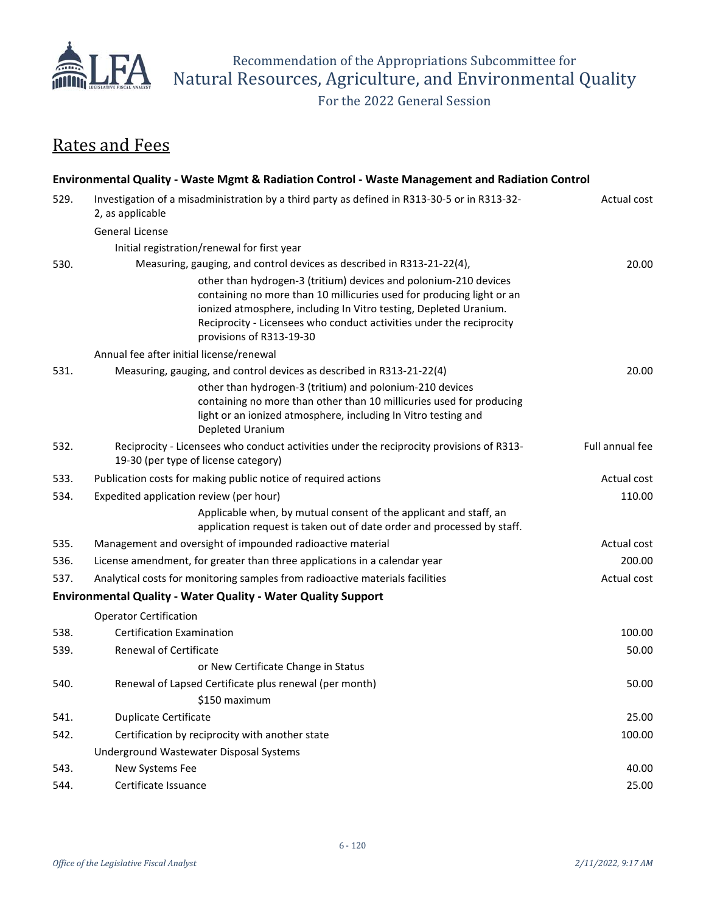# Recommendation of the Appropriations Subcommittee for Natural Resources, Agriculture, and Environmental Quality

For the 2022 General Session

## Rates and Fees

| | | |
|---|---|---|
| | **Environmental Quality - Waste Mgmt & Radiation Control - Waste Management and Radiation Control** | |
| 529. | Investigation of a misadministration by a third party as defined in R313-30-5 or in R313-32-2, as applicable | Actual cost |
| | General License | |
| | Initial registration/renewal for first year | |
| 530. | Measuring, gauging, and control devices as described in R313-21-22(4), | 20.00 |
| | other than hydrogen-3 (tritium) devices and polonium-210 devices containing no more than 10 millicuries used for producing light or an ionized atmosphere, including In Vitro testing, Depleted Uranium. Reciprocity - Licensees who conduct activities under the reciprocity provisions of R313-19-30 | |
| | Annual fee after initial license/renewal | |
| 531. | Measuring, gauging, and control devices as described in R313-21-22(4) | 20.00 |
| | other than hydrogen-3 (tritium) and polonium-210 devices containing no more than other than 10 millicuries used for producing light or an ionized atmosphere, including In Vitro testing and Depleted Uranium | |
| 532. | Reciprocity - Licensees who conduct activities under the reciprocity provisions of R313-19-30 (per type of license category) | Full annual fee |
| 533. | Publication costs for making public notice of required actions | Actual cost |
| 534. | Expedited application review (per hour) | 110.00 |
| | Applicable when, by mutual consent of the applicant and staff, an application request is taken out of date order and processed by staff. | |
| 535. | Management and oversight of impounded radioactive material | Actual cost |
| 536. | License amendment, for greater than three applications in a calendar year | 200.00 |
| 537. | Analytical costs for monitoring samples from radioactive materials facilities | Actual cost |
| | **Environmental Quality - Water Quality - Water Quality Support** | |
| | Operator Certification | |
| 538. | Certification Examination | 100.00 |
| 539. | Renewal of Certificate | 50.00 |
| | or New Certificate Change in Status | |
| 540. | Renewal of Lapsed Certificate plus renewal (per month) | 50.00 |
| | $150 maximum | |
| 541. | Duplicate Certificate | 25.00 |
| 542. | Certification by reciprocity with another state | 100.00 |
| | Underground Wastewater Disposal Systems | |
| 543. | New Systems Fee | 40.00 |
| 544. | Certificate Issuance | 25.00 |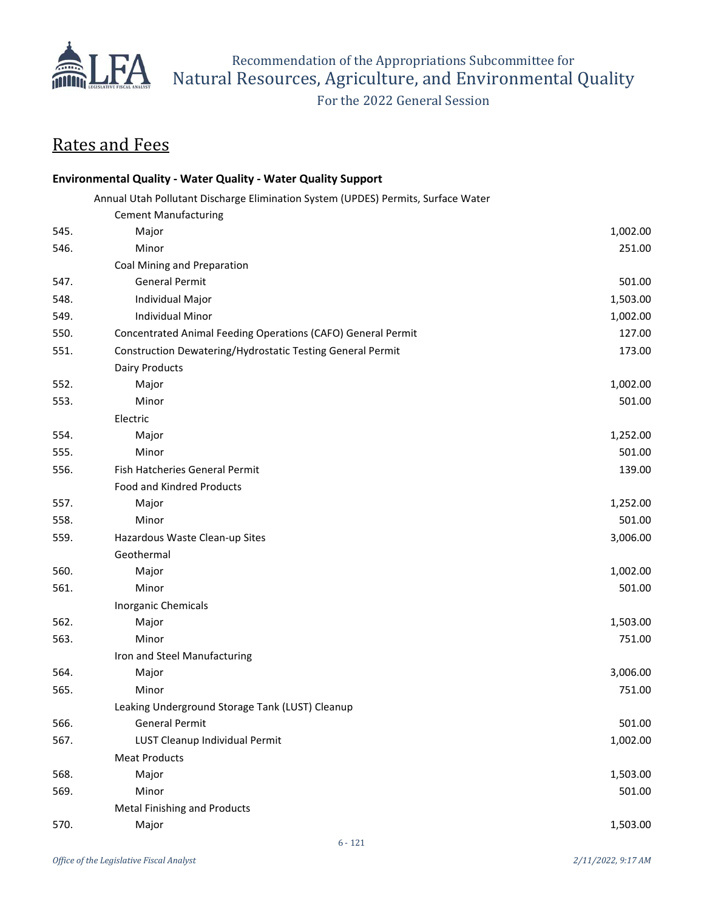## Rates and Fees

**Environmental Quality - Water Quality - Water Quality Support**

| | | |
|---|---|---|
| | Annual Utah Pollutant Discharge Elimination System (UPDES) Permits, Surface Water | |
| | Cement Manufacturing | |
| 545. | Major | 1,002.00 |
| 546. | Minor | 251.00 |
| | Coal Mining and Preparation | |
| 547. | General Permit | 501.00 |
| 548. | Individual Major | 1,503.00 |
| 549. | Individual Minor | 1,002.00 |
| 550. | Concentrated Animal Feeding Operations (CAFO) General Permit | 127.00 |
| 551. | Construction Dewatering/Hydrostatic Testing General Permit | 173.00 |
| | Dairy Products | |
| 552. | Major | 1,002.00 |
| 553. | Minor | 501.00 |
| | Electric | |
| 554. | Major | 1,252.00 |
| 555. | Minor | 501.00 |
| 556. | Fish Hatcheries General Permit | 139.00 |
| | Food and Kindred Products | |
| 557. | Major | 1,252.00 |
| 558. | Minor | 501.00 |
| 559. | Hazardous Waste Clean-up Sites | 3,006.00 |
| | Geothermal | |
| 560. | Major | 1,002.00 |
| 561. | Minor | 501.00 |
| | Inorganic Chemicals | |
| 562. | Major | 1,503.00 |
| 563. | Minor | 751.00 |
| | Iron and Steel Manufacturing | |
| 564. | Major | 3,006.00 |
| 565. | Minor | 751.00 |
| | Leaking Underground Storage Tank (LUST) Cleanup | |
| 566. | General Permit | 501.00 |
| 567. | LUST Cleanup Individual Permit | 1,002.00 |
| | Meat Products | |
| 568. | Major | 1,503.00 |
| 569. | Minor | 501.00 |
| | Metal Finishing and Products | |
| 570. | Major | 1,503.00 |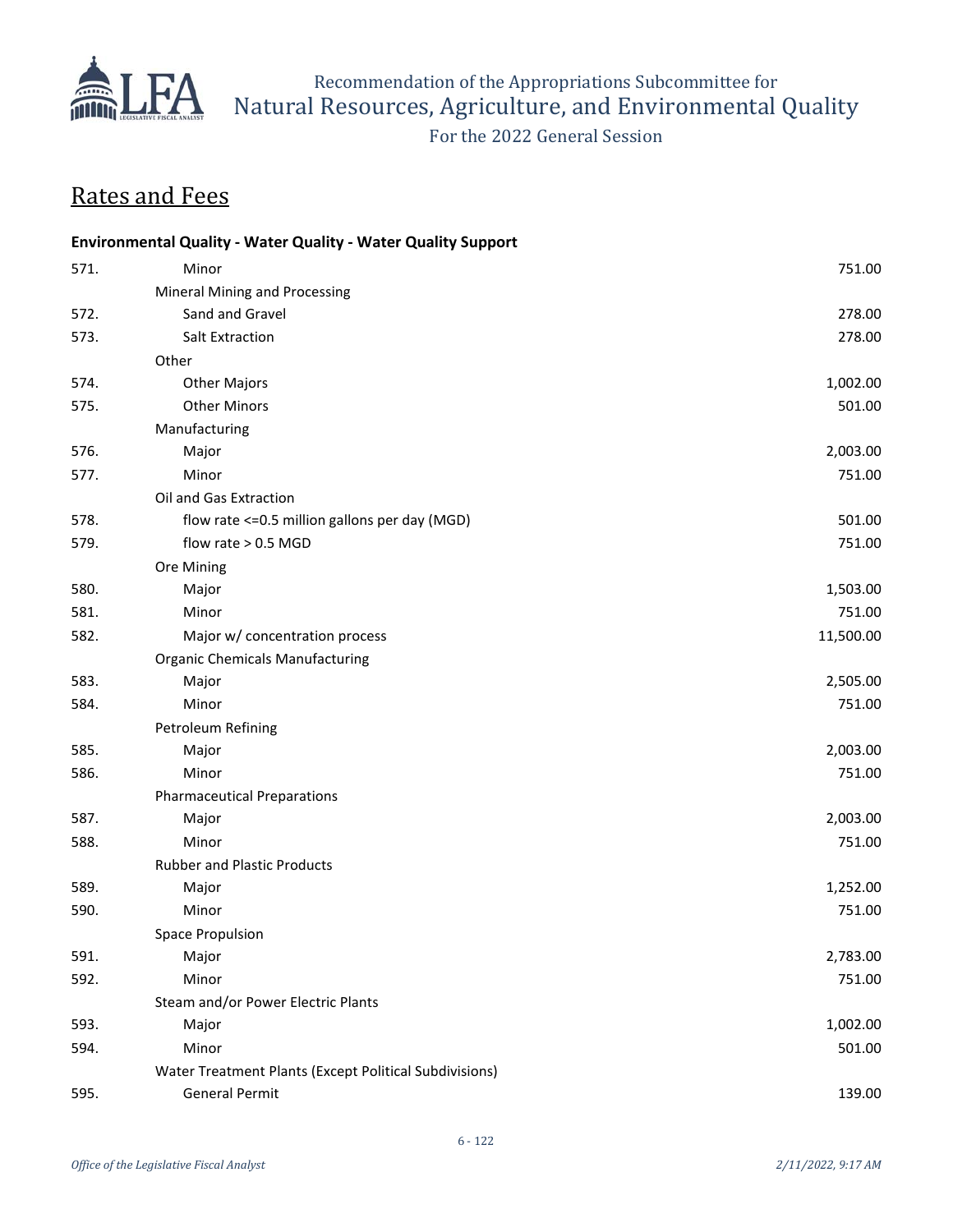## Rates and Fees

**Environmental Quality - Water Quality - Water Quality Support**

| | | |
|---|---|---|
| 571. | Minor | 751.00 |
| | Mineral Mining and Processing | |
| 572. | Sand and Gravel | 278.00 |
| 573. | Salt Extraction | 278.00 |
| | Other | |
| 574. | Other Majors | 1,002.00 |
| 575. | Other Minors | 501.00 |
| | Manufacturing | |
| 576. | Major | 2,003.00 |
| 577. | Minor | 751.00 |
| | Oil and Gas Extraction | |
| 578. | flow rate <=0.5 million gallons per day (MGD) | 501.00 |
| 579. | flow rate > 0.5 MGD | 751.00 |
| | Ore Mining | |
| 580. | Major | 1,503.00 |
| 581. | Minor | 751.00 |
| 582. | Major w/ concentration process | 11,500.00 |
| | Organic Chemicals Manufacturing | |
| 583. | Major | 2,505.00 |
| 584. | Minor | 751.00 |
| | Petroleum Refining | |
| 585. | Major | 2,003.00 |
| 586. | Minor | 751.00 |
| | Pharmaceutical Preparations | |
| 587. | Major | 2,003.00 |
| 588. | Minor | 751.00 |
| | Rubber and Plastic Products | |
| 589. | Major | 1,252.00 |
| 590. | Minor | 751.00 |
| | Space Propulsion | |
| 591. | Major | 2,783.00 |
| 592. | Minor | 751.00 |
| | Steam and/or Power Electric Plants | |
| 593. | Major | 1,002.00 |
| 594. | Minor | 501.00 |
| | Water Treatment Plants (Except Political Subdivisions) | |
| 595. | General Permit | 139.00 |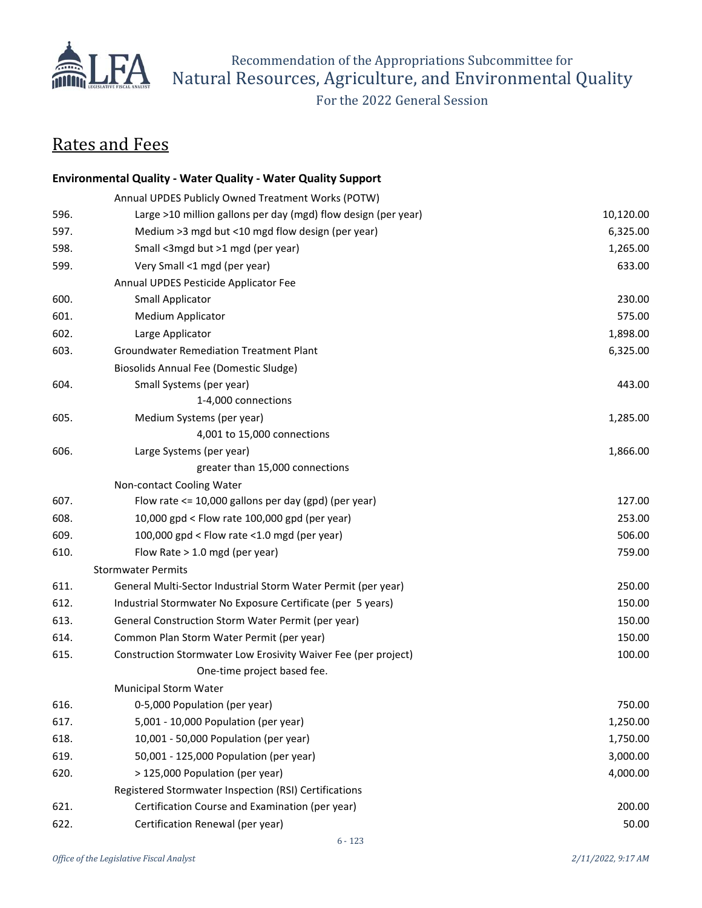## Rates and Fees

### Environmental Quality - Water Quality - Water Quality Support

| No. | Description | Amount |
|---|---|---|
| | Annual UPDES Publicly Owned Treatment Works (POTW) | |
| 596. | Large >10 million gallons per day (mgd) flow design (per year) | 10,120.00 |
| 597. | Medium >3 mgd but <10 mgd flow design (per year) | 6,325.00 |
| 598. | Small <3mgd but >1 mgd (per year) | 1,265.00 |
| 599. | Very Small <1 mgd (per year) | 633.00 |
| | Annual UPDES Pesticide Applicator Fee | |
| 600. | Small Applicator | 230.00 |
| 601. | Medium Applicator | 575.00 |
| 602. | Large Applicator | 1,898.00 |
| 603. | Groundwater Remediation Treatment Plant | 6,325.00 |
| | Biosolids Annual Fee (Domestic Sludge) | |
| 604. | Small Systems (per year)<br>1-4,000 connections | 443.00 |
| 605. | Medium Systems (per year)<br>4,001 to 15,000 connections | 1,285.00 |
| 606. | Large Systems (per year)<br>greater than 15,000 connections | 1,866.00 |
| | Non-contact Cooling Water | |
| 607. | Flow rate <= 10,000 gallons per day (gpd) (per year) | 127.00 |
| 608. | 10,000 gpd < Flow rate 100,000 gpd (per year) | 253.00 |
| 609. | 100,000 gpd < Flow rate <1.0 mgd (per year) | 506.00 |
| 610. | Flow Rate > 1.0 mgd (per year) | 759.00 |
| | Stormwater Permits | |
| 611. | General Multi-Sector Industrial Storm Water Permit (per year) | 250.00 |
| 612. | Industrial Stormwater No Exposure Certificate (per 5 years) | 150.00 |
| 613. | General Construction Storm Water Permit (per year) | 150.00 |
| 614. | Common Plan Storm Water Permit (per year) | 150.00 |
| 615. | Construction Stormwater Low Erosivity Waiver Fee (per project)<br>One-time project based fee. | 100.00 |
| | Municipal Storm Water | |
| 616. | 0-5,000 Population (per year) | 750.00 |
| 617. | 5,001 - 10,000 Population (per year) | 1,250.00 |
| 618. | 10,001 - 50,000 Population (per year) | 1,750.00 |
| 619. | 50,001 - 125,000 Population (per year) | 3,000.00 |
| 620. | > 125,000 Population (per year) | 4,000.00 |
| | Registered Stormwater Inspection (RSI) Certifications | |
| 621. | Certification Course and Examination (per year) | 200.00 |
| 622. | Certification Renewal (per year) | 50.00 |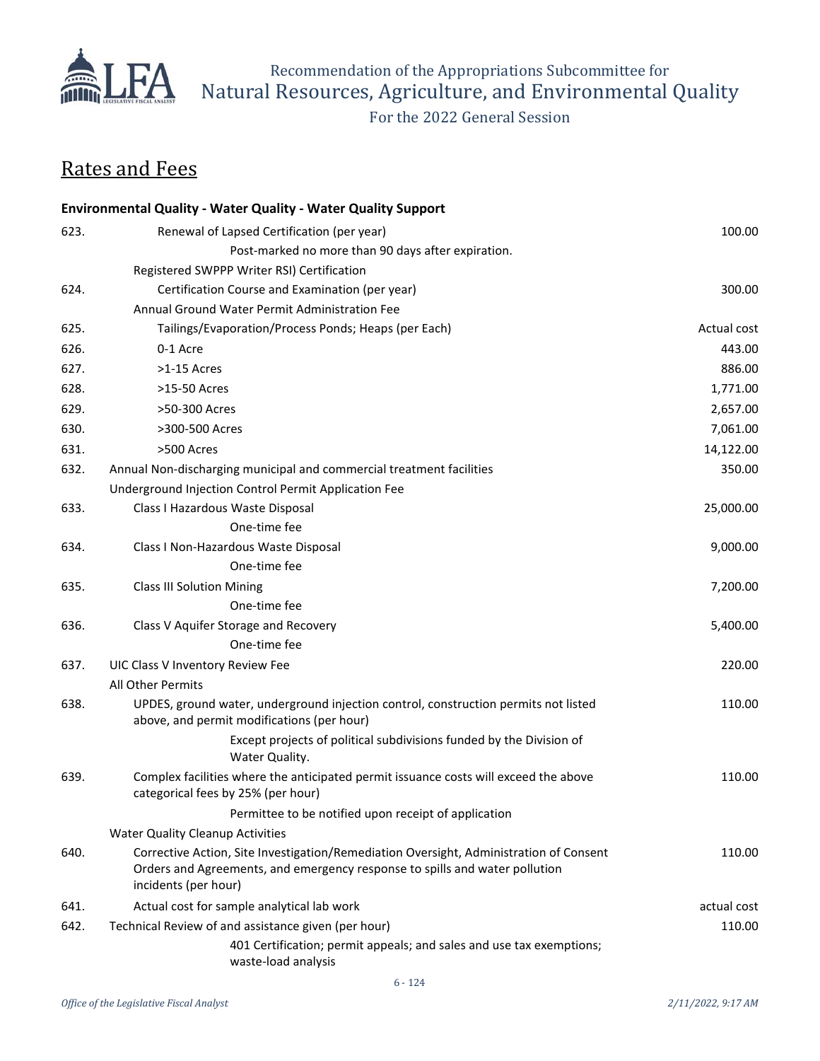## Rates and Fees

**Environmental Quality - Water Quality - Water Quality Support**

| | | |
|---|---|---|
| 623. | Renewal of Lapsed Certification (per year) | 100.00 |
| | Post-marked no more than 90 days after expiration. | |
| | Registered SWPPP Writer RSI) Certification | |
| 624. | Certification Course and Examination (per year) | 300.00 |
| | Annual Ground Water Permit Administration Fee | |
| 625. | Tailings/Evaporation/Process Ponds; Heaps (per Each) | Actual cost |
| 626. | 0-1 Acre | 443.00 |
| 627. | >1-15 Acres | 886.00 |
| 628. | >15-50 Acres | 1,771.00 |
| 629. | >50-300 Acres | 2,657.00 |
| 630. | >300-500 Acres | 7,061.00 |
| 631. | >500 Acres | 14,122.00 |
| 632. | Annual Non-discharging municipal and commercial treatment facilities | 350.00 |
| | Underground Injection Control Permit Application Fee | |
| 633. | Class I Hazardous Waste Disposal | 25,000.00 |
| | One-time fee | |
| 634. | Class I Non-Hazardous Waste Disposal | 9,000.00 |
| | One-time fee | |
| 635. | Class III Solution Mining | 7,200.00 |
| | One-time fee | |
| 636. | Class V Aquifer Storage and Recovery | 5,400.00 |
| | One-time fee | |
| 637. | UIC Class V Inventory Review Fee | 220.00 |
| | All Other Permits | |
| 638. | UPDES, ground water, underground injection control, construction permits not listed above, and permit modifications (per hour) | 110.00 |
| | Except projects of political subdivisions funded by the Division of Water Quality. | |
| 639. | Complex facilities where the anticipated permit issuance costs will exceed the above categorical fees by 25% (per hour) | 110.00 |
| | Permittee to be notified upon receipt of application | |
| | Water Quality Cleanup Activities | |
| 640. | Corrective Action, Site Investigation/Remediation Oversight, Administration of Consent Orders and Agreements, and emergency response to spills and water pollution incidents (per hour) | 110.00 |
| 641. | Actual cost for sample analytical lab work | actual cost |
| 642. | Technical Review of and assistance given (per hour) | 110.00 |
| | 401 Certification; permit appeals; and sales and use tax exemptions; waste-load analysis | |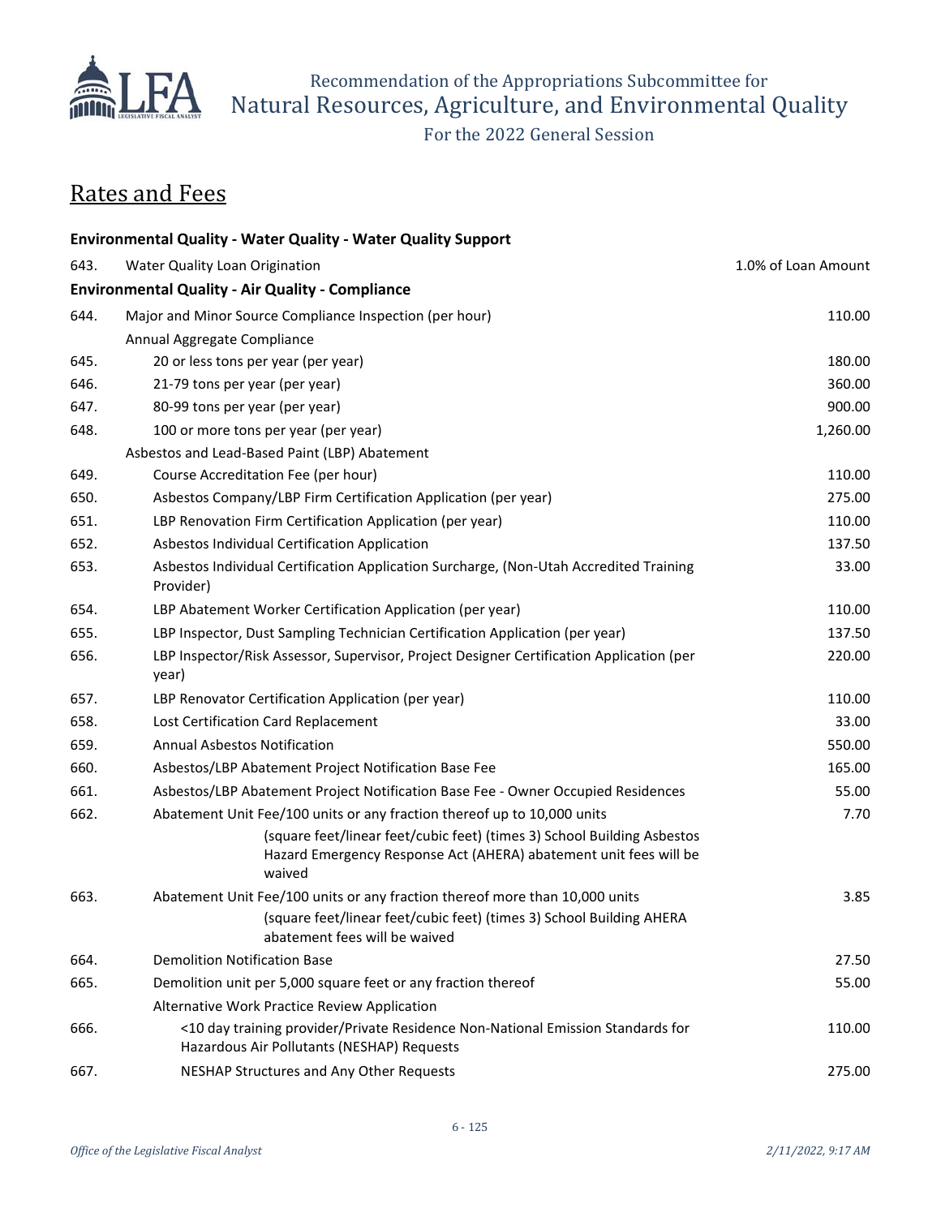## Rates and Fees

| | | |
|---|---|---|
| | **Environmental Quality - Water Quality - Water Quality Support** | |
| 643. | Water Quality Loan Origination | 1.0% of Loan Amount |
| | **Environmental Quality - Air Quality - Compliance** | |
| 644. | Major and Minor Source Compliance Inspection (per hour) | 110.00 |
| | Annual Aggregate Compliance | |
| 645. | 20 or less tons per year (per year) | 180.00 |
| 646. | 21-79 tons per year (per year) | 360.00 |
| 647. | 80-99 tons per year (per year) | 900.00 |
| 648. | 100 or more tons per year (per year) | 1,260.00 |
| | Asbestos and Lead-Based Paint (LBP) Abatement | |
| 649. | Course Accreditation Fee (per hour) | 110.00 |
| 650. | Asbestos Company/LBP Firm Certification Application (per year) | 275.00 |
| 651. | LBP Renovation Firm Certification Application (per year) | 110.00 |
| 652. | Asbestos Individual Certification Application | 137.50 |
| 653. | Asbestos Individual Certification Application Surcharge, (Non-Utah Accredited Training Provider) | 33.00 |
| 654. | LBP Abatement Worker Certification Application (per year) | 110.00 |
| 655. | LBP Inspector, Dust Sampling Technician Certification Application (per year) | 137.50 |
| 656. | LBP Inspector/Risk Assessor, Supervisor, Project Designer Certification Application (per year) | 220.00 |
| 657. | LBP Renovator Certification Application (per year) | 110.00 |
| 658. | Lost Certification Card Replacement | 33.00 |
| 659. | Annual Asbestos Notification | 550.00 |
| 660. | Asbestos/LBP Abatement Project Notification Base Fee | 165.00 |
| 661. | Asbestos/LBP Abatement Project Notification Base Fee - Owner Occupied Residences | 55.00 |
| 662. | Abatement Unit Fee/100 units or any fraction thereof up to 10,000 units<br>(square feet/linear feet/cubic feet) (times 3) School Building Asbestos Hazard Emergency Response Act (AHERA) abatement unit fees will be waived | 7.70 |
| 663. | Abatement Unit Fee/100 units or any fraction thereof more than 10,000 units<br>(square feet/linear feet/cubic feet) (times 3) School Building AHERA abatement fees will be waived | 3.85 |
| 664. | Demolition Notification Base | 27.50 |
| 665. | Demolition unit per 5,000 square feet or any fraction thereof | 55.00 |
| | Alternative Work Practice Review Application | |
| 666. | <10 day training provider/Private Residence Non-National Emission Standards for Hazardous Air Pollutants (NESHAP) Requests | 110.00 |
| 667. | NESHAP Structures and Any Other Requests | 275.00 |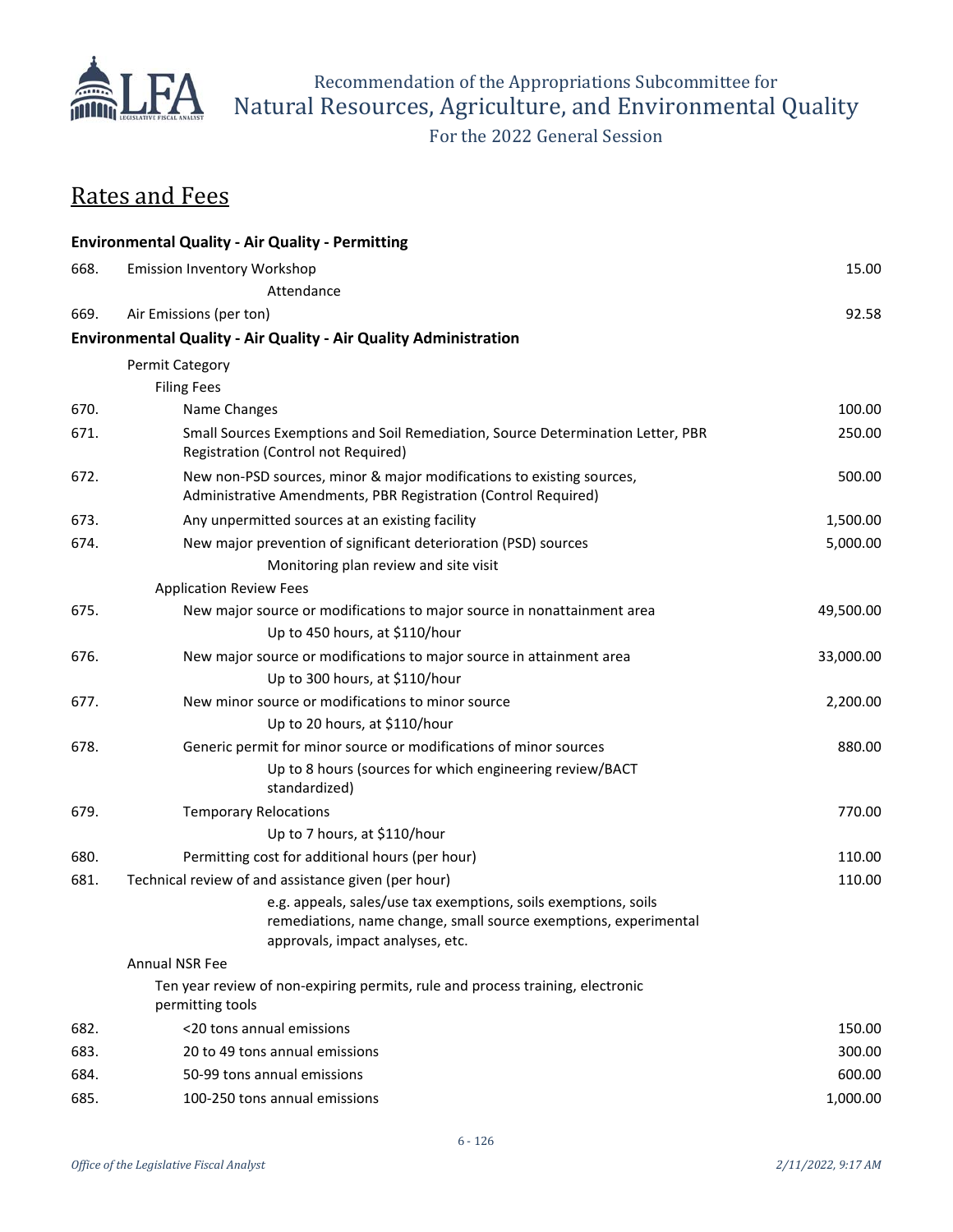# Recommendation of the Appropriations Subcommittee for Natural Resources, Agriculture, and Environmental Quality

For the 2022 General Session

## Rates and Fees

| | | |
|---|---|---|
| | **Environmental Quality - Air Quality - Permitting** | |
| 668. | Emission Inventory Workshop<br>Attendance | 15.00 |
| 669. | Air Emissions (per ton) | 92.58 |
| | **Environmental Quality - Air Quality - Air Quality Administration** | |
| | Permit Category | |
| | Filing Fees | |
| 670. | Name Changes | 100.00 |
| 671. | Small Sources Exemptions and Soil Remediation, Source Determination Letter, PBR Registration (Control not Required) | 250.00 |
| 672. | New non-PSD sources, minor & major modifications to existing sources, Administrative Amendments, PBR Registration (Control Required) | 500.00 |
| 673. | Any unpermitted sources at an existing facility | 1,500.00 |
| 674. | New major prevention of significant deterioration (PSD) sources<br>Monitoring plan review and site visit | 5,000.00 |
| | Application Review Fees | |
| 675. | New major source or modifications to major source in nonattainment area<br>Up to 450 hours, at $110/hour | 49,500.00 |
| 676. | New major source or modifications to major source in attainment area<br>Up to 300 hours, at $110/hour | 33,000.00 |
| 677. | New minor source or modifications to minor source<br>Up to 20 hours, at $110/hour | 2,200.00 |
| 678. | Generic permit for minor source or modifications of minor sources<br>Up to 8 hours (sources for which engineering review/BACT standardized) | 880.00 |
| 679. | Temporary Relocations<br>Up to 7 hours, at $110/hour | 770.00 |
| 680. | Permitting cost for additional hours (per hour) | 110.00 |
| 681. | Technical review of and assistance given (per hour)<br>e.g. appeals, sales/use tax exemptions, soils exemptions, soils remediations, name change, small source exemptions, experimental approvals, impact analyses, etc. | 110.00 |
| | Annual NSR Fee | |
| | Ten year review of non-expiring permits, rule and process training, electronic permitting tools | |
| 682. | <20 tons annual emissions | 150.00 |
| 683. | 20 to 49 tons annual emissions | 300.00 |
| 684. | 50-99 tons annual emissions | 600.00 |
| 685. | 100-250 tons annual emissions | 1,000.00 |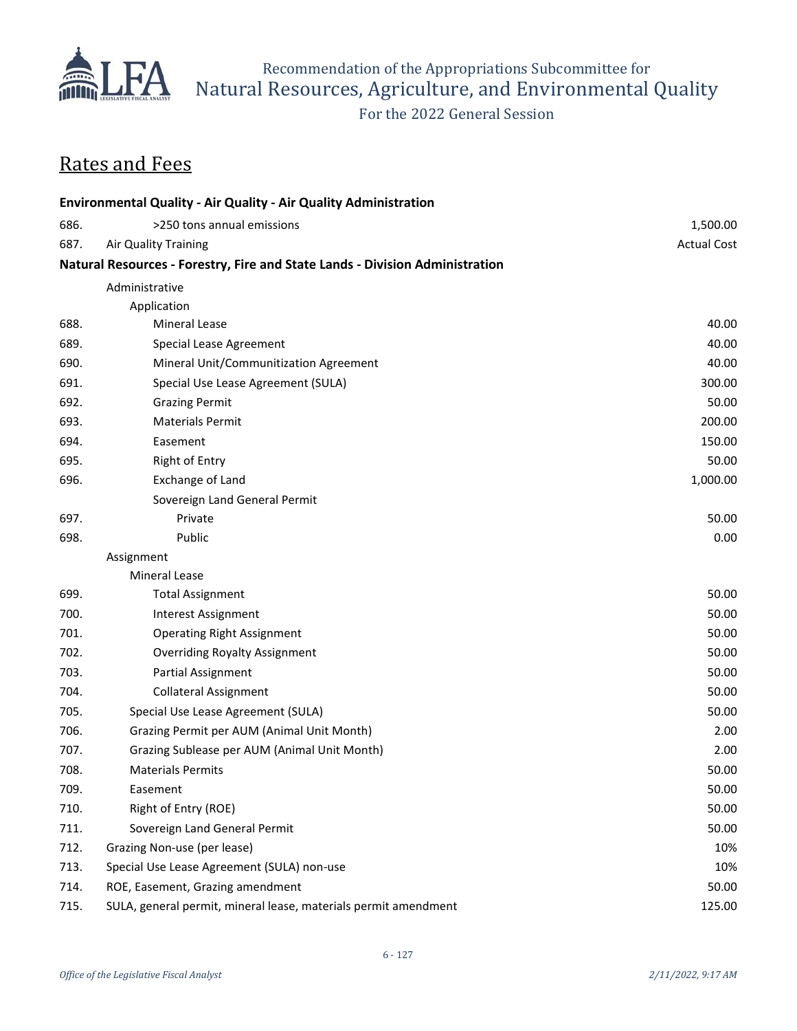## Rates and Fees

| | | |
|---|---|---|
| | **Environmental Quality - Air Quality - Air Quality Administration** | |
| 686. | >250 tons annual emissions | 1,500.00 |
| 687. | Air Quality Training | Actual Cost |
| | **Natural Resources - Forestry, Fire and State Lands - Division Administration** | |
| | Administrative | |
| | Application | |
| 688. | Mineral Lease | 40.00 |
| 689. | Special Lease Agreement | 40.00 |
| 690. | Mineral Unit/Communitization Agreement | 40.00 |
| 691. | Special Use Lease Agreement (SULA) | 300.00 |
| 692. | Grazing Permit | 50.00 |
| 693. | Materials Permit | 200.00 |
| 694. | Easement | 150.00 |
| 695. | Right of Entry | 50.00 |
| 696. | Exchange of Land | 1,000.00 |
| | Sovereign Land General Permit | |
| 697. | Private | 50.00 |
| 698. | Public | 0.00 |
| | Assignment | |
| | Mineral Lease | |
| 699. | Total Assignment | 50.00 |
| 700. | Interest Assignment | 50.00 |
| 701. | Operating Right Assignment | 50.00 |
| 702. | Overriding Royalty Assignment | 50.00 |
| 703. | Partial Assignment | 50.00 |
| 704. | Collateral Assignment | 50.00 |
| 705. | Special Use Lease Agreement (SULA) | 50.00 |
| 706. | Grazing Permit per AUM (Animal Unit Month) | 2.00 |
| 707. | Grazing Sublease per AUM (Animal Unit Month) | 2.00 |
| 708. | Materials Permits | 50.00 |
| 709. | Easement | 50.00 |
| 710. | Right of Entry (ROE) | 50.00 |
| 711. | Sovereign Land General Permit | 50.00 |
| 712. | Grazing Non-use (per lease) | 10% |
| 713. | Special Use Lease Agreement (SULA) non-use | 10% |
| 714. | ROE, Easement, Grazing amendment | 50.00 |
| 715. | SULA, general permit, mineral lease, materials permit amendment | 125.00 |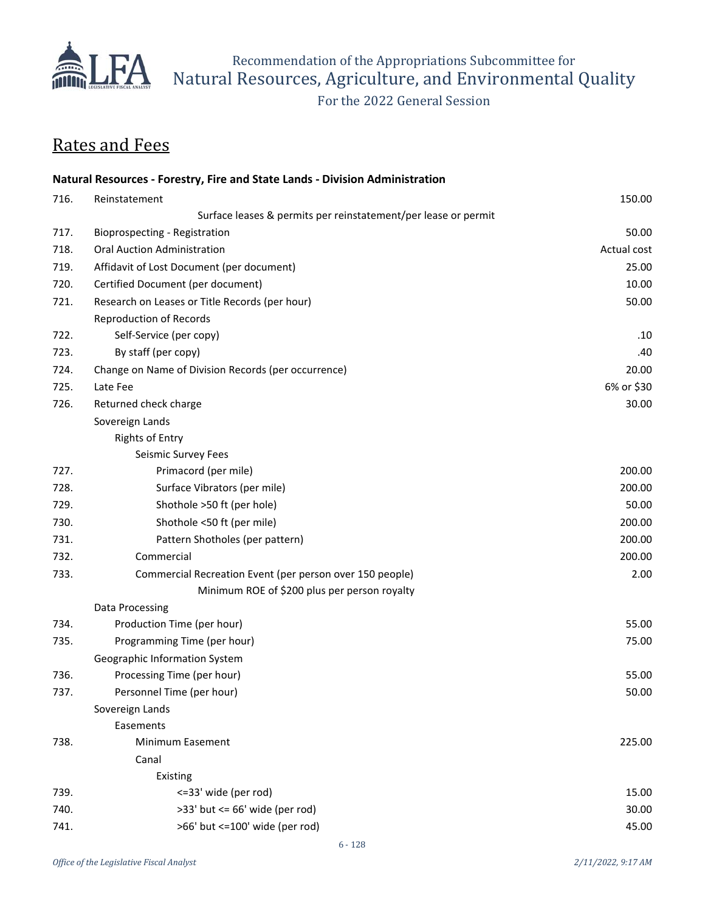# Rates and Fees

**Natural Resources - Forestry, Fire and State Lands - Division Administration**

| No. | Item | Fee |
|---|---|---|
| 716. | Reinstatement | 150.00 |
| | Surface leases & permits per reinstatement/per lease or permit | |
| 717. | Bioprospecting - Registration | 50.00 |
| 718. | Oral Auction Administration | Actual cost |
| 719. | Affidavit of Lost Document (per document) | 25.00 |
| 720. | Certified Document (per document) | 10.00 |
| 721. | Research on Leases or Title Records (per hour) | 50.00 |
| | Reproduction of Records | |
| 722. | Self-Service (per copy) | .10 |
| 723. | By staff (per copy) | .40 |
| 724. | Change on Name of Division Records (per occurrence) | 20.00 |
| 725. | Late Fee | 6% or $30 |
| 726. | Returned check charge | 30.00 |
| | Sovereign Lands | |
| | Rights of Entry | |
| | Seismic Survey Fees | |
| 727. | Primacord (per mile) | 200.00 |
| 728. | Surface Vibrators (per mile) | 200.00 |
| 729. | Shothole >50 ft (per hole) | 50.00 |
| 730. | Shothole <50 ft (per mile) | 200.00 |
| 731. | Pattern Shotholes (per pattern) | 200.00 |
| 732. | Commercial | 200.00 |
| 733. | Commercial Recreation Event (per person over 150 people) | 2.00 |
| | Minimum ROE of $200 plus per person royalty | |
| | Data Processing | |
| 734. | Production Time (per hour) | 55.00 |
| 735. | Programming Time (per hour) | 75.00 |
| | Geographic Information System | |
| 736. | Processing Time (per hour) | 55.00 |
| 737. | Personnel Time (per hour) | 50.00 |
| | Sovereign Lands | |
| | Easements | |
| 738. | Minimum Easement | 225.00 |
| | Canal | |
| | Existing | |
| 739. | <=33' wide (per rod) | 15.00 |
| 740. | >33' but <= 66' wide (per rod) | 30.00 |
| 741. | >66' but <=100' wide (per rod) | 45.00 |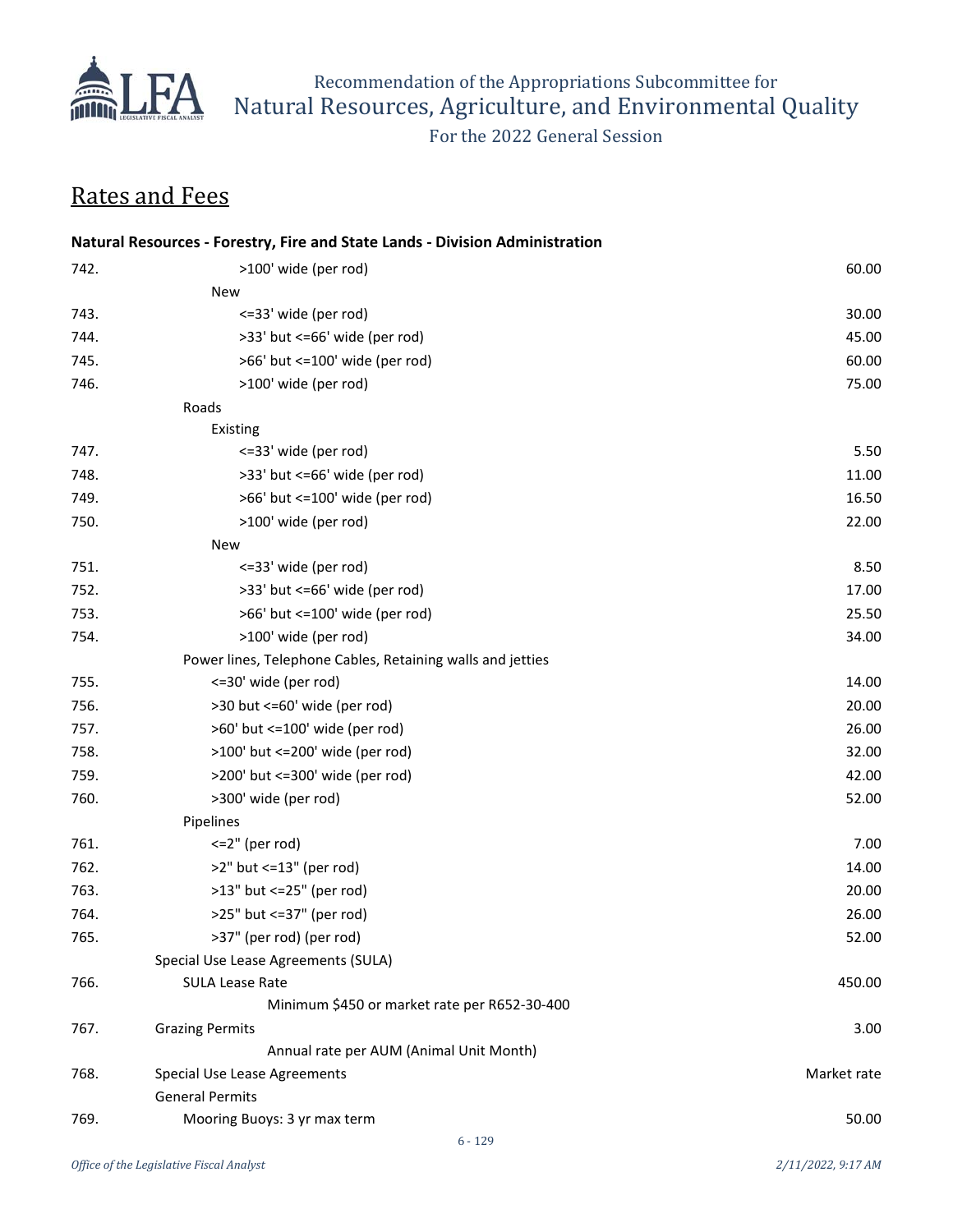## Rates and Fees

**Natural Resources - Forestry, Fire and State Lands - Division Administration**

| | | |
|---|---|---|
| 742. | >100' wide (per rod) | 60.00 |
| | New | |
| 743. | <=33' wide (per rod) | 30.00 |
| 744. | >33' but <=66' wide (per rod) | 45.00 |
| 745. | >66' but <=100' wide (per rod) | 60.00 |
| 746. | >100' wide (per rod) | 75.00 |
| | Roads | |
| | Existing | |
| 747. | <=33' wide (per rod) | 5.50 |
| 748. | >33' but <=66' wide (per rod) | 11.00 |
| 749. | >66' but <=100' wide (per rod) | 16.50 |
| 750. | >100' wide (per rod) | 22.00 |
| | New | |
| 751. | <=33' wide (per rod) | 8.50 |
| 752. | >33' but <=66' wide (per rod) | 17.00 |
| 753. | >66' but <=100' wide (per rod) | 25.50 |
| 754. | >100' wide (per rod) | 34.00 |
| | Power lines, Telephone Cables, Retaining walls and jetties | |
| 755. | <=30' wide (per rod) | 14.00 |
| 756. | >30 but <=60' wide (per rod) | 20.00 |
| 757. | >60' but <=100' wide (per rod) | 26.00 |
| 758. | >100' but <=200' wide (per rod) | 32.00 |
| 759. | >200' but <=300' wide (per rod) | 42.00 |
| 760. | >300' wide (per rod) | 52.00 |
| | Pipelines | |
| 761. | <=2" (per rod) | 7.00 |
| 762. | >2" but <=13" (per rod) | 14.00 |
| 763. | >13" but <=25" (per rod) | 20.00 |
| 764. | >25" but <=37" (per rod) | 26.00 |
| 765. | >37" (per rod) (per rod) | 52.00 |
| | Special Use Lease Agreements (SULA) | |
| 766. | SULA Lease Rate | 450.00 |
| | Minimum $450 or market rate per R652-30-400 | |
| 767. | Grazing Permits | 3.00 |
| | Annual rate per AUM (Animal Unit Month) | |
| 768. | Special Use Lease Agreements | Market rate |
| | General Permits | |
| 769. | Mooring Buoys: 3 yr max term | 50.00 |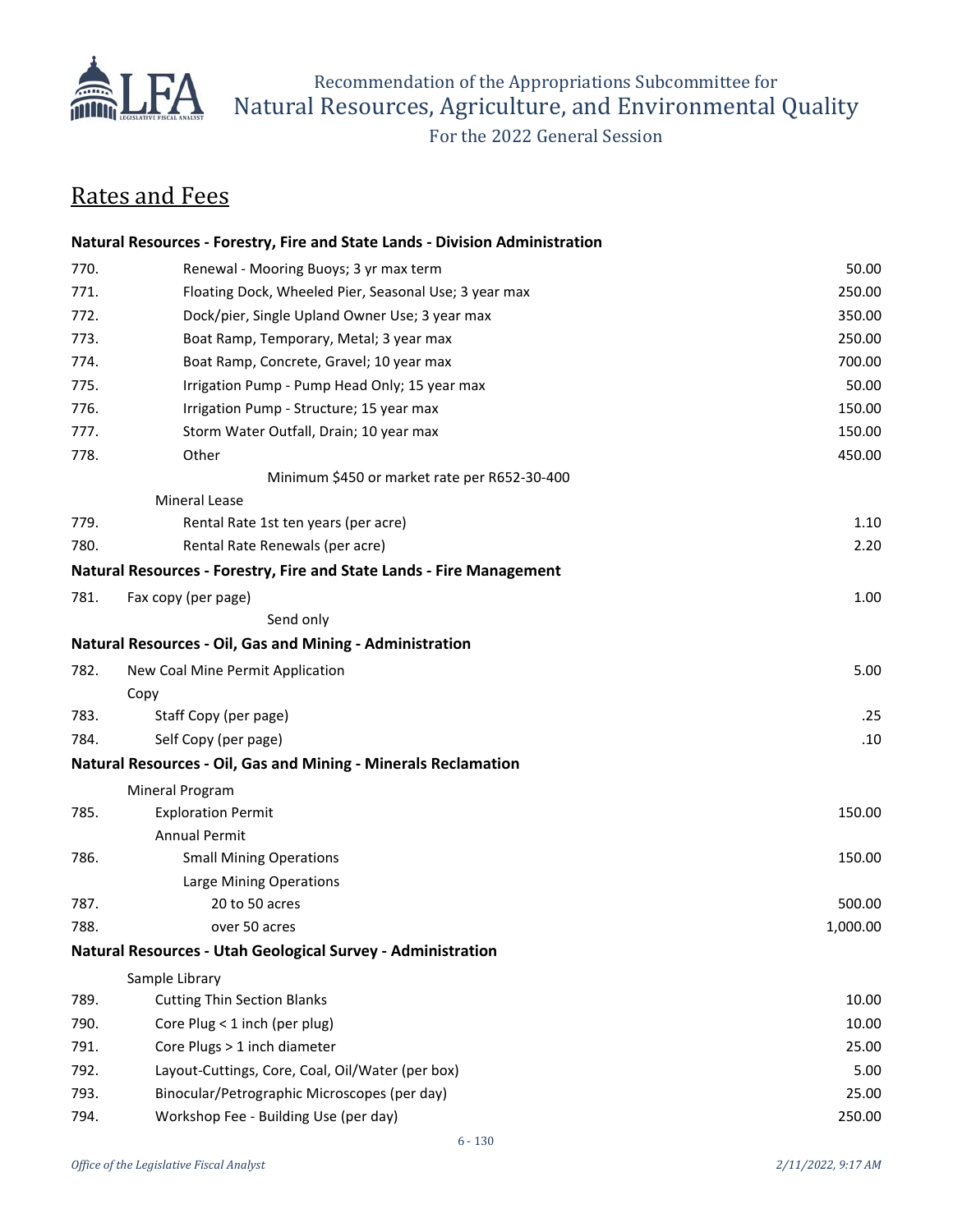## Rates and Fees

| | Natural Resources - Forestry, Fire and State Lands - Division Administration | |
|---|---|---|
| 770. | Renewal - Mooring Buoys; 3 yr max term | 50.00 |
| 771. | Floating Dock, Wheeled Pier, Seasonal Use; 3 year max | 250.00 |
| 772. | Dock/pier, Single Upland Owner Use; 3 year max | 350.00 |
| 773. | Boat Ramp, Temporary, Metal; 3 year max | 250.00 |
| 774. | Boat Ramp, Concrete, Gravel; 10 year max | 700.00 |
| 775. | Irrigation Pump - Pump Head Only; 15 year max | 50.00 |
| 776. | Irrigation Pump - Structure; 15 year max | 150.00 |
| 777. | Storm Water Outfall, Drain; 10 year max | 150.00 |
| 778. | Other | 450.00 |
| | Minimum $450 or market rate per R652-30-400 | |
| | Mineral Lease | |
| 779. | Rental Rate 1st ten years (per acre) | 1.10 |
| 780. | Rental Rate Renewals (per acre) | 2.20 |
| | **Natural Resources - Forestry, Fire and State Lands - Fire Management** | |
| 781. | Fax copy (per page) | 1.00 |
| | Send only | |
| | **Natural Resources - Oil, Gas and Mining - Administration** | |
| 782. | New Coal Mine Permit Application | 5.00 |
| | Copy | |
| 783. | Staff Copy (per page) | .25 |
| 784. | Self Copy (per page) | .10 |
| | **Natural Resources - Oil, Gas and Mining - Minerals Reclamation** | |
| | Mineral Program | |
| 785. | Exploration Permit | 150.00 |
| | Annual Permit | |
| 786. | Small Mining Operations | 150.00 |
| | Large Mining Operations | |
| 787. | 20 to 50 acres | 500.00 |
| 788. | over 50 acres | 1,000.00 |
| | **Natural Resources - Utah Geological Survey - Administration** | |
| | Sample Library | |
| 789. | Cutting Thin Section Blanks | 10.00 |
| 790. | Core Plug < 1 inch (per plug) | 10.00 |
| 791. | Core Plugs > 1 inch diameter | 25.00 |
| 792. | Layout-Cuttings, Core, Coal, Oil/Water (per box) | 5.00 |
| 793. | Binocular/Petrographic Microscopes (per day) | 25.00 |
| 794. | Workshop Fee - Building Use (per day) | 250.00 |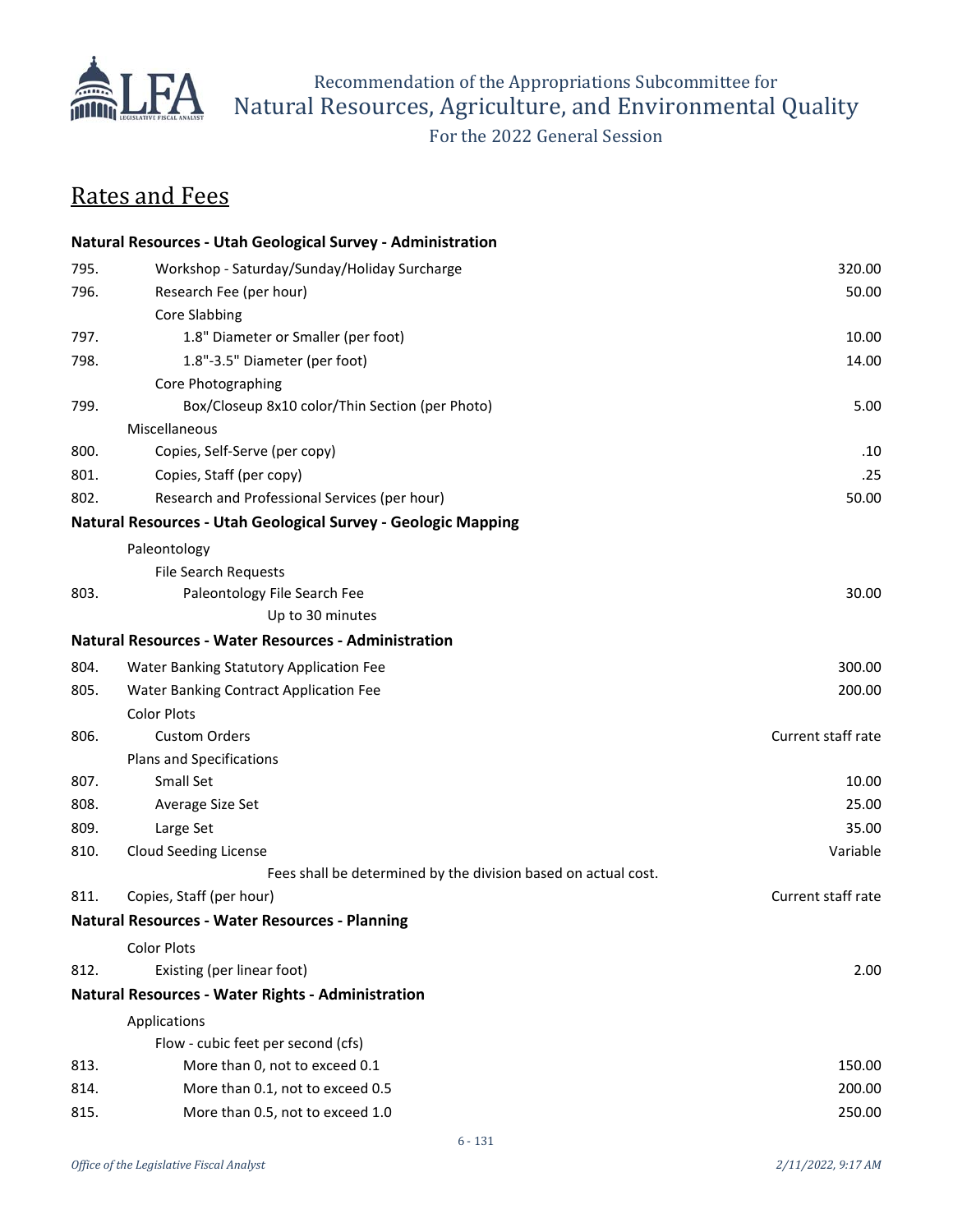Recommendation of the Appropriations Subcommittee for
Natural Resources, Agriculture, and Environmental Quality

For the 2022 General Session

## Rates and Fees

| | | |
|---|---|---|
| | **Natural Resources - Utah Geological Survey - Administration** | |
| 795. | Workshop - Saturday/Sunday/Holiday Surcharge | 320.00 |
| 796. | Research Fee (per hour) | 50.00 |
| | Core Slabbing | |
| 797. | 1.8" Diameter or Smaller (per foot) | 10.00 |
| 798. | 1.8"-3.5" Diameter (per foot) | 14.00 |
| | Core Photographing | |
| 799. | Box/Closeup 8x10 color/Thin Section (per Photo) | 5.00 |
| | Miscellaneous | |
| 800. | Copies, Self-Serve (per copy) | .10 |
| 801. | Copies, Staff (per copy) | .25 |
| 802. | Research and Professional Services (per hour) | 50.00 |
| | **Natural Resources - Utah Geological Survey - Geologic Mapping** | |
| | Paleontology | |
| | File Search Requests | |
| 803. | Paleontology File Search Fee | 30.00 |
| | Up to 30 minutes | |
| | **Natural Resources - Water Resources - Administration** | |
| 804. | Water Banking Statutory Application Fee | 300.00 |
| 805. | Water Banking Contract Application Fee | 200.00 |
| | Color Plots | |
| 806. | Custom Orders | Current staff rate |
| | Plans and Specifications | |
| 807. | Small Set | 10.00 |
| 808. | Average Size Set | 25.00 |
| 809. | Large Set | 35.00 |
| 810. | Cloud Seeding License | Variable |
| | Fees shall be determined by the division based on actual cost. | |
| 811. | Copies, Staff (per hour) | Current staff rate |
| | **Natural Resources - Water Resources - Planning** | |
| | Color Plots | |
| 812. | Existing (per linear foot) | 2.00 |
| | **Natural Resources - Water Rights - Administration** | |
| | Applications | |
| | Flow - cubic feet per second (cfs) | |
| 813. | More than 0, not to exceed 0.1 | 150.00 |
| 814. | More than 0.1, not to exceed 0.5 | 200.00 |
| 815. | More than 0.5, not to exceed 1.0 | 250.00 |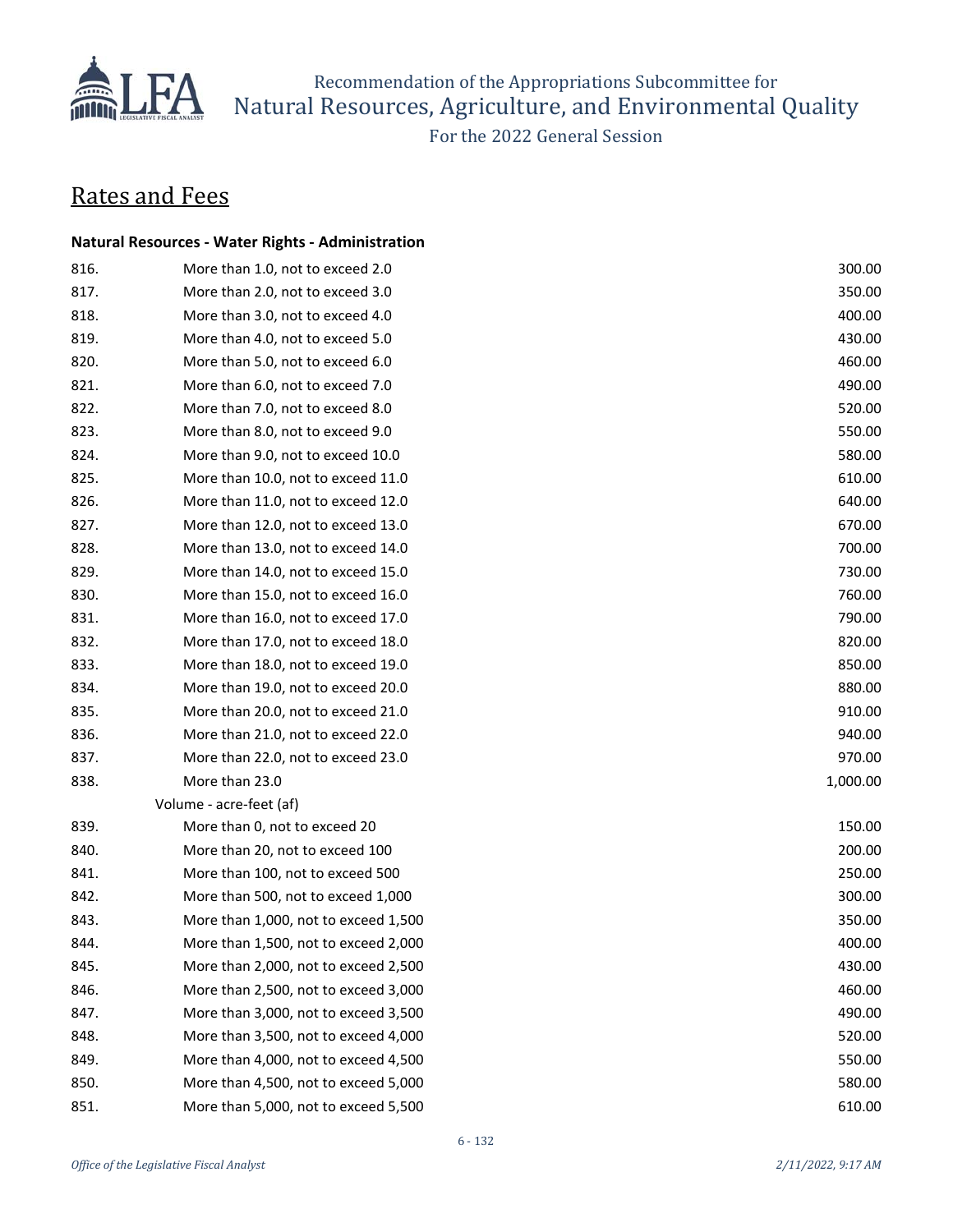# Rates and Fees

**Natural Resources - Water Rights - Administration**

| | | |
|---|---|---|
| 816. | More than 1.0, not to exceed 2.0 | 300.00 |
| 817. | More than 2.0, not to exceed 3.0 | 350.00 |
| 818. | More than 3.0, not to exceed 4.0 | 400.00 |
| 819. | More than 4.0, not to exceed 5.0 | 430.00 |
| 820. | More than 5.0, not to exceed 6.0 | 460.00 |
| 821. | More than 6.0, not to exceed 7.0 | 490.00 |
| 822. | More than 7.0, not to exceed 8.0 | 520.00 |
| 823. | More than 8.0, not to exceed 9.0 | 550.00 |
| 824. | More than 9.0, not to exceed 10.0 | 580.00 |
| 825. | More than 10.0, not to exceed 11.0 | 610.00 |
| 826. | More than 11.0, not to exceed 12.0 | 640.00 |
| 827. | More than 12.0, not to exceed 13.0 | 670.00 |
| 828. | More than 13.0, not to exceed 14.0 | 700.00 |
| 829. | More than 14.0, not to exceed 15.0 | 730.00 |
| 830. | More than 15.0, not to exceed 16.0 | 760.00 |
| 831. | More than 16.0, not to exceed 17.0 | 790.00 |
| 832. | More than 17.0, not to exceed 18.0 | 820.00 |
| 833. | More than 18.0, not to exceed 19.0 | 850.00 |
| 834. | More than 19.0, not to exceed 20.0 | 880.00 |
| 835. | More than 20.0, not to exceed 21.0 | 910.00 |
| 836. | More than 21.0, not to exceed 22.0 | 940.00 |
| 837. | More than 22.0, not to exceed 23.0 | 970.00 |
| 838. | More than 23.0 | 1,000.00 |
| | Volume - acre-feet (af) | |
| 839. | More than 0, not to exceed 20 | 150.00 |
| 840. | More than 20, not to exceed 100 | 200.00 |
| 841. | More than 100, not to exceed 500 | 250.00 |
| 842. | More than 500, not to exceed 1,000 | 300.00 |
| 843. | More than 1,000, not to exceed 1,500 | 350.00 |
| 844. | More than 1,500, not to exceed 2,000 | 400.00 |
| 845. | More than 2,000, not to exceed 2,500 | 430.00 |
| 846. | More than 2,500, not to exceed 3,000 | 460.00 |
| 847. | More than 3,000, not to exceed 3,500 | 490.00 |
| 848. | More than 3,500, not to exceed 4,000 | 520.00 |
| 849. | More than 4,000, not to exceed 4,500 | 550.00 |
| 850. | More than 4,500, not to exceed 5,000 | 580.00 |
| 851. | More than 5,000, not to exceed 5,500 | 610.00 |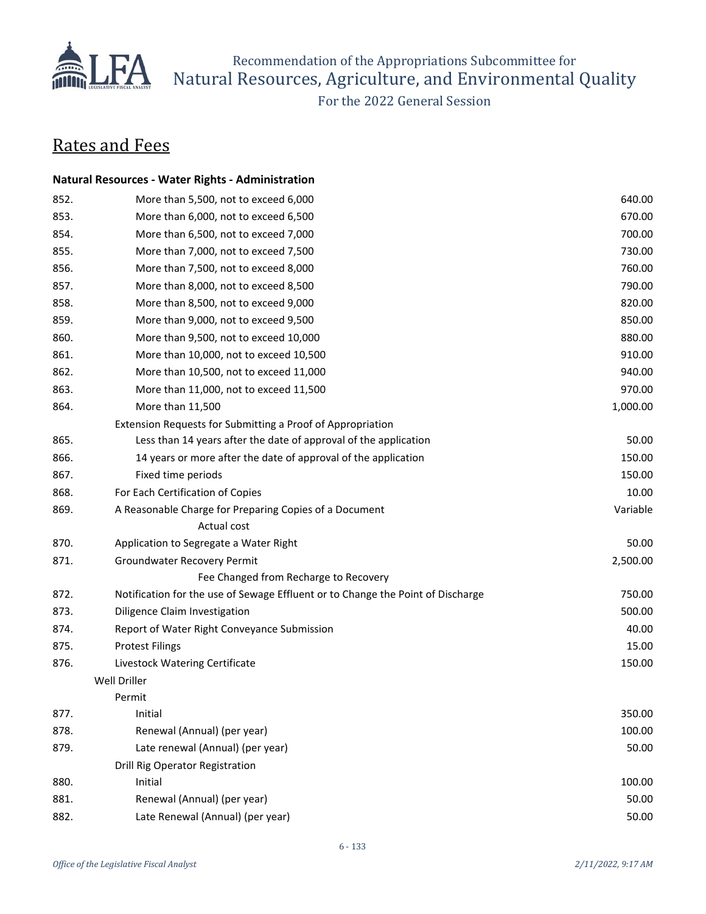## Rates and Fees

**Natural Resources - Water Rights - Administration**

| # | Description | Fee |
|---|---|---|
| 852. | More than 5,500, not to exceed 6,000 | 640.00 |
| 853. | More than 6,000, not to exceed 6,500 | 670.00 |
| 854. | More than 6,500, not to exceed 7,000 | 700.00 |
| 855. | More than 7,000, not to exceed 7,500 | 730.00 |
| 856. | More than 7,500, not to exceed 8,000 | 760.00 |
| 857. | More than 8,000, not to exceed 8,500 | 790.00 |
| 858. | More than 8,500, not to exceed 9,000 | 820.00 |
| 859. | More than 9,000, not to exceed 9,500 | 850.00 |
| 860. | More than 9,500, not to exceed 10,000 | 880.00 |
| 861. | More than 10,000, not to exceed 10,500 | 910.00 |
| 862. | More than 10,500, not to exceed 11,000 | 940.00 |
| 863. | More than 11,000, not to exceed 11,500 | 970.00 |
| 864. | More than 11,500 | 1,000.00 |
| | Extension Requests for Submitting a Proof of Appropriation | |
| 865. | Less than 14 years after the date of approval of the application | 50.00 |
| 866. | 14 years or more after the date of approval of the application | 150.00 |
| 867. | Fixed time periods | 150.00 |
| 868. | For Each Certification of Copies | 10.00 |
| 869. | A Reasonable Charge for Preparing Copies of a Document<br>Actual cost | Variable |
| 870. | Application to Segregate a Water Right | 50.00 |
| 871. | Groundwater Recovery Permit<br>Fee Changed from Recharge to Recovery | 2,500.00 |
| 872. | Notification for the use of Sewage Effluent or to Change the Point of Discharge | 750.00 |
| 873. | Diligence Claim Investigation | 500.00 |
| 874. | Report of Water Right Conveyance Submission | 40.00 |
| 875. | Protest Filings | 15.00 |
| 876. | Livestock Watering Certificate | 150.00 |
| | Well Driller | |
| | Permit | |
| 877. | Initial | 350.00 |
| 878. | Renewal (Annual) (per year) | 100.00 |
| 879. | Late renewal (Annual) (per year) | 50.00 |
| | Drill Rig Operator Registration | |
| 880. | Initial | 100.00 |
| 881. | Renewal (Annual) (per year) | 50.00 |
| 882. | Late Renewal (Annual) (per year) | 50.00 |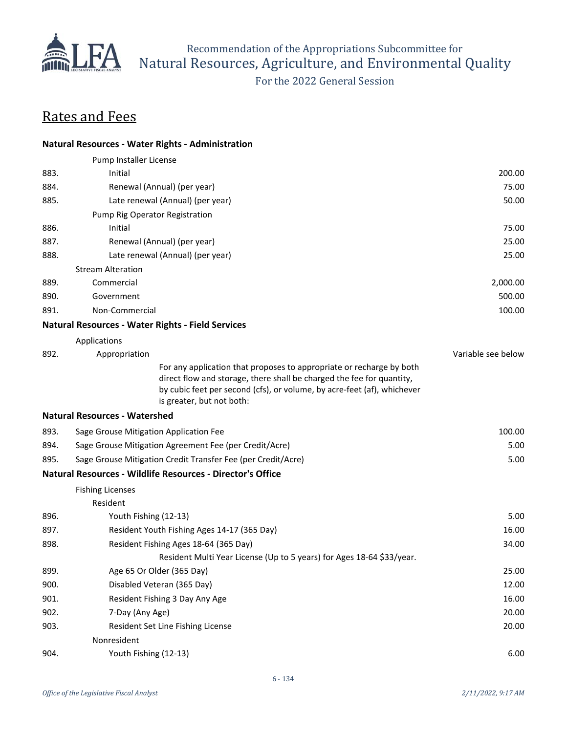## Rates and Fees

| | | |
|---|---|---|
| **Natural Resources - Water Rights - Administration** | | |
| | Pump Installer License | |
| 883. | Initial | 200.00 |
| 884. | Renewal (Annual) (per year) | 75.00 |
| 885. | Late renewal (Annual) (per year) | 50.00 |
| | Pump Rig Operator Registration | |
| 886. | Initial | 75.00 |
| 887. | Renewal (Annual) (per year) | 25.00 |
| 888. | Late renewal (Annual) (per year) | 25.00 |
| | Stream Alteration | |
| 889. | Commercial | 2,000.00 |
| 890. | Government | 500.00 |
| 891. | Non-Commercial | 100.00 |
| **Natural Resources - Water Rights - Field Services** | | |
| | Applications | |
| 892. | Appropriation | Variable see below |
| | For any application that proposes to appropriate or recharge by both direct flow and storage, there shall be charged the fee for quantity, by cubic feet per second (cfs), or volume, by acre-feet (af), whichever is greater, but not both: | |
| **Natural Resources - Watershed** | | |
| 893. | Sage Grouse Mitigation Application Fee | 100.00 |
| 894. | Sage Grouse Mitigation Agreement Fee (per Credit/Acre) | 5.00 |
| 895. | Sage Grouse Mitigation Credit Transfer Fee (per Credit/Acre) | 5.00 |
| **Natural Resources - Wildlife Resources - Director's Office** | | |
| | Fishing Licenses | |
| | Resident | |
| 896. | Youth Fishing (12-13) | 5.00 |
| 897. | Resident Youth Fishing Ages 14-17 (365 Day) | 16.00 |
| 898. | Resident Fishing Ages 18-64 (365 Day) | 34.00 |
| | Resident Multi Year License (Up to 5 years) for Ages 18-64 $33/year. | |
| 899. | Age 65 Or Older (365 Day) | 25.00 |
| 900. | Disabled Veteran (365 Day) | 12.00 |
| 901. | Resident Fishing 3 Day Any Age | 16.00 |
| 902. | 7-Day (Any Age) | 20.00 |
| 903. | Resident Set Line Fishing License | 20.00 |
| | Nonresident | |
| 904. | Youth Fishing (12-13) | 6.00 |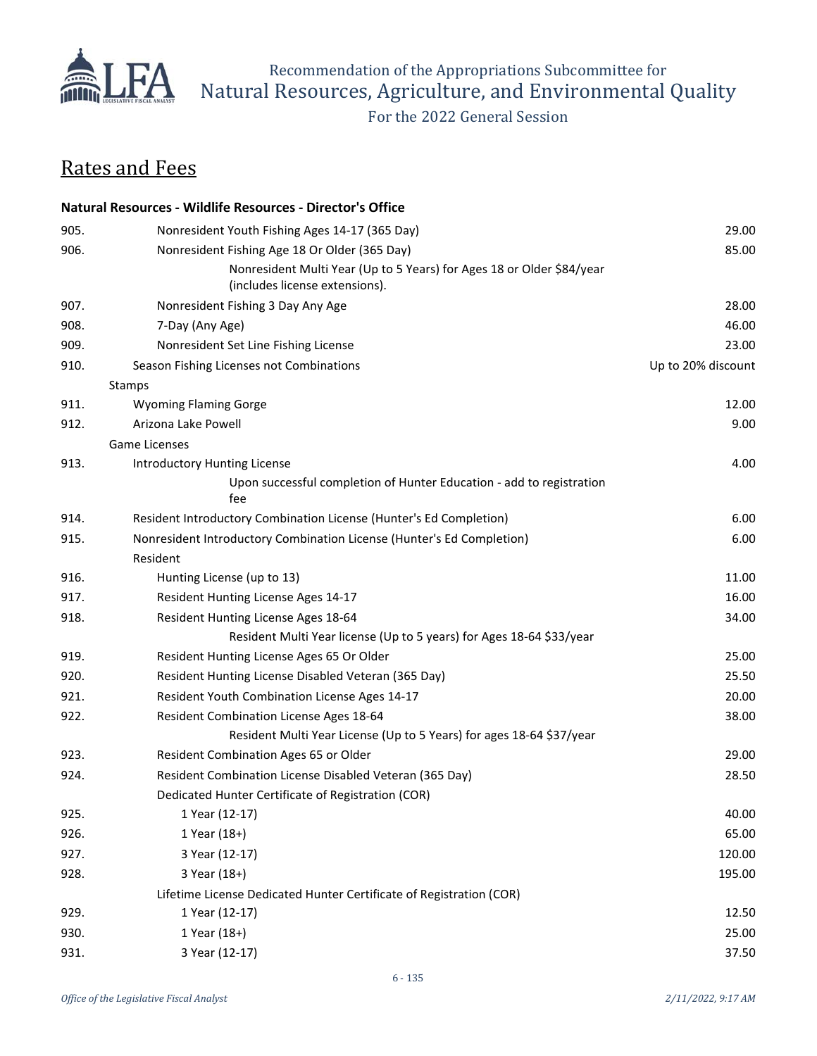## Rates and Fees

**Natural Resources - Wildlife Resources - Director's Office**

| No. | Description | Fee |
|---|---|---|
| 905. | Nonresident Youth Fishing Ages 14-17 (365 Day) | 29.00 |
| 906. | Nonresident Fishing Age 18 Or Older (365 Day) | 85.00 |
| | Nonresident Multi Year (Up to 5 Years) for Ages 18 or Older $84/year (includes license extensions). | |
| 907. | Nonresident Fishing 3 Day Any Age | 28.00 |
| 908. | 7-Day (Any Age) | 46.00 |
| 909. | Nonresident Set Line Fishing License | 23.00 |
| 910. | Season Fishing Licenses not Combinations | Up to 20% discount |
| | Stamps | |
| 911. | Wyoming Flaming Gorge | 12.00 |
| 912. | Arizona Lake Powell | 9.00 |
| | Game Licenses | |
| 913. | Introductory Hunting License | 4.00 |
| | Upon successful completion of Hunter Education - add to registration fee | |
| 914. | Resident Introductory Combination License (Hunter's Ed Completion) | 6.00 |
| 915. | Nonresident Introductory Combination License (Hunter's Ed Completion) | 6.00 |
| | Resident | |
| 916. | Hunting License (up to 13) | 11.00 |
| 917. | Resident Hunting License Ages 14-17 | 16.00 |
| 918. | Resident Hunting License Ages 18-64 | 34.00 |
| | Resident Multi Year license (Up to 5 years) for Ages 18-64 $33/year | |
| 919. | Resident Hunting License Ages 65 Or Older | 25.00 |
| 920. | Resident Hunting License Disabled Veteran (365 Day) | 25.50 |
| 921. | Resident Youth Combination License Ages 14-17 | 20.00 |
| 922. | Resident Combination License Ages 18-64 | 38.00 |
| | Resident Multi Year License (Up to 5 Years) for ages 18-64 $37/year | |
| 923. | Resident Combination Ages 65 or Older | 29.00 |
| 924. | Resident Combination License Disabled Veteran (365 Day) | 28.50 |
| | Dedicated Hunter Certificate of Registration (COR) | |
| 925. | 1 Year (12-17) | 40.00 |
| 926. | 1 Year (18+) | 65.00 |
| 927. | 3 Year (12-17) | 120.00 |
| 928. | 3 Year (18+) | 195.00 |
| | Lifetime License Dedicated Hunter Certificate of Registration (COR) | |
| 929. | 1 Year (12-17) | 12.50 |
| 930. | 1 Year (18+) | 25.00 |
| 931. | 3 Year (12-17) | 37.50 |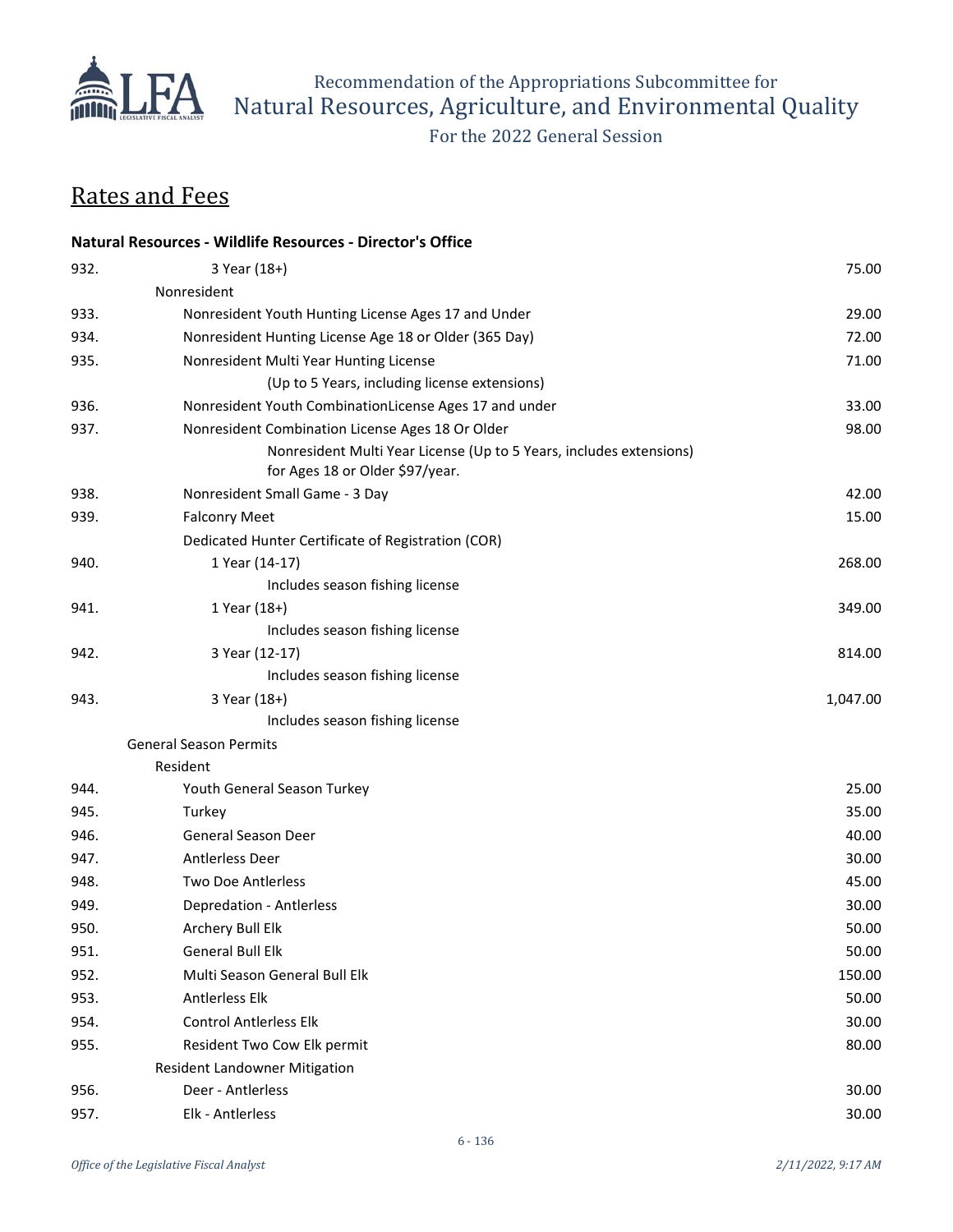## Rates and Fees

**Natural Resources - Wildlife Resources - Director's Office**

| | | |
|---|---|---|
| 932. | 3 Year (18+) | 75.00 |
| | Nonresident | |
| 933. | Nonresident Youth Hunting License Ages 17 and Under | 29.00 |
| 934. | Nonresident Hunting License Age 18 or Older (365 Day) | 72.00 |
| 935. | Nonresident Multi Year Hunting License | 71.00 |
| | (Up to 5 Years, including license extensions) | |
| 936. | Nonresident Youth CombinationLicense Ages 17 and under | 33.00 |
| 937. | Nonresident Combination License Ages 18 Or Older | 98.00 |
| | Nonresident Multi Year License (Up to 5 Years, includes extensions) for Ages 18 or Older $97/year. | |
| 938. | Nonresident Small Game - 3 Day | 42.00 |
| 939. | Falconry Meet | 15.00 |
| | Dedicated Hunter Certificate of Registration (COR) | |
| 940. | 1 Year (14-17) | 268.00 |
| | Includes season fishing license | |
| 941. | 1 Year (18+) | 349.00 |
| | Includes season fishing license | |
| 942. | 3 Year (12-17) | 814.00 |
| | Includes season fishing license | |
| 943. | 3 Year (18+) | 1,047.00 |
| | Includes season fishing license | |
| | General Season Permits | |
| | Resident | |
| 944. | Youth General Season Turkey | 25.00 |
| 945. | Turkey | 35.00 |
| 946. | General Season Deer | 40.00 |
| 947. | Antlerless Deer | 30.00 |
| 948. | Two Doe Antlerless | 45.00 |
| 949. | Depredation - Antlerless | 30.00 |
| 950. | Archery Bull Elk | 50.00 |
| 951. | General Bull Elk | 50.00 |
| 952. | Multi Season General Bull Elk | 150.00 |
| 953. | Antlerless Elk | 50.00 |
| 954. | Control Antlerless Elk | 30.00 |
| 955. | Resident Two Cow Elk permit | 80.00 |
| | Resident Landowner Mitigation | |
| 956. | Deer - Antlerless | 30.00 |
| 957. | Elk - Antlerless | 30.00 |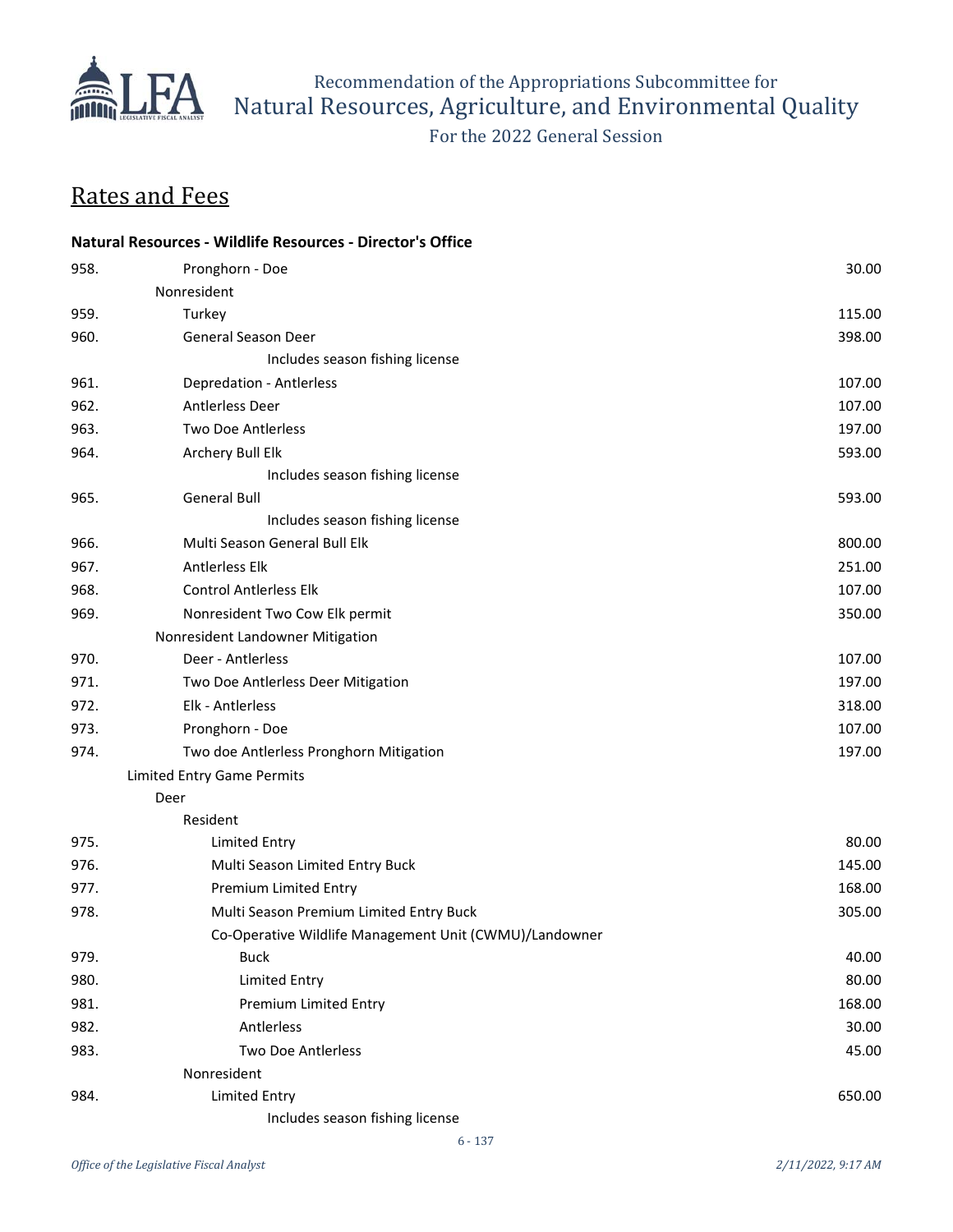## Rates and Fees

**Natural Resources - Wildlife Resources - Director's Office**

| | | |
|---|---|---|
| 958. | Pronghorn - Doe | 30.00 |
| | Nonresident | |
| 959. | Turkey | 115.00 |
| 960. | General Season Deer | 398.00 |
| | Includes season fishing license | |
| 961. | Depredation - Antlerless | 107.00 |
| 962. | Antlerless Deer | 107.00 |
| 963. | Two Doe Antlerless | 197.00 |
| 964. | Archery Bull Elk | 593.00 |
| | Includes season fishing license | |
| 965. | General Bull | 593.00 |
| | Includes season fishing license | |
| 966. | Multi Season General Bull Elk | 800.00 |
| 967. | Antlerless Elk | 251.00 |
| 968. | Control Antlerless Elk | 107.00 |
| 969. | Nonresident Two Cow Elk permit | 350.00 |
| | Nonresident Landowner Mitigation | |
| 970. | Deer - Antlerless | 107.00 |
| 971. | Two Doe Antlerless Deer Mitigation | 197.00 |
| 972. | Elk - Antlerless | 318.00 |
| 973. | Pronghorn - Doe | 107.00 |
| 974. | Two doe Antlerless Pronghorn Mitigation | 197.00 |
| | Limited Entry Game Permits | |
| | Deer | |
| | Resident | |
| 975. | Limited Entry | 80.00 |
| 976. | Multi Season Limited Entry Buck | 145.00 |
| 977. | Premium Limited Entry | 168.00 |
| 978. | Multi Season Premium Limited Entry Buck | 305.00 |
| | Co-Operative Wildlife Management Unit (CWMU)/Landowner | |
| 979. | Buck | 40.00 |
| 980. | Limited Entry | 80.00 |
| 981. | Premium Limited Entry | 168.00 |
| 982. | Antlerless | 30.00 |
| 983. | Two Doe Antlerless | 45.00 |
| | Nonresident | |
| 984. | Limited Entry | 650.00 |
| | Includes season fishing license | |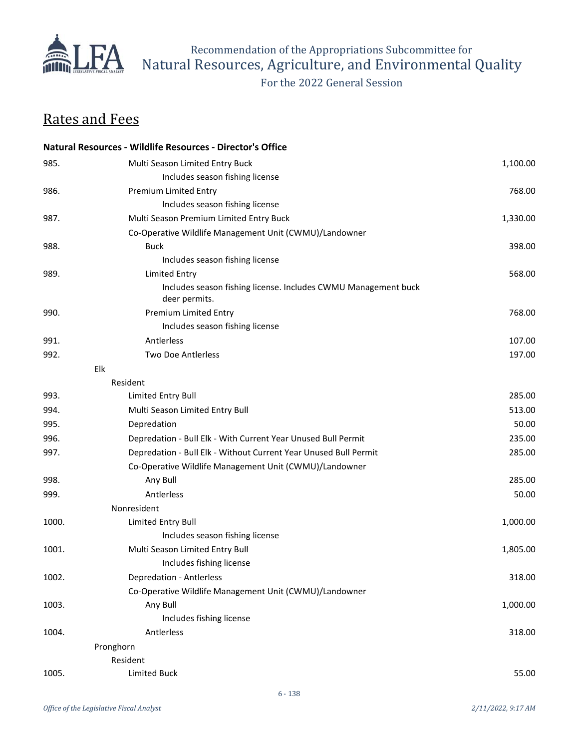## Rates and Fees

**Natural Resources - Wildlife Resources - Director's Office**

| | | |
|---|---|---|
| 985. | Multi Season Limited Entry Buck | 1,100.00 |
| | Includes season fishing license | |
| 986. | Premium Limited Entry | 768.00 |
| | Includes season fishing license | |
| 987. | Multi Season Premium Limited Entry Buck | 1,330.00 |
| | Co-Operative Wildlife Management Unit (CWMU)/Landowner | |
| 988. | Buck | 398.00 |
| | Includes season fishing license | |
| 989. | Limited Entry | 568.00 |
| | Includes season fishing license. Includes CWMU Management buck deer permits. | |
| 990. | Premium Limited Entry | 768.00 |
| | Includes season fishing license | |
| 991. | Antlerless | 107.00 |
| 992. | Two Doe Antlerless | 197.00 |
| | Elk | |
| | Resident | |
| 993. | Limited Entry Bull | 285.00 |
| 994. | Multi Season Limited Entry Bull | 513.00 |
| 995. | Depredation | 50.00 |
| 996. | Depredation - Bull Elk - With Current Year Unused Bull Permit | 235.00 |
| 997. | Depredation - Bull Elk - Without Current Year Unused Bull Permit | 285.00 |
| | Co-Operative Wildlife Management Unit (CWMU)/Landowner | |
| 998. | Any Bull | 285.00 |
| 999. | Antlerless | 50.00 |
| | Nonresident | |
| 1000. | Limited Entry Bull | 1,000.00 |
| | Includes season fishing license | |
| 1001. | Multi Season Limited Entry Bull | 1,805.00 |
| | Includes fishing license | |
| 1002. | Depredation - Antlerless | 318.00 |
| | Co-Operative Wildlife Management Unit (CWMU)/Landowner | |
| 1003. | Any Bull | 1,000.00 |
| | Includes fishing license | |
| 1004. | Antlerless | 318.00 |
| | Pronghorn | |
| | Resident | |
| 1005. | Limited Buck | 55.00 |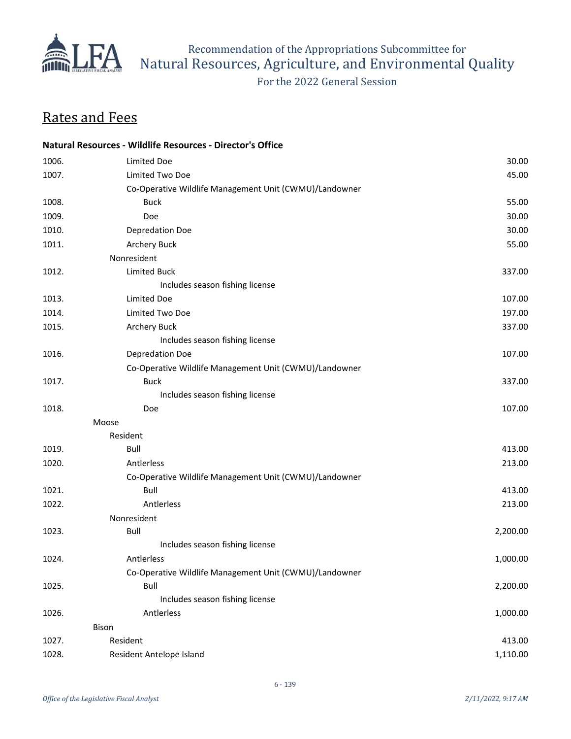## Rates and Fees

**Natural Resources - Wildlife Resources - Director's Office**

| | | |
|---|---|---|
| 1006. | Limited Doe | 30.00 |
| 1007. | Limited Two Doe | 45.00 |
| | Co-Operative Wildlife Management Unit (CWMU)/Landowner | |
| 1008. | Buck | 55.00 |
| 1009. | Doe | 30.00 |
| 1010. | Depredation Doe | 30.00 |
| 1011. | Archery Buck | 55.00 |
| | Nonresident | |
| 1012. | Limited Buck | 337.00 |
| | Includes season fishing license | |
| 1013. | Limited Doe | 107.00 |
| 1014. | Limited Two Doe | 197.00 |
| 1015. | Archery Buck | 337.00 |
| | Includes season fishing license | |
| 1016. | Depredation Doe | 107.00 |
| | Co-Operative Wildlife Management Unit (CWMU)/Landowner | |
| 1017. | Buck | 337.00 |
| | Includes season fishing license | |
| 1018. | Doe | 107.00 |
| | Moose | |
| | Resident | |
| 1019. | Bull | 413.00 |
| 1020. | Antlerless | 213.00 |
| | Co-Operative Wildlife Management Unit (CWMU)/Landowner | |
| 1021. | Bull | 413.00 |
| 1022. | Antlerless | 213.00 |
| | Nonresident | |
| 1023. | Bull | 2,200.00 |
| | Includes season fishing license | |
| 1024. | Antlerless | 1,000.00 |
| | Co-Operative Wildlife Management Unit (CWMU)/Landowner | |
| 1025. | Bull | 2,200.00 |
| | Includes season fishing license | |
| 1026. | Antlerless | 1,000.00 |
| | Bison | |
| 1027. | Resident | 413.00 |
| 1028. | Resident Antelope Island | 1,110.00 |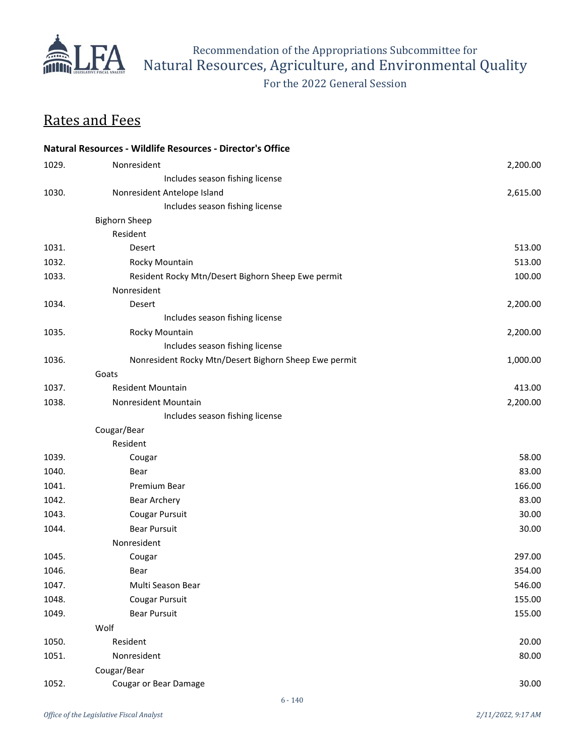## Rates and Fees

**Natural Resources - Wildlife Resources - Director's Office**

| No. | Item | Fee |
|---|---|---|
| 1029. | Nonresident | 2,200.00 |
| | Includes season fishing license | |
| 1030. | Nonresident Antelope Island | 2,615.00 |
| | Includes season fishing license | |
| | Bighorn Sheep | |
| | Resident | |
| 1031. | Desert | 513.00 |
| 1032. | Rocky Mountain | 513.00 |
| 1033. | Resident Rocky Mtn/Desert Bighorn Sheep Ewe permit | 100.00 |
| | Nonresident | |
| 1034. | Desert | 2,200.00 |
| | Includes season fishing license | |
| 1035. | Rocky Mountain | 2,200.00 |
| | Includes season fishing license | |
| 1036. | Nonresident Rocky Mtn/Desert Bighorn Sheep Ewe permit | 1,000.00 |
| | Goats | |
| 1037. | Resident Mountain | 413.00 |
| 1038. | Nonresident Mountain | 2,200.00 |
| | Includes season fishing license | |
| | Cougar/Bear | |
| | Resident | |
| 1039. | Cougar | 58.00 |
| 1040. | Bear | 83.00 |
| 1041. | Premium Bear | 166.00 |
| 1042. | Bear Archery | 83.00 |
| 1043. | Cougar Pursuit | 30.00 |
| 1044. | Bear Pursuit | 30.00 |
| | Nonresident | |
| 1045. | Cougar | 297.00 |
| 1046. | Bear | 354.00 |
| 1047. | Multi Season Bear | 546.00 |
| 1048. | Cougar Pursuit | 155.00 |
| 1049. | Bear Pursuit | 155.00 |
| | Wolf | |
| 1050. | Resident | 20.00 |
| 1051. | Nonresident | 80.00 |
| | Cougar/Bear | |
| 1052. | Cougar or Bear Damage | 30.00 |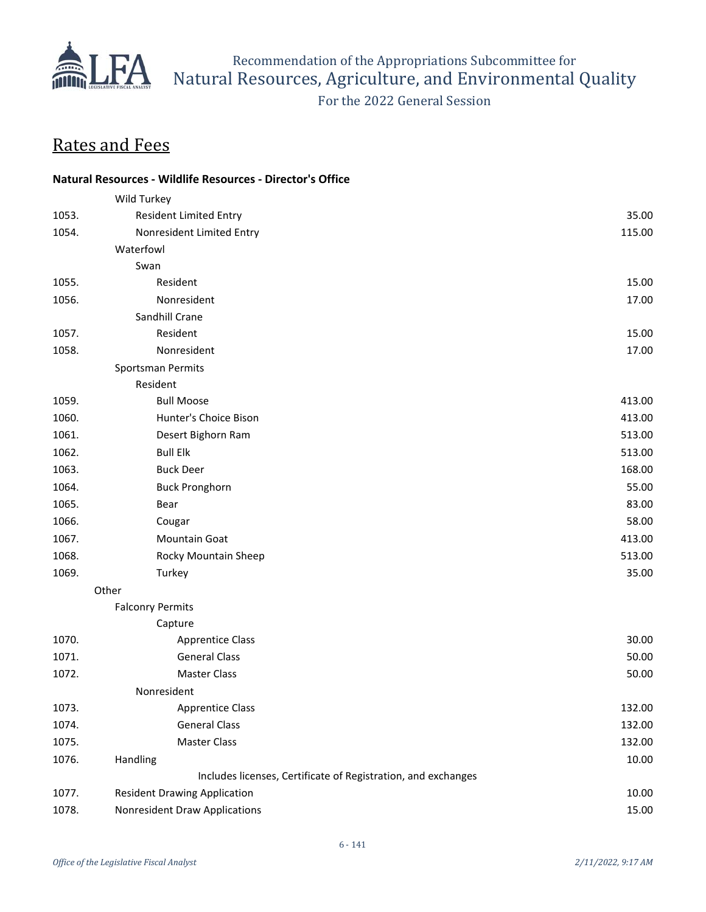## Rates and Fees

**Natural Resources - Wildlife Resources - Director's Office**

| | | |
|---|---|---|
| | Wild Turkey | |
| 1053. | Resident Limited Entry | 35.00 |
| 1054. | Nonresident Limited Entry | 115.00 |
| | Waterfowl | |
| | Swan | |
| 1055. | Resident | 15.00 |
| 1056. | Nonresident | 17.00 |
| | Sandhill Crane | |
| 1057. | Resident | 15.00 |
| 1058. | Nonresident | 17.00 |
| | Sportsman Permits | |
| | Resident | |
| 1059. | Bull Moose | 413.00 |
| 1060. | Hunter's Choice Bison | 413.00 |
| 1061. | Desert Bighorn Ram | 513.00 |
| 1062. | Bull Elk | 513.00 |
| 1063. | Buck Deer | 168.00 |
| 1064. | Buck Pronghorn | 55.00 |
| 1065. | Bear | 83.00 |
| 1066. | Cougar | 58.00 |
| 1067. | Mountain Goat | 413.00 |
| 1068. | Rocky Mountain Sheep | 513.00 |
| 1069. | Turkey | 35.00 |
| | Other | |
| | Falconry Permits | |
| | Capture | |
| 1070. | Apprentice Class | 30.00 |
| 1071. | General Class | 50.00 |
| 1072. | Master Class | 50.00 |
| | Nonresident | |
| 1073. | Apprentice Class | 132.00 |
| 1074. | General Class | 132.00 |
| 1075. | Master Class | 132.00 |
| 1076. | Handling | 10.00 |
| | Includes licenses, Certificate of Registration, and exchanges | |
| 1077. | Resident Drawing Application | 10.00 |
| 1078. | Nonresident Draw Applications | 15.00 |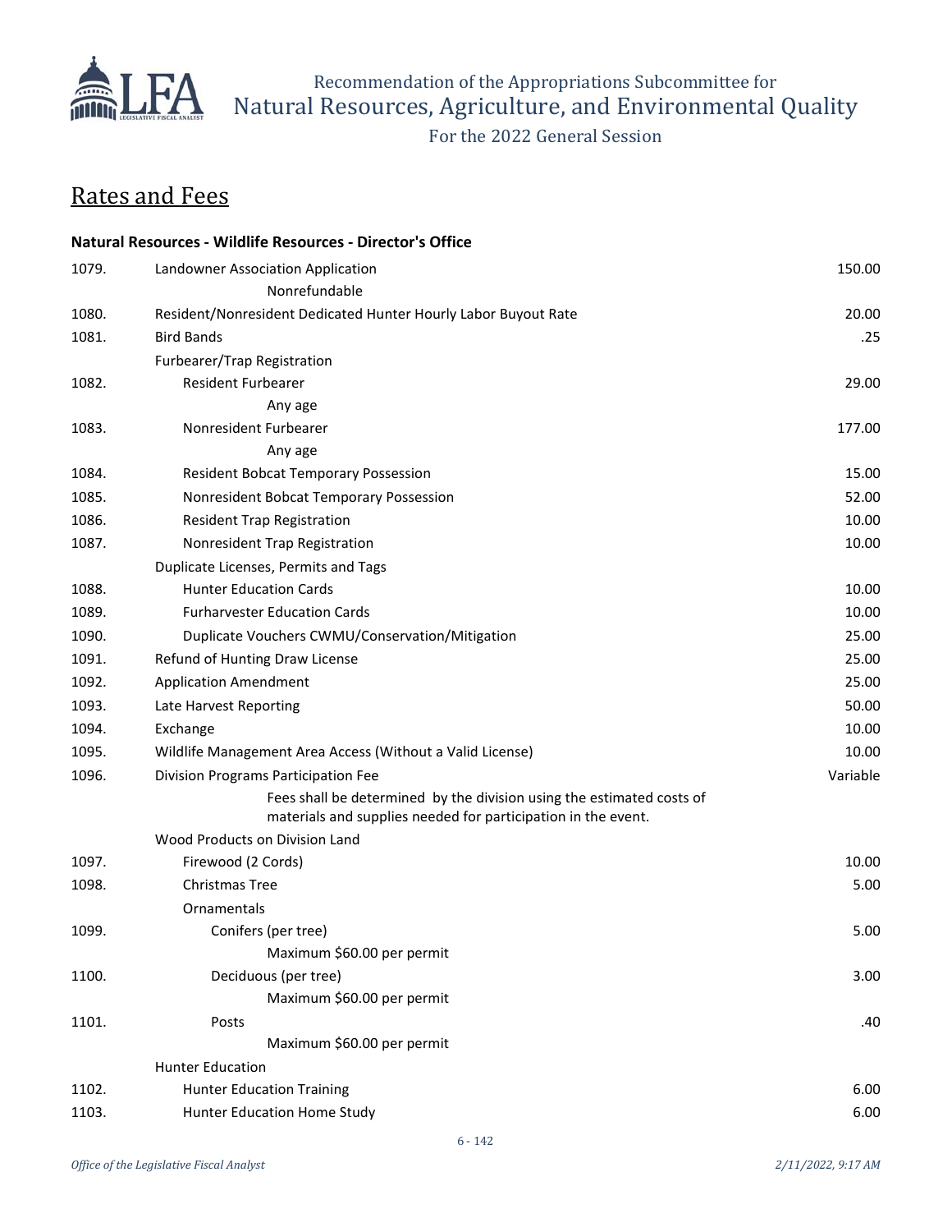## Rates and Fees

**Natural Resources - Wildlife Resources - Director's Office**

| No. | Item | Fee |
|---|---|---|
| 1079. | Landowner Association Application | 150.00 |
| | Nonrefundable | |
| 1080. | Resident/Nonresident Dedicated Hunter Hourly Labor Buyout Rate | 20.00 |
| 1081. | Bird Bands | .25 |
| | Furbearer/Trap Registration | |
| 1082. | Resident Furbearer | 29.00 |
| | Any age | |
| 1083. | Nonresident Furbearer | 177.00 |
| | Any age | |
| 1084. | Resident Bobcat Temporary Possession | 15.00 |
| 1085. | Nonresident Bobcat Temporary Possession | 52.00 |
| 1086. | Resident Trap Registration | 10.00 |
| 1087. | Nonresident Trap Registration | 10.00 |
| | Duplicate Licenses, Permits and Tags | |
| 1088. | Hunter Education Cards | 10.00 |
| 1089. | Furharvester Education Cards | 10.00 |
| 1090. | Duplicate Vouchers CWMU/Conservation/Mitigation | 25.00 |
| 1091. | Refund of Hunting Draw License | 25.00 |
| 1092. | Application Amendment | 25.00 |
| 1093. | Late Harvest Reporting | 50.00 |
| 1094. | Exchange | 10.00 |
| 1095. | Wildlife Management Area Access (Without a Valid License) | 10.00 |
| 1096. | Division Programs Participation Fee | Variable |
| | Fees shall be determined by the division using the estimated costs of materials and supplies needed for participation in the event. | |
| | Wood Products on Division Land | |
| 1097. | Firewood (2 Cords) | 10.00 |
| 1098. | Christmas Tree | 5.00 |
| | Ornamentals | |
| 1099. | Conifers (per tree) | 5.00 |
| | Maximum $60.00 per permit | |
| 1100. | Deciduous (per tree) | 3.00 |
| | Maximum $60.00 per permit | |
| 1101. | Posts | .40 |
| | Maximum $60.00 per permit | |
| | Hunter Education | |
| 1102. | Hunter Education Training | 6.00 |
| 1103. | Hunter Education Home Study | 6.00 |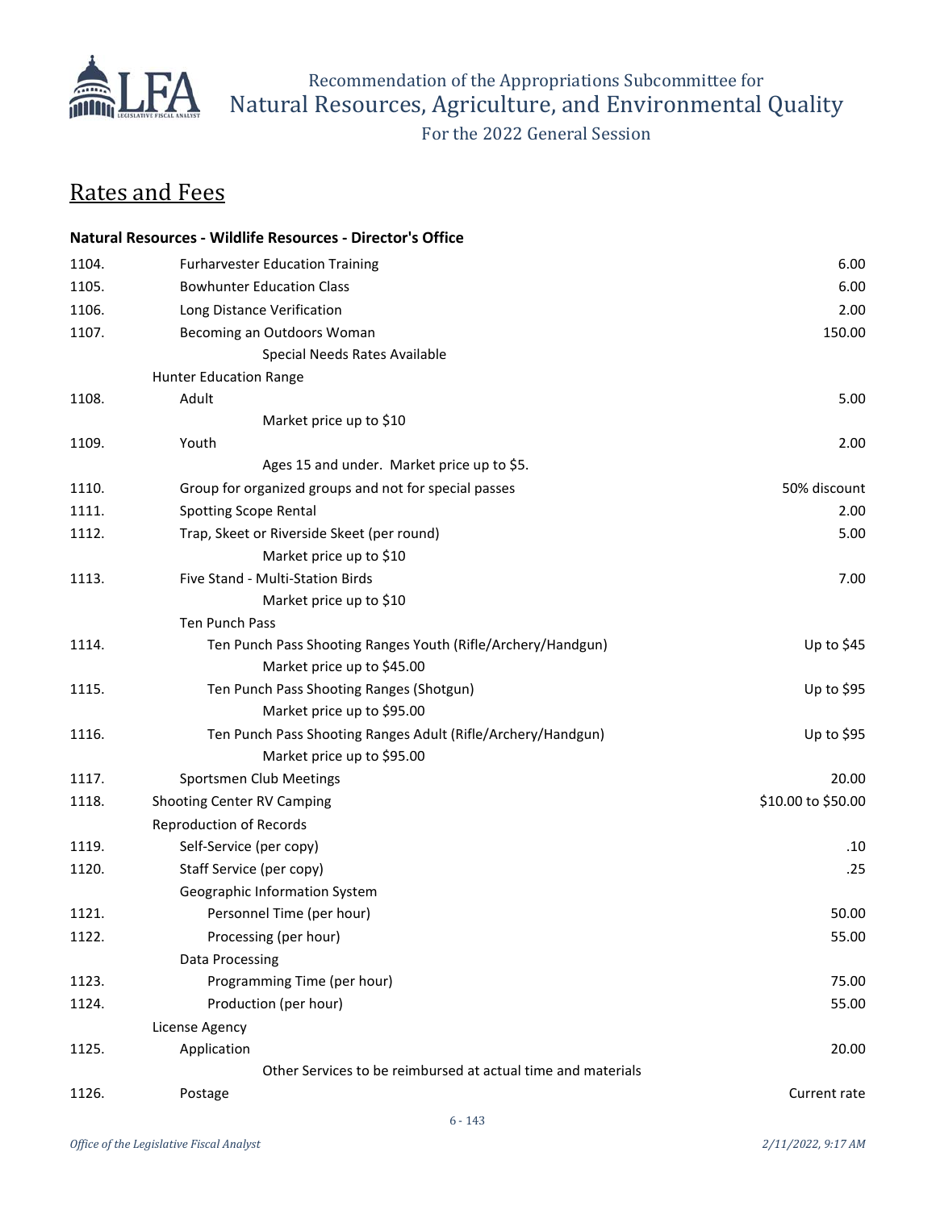## Rates and Fees

**Natural Resources - Wildlife Resources - Director's Office**

| | | |
|---|---|---|
| 1104. | Furharvester Education Training | 6.00 |
| 1105. | Bowhunter Education Class | 6.00 |
| 1106. | Long Distance Verification | 2.00 |
| 1107. | Becoming an Outdoors Woman | 150.00 |
| | Special Needs Rates Available | |
| | Hunter Education Range | |
| 1108. | Adult | 5.00 |
| | Market price up to $10 | |
| 1109. | Youth | 2.00 |
| | Ages 15 and under.  Market price up to $5. | |
| 1110. | Group for organized groups and not for special passes | 50% discount |
| 1111. | Spotting Scope Rental | 2.00 |
| 1112. | Trap, Skeet or Riverside Skeet (per round) | 5.00 |
| | Market price up to $10 | |
| 1113. | Five Stand - Multi-Station Birds | 7.00 |
| | Market price up to $10 | |
| | Ten Punch Pass | |
| 1114. | Ten Punch Pass Shooting Ranges Youth (Rifle/Archery/Handgun) | Up to $45 |
| | Market price up to $45.00 | |
| 1115. | Ten Punch Pass Shooting Ranges (Shotgun) | Up to $95 |
| | Market price up to $95.00 | |
| 1116. | Ten Punch Pass Shooting Ranges Adult (Rifle/Archery/Handgun) | Up to $95 |
| | Market price up to $95.00 | |
| 1117. | Sportsmen Club Meetings | 20.00 |
| 1118. | Shooting Center RV Camping | $10.00 to $50.00 |
| | Reproduction of Records | |
| 1119. | Self-Service (per copy) | .10 |
| 1120. | Staff Service (per copy) | .25 |
| | Geographic Information System | |
| 1121. | Personnel Time (per hour) | 50.00 |
| 1122. | Processing (per hour) | 55.00 |
| | Data Processing | |
| 1123. | Programming Time (per hour) | 75.00 |
| 1124. | Production (per hour) | 55.00 |
| | License Agency | |
| 1125. | Application | 20.00 |
| | Other Services to be reimbursed at actual time and materials | |
| 1126. | Postage | Current rate |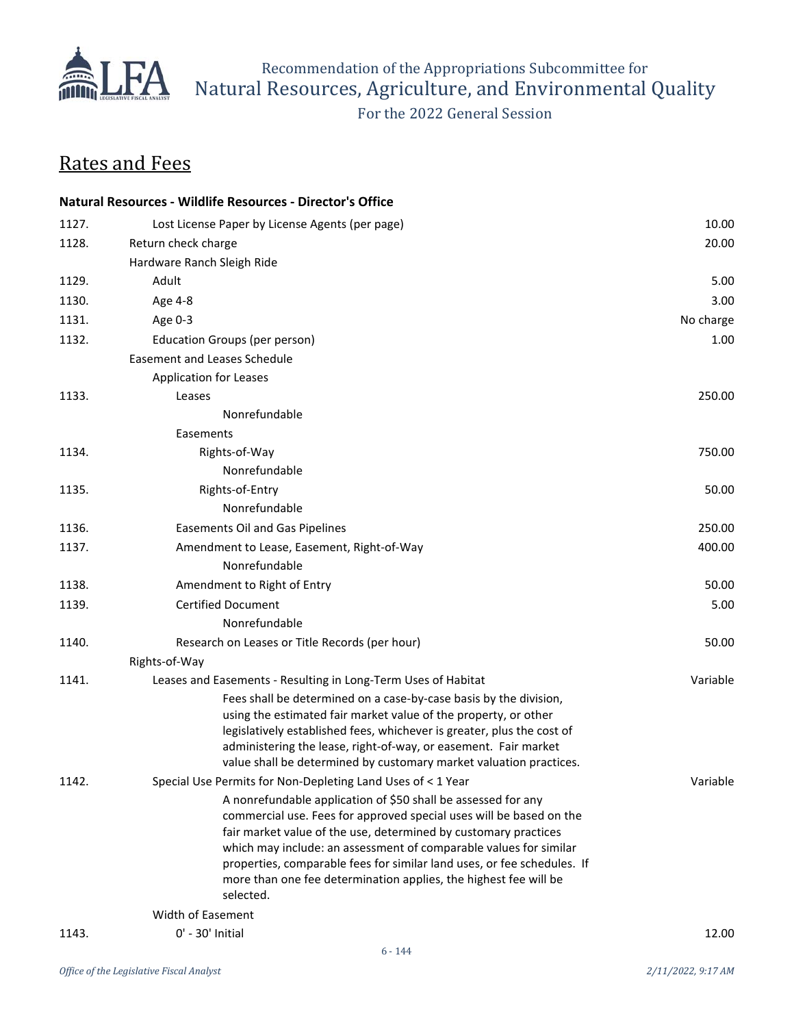## Rates and Fees

**Natural Resources - Wildlife Resources - Director's Office**

| | | |
|---|---|---|
| 1127. | Lost License Paper by License Agents (per page) | 10.00 |
| 1128. | Return check charge | 20.00 |
| | Hardware Ranch Sleigh Ride | |
| 1129. | Adult | 5.00 |
| 1130. | Age 4-8 | 3.00 |
| 1131. | Age 0-3 | No charge |
| 1132. | Education Groups (per person) | 1.00 |
| | Easement and Leases Schedule | |
| | Application for Leases | |
| 1133. | Leases<br>Nonrefundable | 250.00 |
| | Easements | |
| 1134. | Rights-of-Way<br>Nonrefundable | 750.00 |
| 1135. | Rights-of-Entry<br>Nonrefundable | 50.00 |
| 1136. | Easements Oil and Gas Pipelines | 250.00 |
| 1137. | Amendment to Lease, Easement, Right-of-Way<br>Nonrefundable | 400.00 |
| 1138. | Amendment to Right of Entry | 50.00 |
| 1139. | Certified Document<br>Nonrefundable | 5.00 |
| 1140. | Research on Leases or Title Records (per hour) | 50.00 |
| | Rights-of-Way | |
| 1141. | Leases and Easements - Resulting in Long-Term Uses of Habitat<br>Fees shall be determined on a case-by-case basis by the division, using the estimated fair market value of the property, or other legislatively established fees, whichever is greater, plus the cost of administering the lease, right-of-way, or easement. Fair market value shall be determined by customary market valuation practices. | Variable |
| 1142. | Special Use Permits for Non-Depleting Land Uses of < 1 Year<br>A nonrefundable application of $50 shall be assessed for any commercial use. Fees for approved special uses will be based on the fair market value of the use, determined by customary practices which may include: an assessment of comparable values for similar properties, comparable fees for similar land uses, or fee schedules. If more than one fee determination applies, the highest fee will be selected. | Variable |
| | Width of Easement | |
| 1143. | 0' - 30' Initial | 12.00 |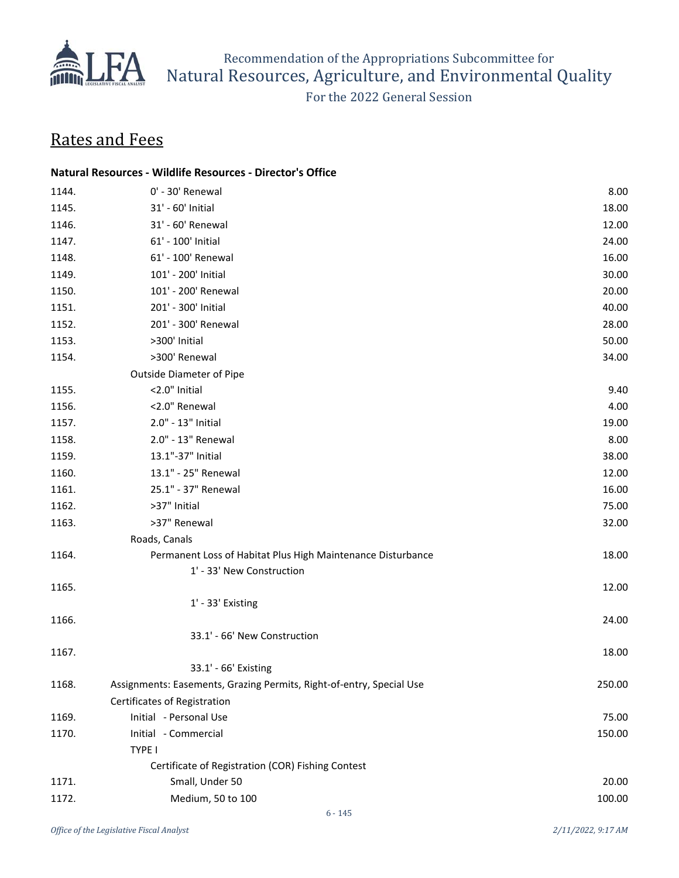# Rates and Fees

**Natural Resources - Wildlife Resources - Director's Office**

| | | |
|---|---|---|
| 1144. | 0' - 30' Renewal | 8.00 |
| 1145. | 31' - 60' Initial | 18.00 |
| 1146. | 31' - 60' Renewal | 12.00 |
| 1147. | 61' - 100' Initial | 24.00 |
| 1148. | 61' - 100' Renewal | 16.00 |
| 1149. | 101' - 200' Initial | 30.00 |
| 1150. | 101' - 200' Renewal | 20.00 |
| 1151. | 201' - 300' Initial | 40.00 |
| 1152. | 201' - 300' Renewal | 28.00 |
| 1153. | >300' Initial | 50.00 |
| 1154. | >300' Renewal | 34.00 |
| | Outside Diameter of Pipe | |
| 1155. | <2.0" Initial | 9.40 |
| 1156. | <2.0" Renewal | 4.00 |
| 1157. | 2.0" - 13" Initial | 19.00 |
| 1158. | 2.0" - 13" Renewal | 8.00 |
| 1159. | 13.1"-37" Initial | 38.00 |
| 1160. | 13.1" - 25" Renewal | 12.00 |
| 1161. | 25.1" - 37" Renewal | 16.00 |
| 1162. | >37" Initial | 75.00 |
| 1163. | >37" Renewal | 32.00 |
| | Roads, Canals | |
| 1164. | Permanent Loss of Habitat Plus High Maintenance Disturbance 1' - 33' New Construction | 18.00 |
| 1165. | 1' - 33' Existing | 12.00 |
| 1166. | 33.1' - 66' New Construction | 24.00 |
| 1167. | 33.1' - 66' Existing | 18.00 |
| 1168. | Assignments: Easements, Grazing Permits, Right-of-entry, Special Use | 250.00 |
| | Certificates of Registration | |
| 1169. | Initial - Personal Use | 75.00 |
| 1170. | Initial - Commercial | 150.00 |
| | TYPE I | |
| | Certificate of Registration (COR) Fishing Contest | |
| 1171. | Small, Under 50 | 20.00 |
| 1172. | Medium, 50 to 100 | 100.00 |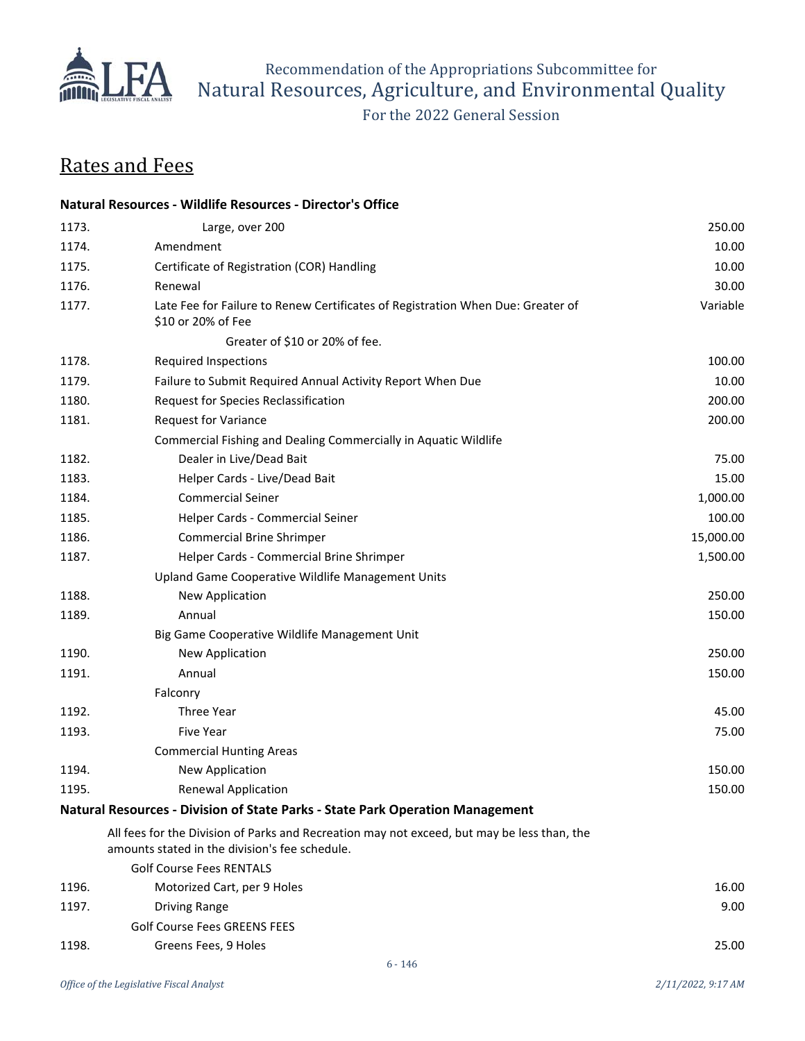## Rates and Fees

**Natural Resources - Wildlife Resources - Director's Office**

| | | |
|---|---|---|
| 1173. | Large, over 200 | 250.00 |
| 1174. | Amendment | 10.00 |
| 1175. | Certificate of Registration (COR) Handling | 10.00 |
| 1176. | Renewal | 30.00 |
| 1177. | Late Fee for Failure to Renew Certificates of Registration When Due: Greater of $10 or 20% of Fee | Variable |
| | Greater of $10 or 20% of fee. | |
| 1178. | Required Inspections | 100.00 |
| 1179. | Failure to Submit Required Annual Activity Report When Due | 10.00 |
| 1180. | Request for Species Reclassification | 200.00 |
| 1181. | Request for Variance | 200.00 |
| | Commercial Fishing and Dealing Commercially in Aquatic Wildlife | |
| 1182. | Dealer in Live/Dead Bait | 75.00 |
| 1183. | Helper Cards - Live/Dead Bait | 15.00 |
| 1184. | Commercial Seiner | 1,000.00 |
| 1185. | Helper Cards - Commercial Seiner | 100.00 |
| 1186. | Commercial Brine Shrimper | 15,000.00 |
| 1187. | Helper Cards - Commercial Brine Shrimper | 1,500.00 |
| | Upland Game Cooperative Wildlife Management Units | |
| 1188. | New Application | 250.00 |
| 1189. | Annual | 150.00 |
| | Big Game Cooperative Wildlife Management Unit | |
| 1190. | New Application | 250.00 |
| 1191. | Annual | 150.00 |
| | Falconry | |
| 1192. | Three Year | 45.00 |
| 1193. | Five Year | 75.00 |
| | Commercial Hunting Areas | |
| 1194. | New Application | 150.00 |
| 1195. | Renewal Application | 150.00 |

**Natural Resources - Division of State Parks - State Park Operation Management**

All fees for the Division of Parks and Recreation may not exceed, but may be less than, the amounts stated in the division's fee schedule.

| | | |
|---|---|---|
| | Golf Course Fees RENTALS | |
| 1196. | Motorized Cart, per 9 Holes | 16.00 |
| 1197. | Driving Range | 9.00 |
| | Golf Course Fees GREENS FEES | |
| 1198. | Greens Fees, 9 Holes | 25.00 |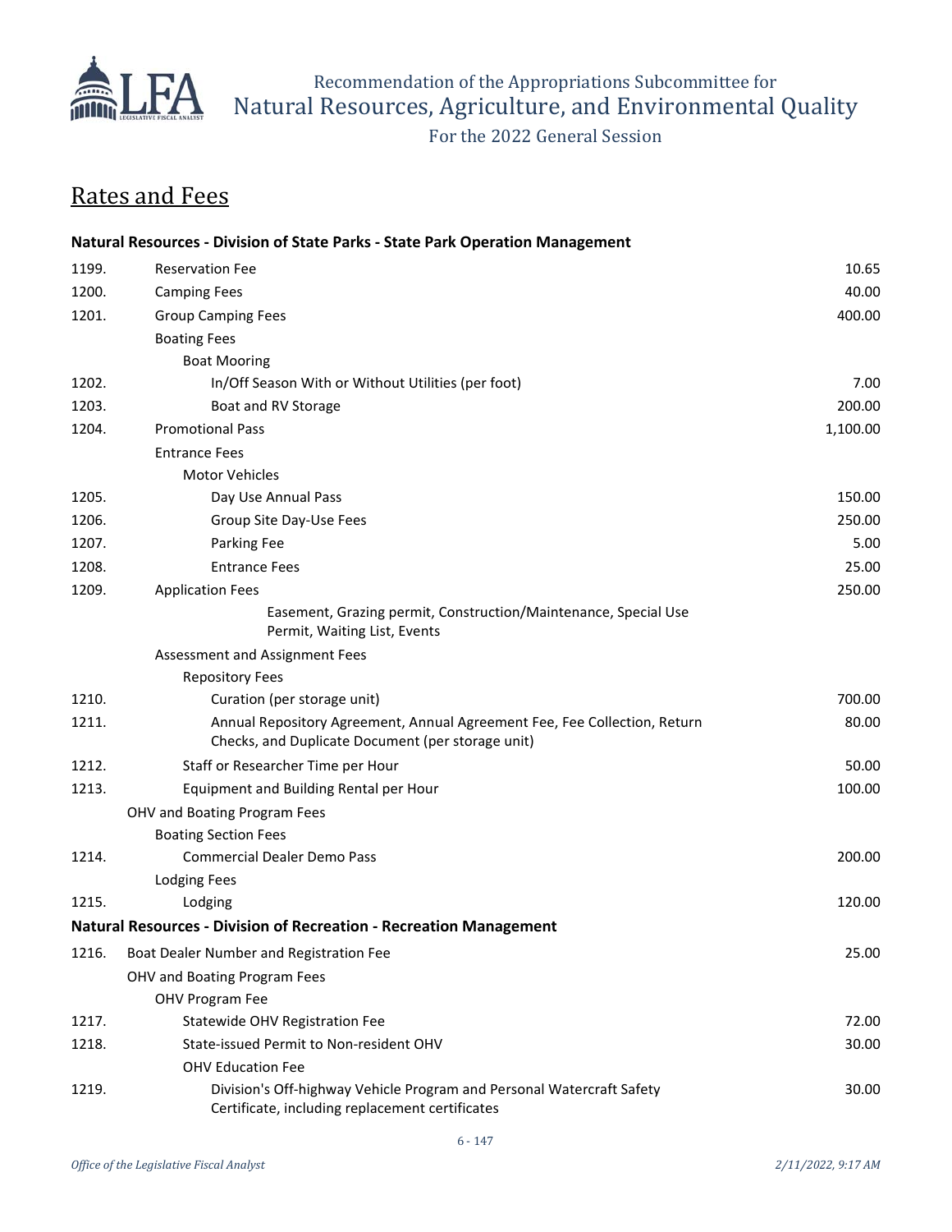## Rates and Fees

| | Natural Resources - Division of State Parks - State Park Operation Management | |
|---|---|---|
| 1199. | Reservation Fee | 10.65 |
| 1200. | Camping Fees | 40.00 |
| 1201. | Group Camping Fees | 400.00 |
| | Boating Fees | |
| | Boat Mooring | |
| 1202. | In/Off Season With or Without Utilities (per foot) | 7.00 |
| 1203. | Boat and RV Storage | 200.00 |
| 1204. | Promotional Pass | 1,100.00 |
| | Entrance Fees | |
| | Motor Vehicles | |
| 1205. | Day Use Annual Pass | 150.00 |
| 1206. | Group Site Day-Use Fees | 250.00 |
| 1207. | Parking Fee | 5.00 |
| 1208. | Entrance Fees | 25.00 |
| 1209. | Application Fees | 250.00 |
| | Easement, Grazing permit, Construction/Maintenance, Special Use Permit, Waiting List, Events | |
| | Assessment and Assignment Fees | |
| | Repository Fees | |
| 1210. | Curation (per storage unit) | 700.00 |
| 1211. | Annual Repository Agreement, Annual Agreement Fee, Fee Collection, Return Checks, and Duplicate Document (per storage unit) | 80.00 |
| 1212. | Staff or Researcher Time per Hour | 50.00 |
| 1213. | Equipment and Building Rental per Hour | 100.00 |
| | OHV and Boating Program Fees | |
| | Boating Section Fees | |
| 1214. | Commercial Dealer Demo Pass | 200.00 |
| | Lodging Fees | |
| 1215. | Lodging | 120.00 |
| | **Natural Resources - Division of Recreation - Recreation Management** | |
| 1216. | Boat Dealer Number and Registration Fee | 25.00 |
| | OHV and Boating Program Fees | |
| | OHV Program Fee | |
| 1217. | Statewide OHV Registration Fee | 72.00 |
| 1218. | State-issued Permit to Non-resident OHV | 30.00 |
| | OHV Education Fee | |
| 1219. | Division's Off-highway Vehicle Program and Personal Watercraft Safety Certificate, including replacement certificates | 30.00 |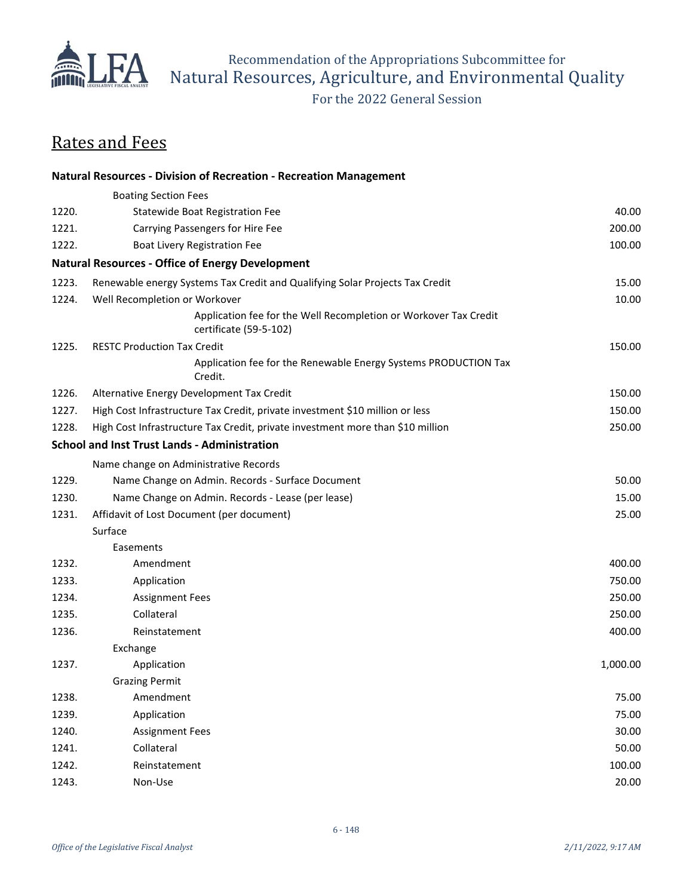# Rates and Fees

| | | |
|---|---|---|
| | **Natural Resources - Division of Recreation - Recreation Management** | |
| | Boating Section Fees | |
| 1220. | Statewide Boat Registration Fee | 40.00 |
| 1221. | Carrying Passengers for Hire Fee | 200.00 |
| 1222. | Boat Livery Registration Fee | 100.00 |
| | **Natural Resources - Office of Energy Development** | |
| 1223. | Renewable energy Systems Tax Credit and Qualifying Solar Projects Tax Credit | 15.00 |
| 1224. | Well Recompletion or Workover | 10.00 |
| | Application fee for the Well Recompletion or Workover Tax Credit certificate (59-5-102) | |
| 1225. | RESTC Production Tax Credit | 150.00 |
| | Application fee for the Renewable Energy Systems PRODUCTION Tax Credit. | |
| 1226. | Alternative Energy Development Tax Credit | 150.00 |
| 1227. | High Cost Infrastructure Tax Credit, private investment $10 million or less | 150.00 |
| 1228. | High Cost Infrastructure Tax Credit, private investment more than $10 million | 250.00 |
| | **School and Inst Trust Lands - Administration** | |
| | Name change on Administrative Records | |
| 1229. | Name Change on Admin. Records - Surface Document | 50.00 |
| 1230. | Name Change on Admin. Records - Lease (per lease) | 15.00 |
| 1231. | Affidavit of Lost Document (per document) | 25.00 |
| | Surface | |
| | Easements | |
| 1232. | Amendment | 400.00 |
| 1233. | Application | 750.00 |
| 1234. | Assignment Fees | 250.00 |
| 1235. | Collateral | 250.00 |
| 1236. | Reinstatement | 400.00 |
| | Exchange | |
| 1237. | Application | 1,000.00 |
| | Grazing Permit | |
| 1238. | Amendment | 75.00 |
| 1239. | Application | 75.00 |
| 1240. | Assignment Fees | 30.00 |
| 1241. | Collateral | 50.00 |
| 1242. | Reinstatement | 100.00 |
| 1243. | Non-Use | 20.00 |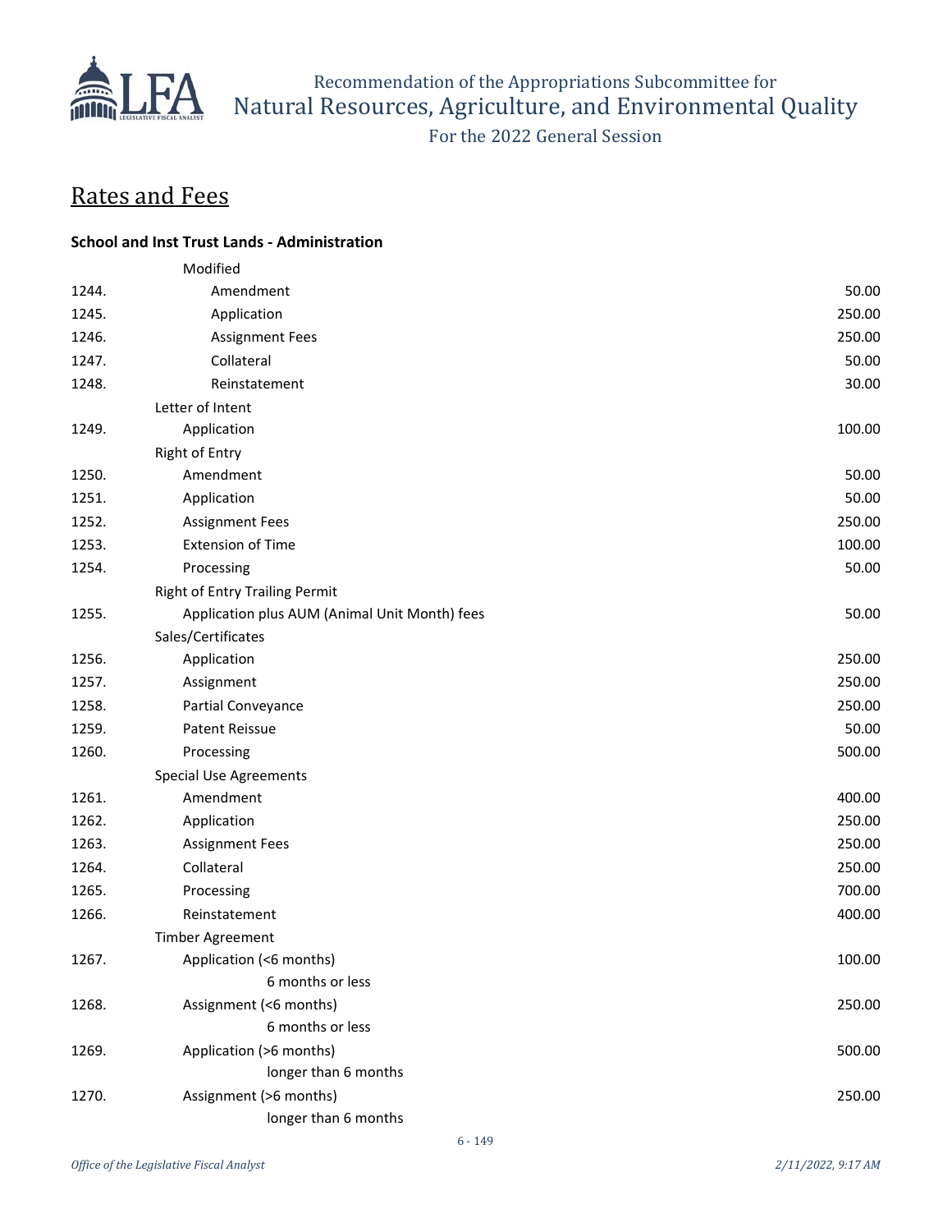## Rates and Fees

**School and Inst Trust Lands - Administration**

| | | |
|---|---|---|
| | Modified | |
| 1244. | Amendment | 50.00 |
| 1245. | Application | 250.00 |
| 1246. | Assignment Fees | 250.00 |
| 1247. | Collateral | 50.00 |
| 1248. | Reinstatement | 30.00 |
| | Letter of Intent | |
| 1249. | Application | 100.00 |
| | Right of Entry | |
| 1250. | Amendment | 50.00 |
| 1251. | Application | 50.00 |
| 1252. | Assignment Fees | 250.00 |
| 1253. | Extension of Time | 100.00 |
| 1254. | Processing | 50.00 |
| | Right of Entry Trailing Permit | |
| 1255. | Application plus AUM (Animal Unit Month) fees | 50.00 |
| | Sales/Certificates | |
| 1256. | Application | 250.00 |
| 1257. | Assignment | 250.00 |
| 1258. | Partial Conveyance | 250.00 |
| 1259. | Patent Reissue | 50.00 |
| 1260. | Processing | 500.00 |
| | Special Use Agreements | |
| 1261. | Amendment | 400.00 |
| 1262. | Application | 250.00 |
| 1263. | Assignment Fees | 250.00 |
| 1264. | Collateral | 250.00 |
| 1265. | Processing | 700.00 |
| 1266. | Reinstatement | 400.00 |
| | Timber Agreement | |
| 1267. | Application (<6 months)<br>6 months or less | 100.00 |
| 1268. | Assignment (<6 months)<br>6 months or less | 250.00 |
| 1269. | Application (>6 months)<br>longer than 6 months | 500.00 |
| 1270. | Assignment (>6 months)<br>longer than 6 months | 250.00 |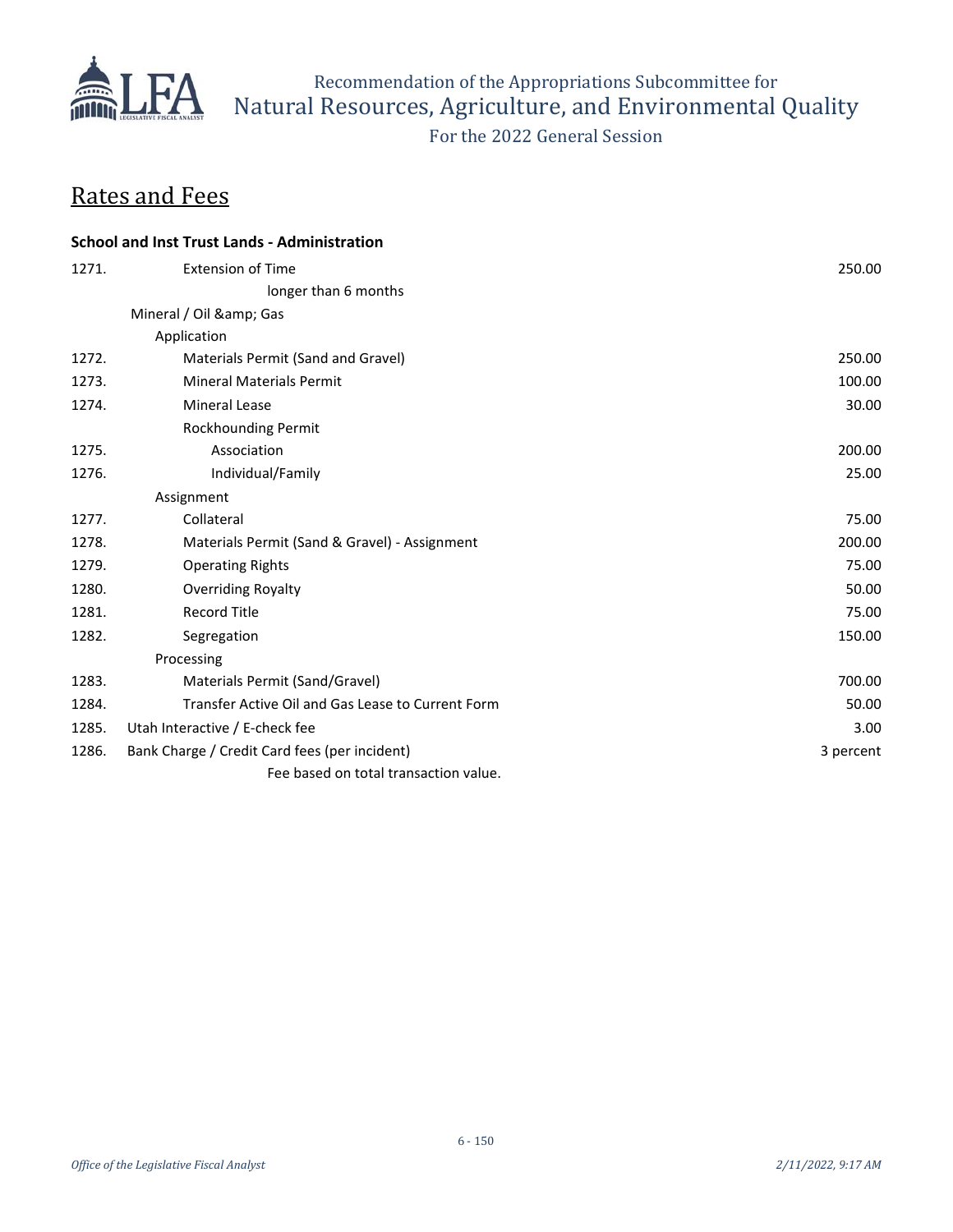# Rates and Fees

**School and Inst Trust Lands - Administration**

| | | |
|---|---|---|
| 1271. | Extension of Time | 250.00 |
| | longer than 6 months | |
| | Mineral / Oil &amp; Gas | |
| | Application | |
| 1272. | Materials Permit (Sand and Gravel) | 250.00 |
| 1273. | Mineral Materials Permit | 100.00 |
| 1274. | Mineral Lease | 30.00 |
| | Rockhounding Permit | |
| 1275. | Association | 200.00 |
| 1276. | Individual/Family | 25.00 |
| | Assignment | |
| 1277. | Collateral | 75.00 |
| 1278. | Materials Permit (Sand & Gravel) - Assignment | 200.00 |
| 1279. | Operating Rights | 75.00 |
| 1280. | Overriding Royalty | 50.00 |
| 1281. | Record Title | 75.00 |
| 1282. | Segregation | 150.00 |
| | Processing | |
| 1283. | Materials Permit (Sand/Gravel) | 700.00 |
| 1284. | Transfer Active Oil and Gas Lease to Current Form | 50.00 |
| 1285. | Utah Interactive / E-check fee | 3.00 |
| 1286. | Bank Charge / Credit Card fees (per incident) | 3 percent |
| | Fee based on total transaction value. | |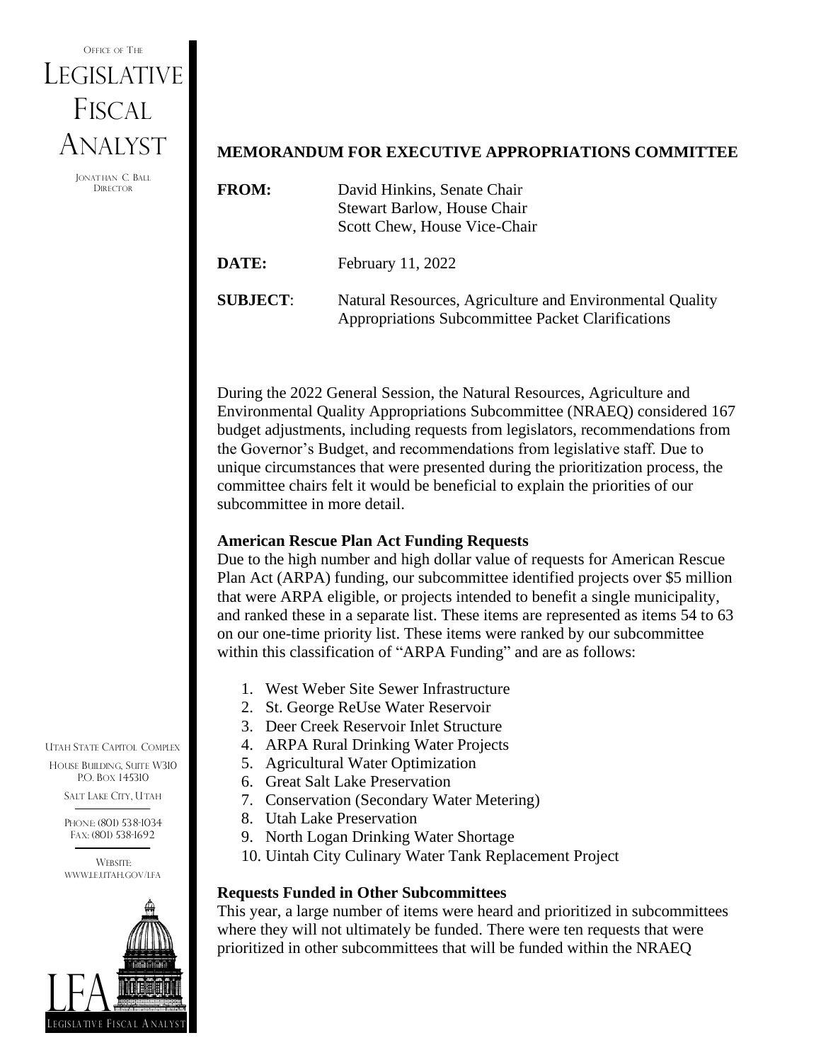Office of The
# Legislative Fiscal Analyst

Jonathan C. Ball
Director

Utah State Capitol Complex
House Building, Suite W310
P.O. Box 145310
Salt Lake City, Utah

Phone: (801) 538-1034
Fax: (801) 538-1692

Website:
www.le.utah.gov/lfa

**MEMORANDUM FOR EXECUTIVE APPROPRIATIONS COMMITTEE**

**FROM:** David Hinkins, Senate Chair
Stewart Barlow, House Chair
Scott Chew, House Vice-Chair

**DATE:** February 11, 2022

**SUBJECT**: Natural Resources, Agriculture and Environmental Quality Appropriations Subcommittee Packet Clarifications

During the 2022 General Session, the Natural Resources, Agriculture and Environmental Quality Appropriations Subcommittee (NRAEQ) considered 167 budget adjustments, including requests from legislators, recommendations from the Governor's Budget, and recommendations from legislative staff. Due to unique circumstances that were presented during the prioritization process, the committee chairs felt it would be beneficial to explain the priorities of our subcommittee in more detail.

**American Rescue Plan Act Funding Requests**

Due to the high number and high dollar value of requests for American Rescue Plan Act (ARPA) funding, our subcommittee identified projects over $5 million that were ARPA eligible, or projects intended to benefit a single municipality, and ranked these in a separate list. These items are represented as items 54 to 63 on our one-time priority list. These items were ranked by our subcommittee within this classification of "ARPA Funding" and are as follows:

1. West Weber Site Sewer Infrastructure
2. St. George ReUse Water Reservoir
3. Deer Creek Reservoir Inlet Structure
4. ARPA Rural Drinking Water Projects
5. Agricultural Water Optimization
6. Great Salt Lake Preservation
7. Conservation (Secondary Water Metering)
8. Utah Lake Preservation
9. North Logan Drinking Water Shortage
10. Uintah City Culinary Water Tank Replacement Project

**Requests Funded in Other Subcommittees**

This year, a large number of items were heard and prioritized in subcommittees where they will not ultimately be funded. There were ten requests that were prioritized in other subcommittees that will be funded within the NRAEQ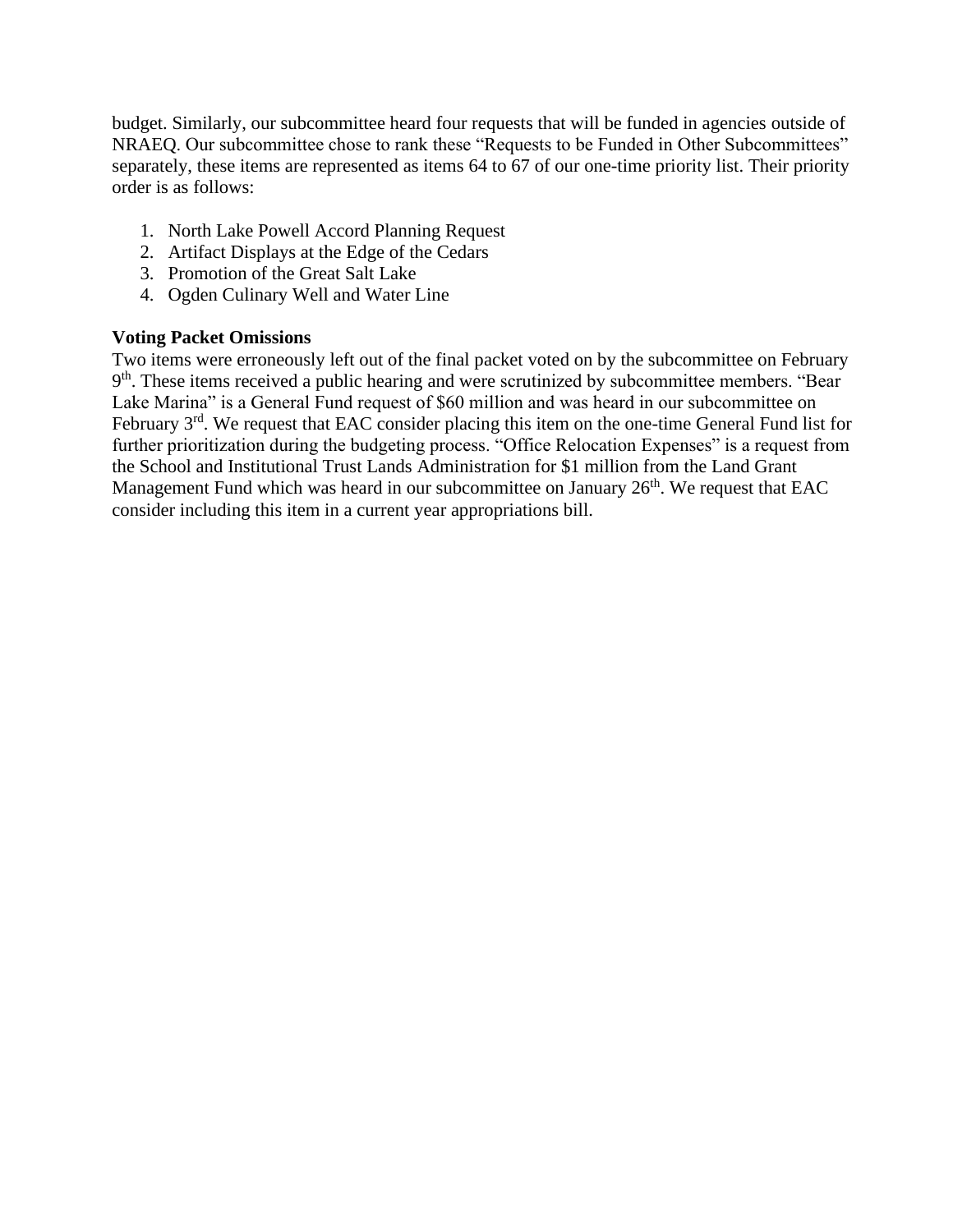budget. Similarly, our subcommittee heard four requests that will be funded in agencies outside of NRAEQ. Our subcommittee chose to rank these "Requests to be Funded in Other Subcommittees" separately, these items are represented as items 64 to 67 of our one-time priority list. Their priority order is as follows:

1. North Lake Powell Accord Planning Request
2. Artifact Displays at the Edge of the Cedars
3. Promotion of the Great Salt Lake
4. Ogden Culinary Well and Water Line

**Voting Packet Omissions**

Two items were erroneously left out of the final packet voted on by the subcommittee on February 9th. These items received a public hearing and were scrutinized by subcommittee members. "Bear Lake Marina" is a General Fund request of $60 million and was heard in our subcommittee on February 3rd. We request that EAC consider placing this item on the one-time General Fund list for further prioritization during the budgeting process. "Office Relocation Expenses" is a request from the School and Institutional Trust Lands Administration for $1 million from the Land Grant Management Fund which was heard in our subcommittee on January 26th. We request that EAC consider including this item in a current year appropriations bill.